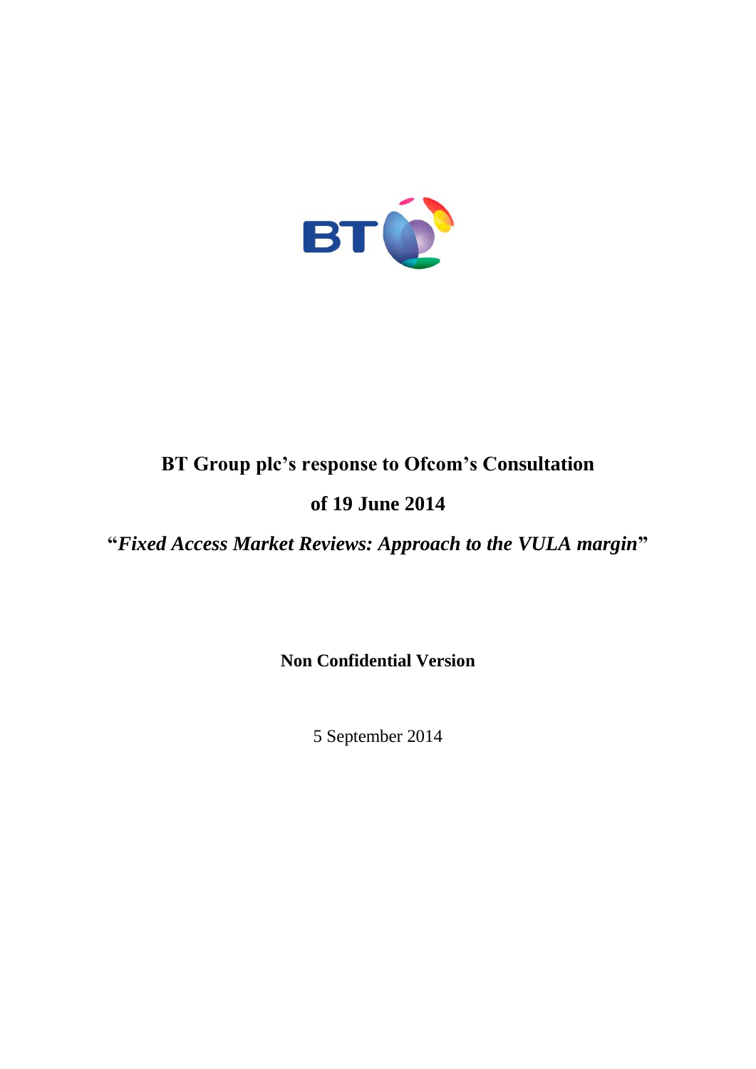# BT Group plc's response to Ofcom's Consultation

# of 19 June 2014

# "*Fixed Access Market Reviews: Approach to the VULA margin*"

**Non Confidential Version**

5 September 2014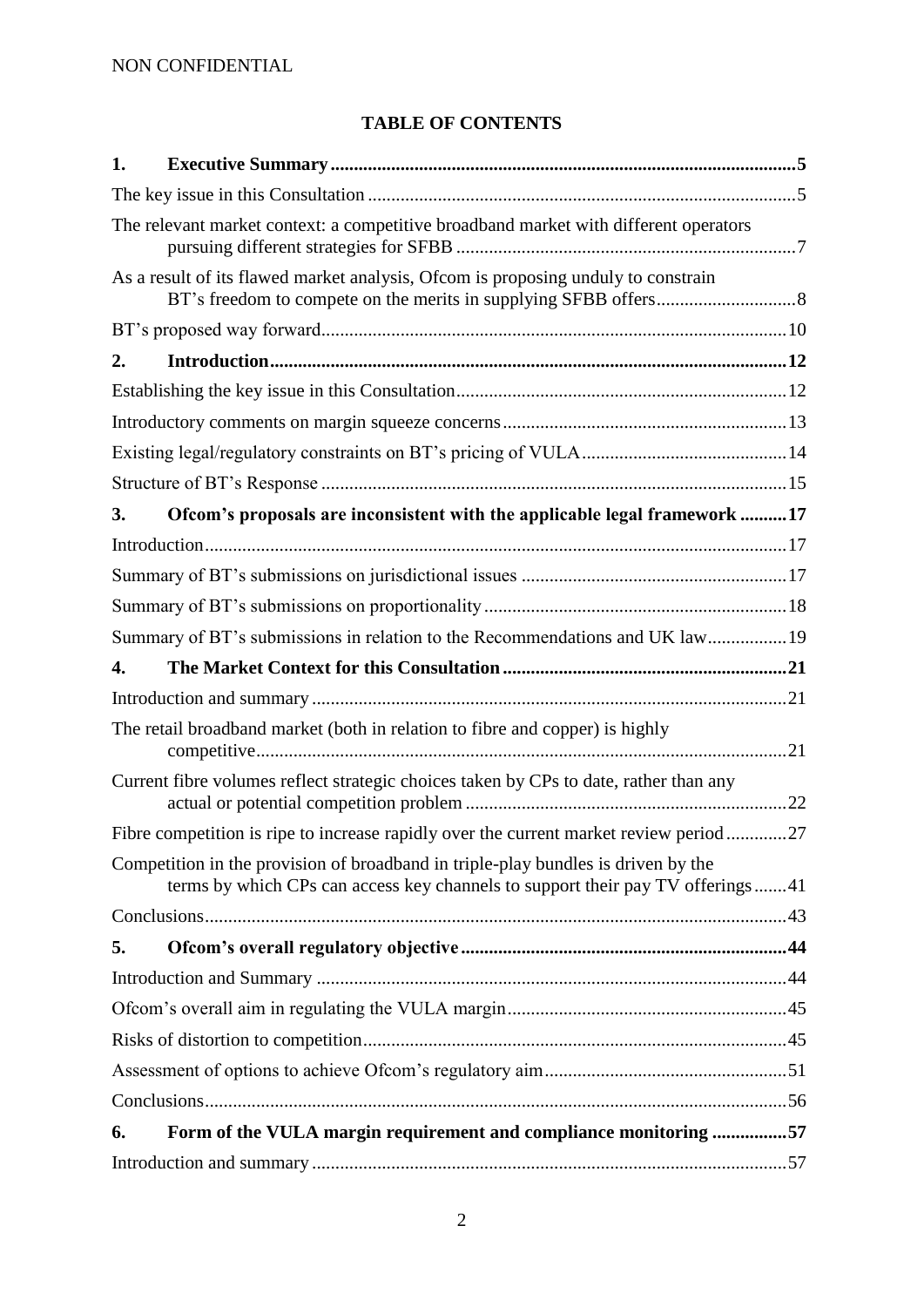NON CONFIDENTIAL

**TABLE OF CONTENTS**

| | | |
|---|---|---|
| **1.** | **Executive Summary** | **5** |
| The key issue in this Consultation | | 5 |
| The relevant market context: a competitive broadband market with different operators pursuing different strategies for SFBB | | 7 |
| As a result of its flawed market analysis, Ofcom is proposing unduly to constrain BT's freedom to compete on the merits in supplying SFBB offers | | 8 |
| BT's proposed way forward | | 10 |
| **2.** | **Introduction** | **12** |
| Establishing the key issue in this Consultation | | 12 |
| Introductory comments on margin squeeze concerns | | 13 |
| Existing legal/regulatory constraints on BT's pricing of VULA | | 14 |
| Structure of BT's Response | | 15 |
| **3.** | **Ofcom's proposals are inconsistent with the applicable legal framework** | **17** |
| Introduction | | 17 |
| Summary of BT's submissions on jurisdictional issues | | 17 |
| Summary of BT's submissions on proportionality | | 18 |
| Summary of BT's submissions in relation to the Recommendations and UK law | | 19 |
| **4.** | **The Market Context for this Consultation** | **21** |
| Introduction and summary | | 21 |
| The retail broadband market (both in relation to fibre and copper) is highly competitive | | 21 |
| Current fibre volumes reflect strategic choices taken by CPs to date, rather than any actual or potential competition problem | | 22 |
| Fibre competition is ripe to increase rapidly over the current market review period | | 27 |
| Competition in the provision of broadband in triple-play bundles is driven by the terms by which CPs can access key channels to support their pay TV offerings | | 41 |
| Conclusions | | 43 |
| **5.** | **Ofcom's overall regulatory objective** | **44** |
| Introduction and Summary | | 44 |
| Ofcom's overall aim in regulating the VULA margin | | 45 |
| Risks of distortion to competition | | 45 |
| Assessment of options to achieve Ofcom's regulatory aim | | 51 |
| Conclusions | | 56 |
| **6.** | **Form of the VULA margin requirement and compliance monitoring** | **57** |
| Introduction and summary | | 57 |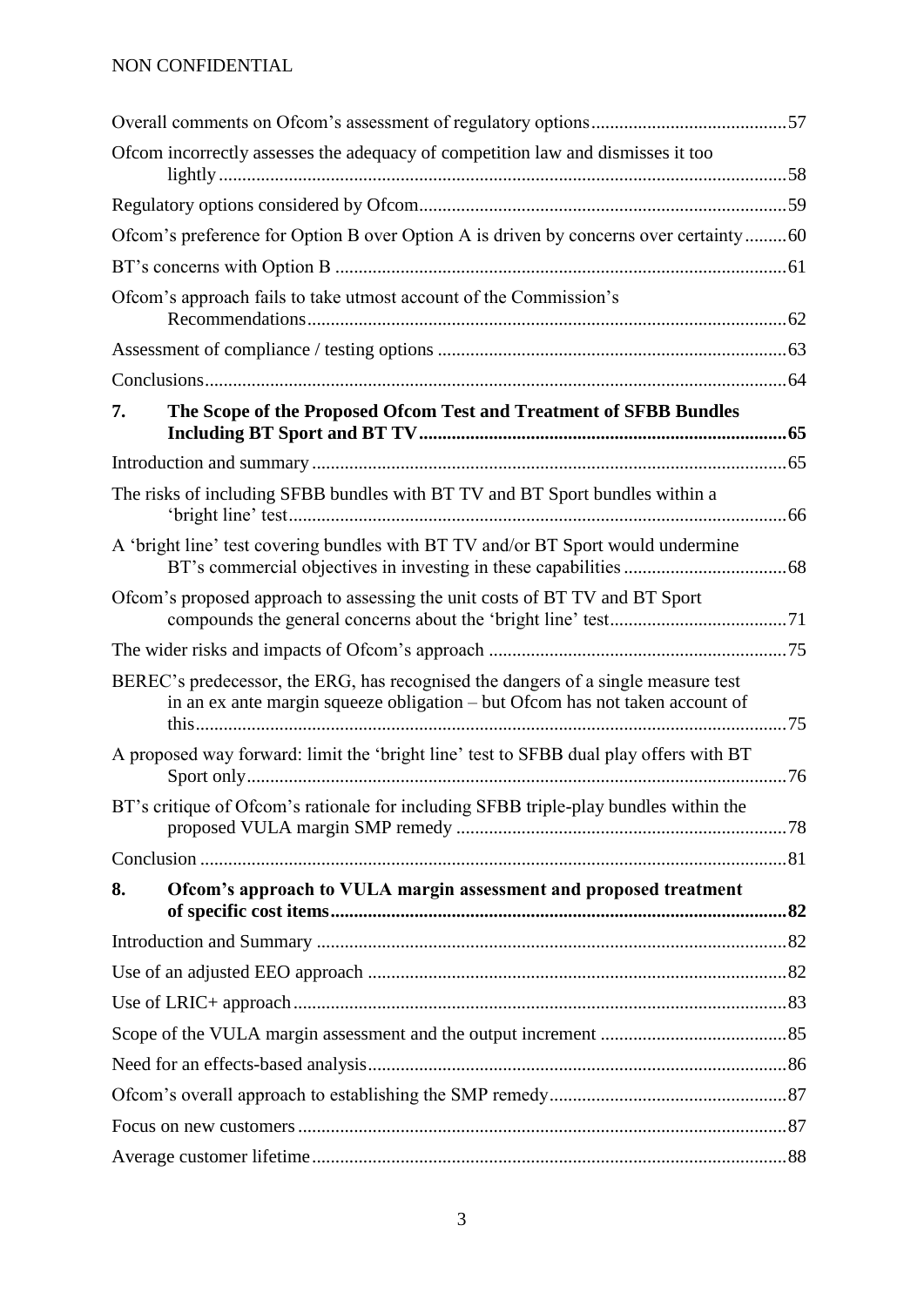Overall comments on Ofcom's assessment of regulatory options ........ 57

Ofcom incorrectly assesses the adequacy of competition law and dismisses it too lightly ........ 58

Regulatory options considered by Ofcom ........ 59

Ofcom's preference for Option B over Option A is driven by concerns over certainty ........ 60

BT's concerns with Option B ........ 61

Ofcom's approach fails to take utmost account of the Commission's Recommendations ........ 62

Assessment of compliance / testing options ........ 63

Conclusions ........ 64

**7. The Scope of the Proposed Ofcom Test and Treatment of SFBB Bundles Including BT Sport and BT TV ........ 65**

Introduction and summary ........ 65

The risks of including SFBB bundles with BT TV and BT Sport bundles within a 'bright line' test ........ 66

A 'bright line' test covering bundles with BT TV and/or BT Sport would undermine BT's commercial objectives in investing in these capabilities ........ 68

Ofcom's proposed approach to assessing the unit costs of BT TV and BT Sport compounds the general concerns about the 'bright line' test ........ 71

The wider risks and impacts of Ofcom's approach ........ 75

BEREC's predecessor, the ERG, has recognised the dangers of a single measure test in an ex ante margin squeeze obligation – but Ofcom has not taken account of this ........ 75

A proposed way forward: limit the 'bright line' test to SFBB dual play offers with BT Sport only ........ 76

BT's critique of Ofcom's rationale for including SFBB triple-play bundles within the proposed VULA margin SMP remedy ........ 78

Conclusion ........ 81

**8. Ofcom's approach to VULA margin assessment and proposed treatment of specific cost items ........ 82**

Introduction and Summary ........ 82

Use of an adjusted EEO approach ........ 82

Use of LRIC+ approach ........ 83

Scope of the VULA margin assessment and the output increment ........ 85

Need for an effects-based analysis ........ 86

Ofcom's overall approach to establishing the SMP remedy ........ 87

Focus on new customers ........ 87

Average customer lifetime ........ 88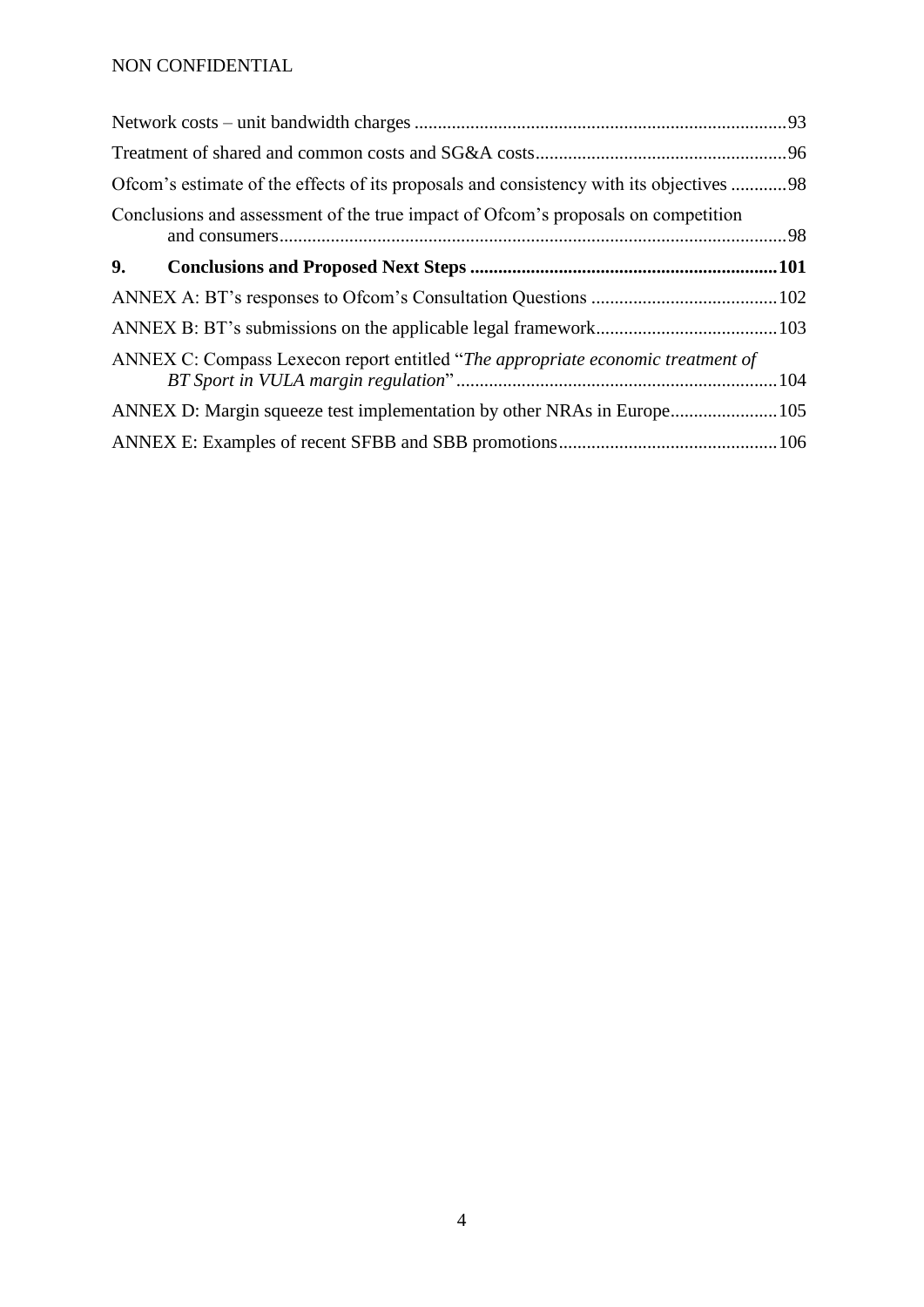Network costs – unit bandwidth charges ................................................................................93

Treatment of shared and common costs and SG&A costs......................................................96

Ofcom's estimate of the effects of its proposals and consistency with its objectives ............98

Conclusions and assessment of the true impact of Ofcom's proposals on competition and consumers.............................................................................................................98

**9. Conclusions and Proposed Next Steps ..................................................................101**

ANNEX A: BT's responses to Ofcom's Consultation Questions ........................................102

ANNEX B: BT's submissions on the applicable legal framework.......................................103

ANNEX C: Compass Lexecon report entitled "*The appropriate economic treatment of BT Sport in VULA margin regulation*" .....................................................................104

ANNEX D: Margin squeeze test implementation by other NRAs in Europe.......................105

ANNEX E: Examples of recent SFBB and SBB promotions...............................................106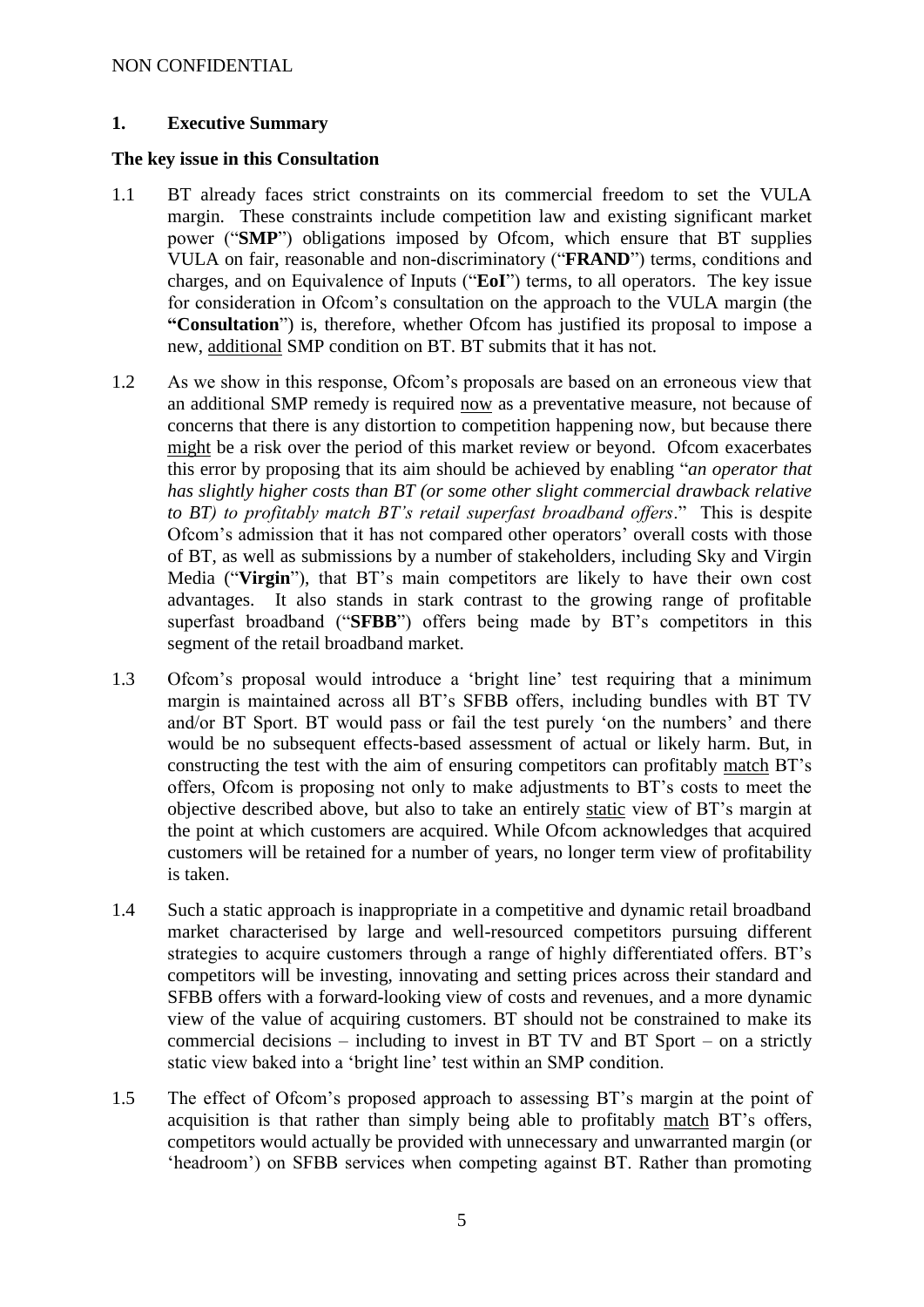## 1. Executive Summary

### The key issue in this Consultation

1.1 BT already faces strict constraints on its commercial freedom to set the VULA margin. These constraints include competition law and existing significant market power ("**SMP**") obligations imposed by Ofcom, which ensure that BT supplies VULA on fair, reasonable and non-discriminatory ("**FRAND**") terms, conditions and charges, and on Equivalence of Inputs ("**EoI**") terms, to all operators. The key issue for consideration in Ofcom's consultation on the approach to the VULA margin (the **"Consultation**") is, therefore, whether Ofcom has justified its proposal to impose a new, additional SMP condition on BT. BT submits that it has not.

1.2 As we show in this response, Ofcom's proposals are based on an erroneous view that an additional SMP remedy is required now as a preventative measure, not because of concerns that there is any distortion to competition happening now, but because there might be a risk over the period of this market review or beyond. Ofcom exacerbates this error by proposing that its aim should be achieved by enabling "*an operator that has slightly higher costs than BT (or some other slight commercial drawback relative to BT) to profitably match BT's retail superfast broadband offers*." This is despite Ofcom's admission that it has not compared other operators' overall costs with those of BT, as well as submissions by a number of stakeholders, including Sky and Virgin Media ("**Virgin**"), that BT's main competitors are likely to have their own cost advantages. It also stands in stark contrast to the growing range of profitable superfast broadband ("**SFBB**") offers being made by BT's competitors in this segment of the retail broadband market.

1.3 Ofcom's proposal would introduce a 'bright line' test requiring that a minimum margin is maintained across all BT's SFBB offers, including bundles with BT TV and/or BT Sport. BT would pass or fail the test purely 'on the numbers' and there would be no subsequent effects-based assessment of actual or likely harm. But, in constructing the test with the aim of ensuring competitors can profitably match BT's offers, Ofcom is proposing not only to make adjustments to BT's costs to meet the objective described above, but also to take an entirely static view of BT's margin at the point at which customers are acquired. While Ofcom acknowledges that acquired customers will be retained for a number of years, no longer term view of profitability is taken.

1.4 Such a static approach is inappropriate in a competitive and dynamic retail broadband market characterised by large and well-resourced competitors pursuing different strategies to acquire customers through a range of highly differentiated offers. BT's competitors will be investing, innovating and setting prices across their standard and SFBB offers with a forward-looking view of costs and revenues, and a more dynamic view of the value of acquiring customers. BT should not be constrained to make its commercial decisions – including to invest in BT TV and BT Sport – on a strictly static view baked into a 'bright line' test within an SMP condition.

1.5 The effect of Ofcom's proposed approach to assessing BT's margin at the point of acquisition is that rather than simply being able to profitably match BT's offers, competitors would actually be provided with unnecessary and unwarranted margin (or 'headroom') on SFBB services when competing against BT. Rather than promoting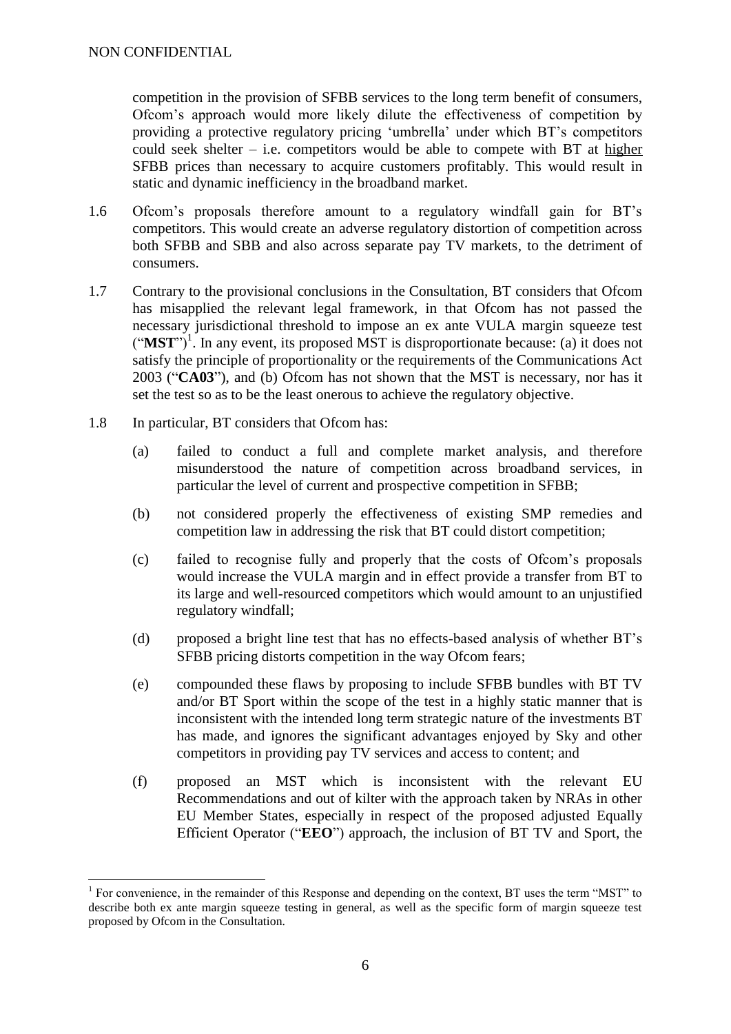competition in the provision of SFBB services to the long term benefit of consumers, Ofcom's approach would more likely dilute the effectiveness of competition by providing a protective regulatory pricing 'umbrella' under which BT's competitors could seek shelter – i.e. competitors would be able to compete with BT at higher SFBB prices than necessary to acquire customers profitably. This would result in static and dynamic inefficiency in the broadband market.

1.6 Ofcom's proposals therefore amount to a regulatory windfall gain for BT's competitors. This would create an adverse regulatory distortion of competition across both SFBB and SBB and also across separate pay TV markets, to the detriment of consumers.

1.7 Contrary to the provisional conclusions in the Consultation, BT considers that Ofcom has misapplied the relevant legal framework, in that Ofcom has not passed the necessary jurisdictional threshold to impose an ex ante VULA margin squeeze test ("**MST**")[1]. In any event, its proposed MST is disproportionate because: (a) it does not satisfy the principle of proportionality or the requirements of the Communications Act 2003 ("**CA03**"), and (b) Ofcom has not shown that the MST is necessary, nor has it set the test so as to be the least onerous to achieve the regulatory objective.

1.8 In particular, BT considers that Ofcom has:

(a) failed to conduct a full and complete market analysis, and therefore misunderstood the nature of competition across broadband services, in particular the level of current and prospective competition in SFBB;

(b) not considered properly the effectiveness of existing SMP remedies and competition law in addressing the risk that BT could distort competition;

(c) failed to recognise fully and properly that the costs of Ofcom's proposals would increase the VULA margin and in effect provide a transfer from BT to its large and well-resourced competitors which would amount to an unjustified regulatory windfall;

(d) proposed a bright line test that has no effects-based analysis of whether BT's SFBB pricing distorts competition in the way Ofcom fears;

(e) compounded these flaws by proposing to include SFBB bundles with BT TV and/or BT Sport within the scope of the test in a highly static manner that is inconsistent with the intended long term strategic nature of the investments BT has made, and ignores the significant advantages enjoyed by Sky and other competitors in providing pay TV services and access to content; and

(f) proposed an MST which is inconsistent with the relevant EU Recommendations and out of kilter with the approach taken by NRAs in other EU Member States, especially in respect of the proposed adjusted Equally Efficient Operator ("**EEO**") approach, the inclusion of BT TV and Sport, the

[1] For convenience, in the remainder of this Response and depending on the context, BT uses the term "MST" to describe both ex ante margin squeeze testing in general, as well as the specific form of margin squeeze test proposed by Ofcom in the Consultation.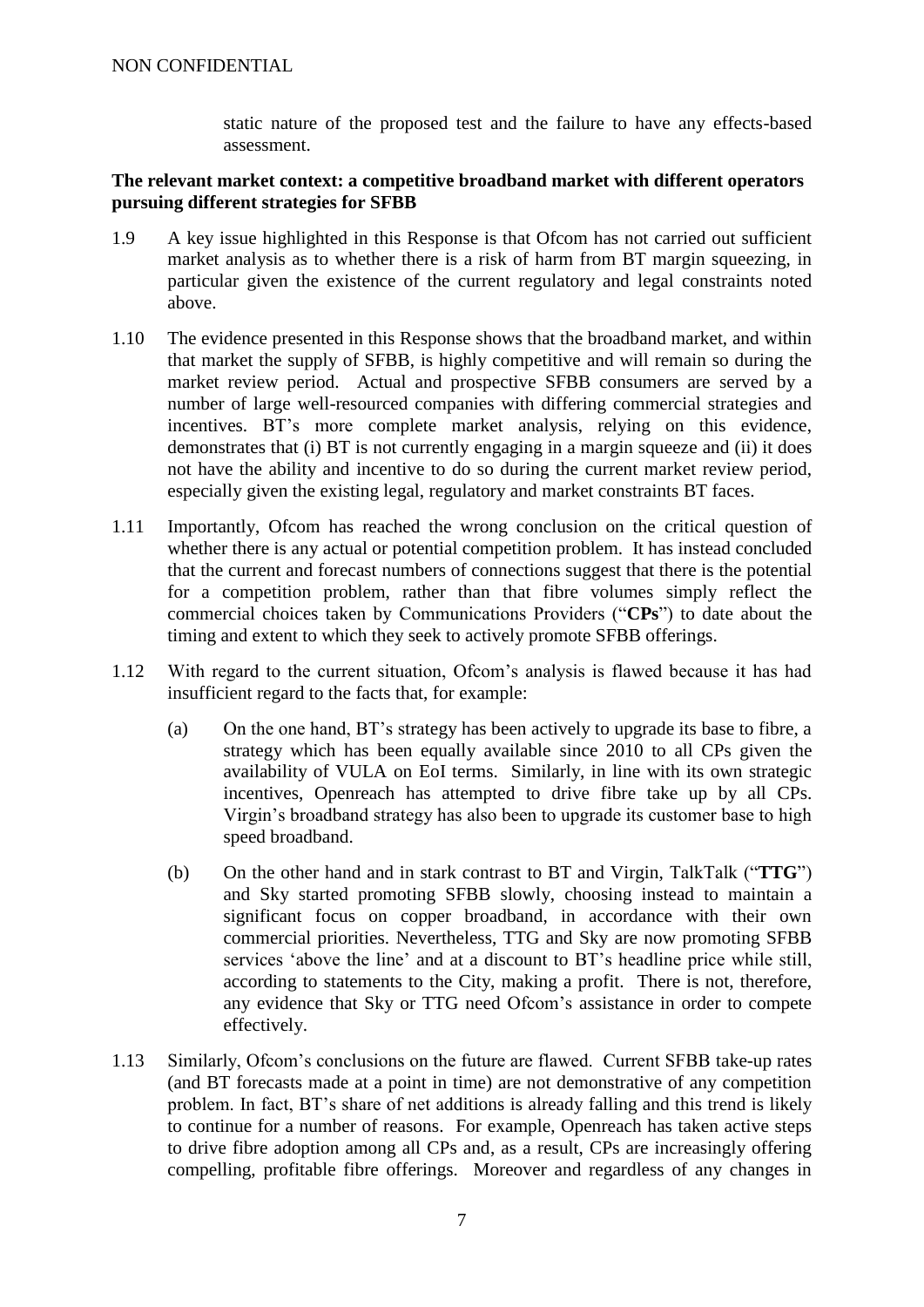static nature of the proposed test and the failure to have any effects-based assessment.

**The relevant market context: a competitive broadband market with different operators pursuing different strategies for SFBB**

1.9 A key issue highlighted in this Response is that Ofcom has not carried out sufficient market analysis as to whether there is a risk of harm from BT margin squeezing, in particular given the existence of the current regulatory and legal constraints noted above.

1.10 The evidence presented in this Response shows that the broadband market, and within that market the supply of SFBB, is highly competitive and will remain so during the market review period. Actual and prospective SFBB consumers are served by a number of large well-resourced companies with differing commercial strategies and incentives. BT's more complete market analysis, relying on this evidence, demonstrates that (i) BT is not currently engaging in a margin squeeze and (ii) it does not have the ability and incentive to do so during the current market review period, especially given the existing legal, regulatory and market constraints BT faces.

1.11 Importantly, Ofcom has reached the wrong conclusion on the critical question of whether there is any actual or potential competition problem. It has instead concluded that the current and forecast numbers of connections suggest that there is the potential for a competition problem, rather than that fibre volumes simply reflect the commercial choices taken by Communications Providers ("**CPs**") to date about the timing and extent to which they seek to actively promote SFBB offerings.

1.12 With regard to the current situation, Ofcom's analysis is flawed because it has had insufficient regard to the facts that, for example:

(a) On the one hand, BT's strategy has been actively to upgrade its base to fibre, a strategy which has been equally available since 2010 to all CPs given the availability of VULA on EoI terms. Similarly, in line with its own strategic incentives, Openreach has attempted to drive fibre take up by all CPs. Virgin's broadband strategy has also been to upgrade its customer base to high speed broadband.

(b) On the other hand and in stark contrast to BT and Virgin, TalkTalk ("**TTG**") and Sky started promoting SFBB slowly, choosing instead to maintain a significant focus on copper broadband, in accordance with their own commercial priorities. Nevertheless, TTG and Sky are now promoting SFBB services 'above the line' and at a discount to BT's headline price while still, according to statements to the City, making a profit. There is not, therefore, any evidence that Sky or TTG need Ofcom's assistance in order to compete effectively.

1.13 Similarly, Ofcom's conclusions on the future are flawed. Current SFBB take-up rates (and BT forecasts made at a point in time) are not demonstrative of any competition problem. In fact, BT's share of net additions is already falling and this trend is likely to continue for a number of reasons. For example, Openreach has taken active steps to drive fibre adoption among all CPs and, as a result, CPs are increasingly offering compelling, profitable fibre offerings. Moreover and regardless of any changes in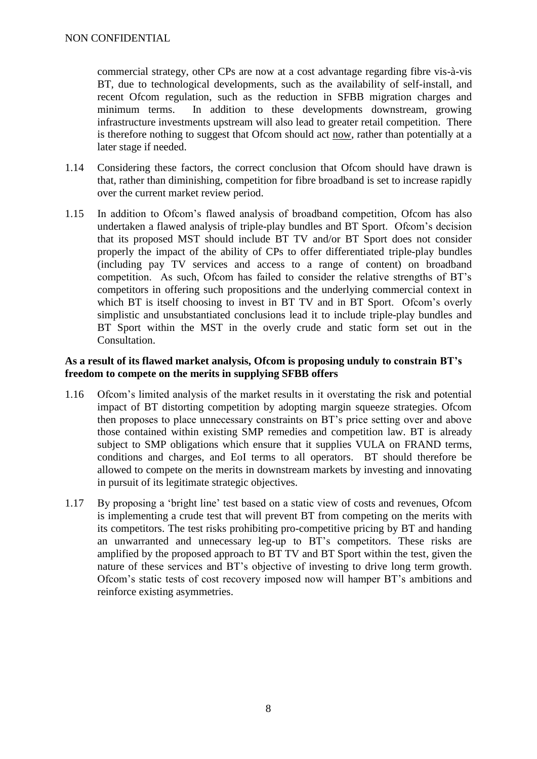commercial strategy, other CPs are now at a cost advantage regarding fibre vis-à-vis BT, due to technological developments, such as the availability of self-install, and recent Ofcom regulation, such as the reduction in SFBB migration charges and minimum terms. In addition to these developments downstream, growing infrastructure investments upstream will also lead to greater retail competition. There is therefore nothing to suggest that Ofcom should act now, rather than potentially at a later stage if needed.

1.14 Considering these factors, the correct conclusion that Ofcom should have drawn is that, rather than diminishing, competition for fibre broadband is set to increase rapidly over the current market review period.

1.15 In addition to Ofcom's flawed analysis of broadband competition, Ofcom has also undertaken a flawed analysis of triple-play bundles and BT Sport. Ofcom's decision that its proposed MST should include BT TV and/or BT Sport does not consider properly the impact of the ability of CPs to offer differentiated triple-play bundles (including pay TV services and access to a range of content) on broadband competition. As such, Ofcom has failed to consider the relative strengths of BT's competitors in offering such propositions and the underlying commercial context in which BT is itself choosing to invest in BT TV and in BT Sport. Ofcom's overly simplistic and unsubstantiated conclusions lead it to include triple-play bundles and BT Sport within the MST in the overly crude and static form set out in the Consultation.

**As a result of its flawed market analysis, Ofcom is proposing unduly to constrain BT's freedom to compete on the merits in supplying SFBB offers**

1.16 Ofcom's limited analysis of the market results in it overstating the risk and potential impact of BT distorting competition by adopting margin squeeze strategies. Ofcom then proposes to place unnecessary constraints on BT's price setting over and above those contained within existing SMP remedies and competition law. BT is already subject to SMP obligations which ensure that it supplies VULA on FRAND terms, conditions and charges, and EoI terms to all operators. BT should therefore be allowed to compete on the merits in downstream markets by investing and innovating in pursuit of its legitimate strategic objectives.

1.17 By proposing a 'bright line' test based on a static view of costs and revenues, Ofcom is implementing a crude test that will prevent BT from competing on the merits with its competitors. The test risks prohibiting pro-competitive pricing by BT and handing an unwarranted and unnecessary leg-up to BT's competitors. These risks are amplified by the proposed approach to BT TV and BT Sport within the test, given the nature of these services and BT's objective of investing to drive long term growth. Ofcom's static tests of cost recovery imposed now will hamper BT's ambitions and reinforce existing asymmetries.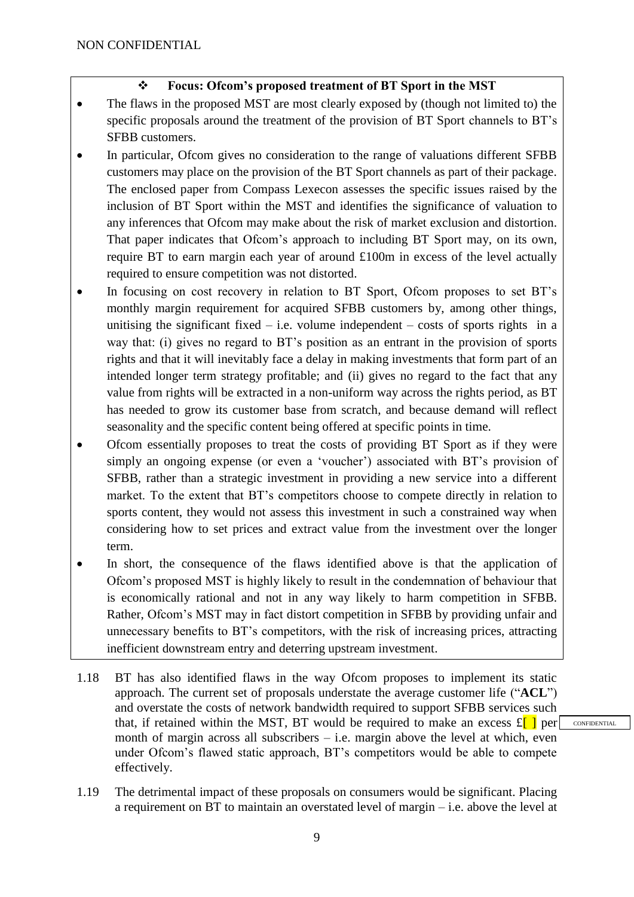**❖ Focus: Ofcom's proposed treatment of BT Sport in the MST**

- The flaws in the proposed MST are most clearly exposed by (though not limited to) the specific proposals around the treatment of the provision of BT Sport channels to BT's SFBB customers.
- In particular, Ofcom gives no consideration to the range of valuations different SFBB customers may place on the provision of the BT Sport channels as part of their package. The enclosed paper from Compass Lexecon assesses the specific issues raised by the inclusion of BT Sport within the MST and identifies the significance of valuation to any inferences that Ofcom may make about the risk of market exclusion and distortion. That paper indicates that Ofcom's approach to including BT Sport may, on its own, require BT to earn margin each year of around £100m in excess of the level actually required to ensure competition was not distorted.
- In focusing on cost recovery in relation to BT Sport, Ofcom proposes to set BT's monthly margin requirement for acquired SFBB customers by, among other things, unitising the significant fixed – i.e. volume independent – costs of sports rights in a way that: (i) gives no regard to BT's position as an entrant in the provision of sports rights and that it will inevitably face a delay in making investments that form part of an intended longer term strategy profitable; and (ii) gives no regard to the fact that any value from rights will be extracted in a non-uniform way across the rights period, as BT has needed to grow its customer base from scratch, and because demand will reflect seasonality and the specific content being offered at specific points in time.
- Ofcom essentially proposes to treat the costs of providing BT Sport as if they were simply an ongoing expense (or even a 'voucher') associated with BT's provision of SFBB, rather than a strategic investment in providing a new service into a different market. To the extent that BT's competitors choose to compete directly in relation to sports content, they would not assess this investment in such a constrained way when considering how to set prices and extract value from the investment over the longer term.
- In short, the consequence of the flaws identified above is that the application of Ofcom's proposed MST is highly likely to result in the condemnation of behaviour that is economically rational and not in any way likely to harm competition in SFBB. Rather, Ofcom's MST may in fact distort competition in SFBB by providing unfair and unnecessary benefits to BT's competitors, with the risk of increasing prices, attracting inefficient downstream entry and deterring upstream investment.

1.18 BT has also identified flaws in the way Ofcom proposes to implement its static approach. The current set of proposals understate the average customer life ("**ACL**") and overstate the costs of network bandwidth required to support SFBB services such that, if retained within the MST, BT would be required to make an excess £[ ] per month of margin across all subscribers – i.e. margin above the level at which, even under Ofcom's flawed static approach, BT's competitors would be able to compete effectively. CONFIDENTIAL

1.19 The detrimental impact of these proposals on consumers would be significant. Placing a requirement on BT to maintain an overstated level of margin – i.e. above the level at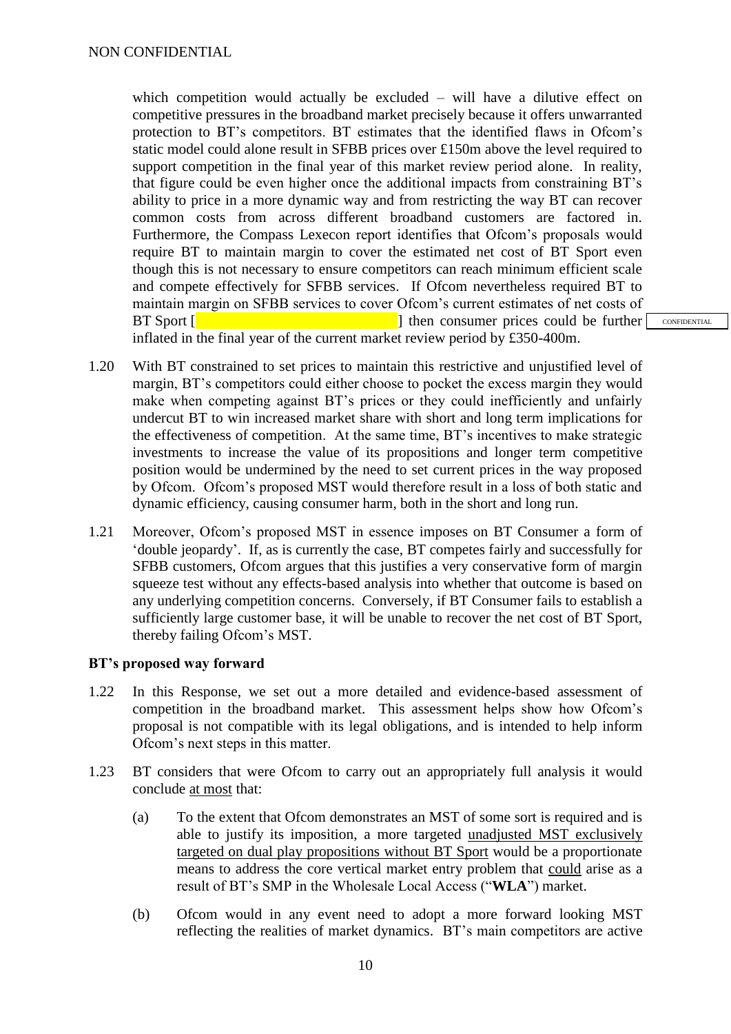which competition would actually be excluded – will have a dilutive effect on competitive pressures in the broadband market precisely because it offers unwarranted protection to BT's competitors. BT estimates that the identified flaws in Ofcom's static model could alone result in SFBB prices over £150m above the level required to support competition in the final year of this market review period alone. In reality, that figure could be even higher once the additional impacts from constraining BT's ability to price in a more dynamic way and from restricting the way BT can recover common costs from across different broadband customers are factored in. Furthermore, the Compass Lexecon report identifies that Ofcom's proposals would require BT to maintain margin to cover the estimated net cost of BT Sport even though this is not necessary to ensure competitors can reach minimum efficient scale and compete effectively for SFBB services. If Ofcom nevertheless required BT to maintain margin on SFBB services to cover Ofcom's current estimates of net costs of BT Sport [ ] then consumer prices could be further inflated in the final year of the current market review period by £350-400m.

CONFIDENTIAL

1.20 With BT constrained to set prices to maintain this restrictive and unjustified level of margin, BT's competitors could either choose to pocket the excess margin they would make when competing against BT's prices or they could inefficiently and unfairly undercut BT to win increased market share with short and long term implications for the effectiveness of competition. At the same time, BT's incentives to make strategic investments to increase the value of its propositions and longer term competitive position would be undermined by the need to set current prices in the way proposed by Ofcom. Ofcom's proposed MST would therefore result in a loss of both static and dynamic efficiency, causing consumer harm, both in the short and long run.

1.21 Moreover, Ofcom's proposed MST in essence imposes on BT Consumer a form of 'double jeopardy'. If, as is currently the case, BT competes fairly and successfully for SFBB customers, Ofcom argues that this justifies a very conservative form of margin squeeze test without any effects-based analysis into whether that outcome is based on any underlying competition concerns. Conversely, if BT Consumer fails to establish a sufficiently large customer base, it will be unable to recover the net cost of BT Sport, thereby failing Ofcom's MST.

**BT's proposed way forward**

1.22 In this Response, we set out a more detailed and evidence-based assessment of competition in the broadband market. This assessment helps show how Ofcom's proposal is not compatible with its legal obligations, and is intended to help inform Ofcom's next steps in this matter.

1.23 BT considers that were Ofcom to carry out an appropriately full analysis it would conclude at most that:

(a) To the extent that Ofcom demonstrates an MST of some sort is required and is able to justify its imposition, a more targeted unadjusted MST exclusively targeted on dual play propositions without BT Sport would be a proportionate means to address the core vertical market entry problem that could arise as a result of BT's SMP in the Wholesale Local Access ("**WLA**") market.

(b) Ofcom would in any event need to adopt a more forward looking MST reflecting the realities of market dynamics. BT's main competitors are active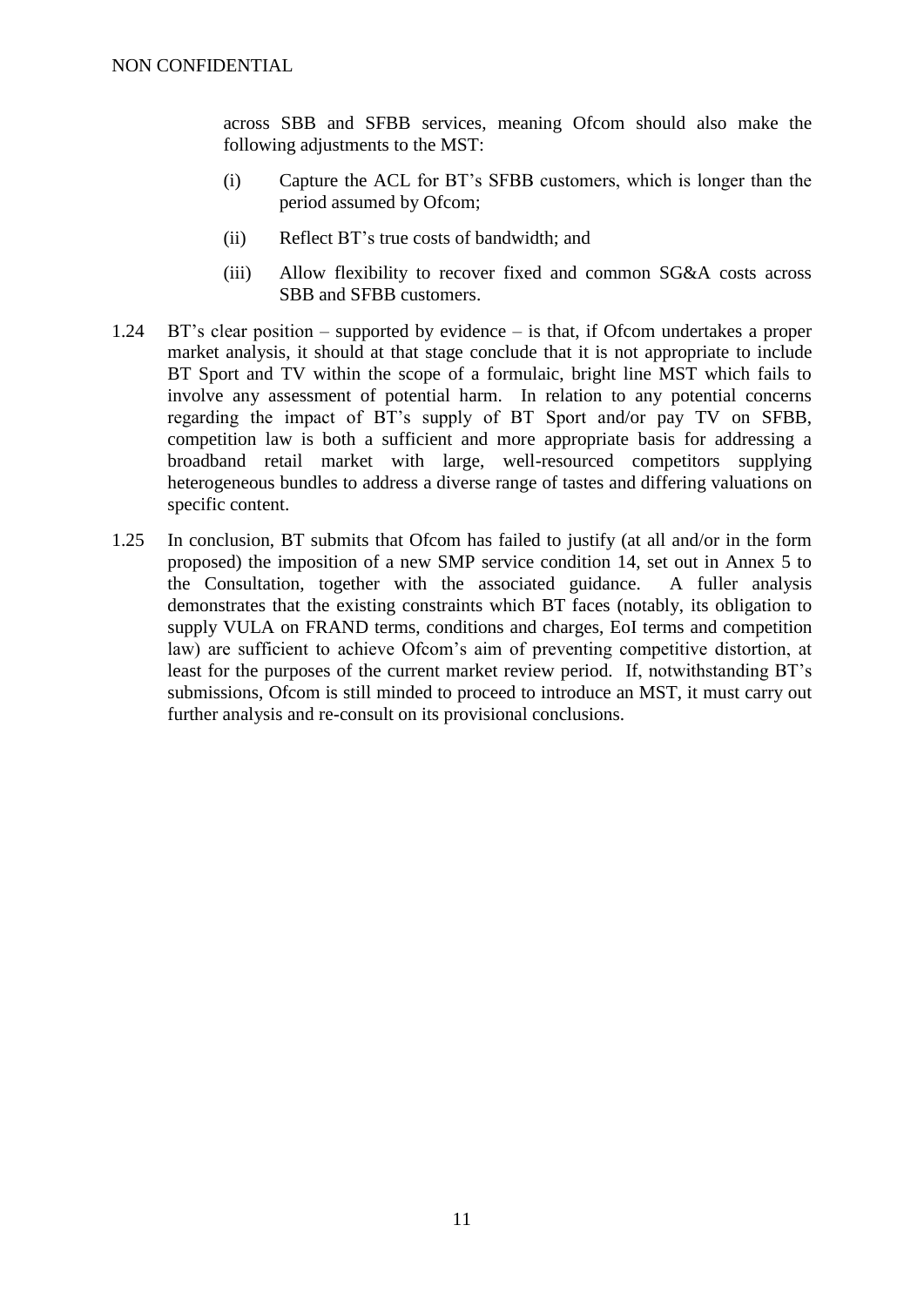across SBB and SFBB services, meaning Ofcom should also make the following adjustments to the MST:

(i) Capture the ACL for BT's SFBB customers, which is longer than the period assumed by Ofcom;

(ii) Reflect BT's true costs of bandwidth; and

(iii) Allow flexibility to recover fixed and common SG&A costs across SBB and SFBB customers.

1.24 BT's clear position – supported by evidence – is that, if Ofcom undertakes a proper market analysis, it should at that stage conclude that it is not appropriate to include BT Sport and TV within the scope of a formulaic, bright line MST which fails to involve any assessment of potential harm. In relation to any potential concerns regarding the impact of BT's supply of BT Sport and/or pay TV on SFBB, competition law is both a sufficient and more appropriate basis for addressing a broadband retail market with large, well-resourced competitors supplying heterogeneous bundles to address a diverse range of tastes and differing valuations on specific content.

1.25 In conclusion, BT submits that Ofcom has failed to justify (at all and/or in the form proposed) the imposition of a new SMP service condition 14, set out in Annex 5 to the Consultation, together with the associated guidance. A fuller analysis demonstrates that the existing constraints which BT faces (notably, its obligation to supply VULA on FRAND terms, conditions and charges, EoI terms and competition law) are sufficient to achieve Ofcom's aim of preventing competitive distortion, at least for the purposes of the current market review period. If, notwithstanding BT's submissions, Ofcom is still minded to proceed to introduce an MST, it must carry out further analysis and re-consult on its provisional conclusions.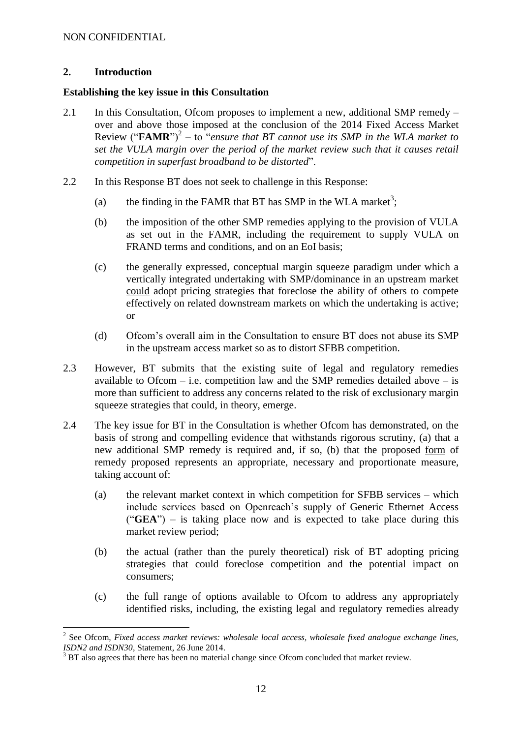## 2. Introduction

### Establishing the key issue in this Consultation

2.1 In this Consultation, Ofcom proposes to implement a new, additional SMP remedy – over and above those imposed at the conclusion of the 2014 Fixed Access Market Review ("**FAMR**")[2] – to "*ensure that BT cannot use its SMP in the WLA market to set the VULA margin over the period of the market review such that it causes retail competition in superfast broadband to be distorted*".

2.2 In this Response BT does not seek to challenge in this Response:

(a) the finding in the FAMR that BT has SMP in the WLA market[3];

(b) the imposition of the other SMP remedies applying to the provision of VULA as set out in the FAMR, including the requirement to supply VULA on FRAND terms and conditions, and on an EoI basis;

(c) the generally expressed, conceptual margin squeeze paradigm under which a vertically integrated undertaking with SMP/dominance in an upstream market could adopt pricing strategies that foreclose the ability of others to compete effectively on related downstream markets on which the undertaking is active; or

(d) Ofcom's overall aim in the Consultation to ensure BT does not abuse its SMP in the upstream access market so as to distort SFBB competition.

2.3 However, BT submits that the existing suite of legal and regulatory remedies available to Ofcom – i.e. competition law and the SMP remedies detailed above – is more than sufficient to address any concerns related to the risk of exclusionary margin squeeze strategies that could, in theory, emerge.

2.4 The key issue for BT in the Consultation is whether Ofcom has demonstrated, on the basis of strong and compelling evidence that withstands rigorous scrutiny, (a) that a new additional SMP remedy is required and, if so, (b) that the proposed form of remedy proposed represents an appropriate, necessary and proportionate measure, taking account of:

(a) the relevant market context in which competition for SFBB services – which include services based on Openreach's supply of Generic Ethernet Access ("**GEA**") – is taking place now and is expected to take place during this market review period;

(b) the actual (rather than the purely theoretical) risk of BT adopting pricing strategies that could foreclose competition and the potential impact on consumers;

(c) the full range of options available to Ofcom to address any appropriately identified risks, including, the existing legal and regulatory remedies already

---

[2] See Ofcom, *Fixed access market reviews: wholesale local access, wholesale fixed analogue exchange lines, ISDN2 and ISDN30*, Statement, 26 June 2014.

[3] BT also agrees that there has been no material change since Ofcom concluded that market review.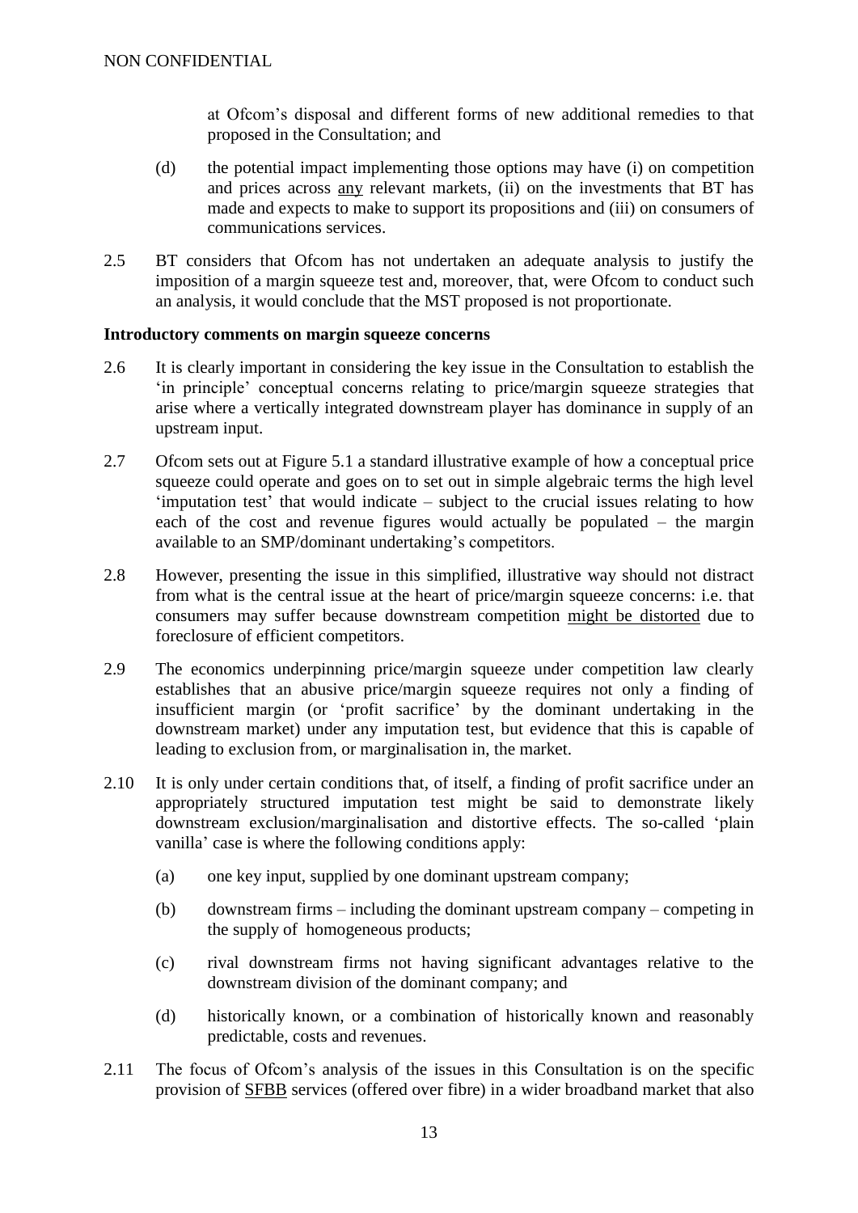at Ofcom's disposal and different forms of new additional remedies to that proposed in the Consultation; and

(d) the potential impact implementing those options may have (i) on competition and prices across any relevant markets, (ii) on the investments that BT has made and expects to make to support its propositions and (iii) on consumers of communications services.

2.5 BT considers that Ofcom has not undertaken an adequate analysis to justify the imposition of a margin squeeze test and, moreover, that, were Ofcom to conduct such an analysis, it would conclude that the MST proposed is not proportionate.

**Introductory comments on margin squeeze concerns**

2.6 It is clearly important in considering the key issue in the Consultation to establish the 'in principle' conceptual concerns relating to price/margin squeeze strategies that arise where a vertically integrated downstream player has dominance in supply of an upstream input.

2.7 Ofcom sets out at Figure 5.1 a standard illustrative example of how a conceptual price squeeze could operate and goes on to set out in simple algebraic terms the high level 'imputation test' that would indicate – subject to the crucial issues relating to how each of the cost and revenue figures would actually be populated – the margin available to an SMP/dominant undertaking's competitors.

2.8 However, presenting the issue in this simplified, illustrative way should not distract from what is the central issue at the heart of price/margin squeeze concerns: i.e. that consumers may suffer because downstream competition might be distorted due to foreclosure of efficient competitors.

2.9 The economics underpinning price/margin squeeze under competition law clearly establishes that an abusive price/margin squeeze requires not only a finding of insufficient margin (or 'profit sacrifice' by the dominant undertaking in the downstream market) under any imputation test, but evidence that this is capable of leading to exclusion from, or marginalisation in, the market.

2.10 It is only under certain conditions that, of itself, a finding of profit sacrifice under an appropriately structured imputation test might be said to demonstrate likely downstream exclusion/marginalisation and distortive effects. The so-called 'plain vanilla' case is where the following conditions apply:

(a) one key input, supplied by one dominant upstream company;

(b) downstream firms – including the dominant upstream company – competing in the supply of homogeneous products;

(c) rival downstream firms not having significant advantages relative to the downstream division of the dominant company; and

(d) historically known, or a combination of historically known and reasonably predictable, costs and revenues.

2.11 The focus of Ofcom's analysis of the issues in this Consultation is on the specific provision of SFBB services (offered over fibre) in a wider broadband market that also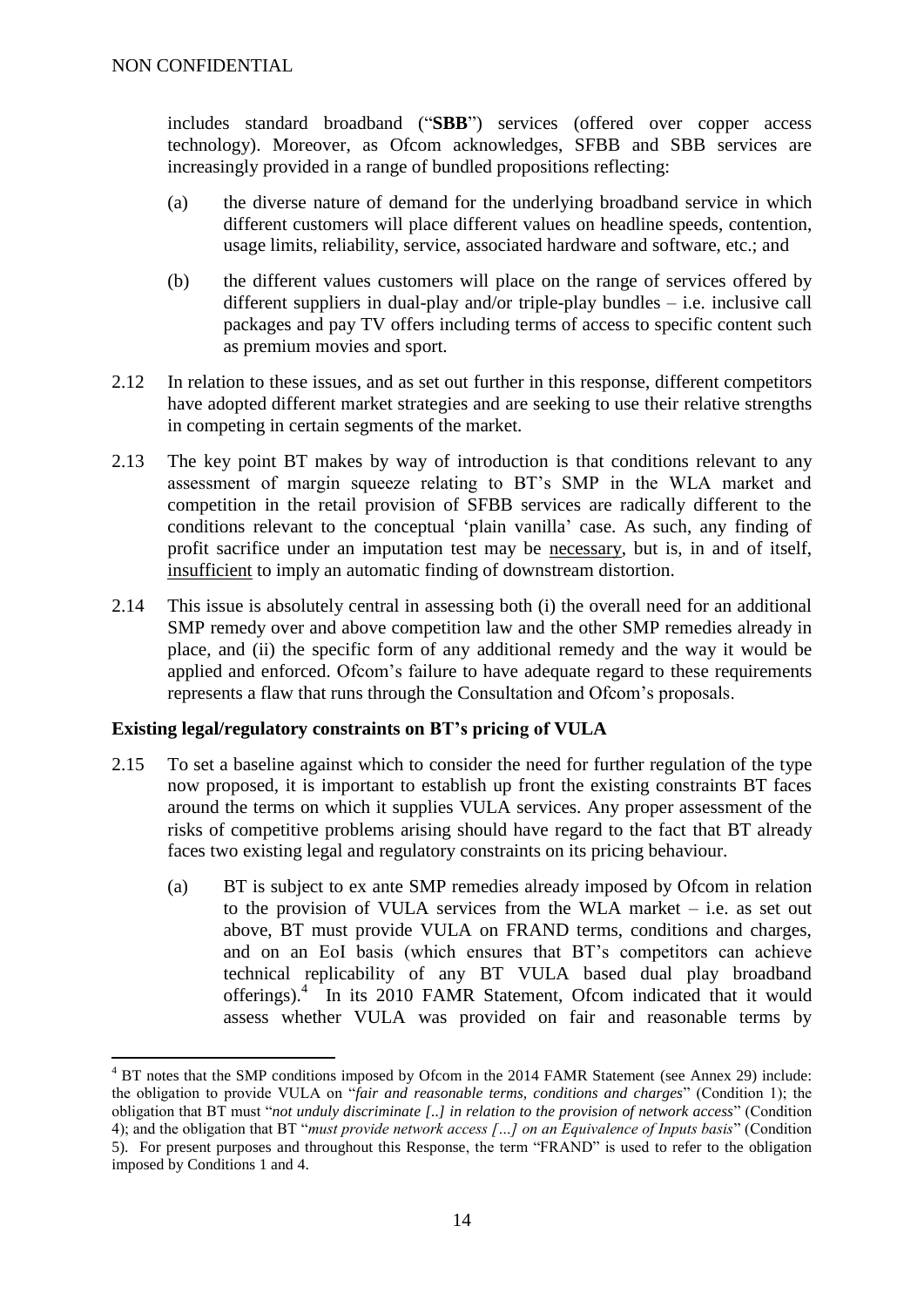includes standard broadband ("**SBB**") services (offered over copper access technology). Moreover, as Ofcom acknowledges, SFBB and SBB services are increasingly provided in a range of bundled propositions reflecting:

(a) the diverse nature of demand for the underlying broadband service in which different customers will place different values on headline speeds, contention, usage limits, reliability, service, associated hardware and software, etc.; and

(b) the different values customers will place on the range of services offered by different suppliers in dual-play and/or triple-play bundles – i.e. inclusive call packages and pay TV offers including terms of access to specific content such as premium movies and sport.

2.12 In relation to these issues, and as set out further in this response, different competitors have adopted different market strategies and are seeking to use their relative strengths in competing in certain segments of the market.

2.13 The key point BT makes by way of introduction is that conditions relevant to any assessment of margin squeeze relating to BT's SMP in the WLA market and competition in the retail provision of SFBB services are radically different to the conditions relevant to the conceptual 'plain vanilla' case. As such, any finding of profit sacrifice under an imputation test may be <u>necessary</u>, but is, in and of itself, <u>insufficient</u> to imply an automatic finding of downstream distortion.

2.14 This issue is absolutely central in assessing both (i) the overall need for an additional SMP remedy over and above competition law and the other SMP remedies already in place, and (ii) the specific form of any additional remedy and the way it would be applied and enforced. Ofcom's failure to have adequate regard to these requirements represents a flaw that runs through the Consultation and Ofcom's proposals.

**Existing legal/regulatory constraints on BT's pricing of VULA**

2.15 To set a baseline against which to consider the need for further regulation of the type now proposed, it is important to establish up front the existing constraints BT faces around the terms on which it supplies VULA services. Any proper assessment of the risks of competitive problems arising should have regard to the fact that BT already faces two existing legal and regulatory constraints on its pricing behaviour.

(a) BT is subject to ex ante SMP remedies already imposed by Ofcom in relation to the provision of VULA services from the WLA market – i.e. as set out above, BT must provide VULA on FRAND terms, conditions and charges, and on an EoI basis (which ensures that BT's competitors can achieve technical replicability of any BT VULA based dual play broadband offerings).[4] In its 2010 FAMR Statement, Ofcom indicated that it would assess whether VULA was provided on fair and reasonable terms by

[4] BT notes that the SMP conditions imposed by Ofcom in the 2014 FAMR Statement (see Annex 29) include: the obligation to provide VULA on "*fair and reasonable terms, conditions and charges*" (Condition 1); the obligation that BT must "*not unduly discriminate [..] in relation to the provision of network access*" (Condition 4); and the obligation that BT "*must provide network access […] on an Equivalence of Inputs basis*" (Condition 5). For present purposes and throughout this Response, the term "FRAND" is used to refer to the obligation imposed by Conditions 1 and 4.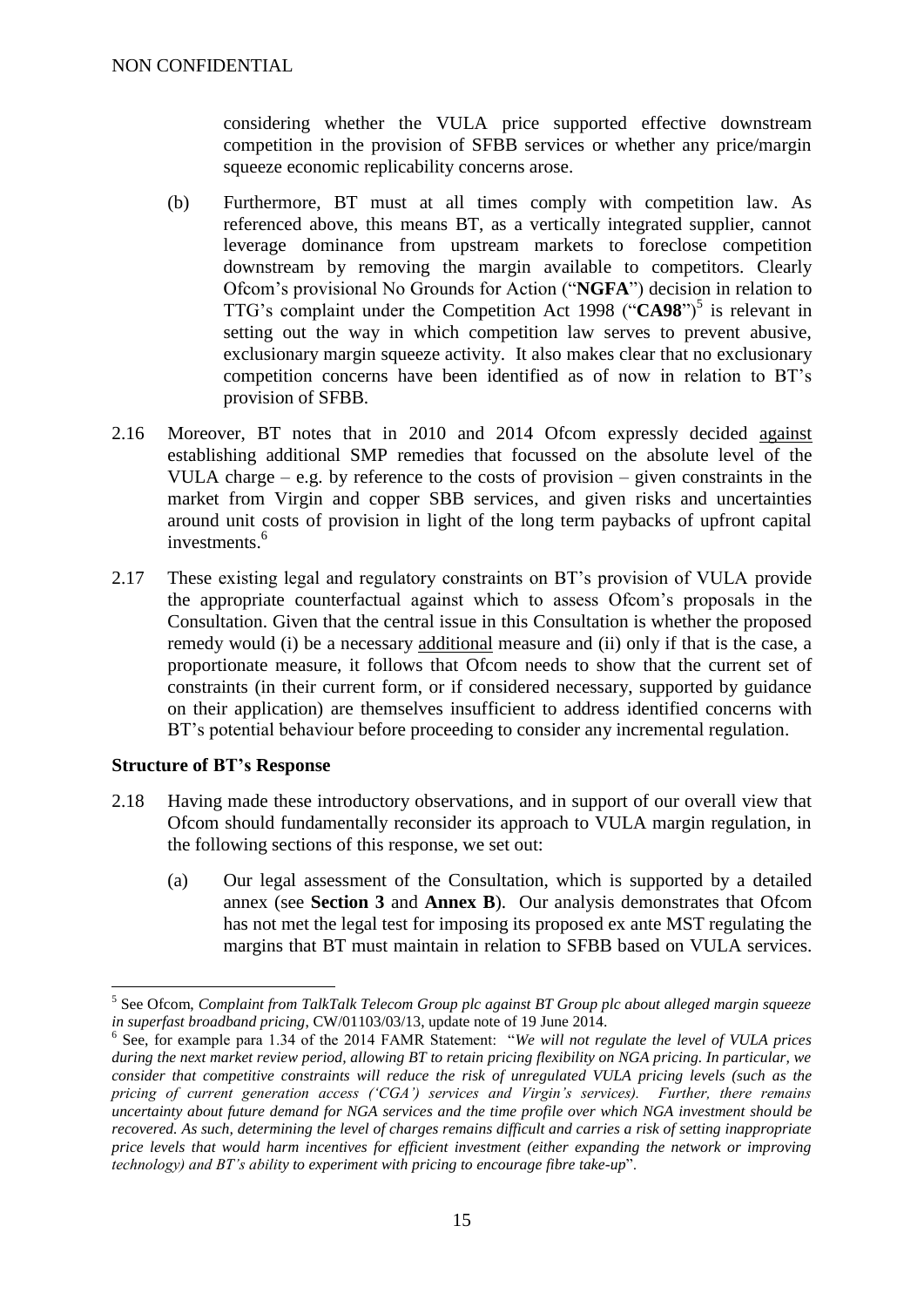considering whether the VULA price supported effective downstream competition in the provision of SFBB services or whether any price/margin squeeze economic replicability concerns arose.

(b) Furthermore, BT must at all times comply with competition law. As referenced above, this means BT, as a vertically integrated supplier, cannot leverage dominance from upstream markets to foreclose competition downstream by removing the margin available to competitors. Clearly Ofcom's provisional No Grounds for Action ("**NGFA**") decision in relation to TTG's complaint under the Competition Act 1998 ("**CA98**")[5] is relevant in setting out the way in which competition law serves to prevent abusive, exclusionary margin squeeze activity. It also makes clear that no exclusionary competition concerns have been identified as of now in relation to BT's provision of SFBB.

2.16 Moreover, BT notes that in 2010 and 2014 Ofcom expressly decided <u>against</u> establishing additional SMP remedies that focussed on the absolute level of the VULA charge – e.g. by reference to the costs of provision – given constraints in the market from Virgin and copper SBB services, and given risks and uncertainties around unit costs of provision in light of the long term paybacks of upfront capital investments.[6]

2.17 These existing legal and regulatory constraints on BT's provision of VULA provide the appropriate counterfactual against which to assess Ofcom's proposals in the Consultation. Given that the central issue in this Consultation is whether the proposed remedy would (i) be a necessary <u>additional</u> measure and (ii) only if that is the case, a proportionate measure, it follows that Ofcom needs to show that the current set of constraints (in their current form, or if considered necessary, supported by guidance on their application) are themselves insufficient to address identified concerns with BT's potential behaviour before proceeding to consider any incremental regulation.

**Structure of BT's Response**

2.18 Having made these introductory observations, and in support of our overall view that Ofcom should fundamentally reconsider its approach to VULA margin regulation, in the following sections of this response, we set out:

(a) Our legal assessment of the Consultation, which is supported by a detailed annex (see **Section 3** and **Annex B**). Our analysis demonstrates that Ofcom has not met the legal test for imposing its proposed ex ante MST regulating the margins that BT must maintain in relation to SFBB based on VULA services.

---

[5] See Ofcom, *Complaint from TalkTalk Telecom Group plc against BT Group plc about alleged margin squeeze in superfast broadband pricing*, CW/01103/03/13, update note of 19 June 2014.

[6] See, for example para 1.34 of the 2014 FAMR Statement: "*We will not regulate the level of VULA prices during the next market review period, allowing BT to retain pricing flexibility on NGA pricing. In particular, we consider that competitive constraints will reduce the risk of unregulated VULA pricing levels (such as the pricing of current generation access ('CGA') services and Virgin's services). Further, there remains uncertainty about future demand for NGA services and the time profile over which NGA investment should be recovered. As such, determining the level of charges remains difficult and carries a risk of setting inappropriate price levels that would harm incentives for efficient investment (either expanding the network or improving technology) and BT's ability to experiment with pricing to encourage fibre take-up*".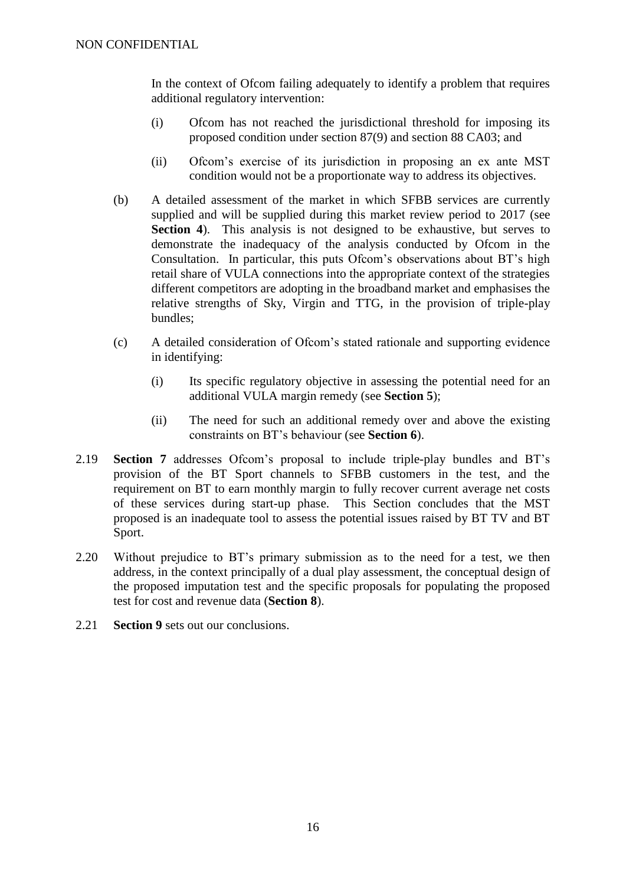In the context of Ofcom failing adequately to identify a problem that requires additional regulatory intervention:

(i) Ofcom has not reached the jurisdictional threshold for imposing its proposed condition under section 87(9) and section 88 CA03; and

(ii) Ofcom's exercise of its jurisdiction in proposing an ex ante MST condition would not be a proportionate way to address its objectives.

(b) A detailed assessment of the market in which SFBB services are currently supplied and will be supplied during this market review period to 2017 (see **Section 4**). This analysis is not designed to be exhaustive, but serves to demonstrate the inadequacy of the analysis conducted by Ofcom in the Consultation. In particular, this puts Ofcom's observations about BT's high retail share of VULA connections into the appropriate context of the strategies different competitors are adopting in the broadband market and emphasises the relative strengths of Sky, Virgin and TTG, in the provision of triple-play bundles;

(c) A detailed consideration of Ofcom's stated rationale and supporting evidence in identifying:

(i) Its specific regulatory objective in assessing the potential need for an additional VULA margin remedy (see **Section 5**);

(ii) The need for such an additional remedy over and above the existing constraints on BT's behaviour (see **Section 6**).

2.19 **Section 7** addresses Ofcom's proposal to include triple-play bundles and BT's provision of the BT Sport channels to SFBB customers in the test, and the requirement on BT to earn monthly margin to fully recover current average net costs of these services during start-up phase. This Section concludes that the MST proposed is an inadequate tool to assess the potential issues raised by BT TV and BT Sport.

2.20 Without prejudice to BT's primary submission as to the need for a test, we then address, in the context principally of a dual play assessment, the conceptual design of the proposed imputation test and the specific proposals for populating the proposed test for cost and revenue data (**Section 8**).

2.21 **Section 9** sets out our conclusions.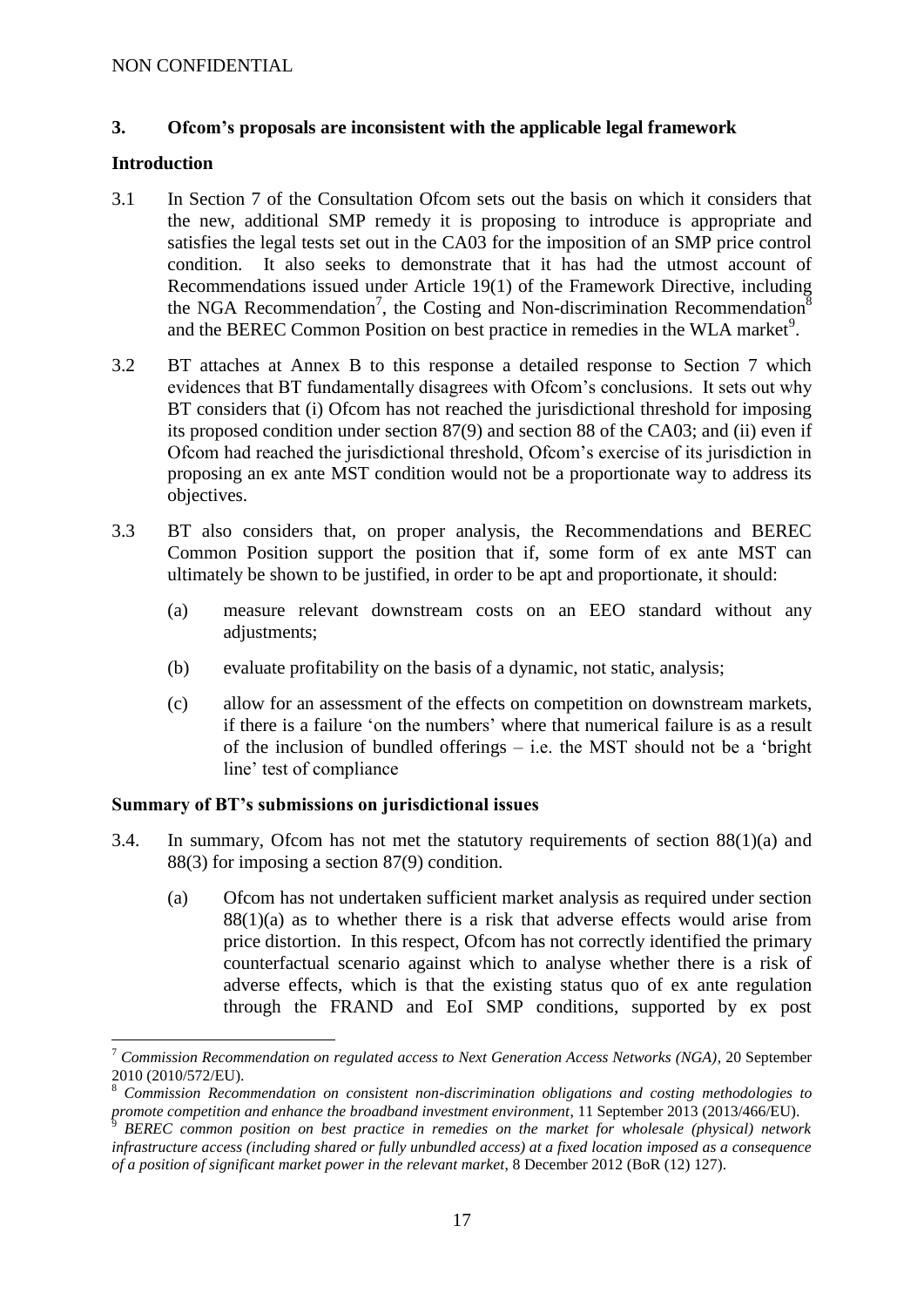NON CONFIDENTIAL

## 3. Ofcom's proposals are inconsistent with the applicable legal framework

### Introduction

3.1 In Section 7 of the Consultation Ofcom sets out the basis on which it considers that the new, additional SMP remedy it is proposing to introduce is appropriate and satisfies the legal tests set out in the CA03 for the imposition of an SMP price control condition. It also seeks to demonstrate that it has had the utmost account of Recommendations issued under Article 19(1) of the Framework Directive, including the NGA Recommendation[7], the Costing and Non-discrimination Recommendation[8] and the BEREC Common Position on best practice in remedies in the WLA market[9].

3.2 BT attaches at Annex B to this response a detailed response to Section 7 which evidences that BT fundamentally disagrees with Ofcom's conclusions. It sets out why BT considers that (i) Ofcom has not reached the jurisdictional threshold for imposing its proposed condition under section 87(9) and section 88 of the CA03; and (ii) even if Ofcom had reached the jurisdictional threshold, Ofcom's exercise of its jurisdiction in proposing an ex ante MST condition would not be a proportionate way to address its objectives.

3.3 BT also considers that, on proper analysis, the Recommendations and BEREC Common Position support the position that if, some form of ex ante MST can ultimately be shown to be justified, in order to be apt and proportionate, it should:

(a) measure relevant downstream costs on an EEO standard without any adjustments;

(b) evaluate profitability on the basis of a dynamic, not static, analysis;

(c) allow for an assessment of the effects on competition on downstream markets, if there is a failure 'on the numbers' where that numerical failure is as a result of the inclusion of bundled offerings – i.e. the MST should not be a 'bright line' test of compliance

### Summary of BT's submissions on jurisdictional issues

3.4. In summary, Ofcom has not met the statutory requirements of section 88(1)(a) and 88(3) for imposing a section 87(9) condition.

(a) Ofcom has not undertaken sufficient market analysis as required under section 88(1)(a) as to whether there is a risk that adverse effects would arise from price distortion. In this respect, Ofcom has not correctly identified the primary counterfactual scenario against which to analyse whether there is a risk of adverse effects, which is that the existing status quo of ex ante regulation through the FRAND and EoI SMP conditions, supported by ex post

---

[7] *Commission Recommendation on regulated access to Next Generation Access Networks (NGA)*, 20 September 2010 (2010/572/EU).

[8] *Commission Recommendation on consistent non-discrimination obligations and costing methodologies to promote competition and enhance the broadband investment environment*, 11 September 2013 (2013/466/EU).

[9] *BEREC common position on best practice in remedies on the market for wholesale (physical) network infrastructure access (including shared or fully unbundled access) at a fixed location imposed as a consequence of a position of significant market power in the relevant market*, 8 December 2012 (BoR (12) 127).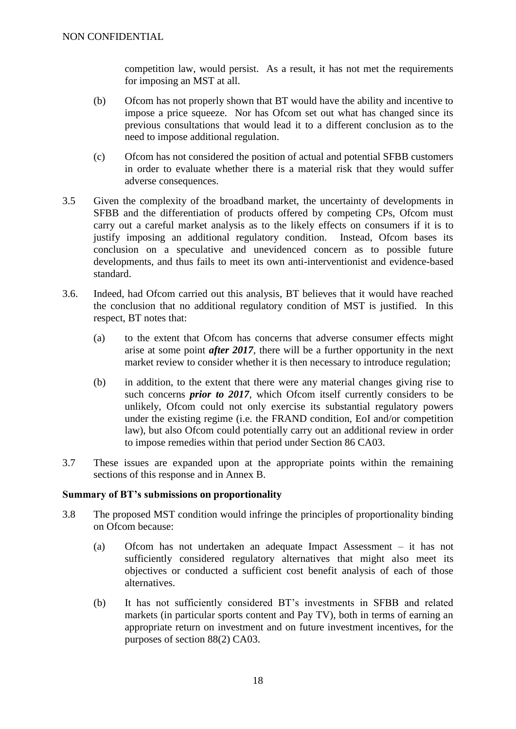competition law, would persist. As a result, it has not met the requirements for imposing an MST at all.

(b) Ofcom has not properly shown that BT would have the ability and incentive to impose a price squeeze. Nor has Ofcom set out what has changed since its previous consultations that would lead it to a different conclusion as to the need to impose additional regulation.

(c) Ofcom has not considered the position of actual and potential SFBB customers in order to evaluate whether there is a material risk that they would suffer adverse consequences.

3.5 Given the complexity of the broadband market, the uncertainty of developments in SFBB and the differentiation of products offered by competing CPs, Ofcom must carry out a careful market analysis as to the likely effects on consumers if it is to justify imposing an additional regulatory condition. Instead, Ofcom bases its conclusion on a speculative and unevidenced concern as to possible future developments, and thus fails to meet its own anti-interventionist and evidence-based standard.

3.6. Indeed, had Ofcom carried out this analysis, BT believes that it would have reached the conclusion that no additional regulatory condition of MST is justified. In this respect, BT notes that:

(a) to the extent that Ofcom has concerns that adverse consumer effects might arise at some point ***after 2017***, there will be a further opportunity in the next market review to consider whether it is then necessary to introduce regulation;

(b) in addition, to the extent that there were any material changes giving rise to such concerns ***prior to 2017***, which Ofcom itself currently considers to be unlikely, Ofcom could not only exercise its substantial regulatory powers under the existing regime (i.e. the FRAND condition, EoI and/or competition law), but also Ofcom could potentially carry out an additional review in order to impose remedies within that period under Section 86 CA03.

3.7 These issues are expanded upon at the appropriate points within the remaining sections of this response and in Annex B.

**Summary of BT's submissions on proportionality**

3.8 The proposed MST condition would infringe the principles of proportionality binding on Ofcom because:

(a) Ofcom has not undertaken an adequate Impact Assessment – it has not sufficiently considered regulatory alternatives that might also meet its objectives or conducted a sufficient cost benefit analysis of each of those alternatives.

(b) It has not sufficiently considered BT's investments in SFBB and related markets (in particular sports content and Pay TV), both in terms of earning an appropriate return on investment and on future investment incentives, for the purposes of section 88(2) CA03.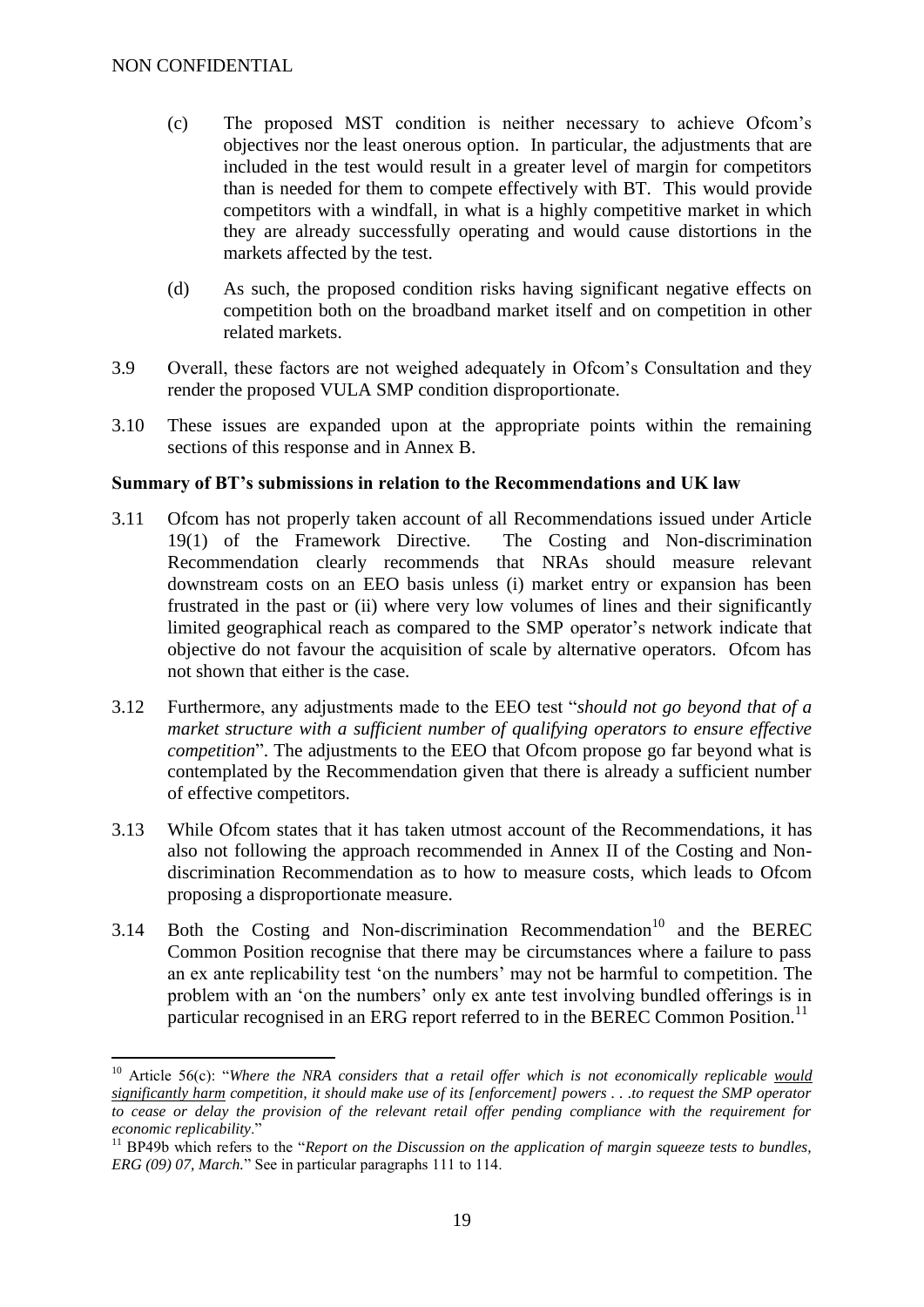(c) The proposed MST condition is neither necessary to achieve Ofcom's objectives nor the least onerous option. In particular, the adjustments that are included in the test would result in a greater level of margin for competitors than is needed for them to compete effectively with BT. This would provide competitors with a windfall, in what is a highly competitive market in which they are already successfully operating and would cause distortions in the markets affected by the test.

(d) As such, the proposed condition risks having significant negative effects on competition both on the broadband market itself and on competition in other related markets.

3.9 Overall, these factors are not weighed adequately in Ofcom's Consultation and they render the proposed VULA SMP condition disproportionate.

3.10 These issues are expanded upon at the appropriate points within the remaining sections of this response and in Annex B.

**Summary of BT's submissions in relation to the Recommendations and UK law**

3.11 Ofcom has not properly taken account of all Recommendations issued under Article 19(1) of the Framework Directive. The Costing and Non-discrimination Recommendation clearly recommends that NRAs should measure relevant downstream costs on an EEO basis unless (i) market entry or expansion has been frustrated in the past or (ii) where very low volumes of lines and their significantly limited geographical reach as compared to the SMP operator's network indicate that objective do not favour the acquisition of scale by alternative operators. Ofcom has not shown that either is the case.

3.12 Furthermore, any adjustments made to the EEO test "*should not go beyond that of a market structure with a sufficient number of qualifying operators to ensure effective competition*". The adjustments to the EEO that Ofcom propose go far beyond what is contemplated by the Recommendation given that there is already a sufficient number of effective competitors.

3.13 While Ofcom states that it has taken utmost account of the Recommendations, it has also not following the approach recommended in Annex II of the Costing and Non-discrimination Recommendation as to how to measure costs, which leads to Ofcom proposing a disproportionate measure.

3.14 Both the Costing and Non-discrimination Recommendation[10] and the BEREC Common Position recognise that there may be circumstances where a failure to pass an ex ante replicability test 'on the numbers' may not be harmful to competition. The problem with an 'on the numbers' only ex ante test involving bundled offerings is in particular recognised in an ERG report referred to in the BEREC Common Position.[11]

---

[10] Article 56(c): "*Where the NRA considers that a retail offer which is not economically replicable <u>would significantly harm</u> competition, it should make use of its [enforcement] powers . . .to request the SMP operator to cease or delay the provision of the relevant retail offer pending compliance with the requirement for economic replicability*."

[11] BP49b which refers to the "*Report on the Discussion on the application of margin squeeze tests to bundles, ERG (09) 07, March.*" See in particular paragraphs 111 to 114.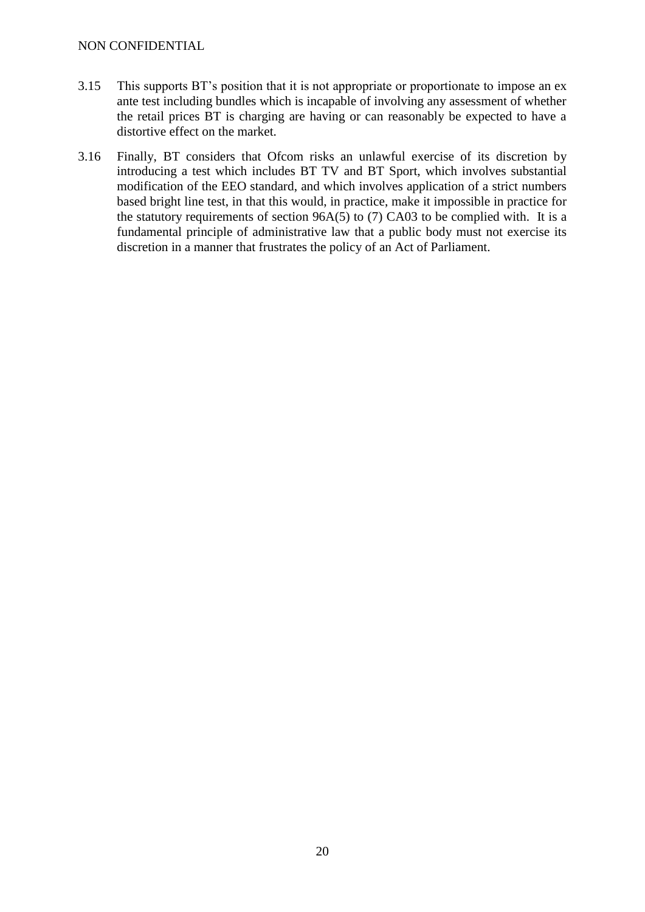3.15 This supports BT's position that it is not appropriate or proportionate to impose an ex ante test including bundles which is incapable of involving any assessment of whether the retail prices BT is charging are having or can reasonably be expected to have a distortive effect on the market.

3.16 Finally, BT considers that Ofcom risks an unlawful exercise of its discretion by introducing a test which includes BT TV and BT Sport, which involves substantial modification of the EEO standard, and which involves application of a strict numbers based bright line test, in that this would, in practice, make it impossible in practice for the statutory requirements of section 96A(5) to (7) CA03 to be complied with. It is a fundamental principle of administrative law that a public body must not exercise its discretion in a manner that frustrates the policy of an Act of Parliament.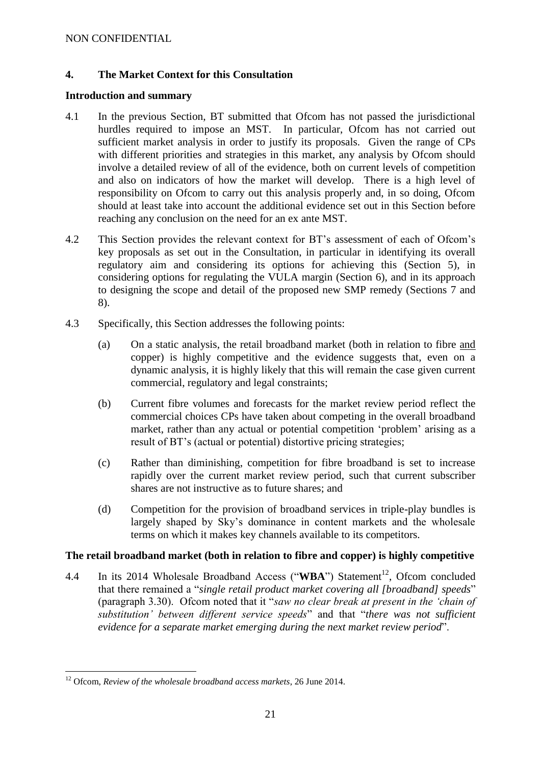## 4. The Market Context for this Consultation

### Introduction and summary

4.1 In the previous Section, BT submitted that Ofcom has not passed the jurisdictional hurdles required to impose an MST. In particular, Ofcom has not carried out sufficient market analysis in order to justify its proposals. Given the range of CPs with different priorities and strategies in this market, any analysis by Ofcom should involve a detailed review of all of the evidence, both on current levels of competition and also on indicators of how the market will develop. There is a high level of responsibility on Ofcom to carry out this analysis properly and, in so doing, Ofcom should at least take into account the additional evidence set out in this Section before reaching any conclusion on the need for an ex ante MST.

4.2 This Section provides the relevant context for BT's assessment of each of Ofcom's key proposals as set out in the Consultation, in particular in identifying its overall regulatory aim and considering its options for achieving this (Section 5), in considering options for regulating the VULA margin (Section 6), and in its approach to designing the scope and detail of the proposed new SMP remedy (Sections 7 and 8).

4.3 Specifically, this Section addresses the following points:

(a) On a static analysis, the retail broadband market (both in relation to fibre <u>and</u> copper) is highly competitive and the evidence suggests that, even on a dynamic analysis, it is highly likely that this will remain the case given current commercial, regulatory and legal constraints;

(b) Current fibre volumes and forecasts for the market review period reflect the commercial choices CPs have taken about competing in the overall broadband market, rather than any actual or potential competition 'problem' arising as a result of BT's (actual or potential) distortive pricing strategies;

(c) Rather than diminishing, competition for fibre broadband is set to increase rapidly over the current market review period, such that current subscriber shares are not instructive as to future shares; and

(d) Competition for the provision of broadband services in triple-play bundles is largely shaped by Sky's dominance in content markets and the wholesale terms on which it makes key channels available to its competitors.

### The retail broadband market (both in relation to fibre and copper) is highly competitive

4.4 In its 2014 Wholesale Broadband Access ("**WBA**") Statement[12], Ofcom concluded that there remained a "*single retail product market covering all [broadband] speeds*" (paragraph 3.30). Ofcom noted that it "*saw no clear break at present in the 'chain of substitution' between different service speeds*" and that "*there was not sufficient evidence for a separate market emerging during the next market review period*".

---

[12] Ofcom, *Review of the wholesale broadband access markets*, 26 June 2014.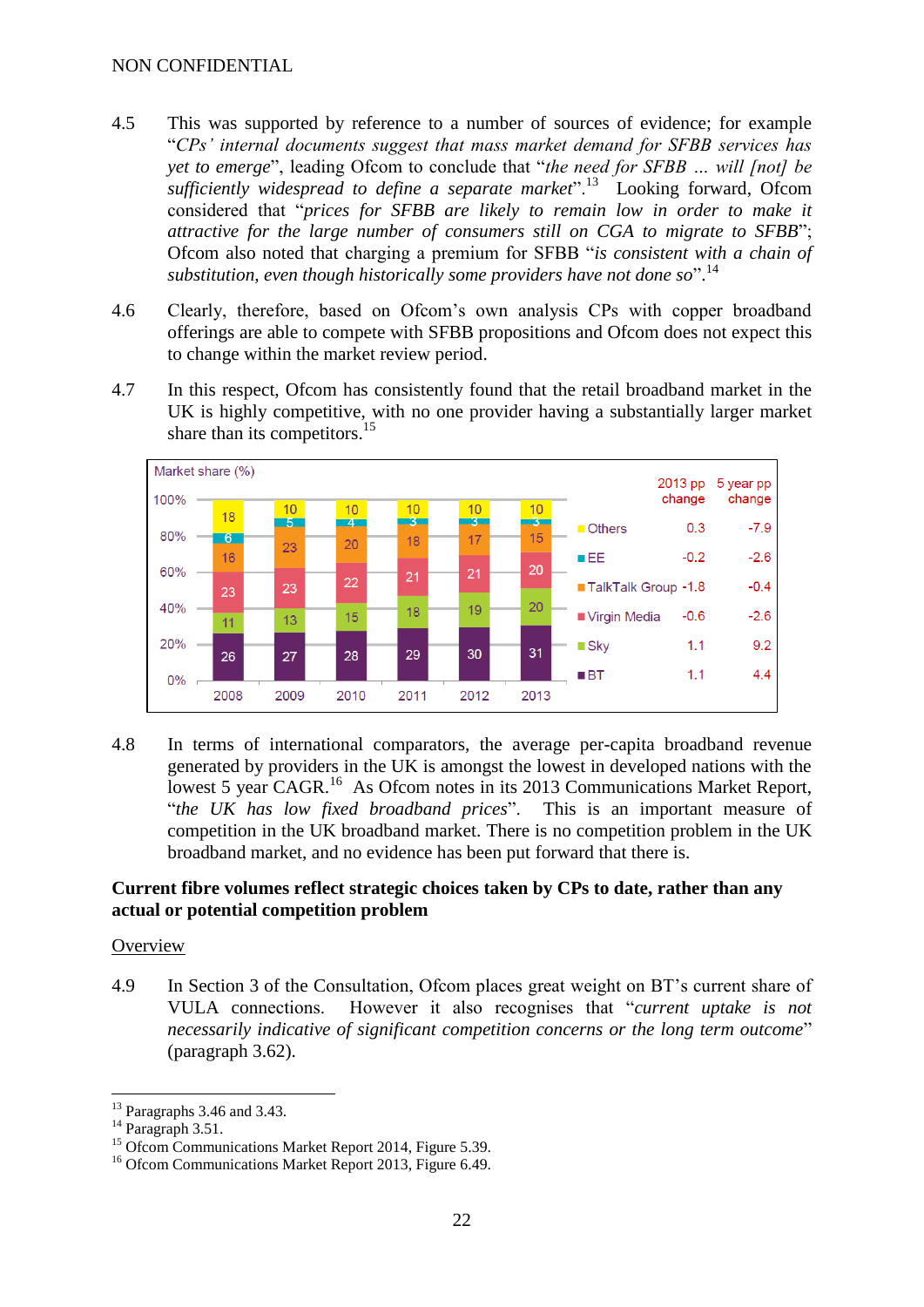NON CONFIDENTIAL

4.5 This was supported by reference to a number of sources of evidence; for example "*CPs' internal documents suggest that mass market demand for SFBB services has yet to emerge*", leading Ofcom to conclude that "*the need for SFBB ... will [not] be sufficiently widespread to define a separate market*".[13] Looking forward, Ofcom considered that "*prices for SFBB are likely to remain low in order to make it attractive for the large number of consumers still on CGA to migrate to SFBB*"; Ofcom also noted that charging a premium for SFBB "*is consistent with a chain of substitution, even though historically some providers have not done so*".[14]

4.6 Clearly, therefore, based on Ofcom's own analysis CPs with copper broadband offerings are able to compete with SFBB propositions and Ofcom does not expect this to change within the market review period.

4.7 In this respect, Ofcom has consistently found that the retail broadband market in the UK is highly competitive, with no one provider having a substantially larger market share than its competitors.[15]

Market share (%)

| Provider | 2008 | 2009 | 2010 | 2011 | 2012 | 2013 | 2013 pp change | 5 year pp change |
|---|---|---|---|---|---|---|---|---|
| Others | 18 | 10 | 10 | 10 | 10 | 10 | 0.3 | -7.9 |
| EE | 6 | 5 | 4 | 3 | 3 | 3 | -0.2 | -2.6 |
| TalkTalk Group | 16 | 23 | 20 | 18 | 17 | 15 | -1.8 | -0.4 |
| Virgin Media | 23 | 23 | 22 | 21 | 21 | 20 | -0.6 | -2.6 |
| Sky | 11 | 13 | 15 | 18 | 19 | 20 | 1.1 | 9.2 |
| BT | 26 | 27 | 28 | 29 | 30 | 31 | 1.1 | 4.4 |

4.8 In terms of international comparators, the average per-capita broadband revenue generated by providers in the UK is amongst the lowest in developed nations with the lowest 5 year CAGR.[16] As Ofcom notes in its 2013 Communications Market Report, "*the UK has low fixed broadband prices*". This is an important measure of competition in the UK broadband market. There is no competition problem in the UK broadband market, and no evidence has been put forward that there is.

**Current fibre volumes reflect strategic choices taken by CPs to date, rather than any actual or potential competition problem**

Overview

4.9 In Section 3 of the Consultation, Ofcom places great weight on BT's current share of VULA connections. However it also recognises that "*current uptake is not necessarily indicative of significant competition concerns or the long term outcome*" (paragraph 3.62).

---

[13] Paragraphs 3.46 and 3.43.
[14] Paragraph 3.51.
[15] Ofcom Communications Market Report 2014, Figure 5.39.
[16] Ofcom Communications Market Report 2013, Figure 6.49.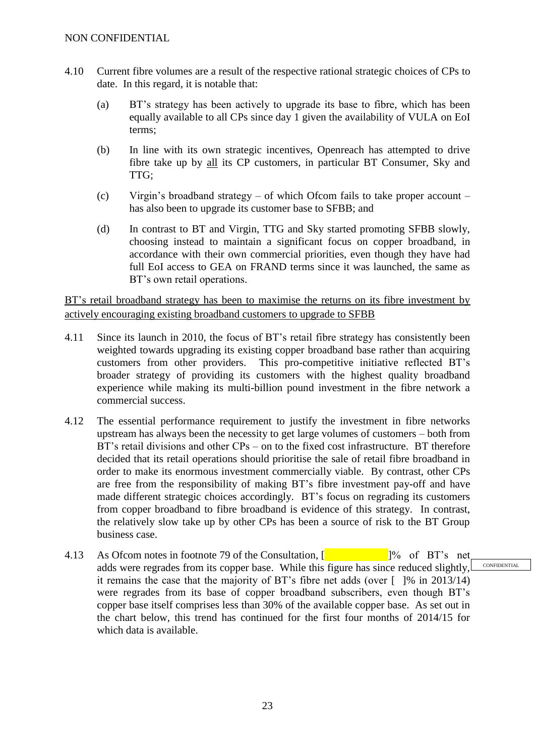4.10 Current fibre volumes are a result of the respective rational strategic choices of CPs to date. In this regard, it is notable that:

(a) BT's strategy has been actively to upgrade its base to fibre, which has been equally available to all CPs since day 1 given the availability of VULA on EoI terms;

(b) In line with its own strategic incentives, Openreach has attempted to drive fibre take up by all its CP customers, in particular BT Consumer, Sky and TTG;

(c) Virgin's broadband strategy – of which Ofcom fails to take proper account – has also been to upgrade its customer base to SFBB; and

(d) In contrast to BT and Virgin, TTG and Sky started promoting SFBB slowly, choosing instead to maintain a significant focus on copper broadband, in accordance with their own commercial priorities, even though they have had full EoI access to GEA on FRAND terms since it was launched, the same as BT's own retail operations.

BT's retail broadband strategy has been to maximise the returns on its fibre investment by actively encouraging existing broadband customers to upgrade to SFBB

4.11 Since its launch in 2010, the focus of BT's retail fibre strategy has consistently been weighted towards upgrading its existing copper broadband base rather than acquiring customers from other providers. This pro-competitive initiative reflected BT's broader strategy of providing its customers with the highest quality broadband experience while making its multi-billion pound investment in the fibre network a commercial success.

4.12 The essential performance requirement to justify the investment in fibre networks upstream has always been the necessity to get large volumes of customers – both from BT's retail divisions and other CPs – on to the fixed cost infrastructure. BT therefore decided that its retail operations should prioritise the sale of retail fibre broadband in order to make its enormous investment commercially viable. By contrast, other CPs are free from the responsibility of making BT's fibre investment pay-off and have made different strategic choices accordingly. BT's focus on regrading its customers from copper broadband to fibre broadband is evidence of this strategy. In contrast, the relatively slow take up by other CPs has been a source of risk to the BT Group business case.

4.13 As Ofcom notes in footnote 79 of the Consultation, [ ]% of BT's net adds were regrades from its copper base. While this figure has since reduced slightly, it remains the case that the majority of BT's fibre net adds (over [ ]% in 2013/14) were regrades from its base of copper broadband subscribers, even though BT's copper base itself comprises less than 30% of the available copper base. As set out in the chart below, this trend has continued for the first four months of 2014/15 for which data is available.

CONFIDENTIAL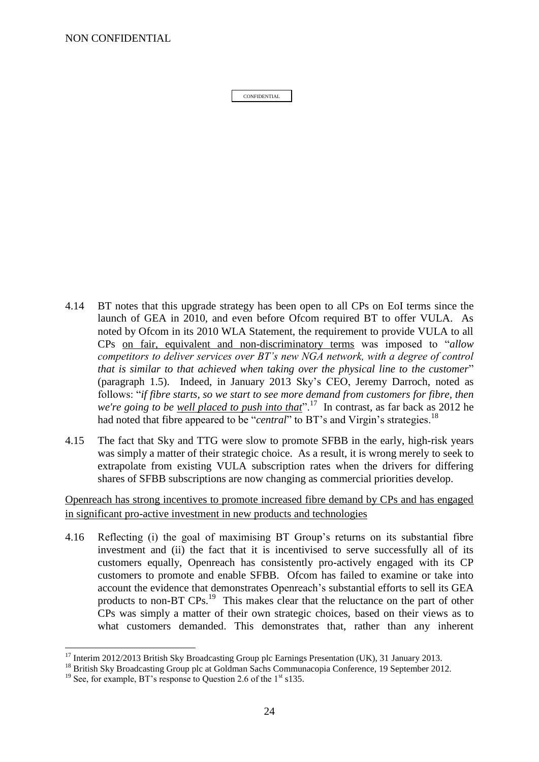CONFIDENTIAL

4.14 BT notes that this upgrade strategy has been open to all CPs on EoI terms since the launch of GEA in 2010, and even before Ofcom required BT to offer VULA. As noted by Ofcom in its 2010 WLA Statement, the requirement to provide VULA to all CPs <u>on fair, equivalent and non-discriminatory terms</u> was imposed to "*allow competitors to deliver services over BT's new NGA network, with a degree of control that is similar to that achieved when taking over the physical line to the customer*" (paragraph 1.5). Indeed, in January 2013 Sky's CEO, Jeremy Darroch, noted as follows: "*if fibre starts, so we start to see more demand from customers for fibre, then we're going to be <u>well placed to push into that</u>*".[17] In contrast, as far back as 2012 he had noted that fibre appeared to be "*central*" to BT's and Virgin's strategies.[18]

4.15 The fact that Sky and TTG were slow to promote SFBB in the early, high-risk years was simply a matter of their strategic choice. As a result, it is wrong merely to seek to extrapolate from existing VULA subscription rates when the drivers for differing shares of SFBB subscriptions are now changing as commercial priorities develop.

<u>Openreach has strong incentives to promote increased fibre demand by CPs and has engaged in significant pro-active investment in new products and technologies</u>

4.16 Reflecting (i) the goal of maximising BT Group's returns on its substantial fibre investment and (ii) the fact that it is incentivised to serve successfully all of its customers equally, Openreach has consistently pro-actively engaged with its CP customers to promote and enable SFBB. Ofcom has failed to examine or take into account the evidence that demonstrates Openreach's substantial efforts to sell its GEA products to non-BT CPs.[19] This makes clear that the reluctance on the part of other CPs was simply a matter of their own strategic choices, based on their views as to what customers demanded. This demonstrates that, rather than any inherent

---

[17] Interim 2012/2013 British Sky Broadcasting Group plc Earnings Presentation (UK), 31 January 2013.

[18] British Sky Broadcasting Group plc at Goldman Sachs Communacopia Conference, 19 September 2012.

[19] See, for example, BT's response to Question 2.6 of the 1st s135.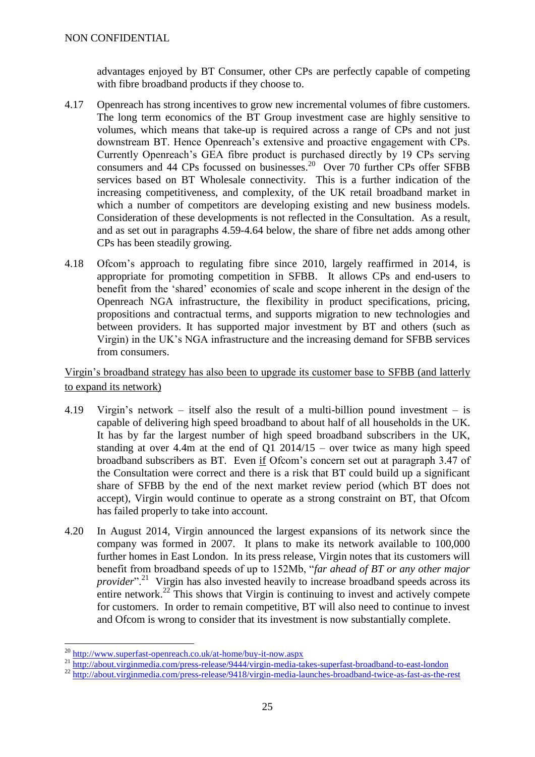advantages enjoyed by BT Consumer, other CPs are perfectly capable of competing with fibre broadband products if they choose to.

4.17 Openreach has strong incentives to grow new incremental volumes of fibre customers. The long term economics of the BT Group investment case are highly sensitive to volumes, which means that take-up is required across a range of CPs and not just downstream BT. Hence Openreach's extensive and proactive engagement with CPs. Currently Openreach's GEA fibre product is purchased directly by 19 CPs serving consumers and 44 CPs focussed on businesses.[20] Over 70 further CPs offer SFBB services based on BT Wholesale connectivity. This is a further indication of the increasing competitiveness, and complexity, of the UK retail broadband market in which a number of competitors are developing existing and new business models. Consideration of these developments is not reflected in the Consultation. As a result, and as set out in paragraphs 4.59-4.64 below, the share of fibre net adds among other CPs has been steadily growing.

4.18 Ofcom's approach to regulating fibre since 2010, largely reaffirmed in 2014, is appropriate for promoting competition in SFBB. It allows CPs and end-users to benefit from the 'shared' economies of scale and scope inherent in the design of the Openreach NGA infrastructure, the flexibility in product specifications, pricing, propositions and contractual terms, and supports migration to new technologies and between providers. It has supported major investment by BT and others (such as Virgin) in the UK's NGA infrastructure and the increasing demand for SFBB services from consumers.

<u>Virgin's broadband strategy has also been to upgrade its customer base to SFBB (and latterly to expand its network)</u>

4.19 Virgin's network – itself also the result of a multi-billion pound investment – is capable of delivering high speed broadband to about half of all households in the UK. It has by far the largest number of high speed broadband subscribers in the UK, standing at over 4.4m at the end of Q1 2014/15 – over twice as many high speed broadband subscribers as BT. Even <u>if</u> Ofcom's concern set out at paragraph 3.47 of the Consultation were correct and there is a risk that BT could build up a significant share of SFBB by the end of the next market review period (which BT does not accept), Virgin would continue to operate as a strong constraint on BT, that Ofcom has failed properly to take into account.

4.20 In August 2014, Virgin announced the largest expansions of its network since the company was formed in 2007. It plans to make its network available to 100,000 further homes in East London. In its press release, Virgin notes that its customers will benefit from broadband speeds of up to 152Mb, "*far ahead of BT or any other major provider*".[21] Virgin has also invested heavily to increase broadband speeds across its entire network.[22] This shows that Virgin is continuing to invest and actively compete for customers. In order to remain competitive, BT will also need to continue to invest and Ofcom is wrong to consider that its investment is now substantially complete.

---

[20] http://www.superfast-openreach.co.uk/at-home/buy-it-now.aspx

[21] http://about.virginmedia.com/press-release/9444/virgin-media-takes-superfast-broadband-to-east-london

[22] http://about.virginmedia.com/press-release/9418/virgin-media-launches-broadband-twice-as-fast-as-the-rest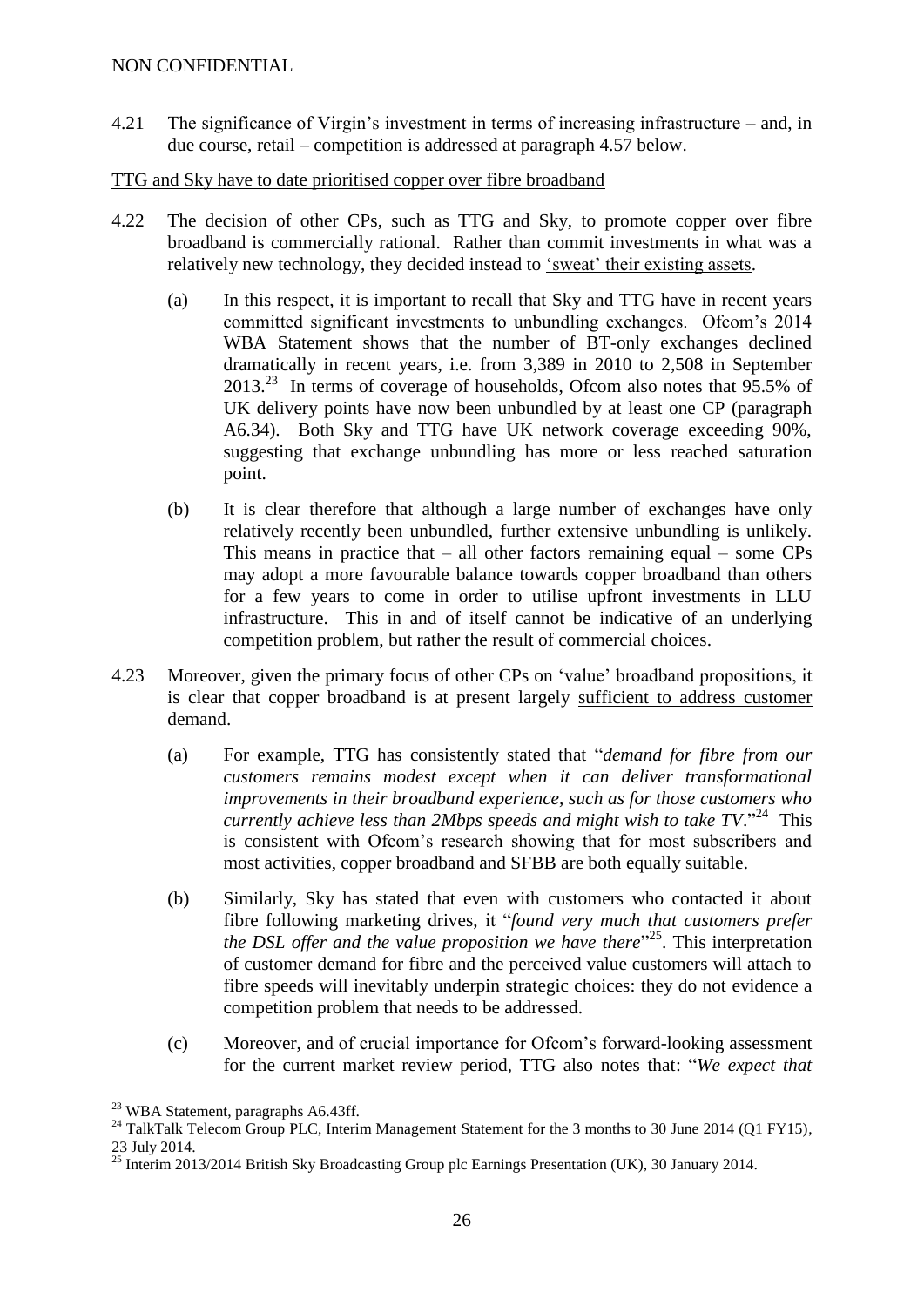4.21 The significance of Virgin's investment in terms of increasing infrastructure – and, in due course, retail – competition is addressed at paragraph 4.57 below.

<u>TTG and Sky have to date prioritised copper over fibre broadband</u>

4.22 The decision of other CPs, such as TTG and Sky, to promote copper over fibre broadband is commercially rational. Rather than commit investments in what was a relatively new technology, they decided instead to <u>'sweat' their existing assets</u>.

(a) In this respect, it is important to recall that Sky and TTG have in recent years committed significant investments to unbundling exchanges. Ofcom's 2014 WBA Statement shows that the number of BT-only exchanges declined dramatically in recent years, i.e. from 3,389 in 2010 to 2,508 in September 2013.[23] In terms of coverage of households, Ofcom also notes that 95.5% of UK delivery points have now been unbundled by at least one CP (paragraph A6.34). Both Sky and TTG have UK network coverage exceeding 90%, suggesting that exchange unbundling has more or less reached saturation point.

(b) It is clear therefore that although a large number of exchanges have only relatively recently been unbundled, further extensive unbundling is unlikely. This means in practice that – all other factors remaining equal – some CPs may adopt a more favourable balance towards copper broadband than others for a few years to come in order to utilise upfront investments in LLU infrastructure. This in and of itself cannot be indicative of an underlying competition problem, but rather the result of commercial choices.

4.23 Moreover, given the primary focus of other CPs on 'value' broadband propositions, it is clear that copper broadband is at present largely <u>sufficient to address customer demand</u>.

(a) For example, TTG has consistently stated that "*demand for fibre from our customers remains modest except when it can deliver transformational improvements in their broadband experience, such as for those customers who currently achieve less than 2Mbps speeds and might wish to take TV*."[24] This is consistent with Ofcom's research showing that for most subscribers and most activities, copper broadband and SFBB are both equally suitable.

(b) Similarly, Sky has stated that even with customers who contacted it about fibre following marketing drives, it "*found very much that customers prefer the DSL offer and the value proposition we have there*"[25]. This interpretation of customer demand for fibre and the perceived value customers will attach to fibre speeds will inevitably underpin strategic choices: they do not evidence a competition problem that needs to be addressed.

(c) Moreover, and of crucial importance for Ofcom's forward-looking assessment for the current market review period, TTG also notes that: "*We expect that*

---

[23] WBA Statement, paragraphs A6.43ff.

[24] TalkTalk Telecom Group PLC, Interim Management Statement for the 3 months to 30 June 2014 (Q1 FY15), 23 July 2014.

[25] Interim 2013/2014 British Sky Broadcasting Group plc Earnings Presentation (UK), 30 January 2014.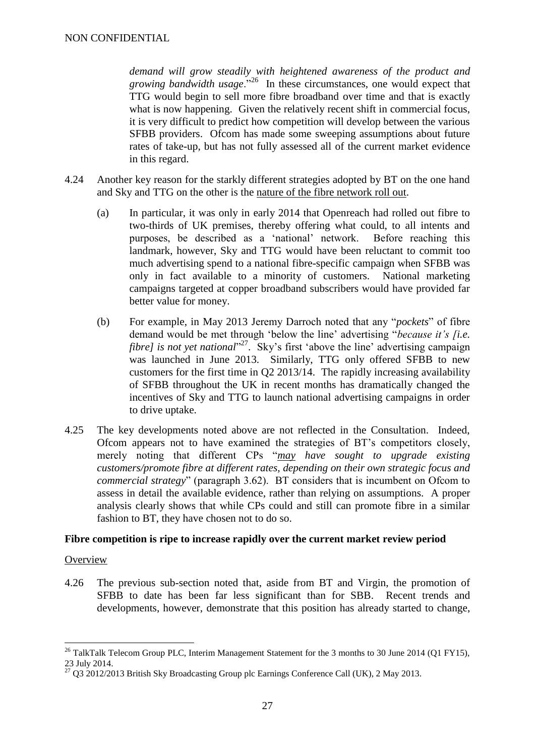*demand will grow steadily with heightened awareness of the product and growing bandwidth usage*."[26] In these circumstances, one would expect that TTG would begin to sell more fibre broadband over time and that is exactly what is now happening. Given the relatively recent shift in commercial focus, it is very difficult to predict how competition will develop between the various SFBB providers. Ofcom has made some sweeping assumptions about future rates of take-up, but has not fully assessed all of the current market evidence in this regard.

4.24 Another key reason for the starkly different strategies adopted by BT on the one hand and Sky and TTG on the other is the nature of the fibre network roll out.

(a) In particular, it was only in early 2014 that Openreach had rolled out fibre to two-thirds of UK premises, thereby offering what could, to all intents and purposes, be described as a 'national' network. Before reaching this landmark, however, Sky and TTG would have been reluctant to commit too much advertising spend to a national fibre-specific campaign when SFBB was only in fact available to a minority of customers. National marketing campaigns targeted at copper broadband subscribers would have provided far better value for money.

(b) For example, in May 2013 Jeremy Darroch noted that any "*pockets*" of fibre demand would be met through 'below the line' advertising "*because it's [i.e. fibre] is not yet national*"[27]. Sky's first 'above the line' advertising campaign was launched in June 2013. Similarly, TTG only offered SFBB to new customers for the first time in Q2 2013/14. The rapidly increasing availability of SFBB throughout the UK in recent months has dramatically changed the incentives of Sky and TTG to launch national advertising campaigns in order to drive uptake.

4.25 The key developments noted above are not reflected in the Consultation. Indeed, Ofcom appears not to have examined the strategies of BT's competitors closely, merely noting that different CPs "*may have sought to upgrade existing customers/promote fibre at different rates, depending on their own strategic focus and commercial strategy*" (paragraph 3.62). BT considers that is incumbent on Ofcom to assess in detail the available evidence, rather than relying on assumptions. A proper analysis clearly shows that while CPs could and still can promote fibre in a similar fashion to BT, they have chosen not to do so.

**Fibre competition is ripe to increase rapidly over the current market review period**

Overview

4.26 The previous sub-section noted that, aside from BT and Virgin, the promotion of SFBB to date has been far less significant than for SBB. Recent trends and developments, however, demonstrate that this position has already started to change,

[26] TalkTalk Telecom Group PLC, Interim Management Statement for the 3 months to 30 June 2014 (Q1 FY15), 23 July 2014.

[27] Q3 2012/2013 British Sky Broadcasting Group plc Earnings Conference Call (UK), 2 May 2013.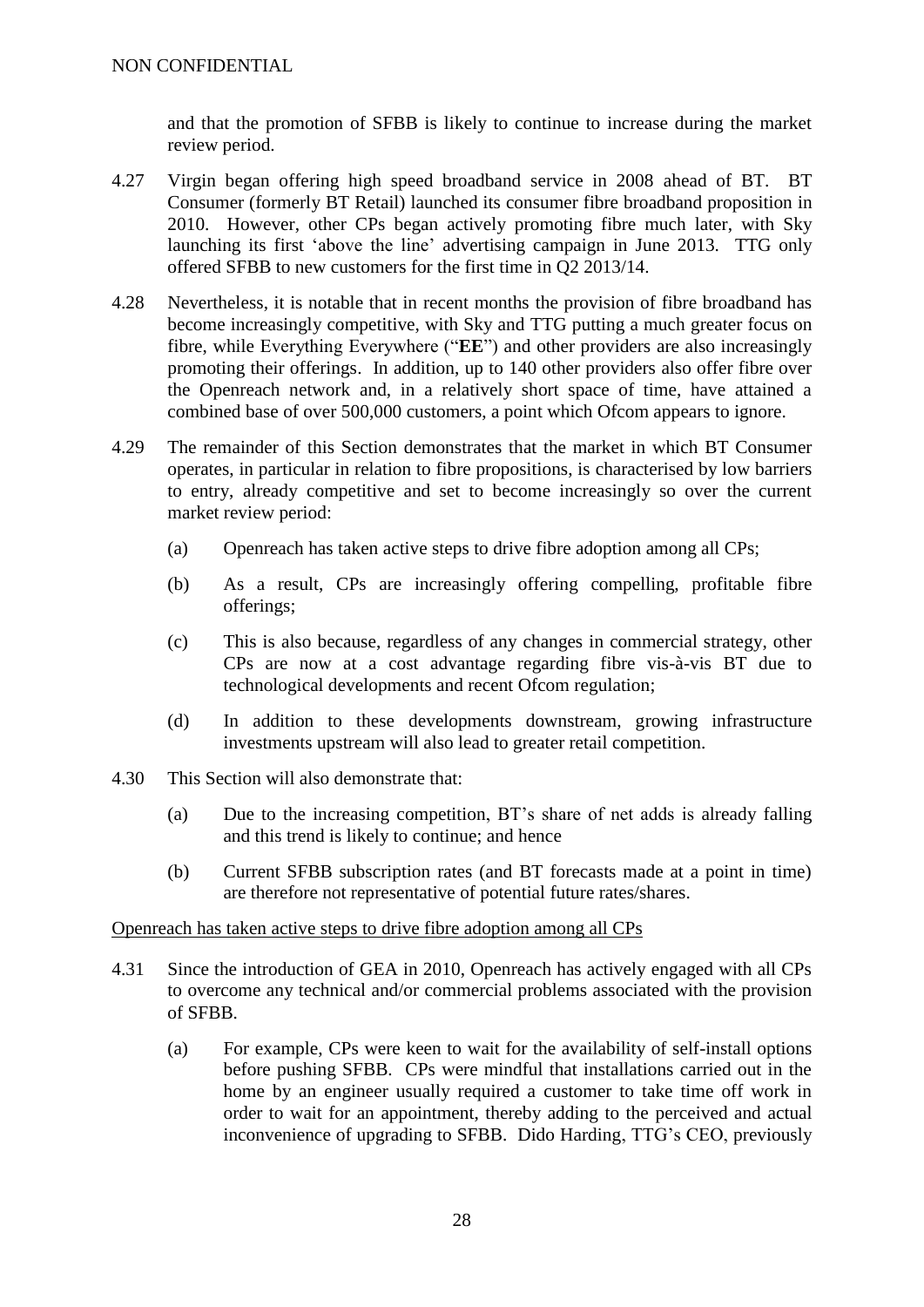and that the promotion of SFBB is likely to continue to increase during the market review period.

4.27 Virgin began offering high speed broadband service in 2008 ahead of BT. BT Consumer (formerly BT Retail) launched its consumer fibre broadband proposition in 2010. However, other CPs began actively promoting fibre much later, with Sky launching its first 'above the line' advertising campaign in June 2013. TTG only offered SFBB to new customers for the first time in Q2 2013/14.

4.28 Nevertheless, it is notable that in recent months the provision of fibre broadband has become increasingly competitive, with Sky and TTG putting a much greater focus on fibre, while Everything Everywhere ("**EE**") and other providers are also increasingly promoting their offerings. In addition, up to 140 other providers also offer fibre over the Openreach network and, in a relatively short space of time, have attained a combined base of over 500,000 customers, a point which Ofcom appears to ignore.

4.29 The remainder of this Section demonstrates that the market in which BT Consumer operates, in particular in relation to fibre propositions, is characterised by low barriers to entry, already competitive and set to become increasingly so over the current market review period:

(a) Openreach has taken active steps to drive fibre adoption among all CPs;

(b) As a result, CPs are increasingly offering compelling, profitable fibre offerings;

(c) This is also because, regardless of any changes in commercial strategy, other CPs are now at a cost advantage regarding fibre vis-à-vis BT due to technological developments and recent Ofcom regulation;

(d) In addition to these developments downstream, growing infrastructure investments upstream will also lead to greater retail competition.

4.30 This Section will also demonstrate that:

(a) Due to the increasing competition, BT's share of net adds is already falling and this trend is likely to continue; and hence

(b) Current SFBB subscription rates (and BT forecasts made at a point in time) are therefore not representative of potential future rates/shares.

<u>Openreach has taken active steps to drive fibre adoption among all CPs</u>

4.31 Since the introduction of GEA in 2010, Openreach has actively engaged with all CPs to overcome any technical and/or commercial problems associated with the provision of SFBB.

(a) For example, CPs were keen to wait for the availability of self-install options before pushing SFBB. CPs were mindful that installations carried out in the home by an engineer usually required a customer to take time off work in order to wait for an appointment, thereby adding to the perceived and actual inconvenience of upgrading to SFBB. Dido Harding, TTG's CEO, previously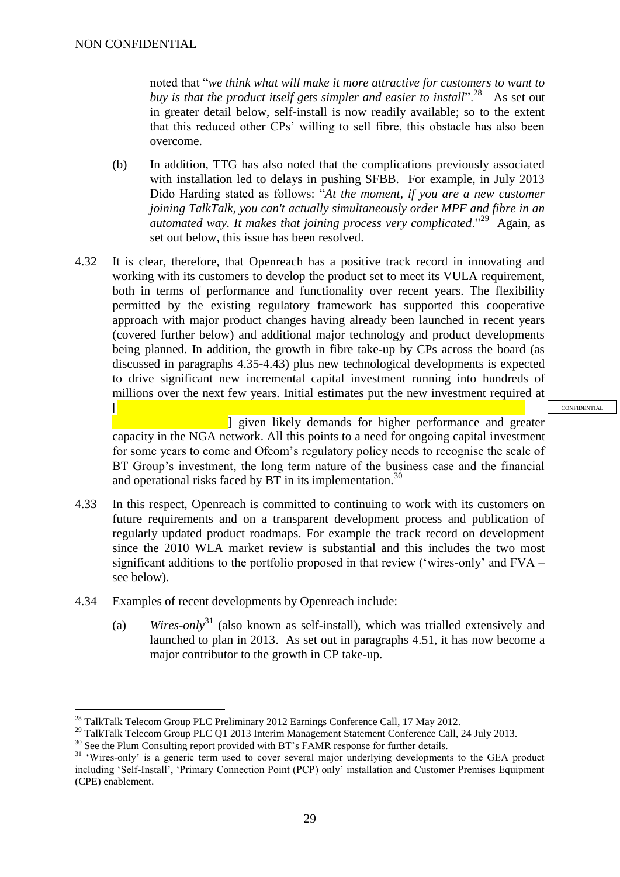noted that "*we think what will make it more attractive for customers to want to buy is that the product itself gets simpler and easier to install*".[28] As set out in greater detail below, self-install is now readily available; so to the extent that this reduced other CPs' willing to sell fibre, this obstacle has also been overcome.

(b) In addition, TTG has also noted that the complications previously associated with installation led to delays in pushing SFBB. For example, in July 2013 Dido Harding stated as follows: "*At the moment, if you are a new customer joining TalkTalk, you can't actually simultaneously order MPF and fibre in an automated way. It makes that joining process very complicated*."[29] Again, as set out below, this issue has been resolved.

4.32 It is clear, therefore, that Openreach has a positive track record in innovating and working with its customers to develop the product set to meet its VULA requirement, both in terms of performance and functionality over recent years. The flexibility permitted by the existing regulatory framework has supported this cooperative approach with major product changes having already been launched in recent years (covered further below) and additional major technology and product developments being planned. In addition, the growth in fibre take-up by CPs across the board (as discussed in paragraphs 4.35-4.43) plus new technological developments is expected to drive significant new incremental capital investment running into hundreds of millions over the next few years. Initial estimates put the new investment required at [ ] given likely demands for higher performance and greater capacity in the NGA network. All this points to a need for ongoing capital investment for some years to come and Ofcom's regulatory policy needs to recognise the scale of BT Group's investment, the long term nature of the business case and the financial and operational risks faced by BT in its implementation.[30]

CONFIDENTIAL

4.33 In this respect, Openreach is committed to continuing to work with its customers on future requirements and on a transparent development process and publication of regularly updated product roadmaps. For example the track record on development since the 2010 WLA market review is substantial and this includes the two most significant additions to the portfolio proposed in that review ('wires-only' and FVA – see below).

4.34 Examples of recent developments by Openreach include:

(a) *Wires-only*[31] (also known as self-install), which was trialled extensively and launched to plan in 2013. As set out in paragraphs 4.51, it has now become a major contributor to the growth in CP take-up.

---

[28] TalkTalk Telecom Group PLC Preliminary 2012 Earnings Conference Call, 17 May 2012.

[29] TalkTalk Telecom Group PLC Q1 2013 Interim Management Statement Conference Call, 24 July 2013.

[30] See the Plum Consulting report provided with BT's FAMR response for further details.

[31] 'Wires-only' is a generic term used to cover several major underlying developments to the GEA product including 'Self-Install', 'Primary Connection Point (PCP) only' installation and Customer Premises Equipment (CPE) enablement.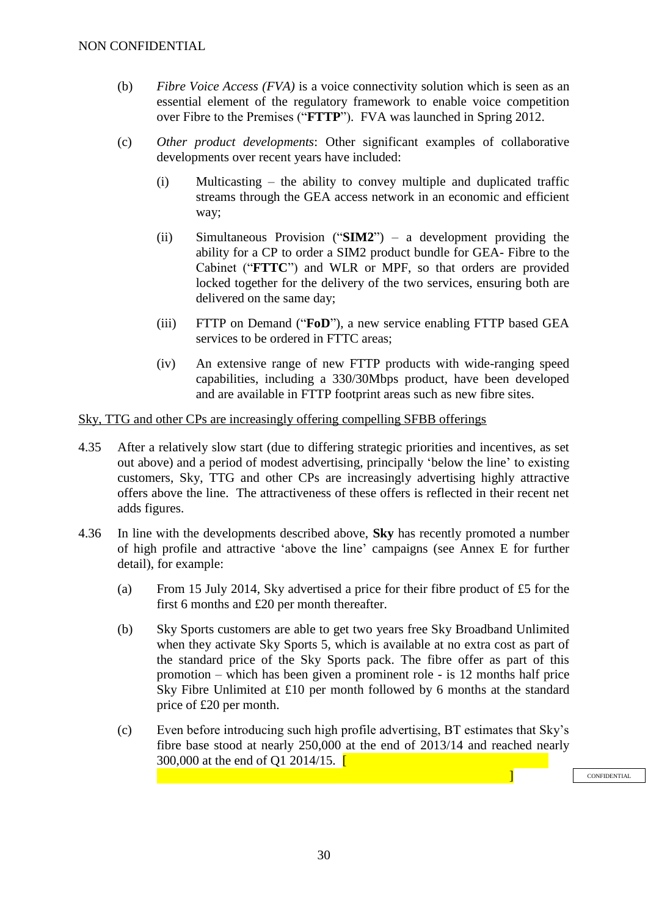(b) *Fibre Voice Access (FVA)* is a voice connectivity solution which is seen as an essential element of the regulatory framework to enable voice competition over Fibre to the Premises ("**FTTP**"). FVA was launched in Spring 2012.

(c) *Other product developments*: Other significant examples of collaborative developments over recent years have included:

(i) Multicasting – the ability to convey multiple and duplicated traffic streams through the GEA access network in an economic and efficient way;

(ii) Simultaneous Provision ("**SIM2**") – a development providing the ability for a CP to order a SIM2 product bundle for GEA- Fibre to the Cabinet ("**FTTC**") and WLR or MPF, so that orders are provided locked together for the delivery of the two services, ensuring both are delivered on the same day;

(iii) FTTP on Demand ("**FoD**"), a new service enabling FTTP based GEA services to be ordered in FTTC areas;

(iv) An extensive range of new FTTP products with wide-ranging speed capabilities, including a 330/30Mbps product, have been developed and are available in FTTP footprint areas such as new fibre sites.

<u>Sky, TTG and other CPs are increasingly offering compelling SFBB offerings</u>

4.35 After a relatively slow start (due to differing strategic priorities and incentives, as set out above) and a period of modest advertising, principally 'below the line' to existing customers, Sky, TTG and other CPs are increasingly advertising highly attractive offers above the line. The attractiveness of these offers is reflected in their recent net adds figures.

4.36 In line with the developments described above, **Sky** has recently promoted a number of high profile and attractive 'above the line' campaigns (see Annex E for further detail), for example:

(a) From 15 July 2014, Sky advertised a price for their fibre product of £5 for the first 6 months and £20 per month thereafter.

(b) Sky Sports customers are able to get two years free Sky Broadband Unlimited when they activate Sky Sports 5, which is available at no extra cost as part of the standard price of the Sky Sports pack. The fibre offer as part of this promotion – which has been given a prominent role - is 12 months half price Sky Fibre Unlimited at £10 per month followed by 6 months at the standard price of £20 per month.

(c) Even before introducing such high profile advertising, BT estimates that Sky's fibre base stood at nearly 250,000 at the end of 2013/14 and reached nearly 300,000 at the end of Q1 2014/15. [ ] CONFIDENTIAL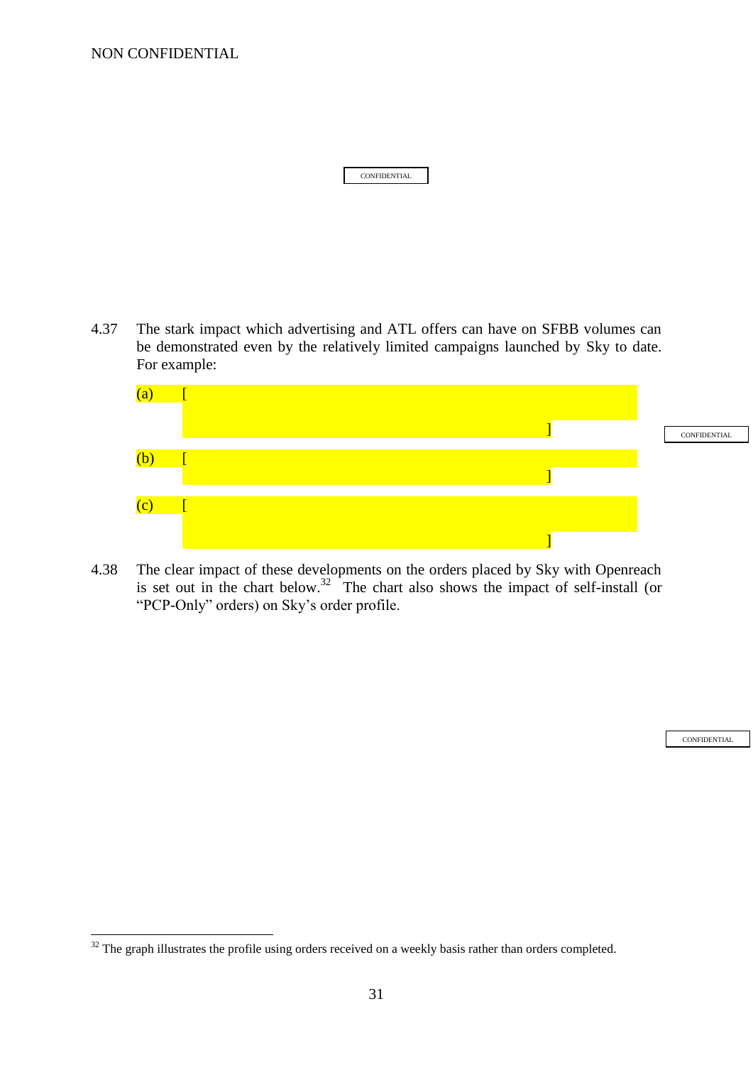NON CONFIDENTIAL

CONFIDENTIAL

4.37 The stark impact which advertising and ATL offers can have on SFBB volumes can be demonstrated even by the relatively limited campaigns launched by Sky to date. For example:

(a) [ ]

CONFIDENTIAL

(b) [ ]

(c) [ ]

4.38 The clear impact of these developments on the orders placed by Sky with Openreach is set out in the chart below.[32] The chart also shows the impact of self-install (or "PCP-Only" orders) on Sky's order profile.

CONFIDENTIAL

[32] The graph illustrates the profile using orders received on a weekly basis rather than orders completed.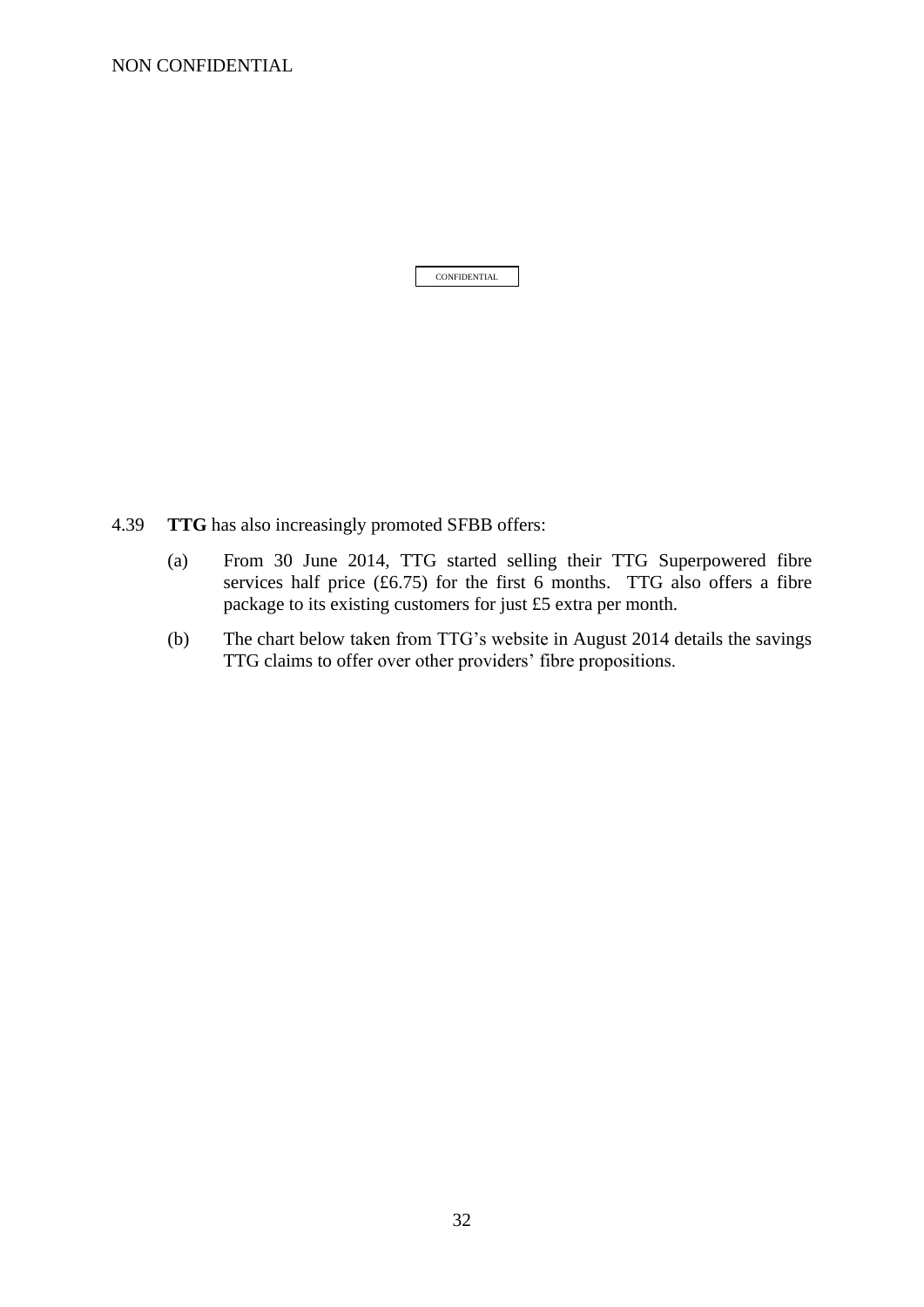CONFIDENTIAL

4.39 **TTG** has also increasingly promoted SFBB offers:

(a) From 30 June 2014, TTG started selling their TTG Superpowered fibre services half price (£6.75) for the first 6 months. TTG also offers a fibre package to its existing customers for just £5 extra per month.

(b) The chart below taken from TTG's website in August 2014 details the savings TTG claims to offer over other providers' fibre propositions.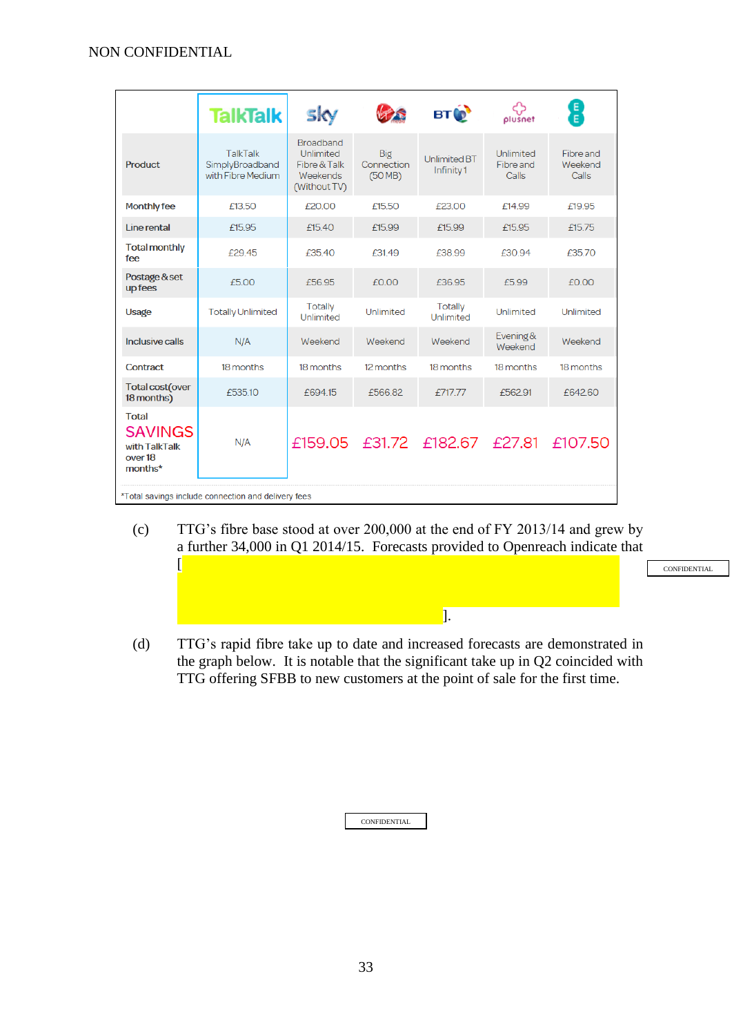NON CONFIDENTIAL

| | TalkTalk | sky | Virgin Media | BT | plusnet | EE |
|---|---|---|---|---|---|---|
| Product | TalkTalk SimplyBroadband with Fibre Medium | Broadband Unlimited Fibre & Talk Weekends (Without TV) | Big Connection (50 MB) | Unlimited BT Infinity 1 | Unlimited Fibre and Calls | Fibre and Weekend Calls |
| Monthly fee | £13.50 | £20.00 | £15.50 | £23.00 | £14.99 | £19.95 |
| Line rental | £15.95 | £15.40 | £15.99 | £15.99 | £15.95 | £15.75 |
| Total monthly fee | £29.45 | £35.40 | £31.49 | £38.99 | £30.94 | £35.70 |
| Postage & set up fees | £5.00 | £56.95 | £0.00 | £36.95 | £5.99 | £0.00 |
| Usage | Totally Unlimited | Totally Unlimited | Unlimited | Totally Unlimited | Unlimited | Unlimited |
| Inclusive calls | N/A | Weekend | Weekend | Weekend | Evening & Weekend | Weekend |
| Contract | 18 months | 18 months | 12 months | 18 months | 18 months | 18 months |
| Total cost (over 18 months) | £535.10 | £694.15 | £566.82 | £717.77 | £562.91 | £642.60 |
| Total SAVINGS with TalkTalk over 18 months* | N/A | £159.05 | £31.72 | £182.67 | £27.81 | £107.50 |

*Total savings include connection and delivery fees

(c) TTG's fibre base stood at over 200,000 at the end of FY 2013/14 and grew by a further 34,000 in Q1 2014/15. Forecasts provided to Openreach indicate that [ ]. CONFIDENTIAL

(d) TTG's rapid fibre take up to date and increased forecasts are demonstrated in the graph below. It is notable that the significant take up in Q2 coincided with TTG offering SFBB to new customers at the point of sale for the first time.

CONFIDENTIAL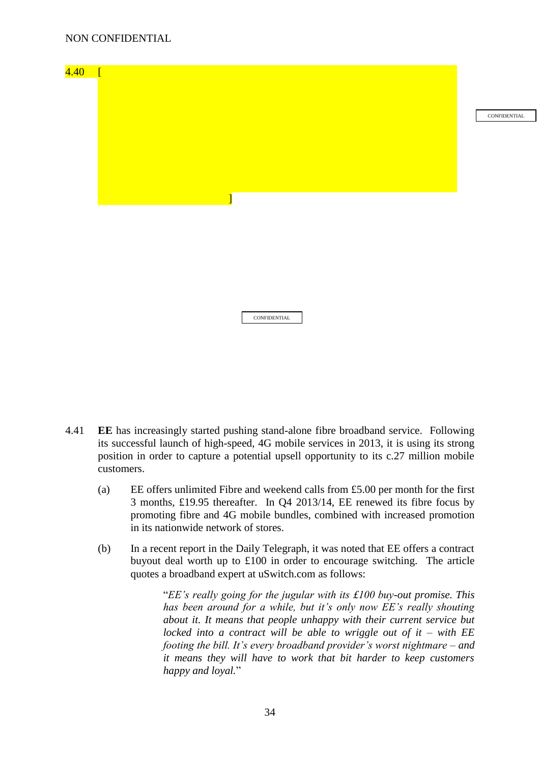4.40 [

]

4.41 **EE** has increasingly started pushing stand-alone fibre broadband service. Following its successful launch of high-speed, 4G mobile services in 2013, it is using its strong position in order to capture a potential upsell opportunity to its c.27 million mobile customers.

(a) EE offers unlimited Fibre and weekend calls from £5.00 per month for the first 3 months, £19.95 thereafter. In Q4 2013/14, EE renewed its fibre focus by promoting fibre and 4G mobile bundles, combined with increased promotion in its nationwide network of stores.

(b) In a recent report in the Daily Telegraph, it was noted that EE offers a contract buyout deal worth up to £100 in order to encourage switching. The article quotes a broadband expert at uSwitch.com as follows:

> "*EE's really going for the jugular with its £100 buy-out promise. This has been around for a while, but it's only now EE's really shouting about it. It means that people unhappy with their current service but locked into a contract will be able to wriggle out of it – with EE footing the bill. It's every broadband provider's worst nightmare – and it means they will have to work that bit harder to keep customers happy and loyal.*"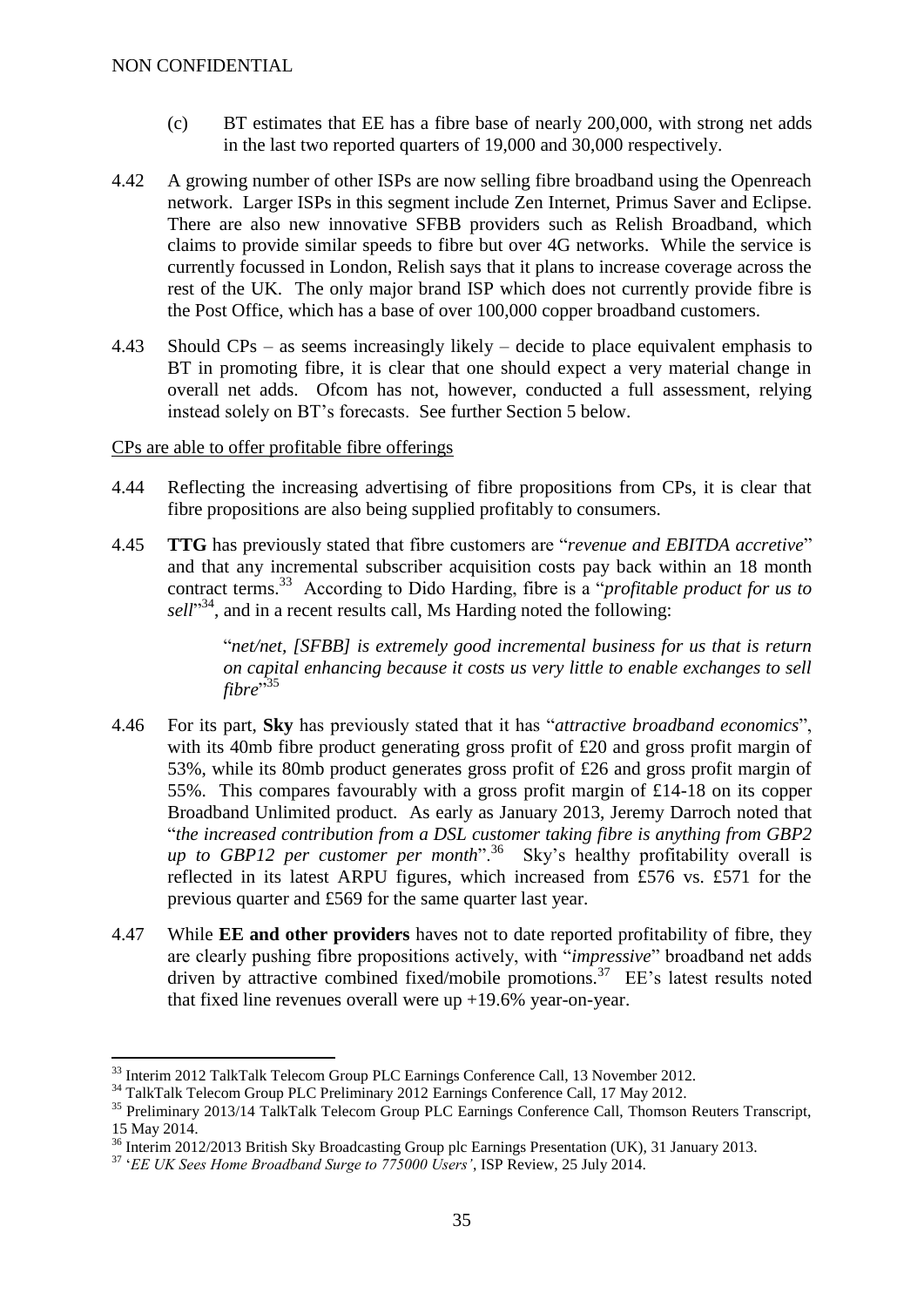(c) BT estimates that EE has a fibre base of nearly 200,000, with strong net adds in the last two reported quarters of 19,000 and 30,000 respectively.

4.42 A growing number of other ISPs are now selling fibre broadband using the Openreach network. Larger ISPs in this segment include Zen Internet, Primus Saver and Eclipse. There are also new innovative SFBB providers such as Relish Broadband, which claims to provide similar speeds to fibre but over 4G networks. While the service is currently focussed in London, Relish says that it plans to increase coverage across the rest of the UK. The only major brand ISP which does not currently provide fibre is the Post Office, which has a base of over 100,000 copper broadband customers.

4.43 Should CPs – as seems increasingly likely – decide to place equivalent emphasis to BT in promoting fibre, it is clear that one should expect a very material change in overall net adds. Ofcom has not, however, conducted a full assessment, relying instead solely on BT's forecasts. See further Section 5 below.

<u>CPs are able to offer profitable fibre offerings</u>

4.44 Reflecting the increasing advertising of fibre propositions from CPs, it is clear that fibre propositions are also being supplied profitably to consumers.

4.45 **TTG** has previously stated that fibre customers are "*revenue and EBITDA accretive*" and that any incremental subscriber acquisition costs pay back within an 18 month contract terms.[33] According to Dido Harding, fibre is a "*profitable product for us to sell*"[34], and in a recent results call, Ms Harding noted the following:

> "*net/net, [SFBB] is extremely good incremental business for us that is return on capital enhancing because it costs us very little to enable exchanges to sell fibre*"[35]

4.46 For its part, **Sky** has previously stated that it has "*attractive broadband economics*", with its 40mb fibre product generating gross profit of £20 and gross profit margin of 53%, while its 80mb product generates gross profit of £26 and gross profit margin of 55%. This compares favourably with a gross profit margin of £14-18 on its copper Broadband Unlimited product. As early as January 2013, Jeremy Darroch noted that "*the increased contribution from a DSL customer taking fibre is anything from GBP2 up to GBP12 per customer per month*".[36] Sky's healthy profitability overall is reflected in its latest ARPU figures, which increased from £576 vs. £571 for the previous quarter and £569 for the same quarter last year.

4.47 While **EE and other providers** haves not to date reported profitability of fibre, they are clearly pushing fibre propositions actively, with "*impressive*" broadband net adds driven by attractive combined fixed/mobile promotions.[37] EE's latest results noted that fixed line revenues overall were up +19.6% year-on-year.

---

[33] Interim 2012 TalkTalk Telecom Group PLC Earnings Conference Call, 13 November 2012.

[34] TalkTalk Telecom Group PLC Preliminary 2012 Earnings Conference Call, 17 May 2012.

[35] Preliminary 2013/14 TalkTalk Telecom Group PLC Earnings Conference Call, Thomson Reuters Transcript, 15 May 2014.

[36] Interim 2012/2013 British Sky Broadcasting Group plc Earnings Presentation (UK), 31 January 2013.

[37] '*EE UK Sees Home Broadband Surge to 775000 Users'*, ISP Review, 25 July 2014.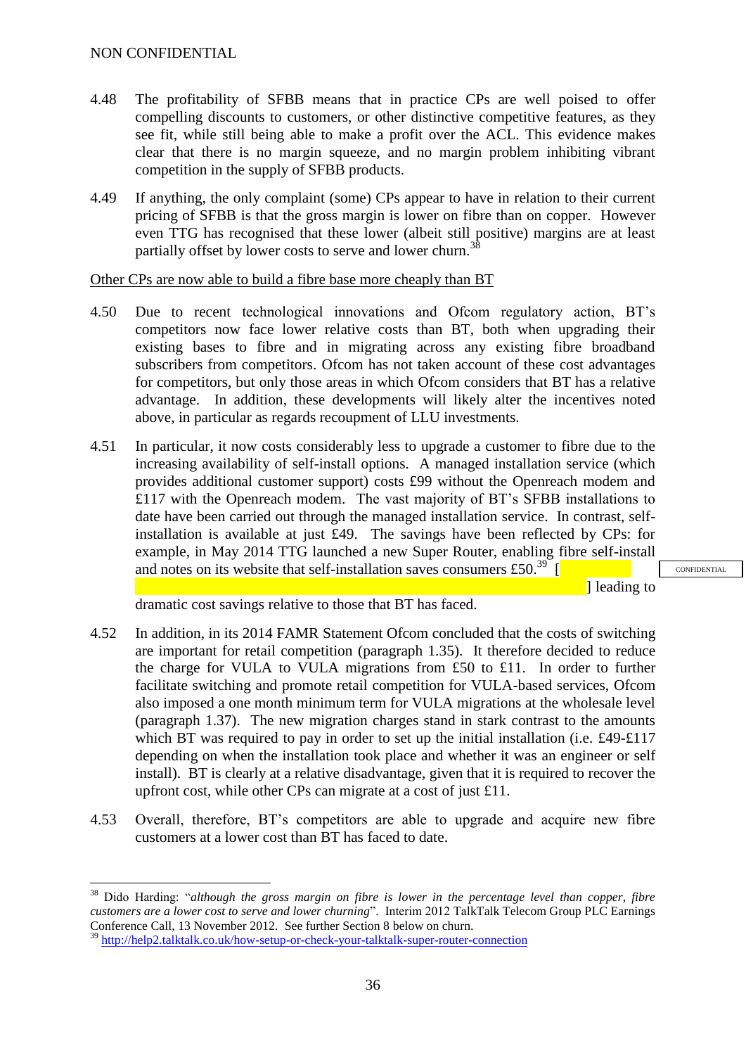4.48 The profitability of SFBB means that in practice CPs are well poised to offer compelling discounts to customers, or other distinctive competitive features, as they see fit, while still being able to make a profit over the ACL. This evidence makes clear that there is no margin squeeze, and no margin problem inhibiting vibrant competition in the supply of SFBB products.

4.49 If anything, the only complaint (some) CPs appear to have in relation to their current pricing of SFBB is that the gross margin is lower on fibre than on copper. However even TTG has recognised that these lower (albeit still positive) margins are at least partially offset by lower costs to serve and lower churn.[38]

Other CPs are now able to build a fibre base more cheaply than BT

4.50 Due to recent technological innovations and Ofcom regulatory action, BT's competitors now face lower relative costs than BT, both when upgrading their existing bases to fibre and in migrating across any existing fibre broadband subscribers from competitors. Ofcom has not taken account of these cost advantages for competitors, but only those areas in which Ofcom considers that BT has a relative advantage. In addition, these developments will likely alter the incentives noted above, in particular as regards recoupment of LLU investments.

4.51 In particular, it now costs considerably less to upgrade a customer to fibre due to the increasing availability of self-install options. A managed installation service (which provides additional customer support) costs £99 without the Openreach modem and £117 with the Openreach modem. The vast majority of BT's SFBB installations to date have been carried out through the managed installation service. In contrast, self-installation is available at just £49. The savings have been reflected by CPs: for example, in May 2014 TTG launched a new Super Router, enabling fibre self-install and notes on its website that self-installation saves consumers £50.[39] [ ] leading to dramatic cost savings relative to those that BT has faced.

CONFIDENTIAL

4.52 In addition, in its 2014 FAMR Statement Ofcom concluded that the costs of switching are important for retail competition (paragraph 1.35). It therefore decided to reduce the charge for VULA to VULA migrations from £50 to £11. In order to further facilitate switching and promote retail competition for VULA-based services, Ofcom also imposed a one month minimum term for VULA migrations at the wholesale level (paragraph 1.37). The new migration charges stand in stark contrast to the amounts which BT was required to pay in order to set up the initial installation (i.e. £49-£117 depending on when the installation took place and whether it was an engineer or self install). BT is clearly at a relative disadvantage, given that it is required to recover the upfront cost, while other CPs can migrate at a cost of just £11.

4.53 Overall, therefore, BT's competitors are able to upgrade and acquire new fibre customers at a lower cost than BT has faced to date.

---

[38] Dido Harding: "*although the gross margin on fibre is lower in the percentage level than copper, fibre customers are a lower cost to serve and lower churning*". Interim 2012 TalkTalk Telecom Group PLC Earnings Conference Call, 13 November 2012. See further Section 8 below on churn.

[39] http://help2.talktalk.co.uk/how-setup-or-check-your-talktalk-super-router-connection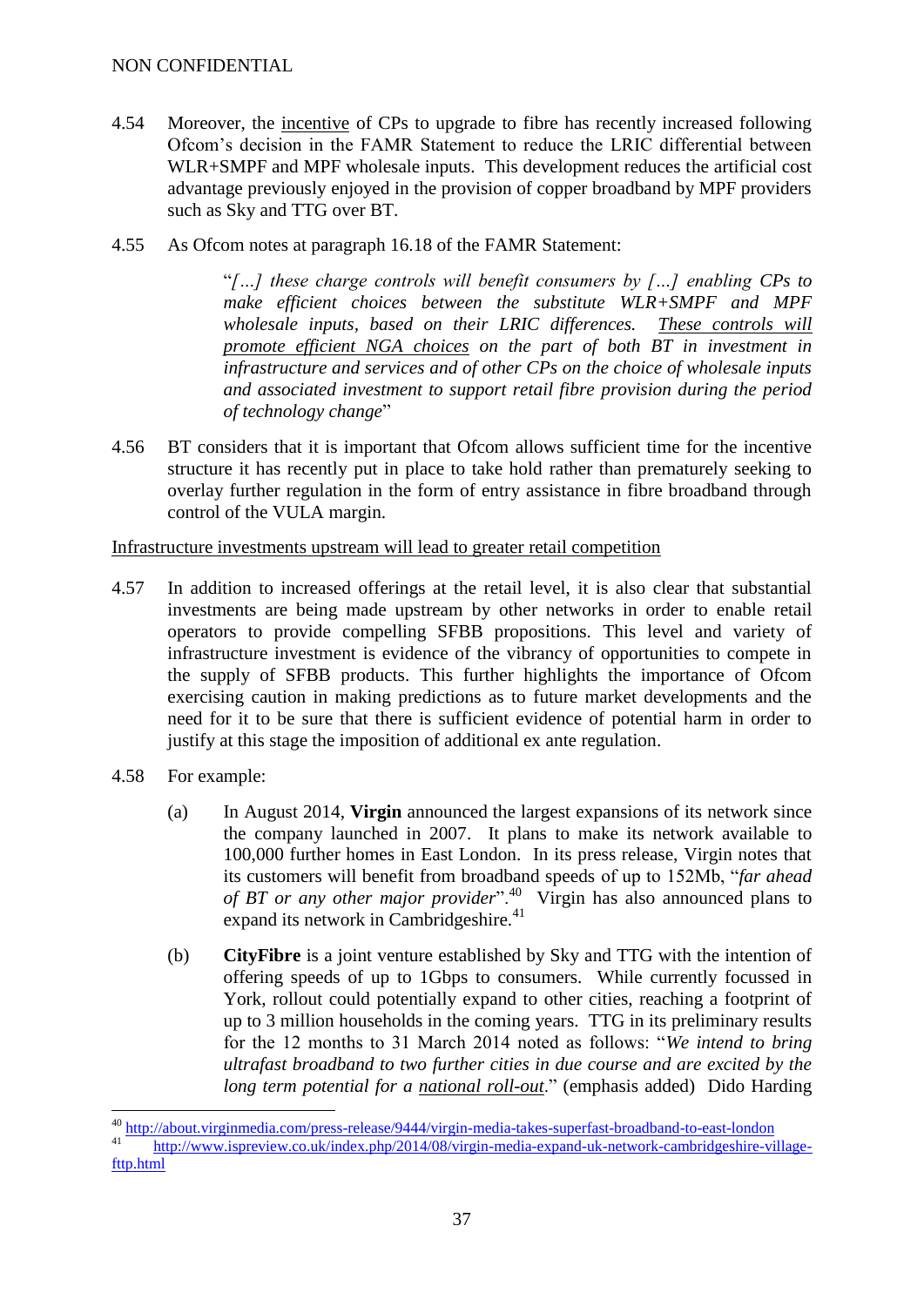4.54 Moreover, the <u>incentive</u> of CPs to upgrade to fibre has recently increased following Ofcom's decision in the FAMR Statement to reduce the LRIC differential between WLR+SMPF and MPF wholesale inputs. This development reduces the artificial cost advantage previously enjoyed in the provision of copper broadband by MPF providers such as Sky and TTG over BT.

4.55 As Ofcom notes at paragraph 16.18 of the FAMR Statement:

> "*[…] these charge controls will benefit consumers by […] enabling CPs to make efficient choices between the substitute WLR+SMPF and MPF wholesale inputs, based on their LRIC differences. <u>These controls will promote efficient NGA choices</u> on the part of both BT in investment in infrastructure and services and of other CPs on the choice of wholesale inputs and associated investment to support retail fibre provision during the period of technology change*"

4.56 BT considers that it is important that Ofcom allows sufficient time for the incentive structure it has recently put in place to take hold rather than prematurely seeking to overlay further regulation in the form of entry assistance in fibre broadband through control of the VULA margin.

<u>Infrastructure investments upstream will lead to greater retail competition</u>

4.57 In addition to increased offerings at the retail level, it is also clear that substantial investments are being made upstream by other networks in order to enable retail operators to provide compelling SFBB propositions. This level and variety of infrastructure investment is evidence of the vibrancy of opportunities to compete in the supply of SFBB products. This further highlights the importance of Ofcom exercising caution in making predictions as to future market developments and the need for it to be sure that there is sufficient evidence of potential harm in order to justify at this stage the imposition of additional ex ante regulation.

4.58 For example:

(a) In August 2014, **Virgin** announced the largest expansions of its network since the company launched in 2007. It plans to make its network available to 100,000 further homes in East London. In its press release, Virgin notes that its customers will benefit from broadband speeds of up to 152Mb, "*far ahead of BT or any other major provider*".[40] Virgin has also announced plans to expand its network in Cambridgeshire.[41]

(b) **CityFibre** is a joint venture established by Sky and TTG with the intention of offering speeds of up to 1Gbps to consumers. While currently focussed in York, rollout could potentially expand to other cities, reaching a footprint of up to 3 million households in the coming years. TTG in its preliminary results for the 12 months to 31 March 2014 noted as follows: "*We intend to bring ultrafast broadband to two further cities in due course and are excited by the long term potential for a <u>national roll-out</u>.*" (emphasis added) Dido Harding

---

[40] http://about.virginmedia.com/press-release/9444/virgin-media-takes-superfast-broadband-to-east-london

[41] http://www.ispreview.co.uk/index.php/2014/08/virgin-media-expand-uk-network-cambridgeshire-village-fttp.html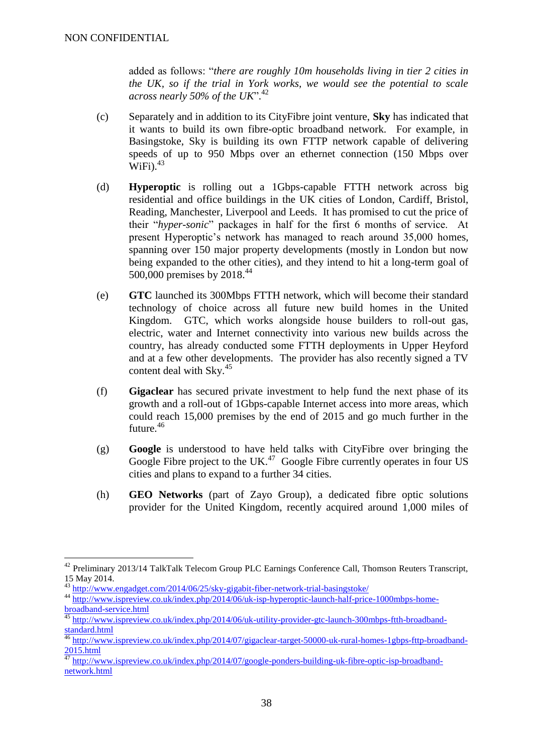added as follows: "*there are roughly 10m households living in tier 2 cities in the UK, so if the trial in York works, we would see the potential to scale across nearly 50% of the UK*".[42]

(c) Separately and in addition to its CityFibre joint venture, **Sky** has indicated that it wants to build its own fibre-optic broadband network. For example, in Basingstoke, Sky is building its own FTTP network capable of delivering speeds of up to 950 Mbps over an ethernet connection (150 Mbps over WiFi).[43]

(d) **Hyperoptic** is rolling out a 1Gbps-capable FTTH network across big residential and office buildings in the UK cities of London, Cardiff, Bristol, Reading, Manchester, Liverpool and Leeds. It has promised to cut the price of their "*hyper-sonic*" packages in half for the first 6 months of service. At present Hyperoptic's network has managed to reach around 35,000 homes, spanning over 150 major property developments (mostly in London but now being expanded to the other cities), and they intend to hit a long-term goal of 500,000 premises by 2018.[44]

(e) **GTC** launched its 300Mbps FTTH network, which will become their standard technology of choice across all future new build homes in the United Kingdom. GTC, which works alongside house builders to roll-out gas, electric, water and Internet connectivity into various new builds across the country, has already conducted some FTTH deployments in Upper Heyford and at a few other developments. The provider has also recently signed a TV content deal with Sky.[45]

(f) **Gigaclear** has secured private investment to help fund the next phase of its growth and a roll-out of 1Gbps-capable Internet access into more areas, which could reach 15,000 premises by the end of 2015 and go much further in the future.[46]

(g) **Google** is understood to have held talks with CityFibre over bringing the Google Fibre project to the UK.[47] Google Fibre currently operates in four US cities and plans to expand to a further 34 cities.

(h) **GEO Networks** (part of Zayo Group), a dedicated fibre optic solutions provider for the United Kingdom, recently acquired around 1,000 miles of

---

[42] Preliminary 2013/14 TalkTalk Telecom Group PLC Earnings Conference Call, Thomson Reuters Transcript, 15 May 2014.

[43] http://www.engadget.com/2014/06/25/sky-gigabit-fiber-network-trial-basingstoke/

[44] http://www.ispreview.co.uk/index.php/2014/06/uk-isp-hyperoptic-launch-half-price-1000mbps-home-broadband-service.html

[45] http://www.ispreview.co.uk/index.php/2014/06/uk-utility-provider-gtc-launch-300mbps-ftth-broadband-standard.html

[46] http://www.ispreview.co.uk/index.php/2014/07/gigaclear-target-50000-uk-rural-homes-1gbps-fttp-broadband-2015.html

[47] http://www.ispreview.co.uk/index.php/2014/07/google-ponders-building-uk-fibre-optic-isp-broadband-network.html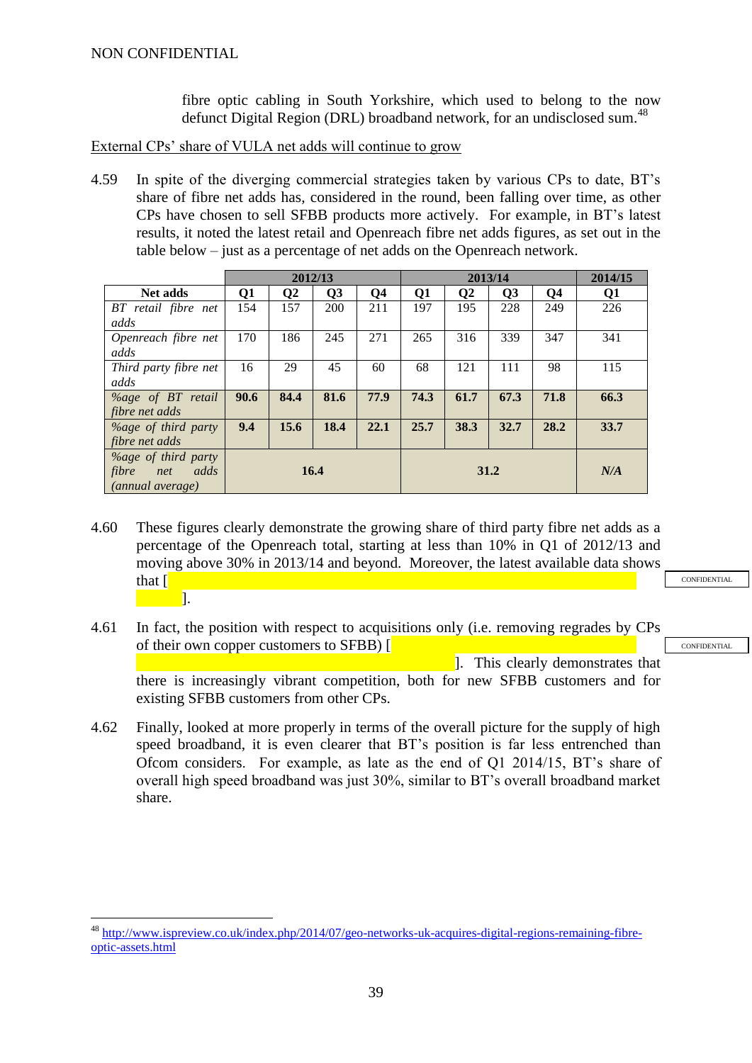fibre optic cabling in South Yorkshire, which used to belong to the now defunct Digital Region (DRL) broadband network, for an undisclosed sum.[48]

External CPs' share of VULA net adds will continue to grow

4.59 In spite of the diverging commercial strategies taken by various CPs to date, BT's share of fibre net adds has, considered in the round, been falling over time, as other CPs have chosen to sell SFBB products more actively. For example, in BT's latest results, it noted the latest retail and Openreach fibre net adds figures, as set out in the table below – just as a percentage of net adds on the Openreach network.

| | 2012/13 | | | | 2013/14 | | | | 2014/15 |
|---|---|---|---|---|---|---|---|---|---|
| **Net adds** | **Q1** | **Q2** | **Q3** | **Q4** | **Q1** | **Q2** | **Q3** | **Q4** | **Q1** |
| *BT retail fibre net adds* | 154 | 157 | 200 | 211 | 197 | 195 | 228 | 249 | 226 |
| *Openreach fibre net adds* | 170 | 186 | 245 | 271 | 265 | 316 | 339 | 347 | 341 |
| *Third party fibre net adds* | 16 | 29 | 45 | 60 | 68 | 121 | 111 | 98 | 115 |
| *%age of BT retail fibre net adds* | **90.6** | **84.4** | **81.6** | **77.9** | **74.3** | **61.7** | **67.3** | **71.8** | **66.3** |
| *%age of third party fibre net adds* | **9.4** | **15.6** | **18.4** | **22.1** | **25.7** | **38.3** | **32.7** | **28.2** | **33.7** |
| *%age of third party fibre net adds (annual average)* | **16.4** | | | | **31.2** | | | | ***N/A*** |

4.60 These figures clearly demonstrate the growing share of third party fibre net adds as a percentage of the Openreach total, starting at less than 10% in Q1 of 2012/13 and moving above 30% in 2013/14 and beyond. Moreover, the latest available data shows that [ ].

CONFIDENTIAL

4.61 In fact, the position with respect to acquisitions only (i.e. removing regrades by CPs of their own copper customers to SFBB) [ ]. This clearly demonstrates that there is increasingly vibrant competition, both for new SFBB customers and for existing SFBB customers from other CPs.

CONFIDENTIAL

4.62 Finally, looked at more properly in terms of the overall picture for the supply of high speed broadband, it is even clearer that BT's position is far less entrenched than Ofcom considers. For example, as late as the end of Q1 2014/15, BT's share of overall high speed broadband was just 30%, similar to BT's overall broadband market share.

[48] http://www.ispreview.co.uk/index.php/2014/07/geo-networks-uk-acquires-digital-regions-remaining-fibre-optic-assets.html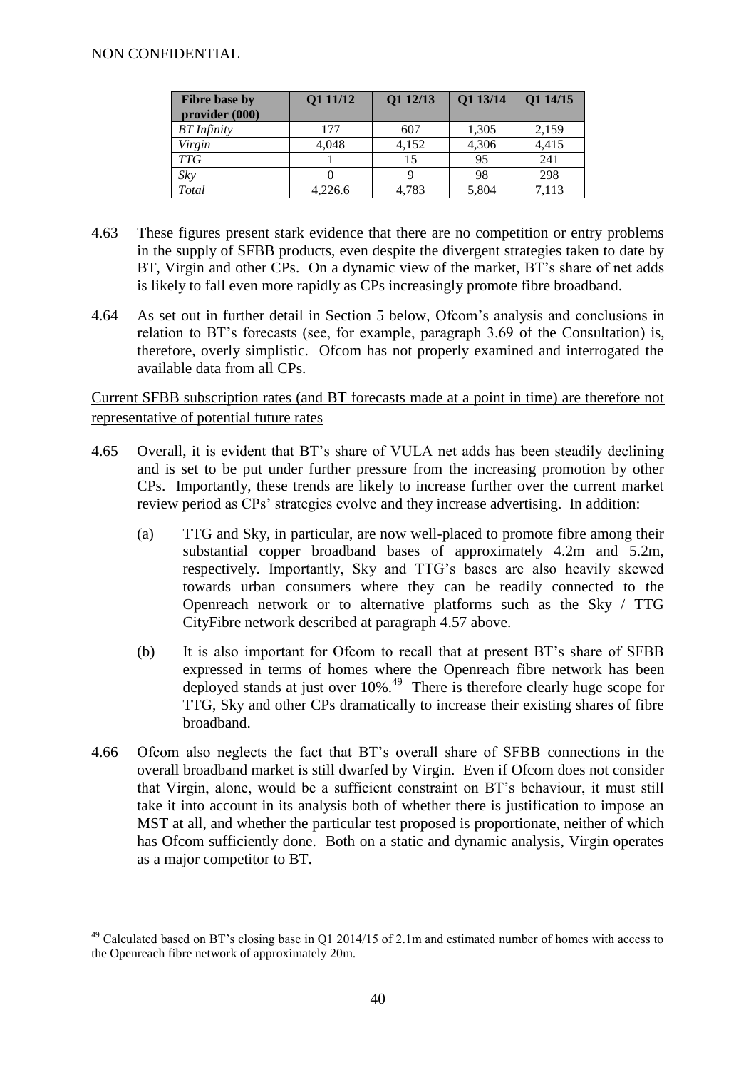| Fibre base by provider (000) | Q1 11/12 | Q1 12/13 | Q1 13/14 | Q1 14/15 |
|---|---|---|---|---|
| *BT Infinity* | 177 | 607 | 1,305 | 2,159 |
| *Virgin* | 4,048 | 4,152 | 4,306 | 4,415 |
| *TTG* | 1 | 15 | 95 | 241 |
| *Sky* | 0 | 9 | 98 | 298 |
| *Total* | 4,226.6 | 4,783 | 5,804 | 7,113 |

4.63 These figures present stark evidence that there are no competition or entry problems in the supply of SFBB products, even despite the divergent strategies taken to date by BT, Virgin and other CPs. On a dynamic view of the market, BT's share of net adds is likely to fall even more rapidly as CPs increasingly promote fibre broadband.

4.64 As set out in further detail in Section 5 below, Ofcom's analysis and conclusions in relation to BT's forecasts (see, for example, paragraph 3.69 of the Consultation) is, therefore, overly simplistic. Ofcom has not properly examined and interrogated the available data from all CPs.

<u>Current SFBB subscription rates (and BT forecasts made at a point in time) are therefore not representative of potential future rates</u>

4.65 Overall, it is evident that BT's share of VULA net adds has been steadily declining and is set to be put under further pressure from the increasing promotion by other CPs. Importantly, these trends are likely to increase further over the current market review period as CPs' strategies evolve and they increase advertising. In addition:

(a) TTG and Sky, in particular, are now well-placed to promote fibre among their substantial copper broadband bases of approximately 4.2m and 5.2m, respectively. Importantly, Sky and TTG's bases are also heavily skewed towards urban consumers where they can be readily connected to the Openreach network or to alternative platforms such as the Sky / TTG CityFibre network described at paragraph 4.57 above.

(b) It is also important for Ofcom to recall that at present BT's share of SFBB expressed in terms of homes where the Openreach fibre network has been deployed stands at just over 10%.[49] There is therefore clearly huge scope for TTG, Sky and other CPs dramatically to increase their existing shares of fibre broadband.

4.66 Ofcom also neglects the fact that BT's overall share of SFBB connections in the overall broadband market is still dwarfed by Virgin. Even if Ofcom does not consider that Virgin, alone, would be a sufficient constraint on BT's behaviour, it must still take it into account in its analysis both of whether there is justification to impose an MST at all, and whether the particular test proposed is proportionate, neither of which has Ofcom sufficiently done. Both on a static and dynamic analysis, Virgin operates as a major competitor to BT.

[49] Calculated based on BT's closing base in Q1 2014/15 of 2.1m and estimated number of homes with access to the Openreach fibre network of approximately 20m.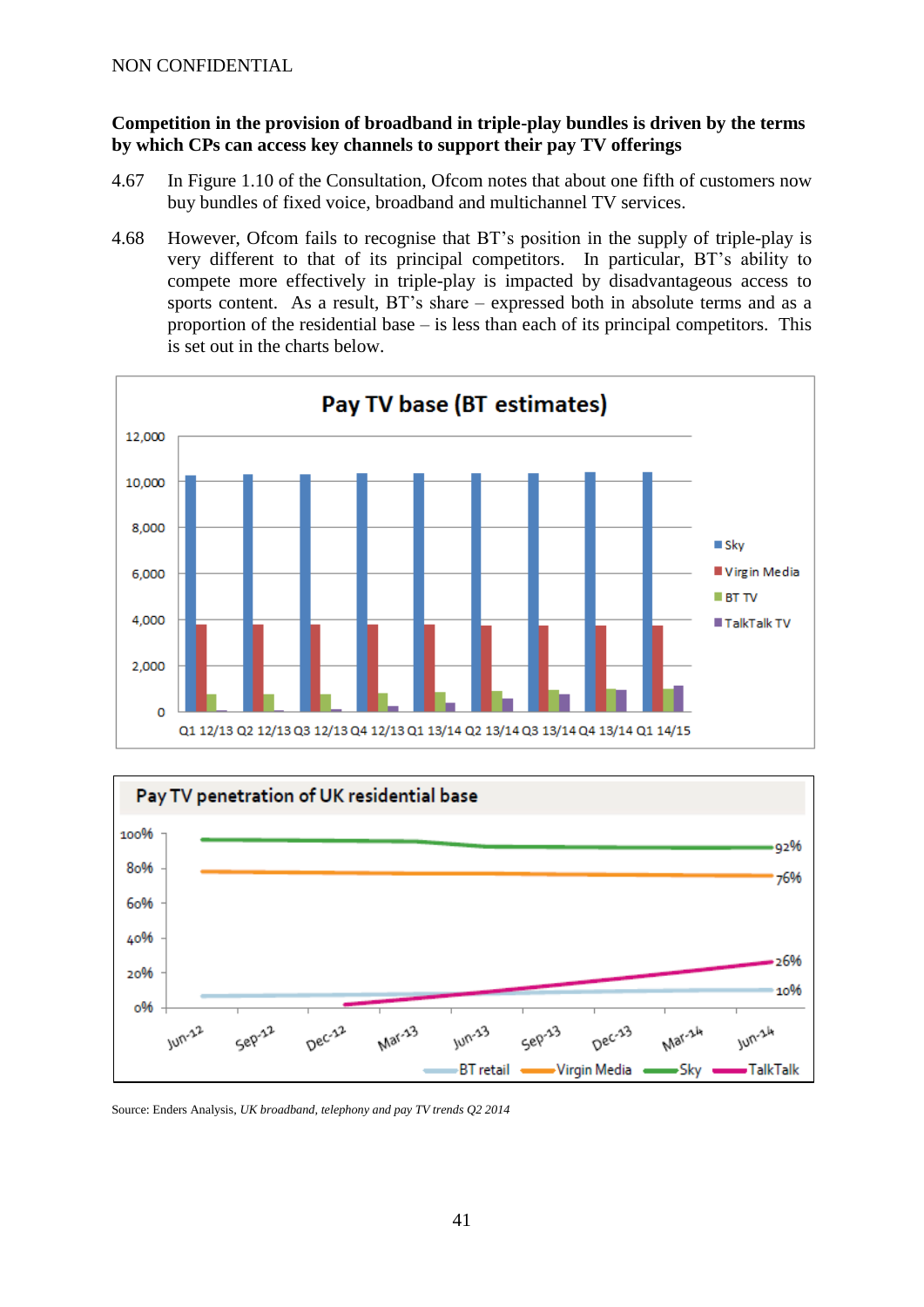**Competition in the provision of broadband in triple-play bundles is driven by the terms by which CPs can access key channels to support their pay TV offerings**

4.67 In Figure 1.10 of the Consultation, Ofcom notes that about one fifth of customers now buy bundles of fixed voice, broadband and multichannel TV services.

4.68 However, Ofcom fails to recognise that BT's position in the supply of triple-play is very different to that of its principal competitors. In particular, BT's ability to compete more effectively in triple-play is impacted by disadvantageous access to sports content. As a result, BT's share – expressed both in absolute terms and as a proportion of the residential base – is less than each of its principal competitors. This is set out in the charts below.

**Pay TV base (BT estimates)**

**Pay TV penetration of UK residential base**

Source: Enders Analysis, *UK broadband, telephony and pay TV trends Q2 2014*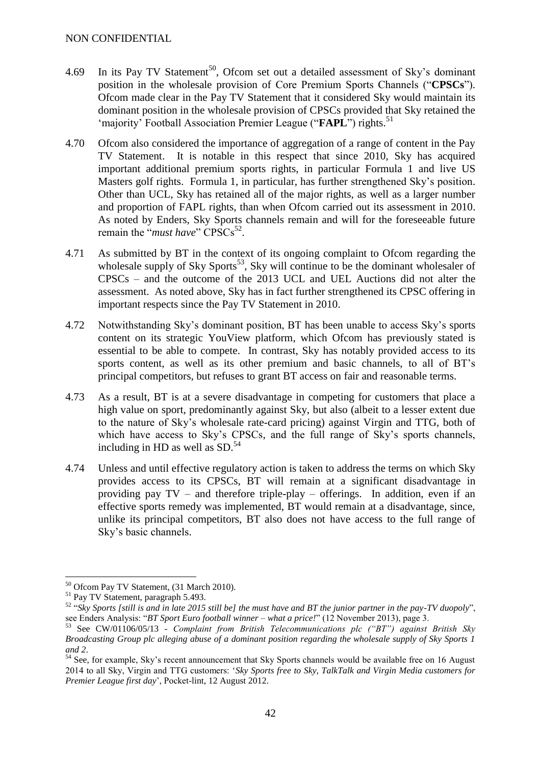4.69 In its Pay TV Statement[50], Ofcom set out a detailed assessment of Sky's dominant position in the wholesale provision of Core Premium Sports Channels ("**CPSCs**"). Ofcom made clear in the Pay TV Statement that it considered Sky would maintain its dominant position in the wholesale provision of CPSCs provided that Sky retained the 'majority' Football Association Premier League ("**FAPL**") rights.[51]

4.70 Ofcom also considered the importance of aggregation of a range of content in the Pay TV Statement. It is notable in this respect that since 2010, Sky has acquired important additional premium sports rights, in particular Formula 1 and live US Masters golf rights. Formula 1, in particular, has further strengthened Sky's position. Other than UCL, Sky has retained all of the major rights, as well as a larger number and proportion of FAPL rights, than when Ofcom carried out its assessment in 2010. As noted by Enders, Sky Sports channels remain and will for the foreseeable future remain the "*must have*" CPSCs[52].

4.71 As submitted by BT in the context of its ongoing complaint to Ofcom regarding the wholesale supply of Sky Sports[53], Sky will continue to be the dominant wholesaler of CPSCs – and the outcome of the 2013 UCL and UEL Auctions did not alter the assessment. As noted above, Sky has in fact further strengthened its CPSC offering in important respects since the Pay TV Statement in 2010.

4.72 Notwithstanding Sky's dominant position, BT has been unable to access Sky's sports content on its strategic YouView platform, which Ofcom has previously stated is essential to be able to compete. In contrast, Sky has notably provided access to its sports content, as well as its other premium and basic channels, to all of BT's principal competitors, but refuses to grant BT access on fair and reasonable terms.

4.73 As a result, BT is at a severe disadvantage in competing for customers that place a high value on sport, predominantly against Sky, but also (albeit to a lesser extent due to the nature of Sky's wholesale rate-card pricing) against Virgin and TTG, both of which have access to Sky's CPSCs, and the full range of Sky's sports channels, including in HD as well as SD.[54]

4.74 Unless and until effective regulatory action is taken to address the terms on which Sky provides access to its CPSCs, BT will remain at a significant disadvantage in providing pay TV – and therefore triple-play – offerings. In addition, even if an effective sports remedy was implemented, BT would remain at a disadvantage, since, unlike its principal competitors, BT also does not have access to the full range of Sky's basic channels.

---

[50] Ofcom Pay TV Statement, (31 March 2010).

[51] Pay TV Statement, paragraph 5.493.

[52] "*Sky Sports [still is and in late 2015 still be] the must have and BT the junior partner in the pay-TV duopoly*", see Enders Analysis: "*BT Sport Euro football winner – what a price!*" (12 November 2013), page 3.

[53] See CW/01106/05/13 - *Complaint from British Telecommunications plc ("BT") against British Sky Broadcasting Group plc alleging abuse of a dominant position regarding the wholesale supply of Sky Sports 1 and 2*.

[54] See, for example, Sky's recent announcement that Sky Sports channels would be available free on 16 August 2014 to all Sky, Virgin and TTG customers: '*Sky Sports free to Sky, TalkTalk and Virgin Media customers for Premier League first day*', Pocket-lint, 12 August 2012.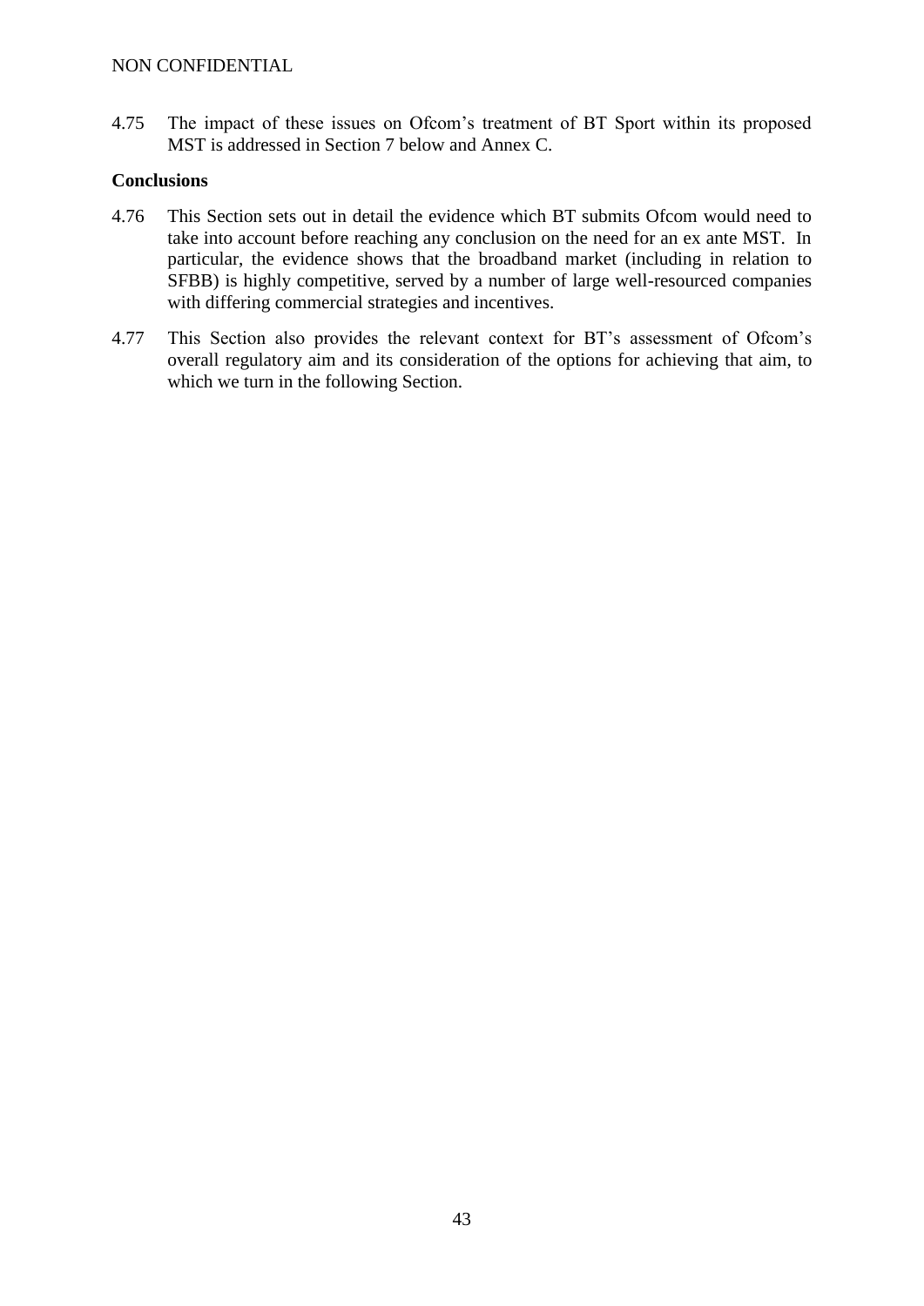4.75 The impact of these issues on Ofcom's treatment of BT Sport within its proposed MST is addressed in Section 7 below and Annex C.

**Conclusions**

4.76 This Section sets out in detail the evidence which BT submits Ofcom would need to take into account before reaching any conclusion on the need for an ex ante MST. In particular, the evidence shows that the broadband market (including in relation to SFBB) is highly competitive, served by a number of large well-resourced companies with differing commercial strategies and incentives.

4.77 This Section also provides the relevant context for BT's assessment of Ofcom's overall regulatory aim and its consideration of the options for achieving that aim, to which we turn in the following Section.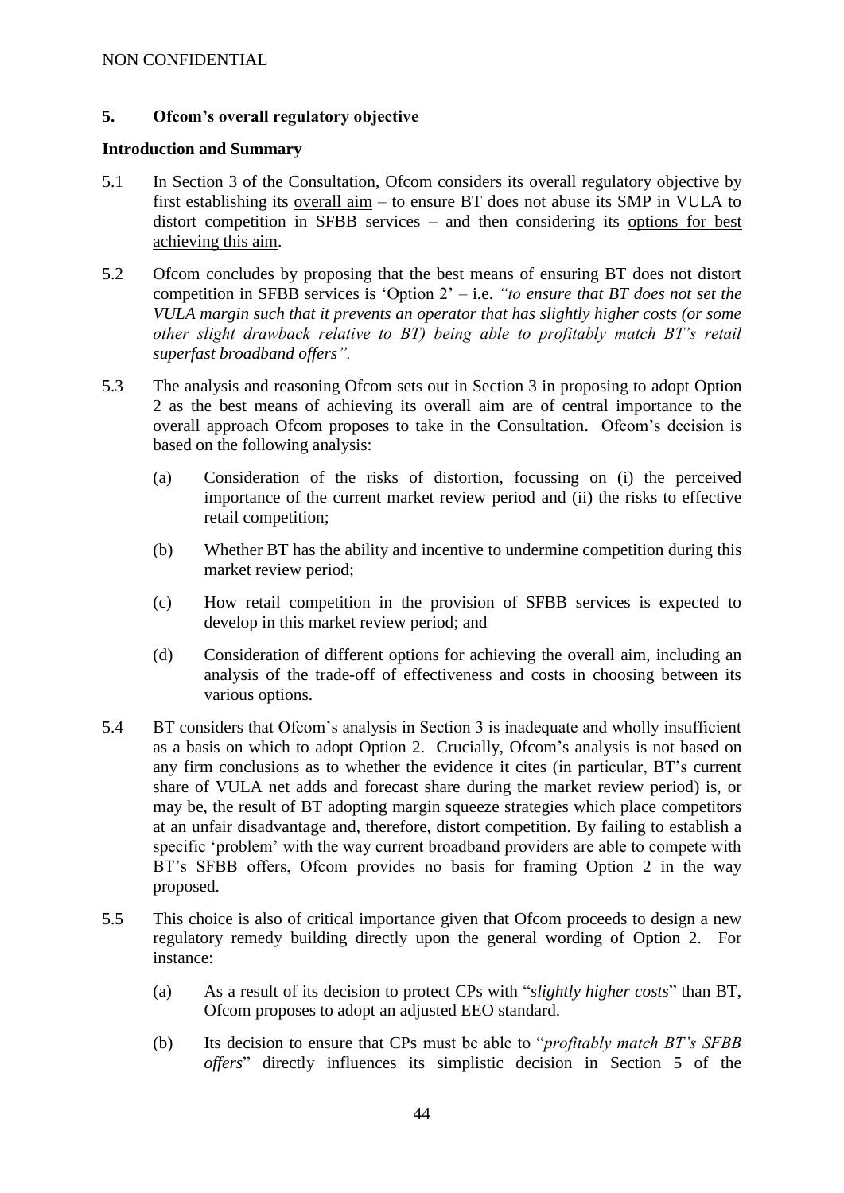## 5. Ofcom's overall regulatory objective

### Introduction and Summary

5.1 In Section 3 of the Consultation, Ofcom considers its overall regulatory objective by first establishing its overall aim – to ensure BT does not abuse its SMP in VULA to distort competition in SFBB services – and then considering its options for best achieving this aim.

5.2 Ofcom concludes by proposing that the best means of ensuring BT does not distort competition in SFBB services is 'Option 2' – i.e. *"to ensure that BT does not set the VULA margin such that it prevents an operator that has slightly higher costs (or some other slight drawback relative to BT) being able to profitably match BT's retail superfast broadband offers".*

5.3 The analysis and reasoning Ofcom sets out in Section 3 in proposing to adopt Option 2 as the best means of achieving its overall aim are of central importance to the overall approach Ofcom proposes to take in the Consultation. Ofcom's decision is based on the following analysis:

(a) Consideration of the risks of distortion, focussing on (i) the perceived importance of the current market review period and (ii) the risks to effective retail competition;

(b) Whether BT has the ability and incentive to undermine competition during this market review period;

(c) How retail competition in the provision of SFBB services is expected to develop in this market review period; and

(d) Consideration of different options for achieving the overall aim, including an analysis of the trade-off of effectiveness and costs in choosing between its various options.

5.4 BT considers that Ofcom's analysis in Section 3 is inadequate and wholly insufficient as a basis on which to adopt Option 2. Crucially, Ofcom's analysis is not based on any firm conclusions as to whether the evidence it cites (in particular, BT's current share of VULA net adds and forecast share during the market review period) is, or may be, the result of BT adopting margin squeeze strategies which place competitors at an unfair disadvantage and, therefore, distort competition. By failing to establish a specific 'problem' with the way current broadband providers are able to compete with BT's SFBB offers, Ofcom provides no basis for framing Option 2 in the way proposed.

5.5 This choice is also of critical importance given that Ofcom proceeds to design a new regulatory remedy building directly upon the general wording of Option 2. For instance:

(a) As a result of its decision to protect CPs with "*slightly higher costs*" than BT, Ofcom proposes to adopt an adjusted EEO standard.

(b) Its decision to ensure that CPs must be able to "*profitably match BT's SFBB offers*" directly influences its simplistic decision in Section 5 of the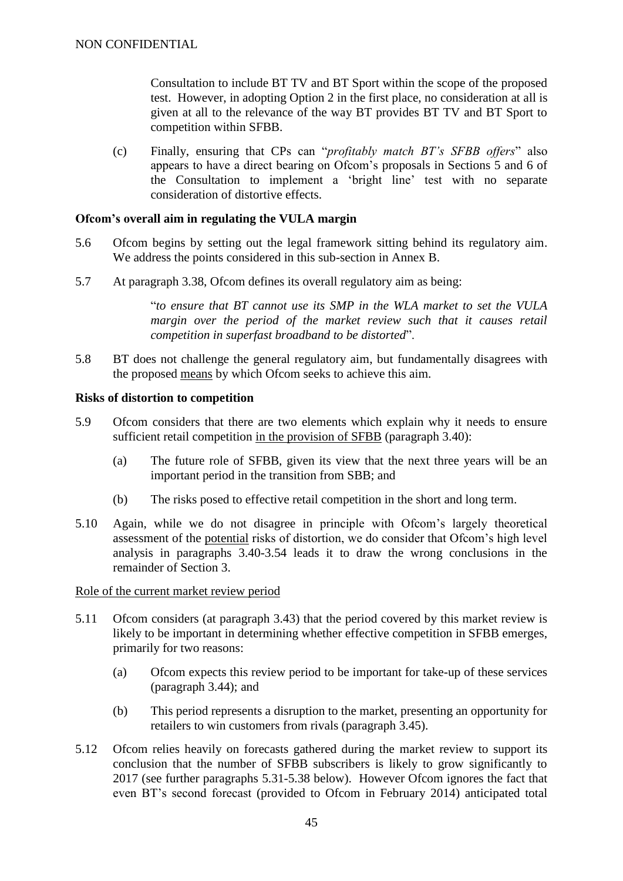Consultation to include BT TV and BT Sport within the scope of the proposed test. However, in adopting Option 2 in the first place, no consideration at all is given at all to the relevance of the way BT provides BT TV and BT Sport to competition within SFBB.

(c) Finally, ensuring that CPs can "*profitably match BT's SFBB offers*" also appears to have a direct bearing on Ofcom's proposals in Sections 5 and 6 of the Consultation to implement a 'bright line' test with no separate consideration of distortive effects.

**Ofcom's overall aim in regulating the VULA margin**

5.6 Ofcom begins by setting out the legal framework sitting behind its regulatory aim. We address the points considered in this sub-section in Annex B.

5.7 At paragraph 3.38, Ofcom defines its overall regulatory aim as being:

> "*to ensure that BT cannot use its SMP in the WLA market to set the VULA margin over the period of the market review such that it causes retail competition in superfast broadband to be distorted*".

5.8 BT does not challenge the general regulatory aim, but fundamentally disagrees with the proposed <u>means</u> by which Ofcom seeks to achieve this aim.

**Risks of distortion to competition**

5.9 Ofcom considers that there are two elements which explain why it needs to ensure sufficient retail competition <u>in the provision of SFBB</u> (paragraph 3.40):

(a) The future role of SFBB, given its view that the next three years will be an important period in the transition from SBB; and

(b) The risks posed to effective retail competition in the short and long term.

5.10 Again, while we do not disagree in principle with Ofcom's largely theoretical assessment of the <u>potential</u> risks of distortion, we do consider that Ofcom's high level analysis in paragraphs 3.40-3.54 leads it to draw the wrong conclusions in the remainder of Section 3.

<u>Role of the current market review period</u>

5.11 Ofcom considers (at paragraph 3.43) that the period covered by this market review is likely to be important in determining whether effective competition in SFBB emerges, primarily for two reasons:

(a) Ofcom expects this review period to be important for take-up of these services (paragraph 3.44); and

(b) This period represents a disruption to the market, presenting an opportunity for retailers to win customers from rivals (paragraph 3.45).

5.12 Ofcom relies heavily on forecasts gathered during the market review to support its conclusion that the number of SFBB subscribers is likely to grow significantly to 2017 (see further paragraphs 5.31-5.38 below). However Ofcom ignores the fact that even BT's second forecast (provided to Ofcom in February 2014) anticipated total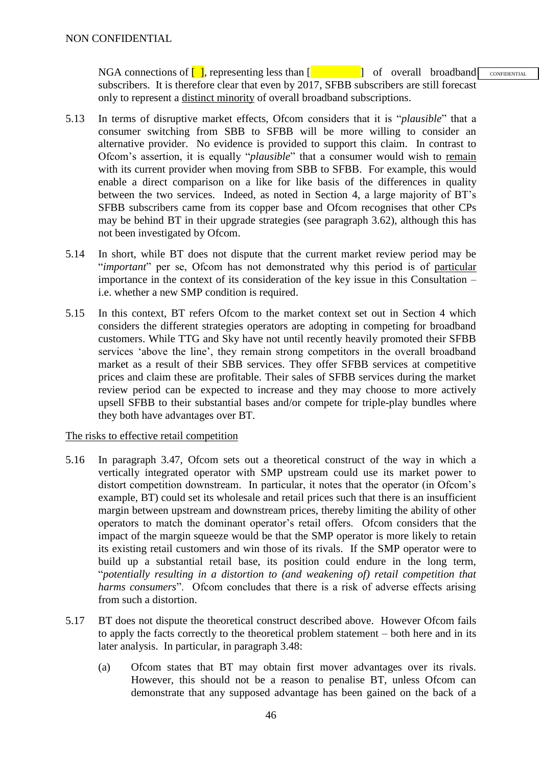NGA connections of [ ], representing less than [ ] of overall broadband subscribers. It is therefore clear that even by 2017, SFBB subscribers are still forecast only to represent a distinct minority of overall broadband subscriptions.

5.13 In terms of disruptive market effects, Ofcom considers that it is "*plausible*" that a consumer switching from SBB to SFBB will be more willing to consider an alternative provider. No evidence is provided to support this claim. In contrast to Ofcom's assertion, it is equally "*plausible*" that a consumer would wish to remain with its current provider when moving from SBB to SFBB. For example, this would enable a direct comparison on a like for like basis of the differences in quality between the two services. Indeed, as noted in Section 4, a large majority of BT's SFBB subscribers came from its copper base and Ofcom recognises that other CPs may be behind BT in their upgrade strategies (see paragraph 3.62), although this has not been investigated by Ofcom.

5.14 In short, while BT does not dispute that the current market review period may be "*important*" per se, Ofcom has not demonstrated why this period is of particular importance in the context of its consideration of the key issue in this Consultation – i.e. whether a new SMP condition is required.

5.15 In this context, BT refers Ofcom to the market context set out in Section 4 which considers the different strategies operators are adopting in competing for broadband customers. While TTG and Sky have not until recently heavily promoted their SFBB services 'above the line', they remain strong competitors in the overall broadband market as a result of their SBB services. They offer SFBB services at competitive prices and claim these are profitable. Their sales of SFBB services during the market review period can be expected to increase and they may choose to more actively upsell SFBB to their substantial bases and/or compete for triple-play bundles where they both have advantages over BT.

The risks to effective retail competition

5.16 In paragraph 3.47, Ofcom sets out a theoretical construct of the way in which a vertically integrated operator with SMP upstream could use its market power to distort competition downstream. In particular, it notes that the operator (in Ofcom's example, BT) could set its wholesale and retail prices such that there is an insufficient margin between upstream and downstream prices, thereby limiting the ability of other operators to match the dominant operator's retail offers. Ofcom considers that the impact of the margin squeeze would be that the SMP operator is more likely to retain its existing retail customers and win those of its rivals. If the SMP operator were to build up a substantial retail base, its position could endure in the long term, "*potentially resulting in a distortion to (and weakening of) retail competition that harms consumers*". Ofcom concludes that there is a risk of adverse effects arising from such a distortion.

5.17 BT does not dispute the theoretical construct described above. However Ofcom fails to apply the facts correctly to the theoretical problem statement – both here and in its later analysis. In particular, in paragraph 3.48:

(a) Ofcom states that BT may obtain first mover advantages over its rivals. However, this should not be a reason to penalise BT, unless Ofcom can demonstrate that any supposed advantage has been gained on the back of a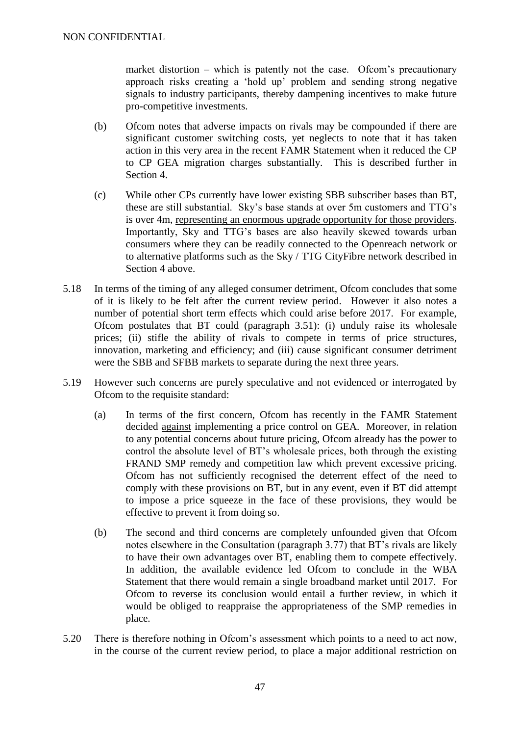market distortion – which is patently not the case. Ofcom's precautionary approach risks creating a 'hold up' problem and sending strong negative signals to industry participants, thereby dampening incentives to make future pro-competitive investments.

(b) Ofcom notes that adverse impacts on rivals may be compounded if there are significant customer switching costs, yet neglects to note that it has taken action in this very area in the recent FAMR Statement when it reduced the CP to CP GEA migration charges substantially. This is described further in Section 4.

(c) While other CPs currently have lower existing SBB subscriber bases than BT, these are still substantial. Sky's base stands at over 5m customers and TTG's is over 4m, <u>representing an enormous upgrade opportunity for those providers</u>. Importantly, Sky and TTG's bases are also heavily skewed towards urban consumers where they can be readily connected to the Openreach network or to alternative platforms such as the Sky / TTG CityFibre network described in Section 4 above.

5.18 In terms of the timing of any alleged consumer detriment, Ofcom concludes that some of it is likely to be felt after the current review period. However it also notes a number of potential short term effects which could arise before 2017. For example, Ofcom postulates that BT could (paragraph 3.51): (i) unduly raise its wholesale prices; (ii) stifle the ability of rivals to compete in terms of price structures, innovation, marketing and efficiency; and (iii) cause significant consumer detriment were the SBB and SFBB markets to separate during the next three years.

5.19 However such concerns are purely speculative and not evidenced or interrogated by Ofcom to the requisite standard:

(a) In terms of the first concern, Ofcom has recently in the FAMR Statement decided <u>against</u> implementing a price control on GEA. Moreover, in relation to any potential concerns about future pricing, Ofcom already has the power to control the absolute level of BT's wholesale prices, both through the existing FRAND SMP remedy and competition law which prevent excessive pricing. Ofcom has not sufficiently recognised the deterrent effect of the need to comply with these provisions on BT, but in any event, even if BT did attempt to impose a price squeeze in the face of these provisions, they would be effective to prevent it from doing so.

(b) The second and third concerns are completely unfounded given that Ofcom notes elsewhere in the Consultation (paragraph 3.77) that BT's rivals are likely to have their own advantages over BT, enabling them to compete effectively. In addition, the available evidence led Ofcom to conclude in the WBA Statement that there would remain a single broadband market until 2017. For Ofcom to reverse its conclusion would entail a further review, in which it would be obliged to reappraise the appropriateness of the SMP remedies in place.

5.20 There is therefore nothing in Ofcom's assessment which points to a need to act now, in the course of the current review period, to place a major additional restriction on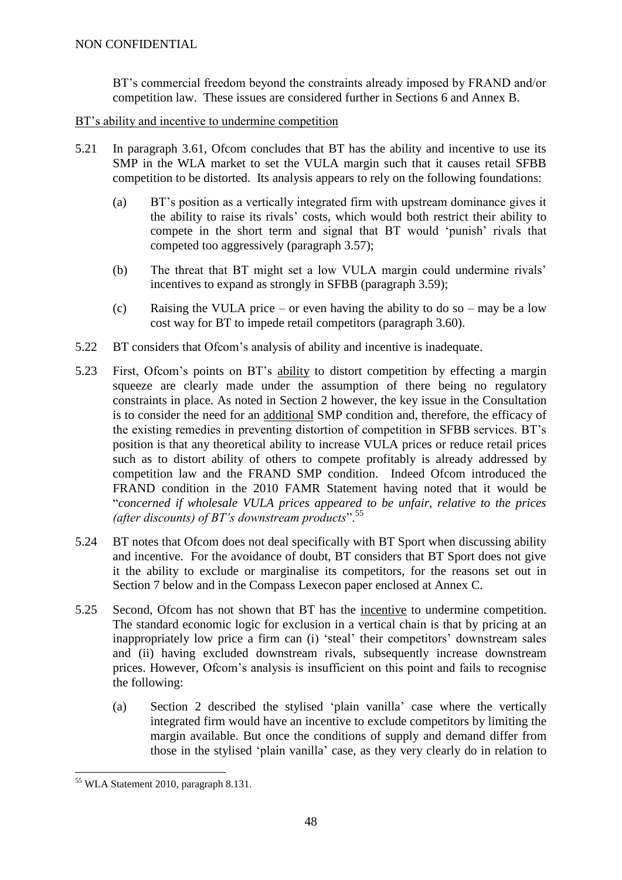BT's commercial freedom beyond the constraints already imposed by FRAND and/or competition law. These issues are considered further in Sections 6 and Annex B.

BT's ability and incentive to undermine competition

5.21 In paragraph 3.61, Ofcom concludes that BT has the ability and incentive to use its SMP in the WLA market to set the VULA margin such that it causes retail SFBB competition to be distorted. Its analysis appears to rely on the following foundations:

(a) BT's position as a vertically integrated firm with upstream dominance gives it the ability to raise its rivals' costs, which would both restrict their ability to compete in the short term and signal that BT would 'punish' rivals that competed too aggressively (paragraph 3.57);

(b) The threat that BT might set a low VULA margin could undermine rivals' incentives to expand as strongly in SFBB (paragraph 3.59);

(c) Raising the VULA price – or even having the ability to do so – may be a low cost way for BT to impede retail competitors (paragraph 3.60).

5.22 BT considers that Ofcom's analysis of ability and incentive is inadequate.

5.23 First, Ofcom's points on BT's ability to distort competition by effecting a margin squeeze are clearly made under the assumption of there being no regulatory constraints in place. As noted in Section 2 however, the key issue in the Consultation is to consider the need for an additional SMP condition and, therefore, the efficacy of the existing remedies in preventing distortion of competition in SFBB services. BT's position is that any theoretical ability to increase VULA prices or reduce retail prices such as to distort ability of others to compete profitably is already addressed by competition law and the FRAND SMP condition. Indeed Ofcom introduced the FRAND condition in the 2010 FAMR Statement having noted that it would be "*concerned if wholesale VULA prices appeared to be unfair, relative to the prices (after discounts) of BT's downstream products*".[55]

5.24 BT notes that Ofcom does not deal specifically with BT Sport when discussing ability and incentive. For the avoidance of doubt, BT considers that BT Sport does not give it the ability to exclude or marginalise its competitors, for the reasons set out in Section 7 below and in the Compass Lexecon paper enclosed at Annex C.

5.25 Second, Ofcom has not shown that BT has the incentive to undermine competition. The standard economic logic for exclusion in a vertical chain is that by pricing at an inappropriately low price a firm can (i) 'steal' their competitors' downstream sales and (ii) having excluded downstream rivals, subsequently increase downstream prices. However, Ofcom's analysis is insufficient on this point and fails to recognise the following:

(a) Section 2 described the stylised 'plain vanilla' case where the vertically integrated firm would have an incentive to exclude competitors by limiting the margin available. But once the conditions of supply and demand differ from those in the stylised 'plain vanilla' case, as they very clearly do in relation to

[55] WLA Statement 2010, paragraph 8.131.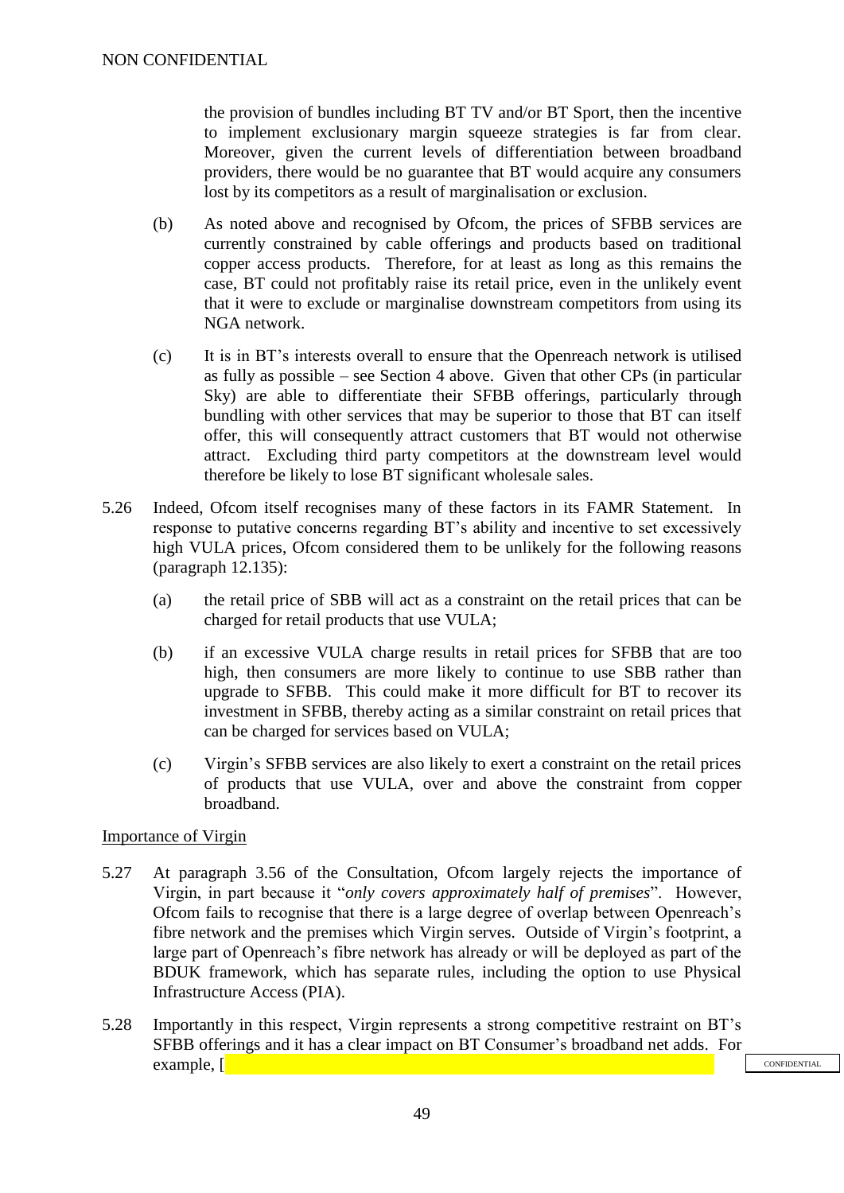the provision of bundles including BT TV and/or BT Sport, then the incentive to implement exclusionary margin squeeze strategies is far from clear. Moreover, given the current levels of differentiation between broadband providers, there would be no guarantee that BT would acquire any consumers lost by its competitors as a result of marginalisation or exclusion.

(b) As noted above and recognised by Ofcom, the prices of SFBB services are currently constrained by cable offerings and products based on traditional copper access products. Therefore, for at least as long as this remains the case, BT could not profitably raise its retail price, even in the unlikely event that it were to exclude or marginalise downstream competitors from using its NGA network.

(c) It is in BT's interests overall to ensure that the Openreach network is utilised as fully as possible – see Section 4 above. Given that other CPs (in particular Sky) are able to differentiate their SFBB offerings, particularly through bundling with other services that may be superior to those that BT can itself offer, this will consequently attract customers that BT would not otherwise attract. Excluding third party competitors at the downstream level would therefore be likely to lose BT significant wholesale sales.

5.26 Indeed, Ofcom itself recognises many of these factors in its FAMR Statement. In response to putative concerns regarding BT's ability and incentive to set excessively high VULA prices, Ofcom considered them to be unlikely for the following reasons (paragraph 12.135):

(a) the retail price of SBB will act as a constraint on the retail prices that can be charged for retail products that use VULA;

(b) if an excessive VULA charge results in retail prices for SFBB that are too high, then consumers are more likely to continue to use SBB rather than upgrade to SFBB. This could make it more difficult for BT to recover its investment in SFBB, thereby acting as a similar constraint on retail prices that can be charged for services based on VULA;

(c) Virgin's SFBB services are also likely to exert a constraint on the retail prices of products that use VULA, over and above the constraint from copper broadband.

Importance of Virgin

5.27 At paragraph 3.56 of the Consultation, Ofcom largely rejects the importance of Virgin, in part because it "*only covers approximately half of premises*". However, Ofcom fails to recognise that there is a large degree of overlap between Openreach's fibre network and the premises which Virgin serves. Outside of Virgin's footprint, a large part of Openreach's fibre network has already or will be deployed as part of the BDUK framework, which has separate rules, including the option to use Physical Infrastructure Access (PIA).

5.28 Importantly in this respect, Virgin represents a strong competitive restraint on BT's SFBB offerings and it has a clear impact on BT Consumer's broadband net adds. For example, [

CONFIDENTIAL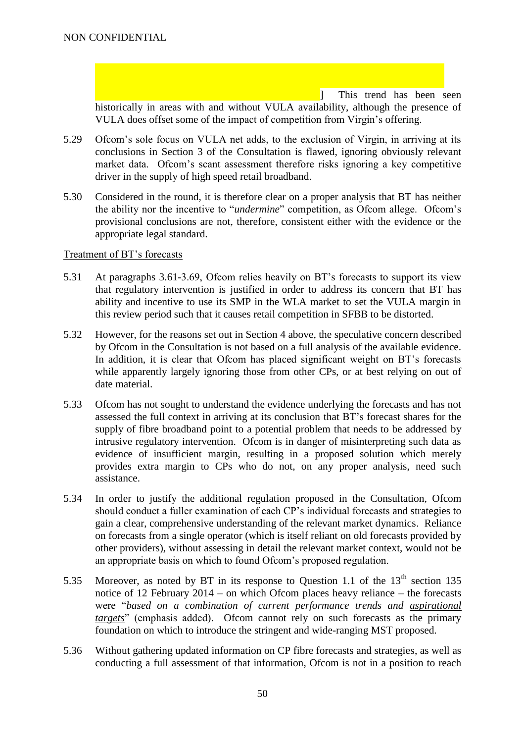NON CONFIDENTIAL

] This trend has been seen historically in areas with and without VULA availability, although the presence of VULA does offset some of the impact of competition from Virgin's offering.

5.29 Ofcom's sole focus on VULA net adds, to the exclusion of Virgin, in arriving at its conclusions in Section 3 of the Consultation is flawed, ignoring obviously relevant market data. Ofcom's scant assessment therefore risks ignoring a key competitive driver in the supply of high speed retail broadband.

5.30 Considered in the round, it is therefore clear on a proper analysis that BT has neither the ability nor the incentive to "*undermine*" competition, as Ofcom allege. Ofcom's provisional conclusions are not, therefore, consistent either with the evidence or the appropriate legal standard.

Treatment of BT's forecasts

5.31 At paragraphs 3.61-3.69, Ofcom relies heavily on BT's forecasts to support its view that regulatory intervention is justified in order to address its concern that BT has ability and incentive to use its SMP in the WLA market to set the VULA margin in this review period such that it causes retail competition in SFBB to be distorted.

5.32 However, for the reasons set out in Section 4 above, the speculative concern described by Ofcom in the Consultation is not based on a full analysis of the available evidence. In addition, it is clear that Ofcom has placed significant weight on BT's forecasts while apparently largely ignoring those from other CPs, or at best relying on out of date material.

5.33 Ofcom has not sought to understand the evidence underlying the forecasts and has not assessed the full context in arriving at its conclusion that BT's forecast shares for the supply of fibre broadband point to a potential problem that needs to be addressed by intrusive regulatory intervention. Ofcom is in danger of misinterpreting such data as evidence of insufficient margin, resulting in a proposed solution which merely provides extra margin to CPs who do not, on any proper analysis, need such assistance.

5.34 In order to justify the additional regulation proposed in the Consultation, Ofcom should conduct a fuller examination of each CP's individual forecasts and strategies to gain a clear, comprehensive understanding of the relevant market dynamics. Reliance on forecasts from a single operator (which is itself reliant on old forecasts provided by other providers), without assessing in detail the relevant market context, would not be an appropriate basis on which to found Ofcom's proposed regulation.

5.35 Moreover, as noted by BT in its response to Question 1.1 of the 13th section 135 notice of 12 February 2014 – on which Ofcom places heavy reliance – the forecasts were "*based on a combination of current performance trends and aspirational targets*" (emphasis added). Ofcom cannot rely on such forecasts as the primary foundation on which to introduce the stringent and wide-ranging MST proposed.

5.36 Without gathering updated information on CP fibre forecasts and strategies, as well as conducting a full assessment of that information, Ofcom is not in a position to reach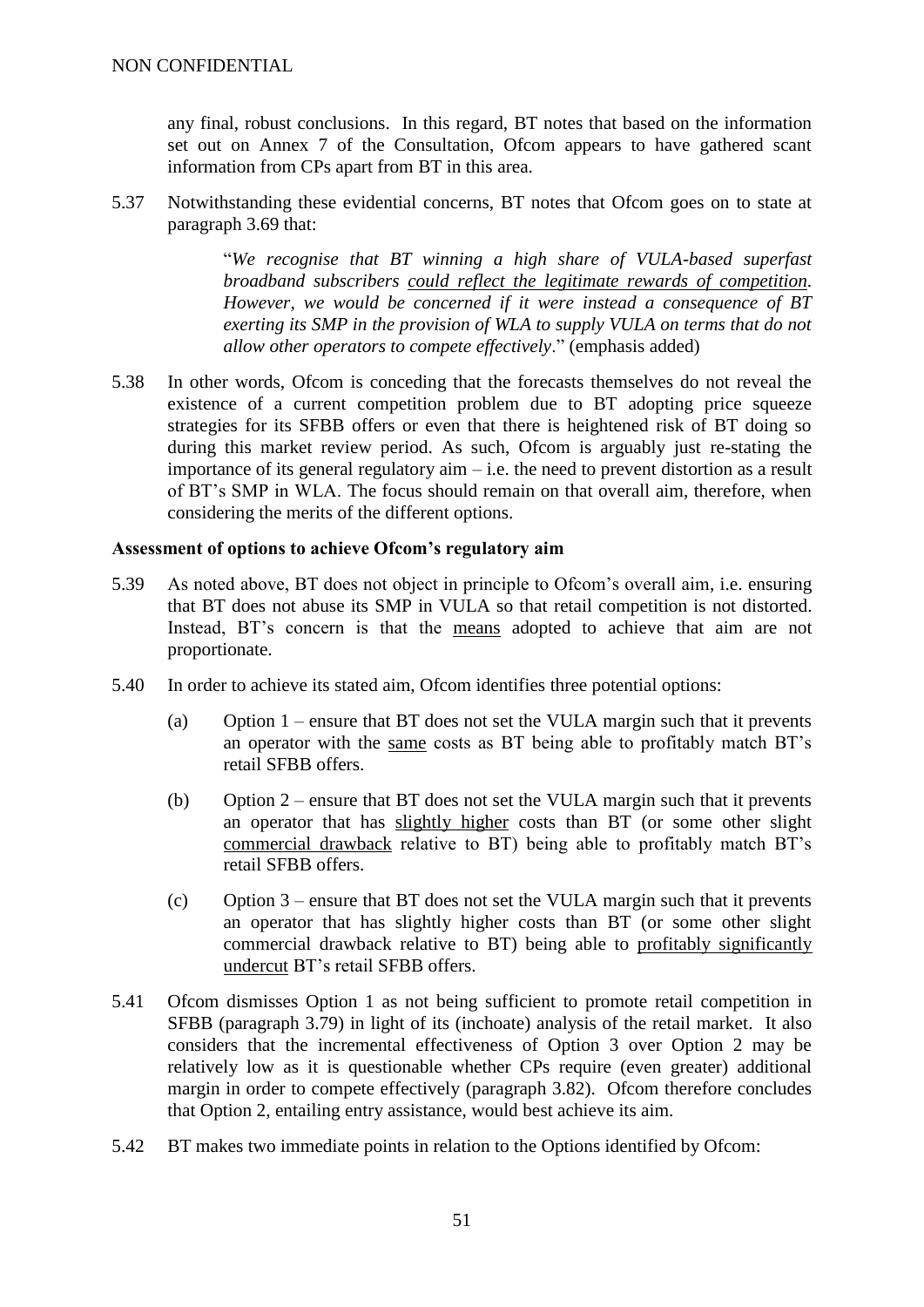any final, robust conclusions. In this regard, BT notes that based on the information set out on Annex 7 of the Consultation, Ofcom appears to have gathered scant information from CPs apart from BT in this area.

5.37 Notwithstanding these evidential concerns, BT notes that Ofcom goes on to state at paragraph 3.69 that:

> "*We recognise that BT winning a high share of VULA-based superfast broadband subscribers could reflect the legitimate rewards of competition. However, we would be concerned if it were instead a consequence of BT exerting its SMP in the provision of WLA to supply VULA on terms that do not allow other operators to compete effectively*." (emphasis added)

5.38 In other words, Ofcom is conceding that the forecasts themselves do not reveal the existence of a current competition problem due to BT adopting price squeeze strategies for its SFBB offers or even that there is heightened risk of BT doing so during this market review period. As such, Ofcom is arguably just re-stating the importance of its general regulatory aim – i.e. the need to prevent distortion as a result of BT's SMP in WLA. The focus should remain on that overall aim, therefore, when considering the merits of the different options.

**Assessment of options to achieve Ofcom's regulatory aim**

5.39 As noted above, BT does not object in principle to Ofcom's overall aim, i.e. ensuring that BT does not abuse its SMP in VULA so that retail competition is not distorted. Instead, BT's concern is that the means adopted to achieve that aim are not proportionate.

5.40 In order to achieve its stated aim, Ofcom identifies three potential options:

(a) Option 1 – ensure that BT does not set the VULA margin such that it prevents an operator with the same costs as BT being able to profitably match BT's retail SFBB offers.

(b) Option 2 – ensure that BT does not set the VULA margin such that it prevents an operator that has slightly higher costs than BT (or some other slight commercial drawback relative to BT) being able to profitably match BT's retail SFBB offers.

(c) Option 3 – ensure that BT does not set the VULA margin such that it prevents an operator that has slightly higher costs than BT (or some other slight commercial drawback relative to BT) being able to profitably significantly undercut BT's retail SFBB offers.

5.41 Ofcom dismisses Option 1 as not being sufficient to promote retail competition in SFBB (paragraph 3.79) in light of its (inchoate) analysis of the retail market. It also considers that the incremental effectiveness of Option 3 over Option 2 may be relatively low as it is questionable whether CPs require (even greater) additional margin in order to compete effectively (paragraph 3.82). Ofcom therefore concludes that Option 2, entailing entry assistance, would best achieve its aim.

5.42 BT makes two immediate points in relation to the Options identified by Ofcom: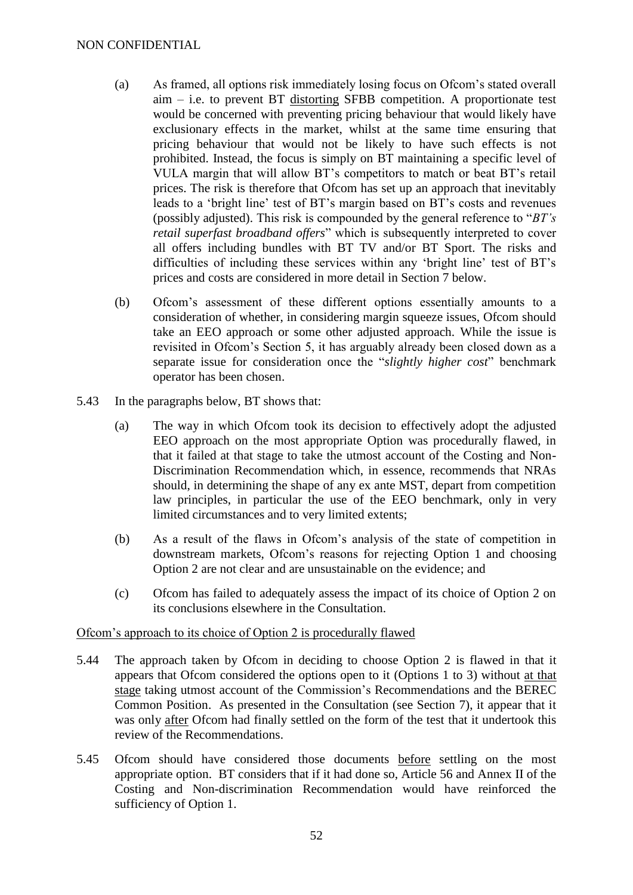(a) As framed, all options risk immediately losing focus on Ofcom's stated overall aim – i.e. to prevent BT distorting SFBB competition. A proportionate test would be concerned with preventing pricing behaviour that would likely have exclusionary effects in the market, whilst at the same time ensuring that pricing behaviour that would not be likely to have such effects is not prohibited. Instead, the focus is simply on BT maintaining a specific level of VULA margin that will allow BT's competitors to match or beat BT's retail prices. The risk is therefore that Ofcom has set up an approach that inevitably leads to a 'bright line' test of BT's margin based on BT's costs and revenues (possibly adjusted). This risk is compounded by the general reference to "*BT's retail superfast broadband offers*" which is subsequently interpreted to cover all offers including bundles with BT TV and/or BT Sport. The risks and difficulties of including these services within any 'bright line' test of BT's prices and costs are considered in more detail in Section 7 below.

(b) Ofcom's assessment of these different options essentially amounts to a consideration of whether, in considering margin squeeze issues, Ofcom should take an EEO approach or some other adjusted approach. While the issue is revisited in Ofcom's Section 5, it has arguably already been closed down as a separate issue for consideration once the "*slightly higher cost*" benchmark operator has been chosen.

5.43 In the paragraphs below, BT shows that:

(a) The way in which Ofcom took its decision to effectively adopt the adjusted EEO approach on the most appropriate Option was procedurally flawed, in that it failed at that stage to take the utmost account of the Costing and Non-Discrimination Recommendation which, in essence, recommends that NRAs should, in determining the shape of any ex ante MST, depart from competition law principles, in particular the use of the EEO benchmark, only in very limited circumstances and to very limited extents;

(b) As a result of the flaws in Ofcom's analysis of the state of competition in downstream markets, Ofcom's reasons for rejecting Option 1 and choosing Option 2 are not clear and are unsustainable on the evidence; and

(c) Ofcom has failed to adequately assess the impact of its choice of Option 2 on its conclusions elsewhere in the Consultation.

Ofcom's approach to its choice of Option 2 is procedurally flawed

5.44 The approach taken by Ofcom in deciding to choose Option 2 is flawed in that it appears that Ofcom considered the options open to it (Options 1 to 3) without at that stage taking utmost account of the Commission's Recommendations and the BEREC Common Position. As presented in the Consultation (see Section 7), it appear that it was only after Ofcom had finally settled on the form of the test that it undertook this review of the Recommendations.

5.45 Ofcom should have considered those documents before settling on the most appropriate option. BT considers that if it had done so, Article 56 and Annex II of the Costing and Non-discrimination Recommendation would have reinforced the sufficiency of Option 1.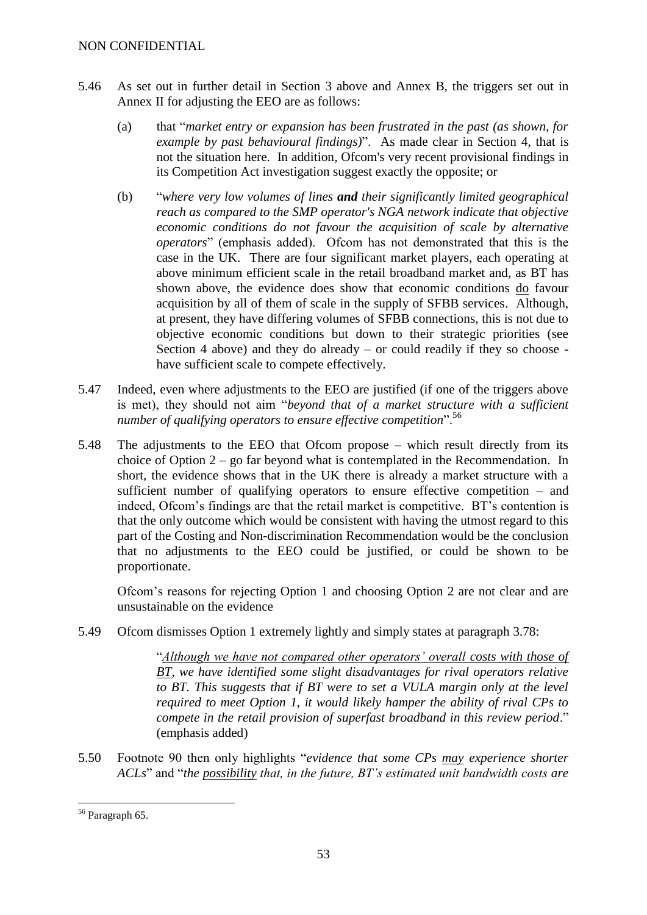5.46 As set out in further detail in Section 3 above and Annex B, the triggers set out in Annex II for adjusting the EEO are as follows:

(a) that "*market entry or expansion has been frustrated in the past (as shown, for example by past behavioural findings)*". As made clear in Section 4, that is not the situation here. In addition, Ofcom's very recent provisional findings in its Competition Act investigation suggest exactly the opposite; or

(b) "*where very low volumes of lines **and** their significantly limited geographical reach as compared to the SMP operator's NGA network indicate that objective economic conditions do not favour the acquisition of scale by alternative operators*" (emphasis added). Ofcom has not demonstrated that this is the case in the UK. There are four significant market players, each operating at above minimum efficient scale in the retail broadband market and, as BT has shown above, the evidence does show that economic conditions <u>do</u> favour acquisition by all of them of scale in the supply of SFBB services. Although, at present, they have differing volumes of SFBB connections, this is not due to objective economic conditions but down to their strategic priorities (see Section 4 above) and they do already – or could readily if they so choose - have sufficient scale to compete effectively.

5.47 Indeed, even where adjustments to the EEO are justified (if one of the triggers above is met), they should not aim "*beyond that of a market structure with a sufficient number of qualifying operators to ensure effective competition*".[56]

5.48 The adjustments to the EEO that Ofcom propose – which result directly from its choice of Option 2 – go far beyond what is contemplated in the Recommendation. In short, the evidence shows that in the UK there is already a market structure with a sufficient number of qualifying operators to ensure effective competition – and indeed, Ofcom's findings are that the retail market is competitive. BT's contention is that the only outcome which would be consistent with having the utmost regard to this part of the Costing and Non-discrimination Recommendation would be the conclusion that no adjustments to the EEO could be justified, or could be shown to be proportionate.

Ofcom's reasons for rejecting Option 1 and choosing Option 2 are not clear and are unsustainable on the evidence

5.49 Ofcom dismisses Option 1 extremely lightly and simply states at paragraph 3.78:

> "*<u>Although we have not compared other operators' overall costs with those of BT</u>, we have identified some slight disadvantages for rival operators relative to BT. This suggests that if BT were to set a VULA margin only at the level required to meet Option 1, it would likely hamper the ability of rival CPs to compete in the retail provision of superfast broadband in this review period*." (emphasis added)

5.50 Footnote 90 then only highlights "*evidence that some CPs <u>may</u> experience shorter ACLs*" and "*the <u>possibility</u> that, in the future, BT's estimated unit bandwidth costs are*

---

[56] Paragraph 65.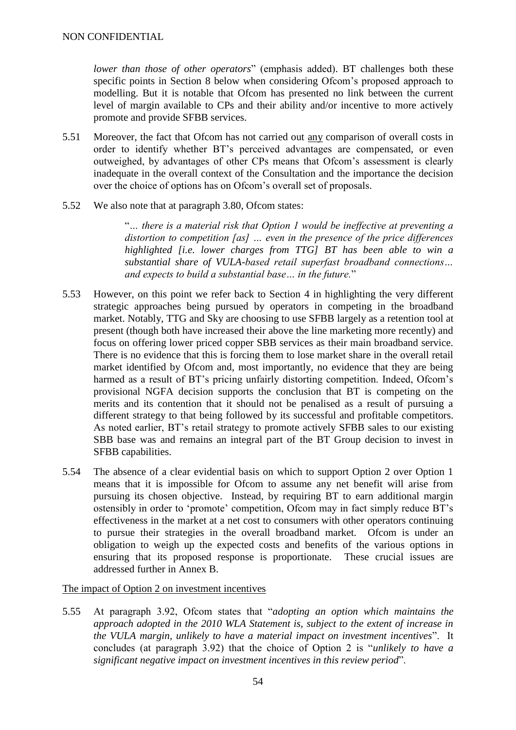*lower than those of other operators*" (emphasis added). BT challenges both these specific points in Section 8 below when considering Ofcom's proposed approach to modelling. But it is notable that Ofcom has presented no link between the current level of margin available to CPs and their ability and/or incentive to more actively promote and provide SFBB services.

5.51 Moreover, the fact that Ofcom has not carried out any comparison of overall costs in order to identify whether BT's perceived advantages are compensated, or even outweighed, by advantages of other CPs means that Ofcom's assessment is clearly inadequate in the overall context of the Consultation and the importance the decision over the choice of options has on Ofcom's overall set of proposals.

5.52 We also note that at paragraph 3.80, Ofcom states:

> "*… there is a material risk that Option 1 would be ineffective at preventing a distortion to competition [as] … even in the presence of the price differences highlighted [i.e. lower charges from TTG] BT has been able to win a substantial share of VULA-based retail superfast broadband connections… and expects to build a substantial base… in the future.*"

5.53 However, on this point we refer back to Section 4 in highlighting the very different strategic approaches being pursued by operators in competing in the broadband market. Notably, TTG and Sky are choosing to use SFBB largely as a retention tool at present (though both have increased their above the line marketing more recently) and focus on offering lower priced copper SBB services as their main broadband service. There is no evidence that this is forcing them to lose market share in the overall retail market identified by Ofcom and, most importantly, no evidence that they are being harmed as a result of BT's pricing unfairly distorting competition. Indeed, Ofcom's provisional NGFA decision supports the conclusion that BT is competing on the merits and its contention that it should not be penalised as a result of pursuing a different strategy to that being followed by its successful and profitable competitors. As noted earlier, BT's retail strategy to promote actively SFBB sales to our existing SBB base was and remains an integral part of the BT Group decision to invest in SFBB capabilities.

5.54 The absence of a clear evidential basis on which to support Option 2 over Option 1 means that it is impossible for Ofcom to assume any net benefit will arise from pursuing its chosen objective. Instead, by requiring BT to earn additional margin ostensibly in order to 'promote' competition, Ofcom may in fact simply reduce BT's effectiveness in the market at a net cost to consumers with other operators continuing to pursue their strategies in the overall broadband market. Ofcom is under an obligation to weigh up the expected costs and benefits of the various options in ensuring that its proposed response is proportionate. These crucial issues are addressed further in Annex B.

The impact of Option 2 on investment incentives

5.55 At paragraph 3.92, Ofcom states that "*adopting an option which maintains the approach adopted in the 2010 WLA Statement is, subject to the extent of increase in the VULA margin, unlikely to have a material impact on investment incentives*". It concludes (at paragraph 3.92) that the choice of Option 2 is "*unlikely to have a significant negative impact on investment incentives in this review period*".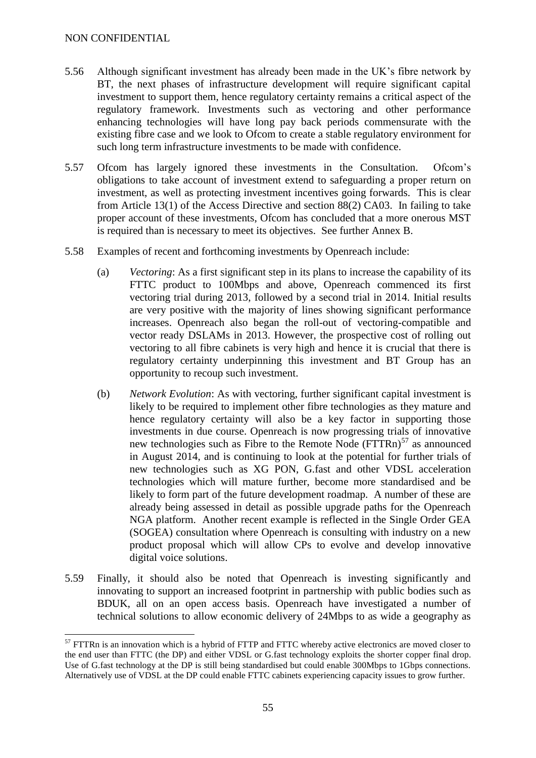5.56 Although significant investment has already been made in the UK's fibre network by BT, the next phases of infrastructure development will require significant capital investment to support them, hence regulatory certainty remains a critical aspect of the regulatory framework. Investments such as vectoring and other performance enhancing technologies will have long pay back periods commensurate with the existing fibre case and we look to Ofcom to create a stable regulatory environment for such long term infrastructure investments to be made with confidence.

5.57 Ofcom has largely ignored these investments in the Consultation. Ofcom's obligations to take account of investment extend to safeguarding a proper return on investment, as well as protecting investment incentives going forwards. This is clear from Article 13(1) of the Access Directive and section 88(2) CA03. In failing to take proper account of these investments, Ofcom has concluded that a more onerous MST is required than is necessary to meet its objectives. See further Annex B.

5.58 Examples of recent and forthcoming investments by Openreach include:

(a) *Vectoring*: As a first significant step in its plans to increase the capability of its FTTC product to 100Mbps and above, Openreach commenced its first vectoring trial during 2013, followed by a second trial in 2014. Initial results are very positive with the majority of lines showing significant performance increases. Openreach also began the roll-out of vectoring-compatible and vector ready DSLAMs in 2013. However, the prospective cost of rolling out vectoring to all fibre cabinets is very high and hence it is crucial that there is regulatory certainty underpinning this investment and BT Group has an opportunity to recoup such investment.

(b) *Network Evolution*: As with vectoring, further significant capital investment is likely to be required to implement other fibre technologies as they mature and hence regulatory certainty will also be a key factor in supporting those investments in due course. Openreach is now progressing trials of innovative new technologies such as Fibre to the Remote Node (FTTRn)[57] as announced in August 2014, and is continuing to look at the potential for further trials of new technologies such as XG PON, G.fast and other VDSL acceleration technologies which will mature further, become more standardised and be likely to form part of the future development roadmap. A number of these are already being assessed in detail as possible upgrade paths for the Openreach NGA platform. Another recent example is reflected in the Single Order GEA (SOGEA) consultation where Openreach is consulting with industry on a new product proposal which will allow CPs to evolve and develop innovative digital voice solutions.

5.59 Finally, it should also be noted that Openreach is investing significantly and innovating to support an increased footprint in partnership with public bodies such as BDUK, all on an open access basis. Openreach have investigated a number of technical solutions to allow economic delivery of 24Mbps to as wide a geography as

---

[57] FTTRn is an innovation which is a hybrid of FTTP and FTTC whereby active electronics are moved closer to the end user than FTTC (the DP) and either VDSL or G.fast technology exploits the shorter copper final drop. Use of G.fast technology at the DP is still being standardised but could enable 300Mbps to 1Gbps connections. Alternatively use of VDSL at the DP could enable FTTC cabinets experiencing capacity issues to grow further.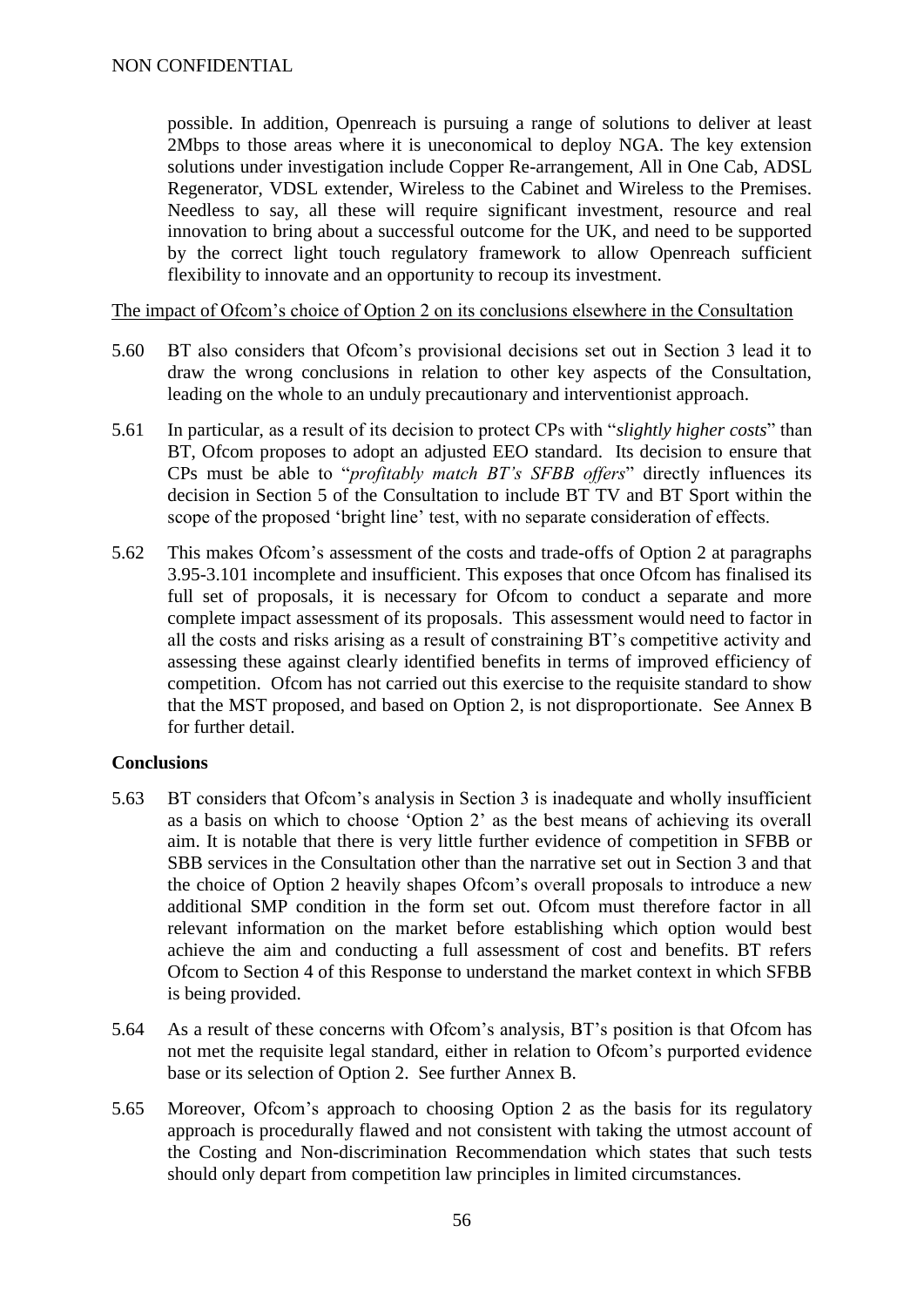possible. In addition, Openreach is pursuing a range of solutions to deliver at least 2Mbps to those areas where it is uneconomical to deploy NGA. The key extension solutions under investigation include Copper Re-arrangement, All in One Cab, ADSL Regenerator, VDSL extender, Wireless to the Cabinet and Wireless to the Premises. Needless to say, all these will require significant investment, resource and real innovation to bring about a successful outcome for the UK, and need to be supported by the correct light touch regulatory framework to allow Openreach sufficient flexibility to innovate and an opportunity to recoup its investment.

The impact of Ofcom's choice of Option 2 on its conclusions elsewhere in the Consultation

5.60 BT also considers that Ofcom's provisional decisions set out in Section 3 lead it to draw the wrong conclusions in relation to other key aspects of the Consultation, leading on the whole to an unduly precautionary and interventionist approach.

5.61 In particular, as a result of its decision to protect CPs with "*slightly higher costs*" than BT, Ofcom proposes to adopt an adjusted EEO standard. Its decision to ensure that CPs must be able to "*profitably match BT's SFBB offers*" directly influences its decision in Section 5 of the Consultation to include BT TV and BT Sport within the scope of the proposed 'bright line' test, with no separate consideration of effects.

5.62 This makes Ofcom's assessment of the costs and trade-offs of Option 2 at paragraphs 3.95-3.101 incomplete and insufficient. This exposes that once Ofcom has finalised its full set of proposals, it is necessary for Ofcom to conduct a separate and more complete impact assessment of its proposals. This assessment would need to factor in all the costs and risks arising as a result of constraining BT's competitive activity and assessing these against clearly identified benefits in terms of improved efficiency of competition. Ofcom has not carried out this exercise to the requisite standard to show that the MST proposed, and based on Option 2, is not disproportionate. See Annex B for further detail.

**Conclusions**

5.63 BT considers that Ofcom's analysis in Section 3 is inadequate and wholly insufficient as a basis on which to choose 'Option 2' as the best means of achieving its overall aim. It is notable that there is very little further evidence of competition in SFBB or SBB services in the Consultation other than the narrative set out in Section 3 and that the choice of Option 2 heavily shapes Ofcom's overall proposals to introduce a new additional SMP condition in the form set out. Ofcom must therefore factor in all relevant information on the market before establishing which option would best achieve the aim and conducting a full assessment of cost and benefits. BT refers Ofcom to Section 4 of this Response to understand the market context in which SFBB is being provided.

5.64 As a result of these concerns with Ofcom's analysis, BT's position is that Ofcom has not met the requisite legal standard, either in relation to Ofcom's purported evidence base or its selection of Option 2. See further Annex B.

5.65 Moreover, Ofcom's approach to choosing Option 2 as the basis for its regulatory approach is procedurally flawed and not consistent with taking the utmost account of the Costing and Non-discrimination Recommendation which states that such tests should only depart from competition law principles in limited circumstances.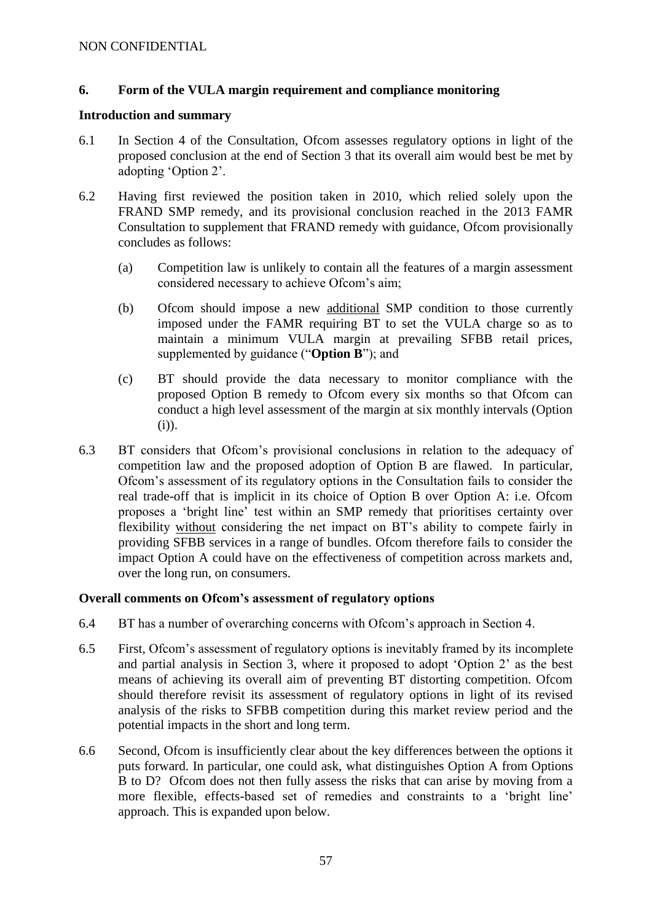## 6. Form of the VULA margin requirement and compliance monitoring

### Introduction and summary

6.1 In Section 4 of the Consultation, Ofcom assesses regulatory options in light of the proposed conclusion at the end of Section 3 that its overall aim would best be met by adopting 'Option 2'.

6.2 Having first reviewed the position taken in 2010, which relied solely upon the FRAND SMP remedy, and its provisional conclusion reached in the 2013 FAMR Consultation to supplement that FRAND remedy with guidance, Ofcom provisionally concludes as follows:

(a) Competition law is unlikely to contain all the features of a margin assessment considered necessary to achieve Ofcom's aim;

(b) Ofcom should impose a new additional SMP condition to those currently imposed under the FAMR requiring BT to set the VULA charge so as to maintain a minimum VULA margin at prevailing SFBB retail prices, supplemented by guidance ("**Option B**"); and

(c) BT should provide the data necessary to monitor compliance with the proposed Option B remedy to Ofcom every six months so that Ofcom can conduct a high level assessment of the margin at six monthly intervals (Option (i)).

6.3 BT considers that Ofcom's provisional conclusions in relation to the adequacy of competition law and the proposed adoption of Option B are flawed. In particular, Ofcom's assessment of its regulatory options in the Consultation fails to consider the real trade-off that is implicit in its choice of Option B over Option A: i.e. Ofcom proposes a 'bright line' test within an SMP remedy that prioritises certainty over flexibility without considering the net impact on BT's ability to compete fairly in providing SFBB services in a range of bundles. Ofcom therefore fails to consider the impact Option A could have on the effectiveness of competition across markets and, over the long run, on consumers.

### Overall comments on Ofcom's assessment of regulatory options

6.4 BT has a number of overarching concerns with Ofcom's approach in Section 4.

6.5 First, Ofcom's assessment of regulatory options is inevitably framed by its incomplete and partial analysis in Section 3, where it proposed to adopt 'Option 2' as the best means of achieving its overall aim of preventing BT distorting competition. Ofcom should therefore revisit its assessment of regulatory options in light of its revised analysis of the risks to SFBB competition during this market review period and the potential impacts in the short and long term.

6.6 Second, Ofcom is insufficiently clear about the key differences between the options it puts forward. In particular, one could ask, what distinguishes Option A from Options B to D? Ofcom does not then fully assess the risks that can arise by moving from a more flexible, effects-based set of remedies and constraints to a 'bright line' approach. This is expanded upon below.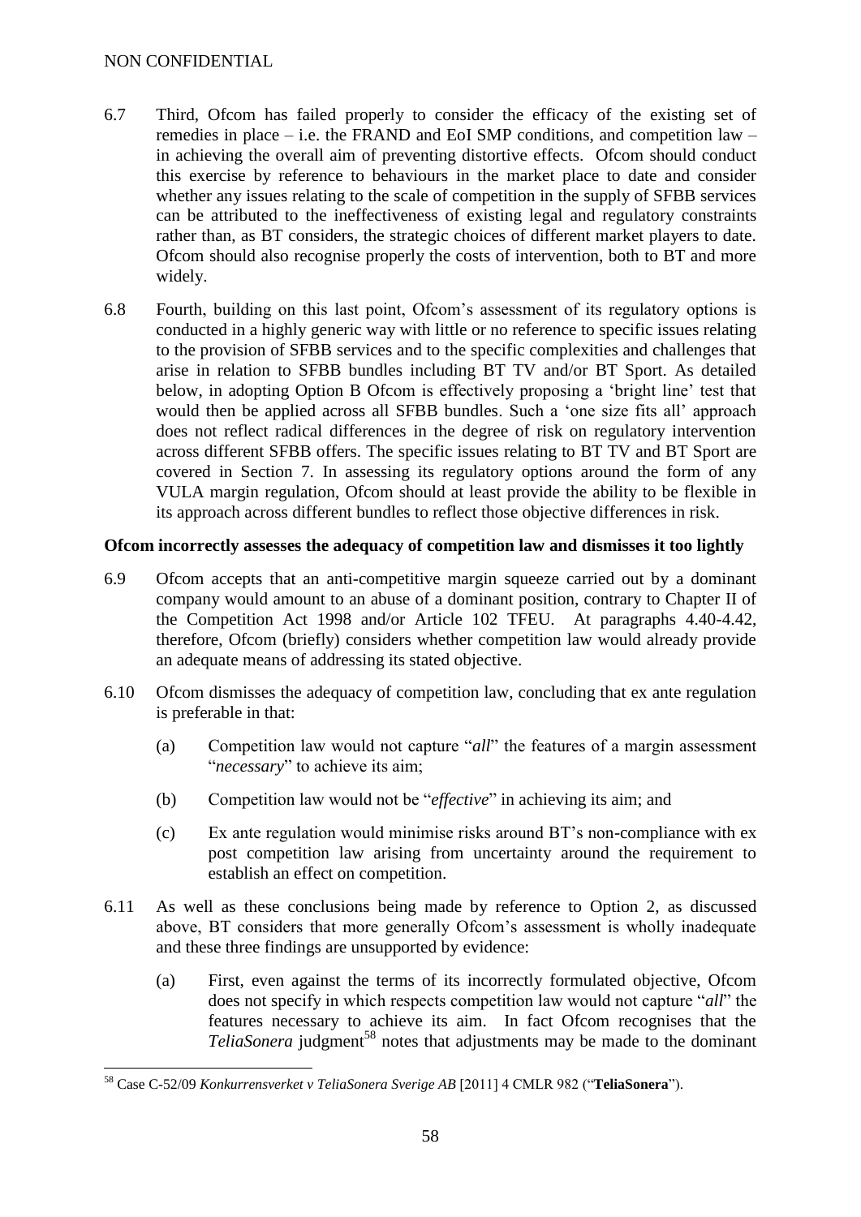NON CONFIDENTIAL

6.7 Third, Ofcom has failed properly to consider the efficacy of the existing set of remedies in place – i.e. the FRAND and EoI SMP conditions, and competition law – in achieving the overall aim of preventing distortive effects. Ofcom should conduct this exercise by reference to behaviours in the market place to date and consider whether any issues relating to the scale of competition in the supply of SFBB services can be attributed to the ineffectiveness of existing legal and regulatory constraints rather than, as BT considers, the strategic choices of different market players to date. Ofcom should also recognise properly the costs of intervention, both to BT and more widely.

6.8 Fourth, building on this last point, Ofcom's assessment of its regulatory options is conducted in a highly generic way with little or no reference to specific issues relating to the provision of SFBB services and to the specific complexities and challenges that arise in relation to SFBB bundles including BT TV and/or BT Sport. As detailed below, in adopting Option B Ofcom is effectively proposing a 'bright line' test that would then be applied across all SFBB bundles. Such a 'one size fits all' approach does not reflect radical differences in the degree of risk on regulatory intervention across different SFBB offers. The specific issues relating to BT TV and BT Sport are covered in Section 7. In assessing its regulatory options around the form of any VULA margin regulation, Ofcom should at least provide the ability to be flexible in its approach across different bundles to reflect those objective differences in risk.

**Ofcom incorrectly assesses the adequacy of competition law and dismisses it too lightly**

6.9 Ofcom accepts that an anti-competitive margin squeeze carried out by a dominant company would amount to an abuse of a dominant position, contrary to Chapter II of the Competition Act 1998 and/or Article 102 TFEU. At paragraphs 4.40-4.42, therefore, Ofcom (briefly) considers whether competition law would already provide an adequate means of addressing its stated objective.

6.10 Ofcom dismisses the adequacy of competition law, concluding that ex ante regulation is preferable in that:

(a) Competition law would not capture "*all*" the features of a margin assessment "*necessary*" to achieve its aim;

(b) Competition law would not be "*effective*" in achieving its aim; and

(c) Ex ante regulation would minimise risks around BT's non-compliance with ex post competition law arising from uncertainty around the requirement to establish an effect on competition.

6.11 As well as these conclusions being made by reference to Option 2, as discussed above, BT considers that more generally Ofcom's assessment is wholly inadequate and these three findings are unsupported by evidence:

(a) First, even against the terms of its incorrectly formulated objective, Ofcom does not specify in which respects competition law would not capture "*all*" the features necessary to achieve its aim. In fact Ofcom recognises that the *TeliaSonera* judgment[58] notes that adjustments may be made to the dominant

[58] Case C-52/09 *Konkurrensverket v TeliaSonera Sverige AB* [2011] 4 CMLR 982 ("**TeliaSonera**").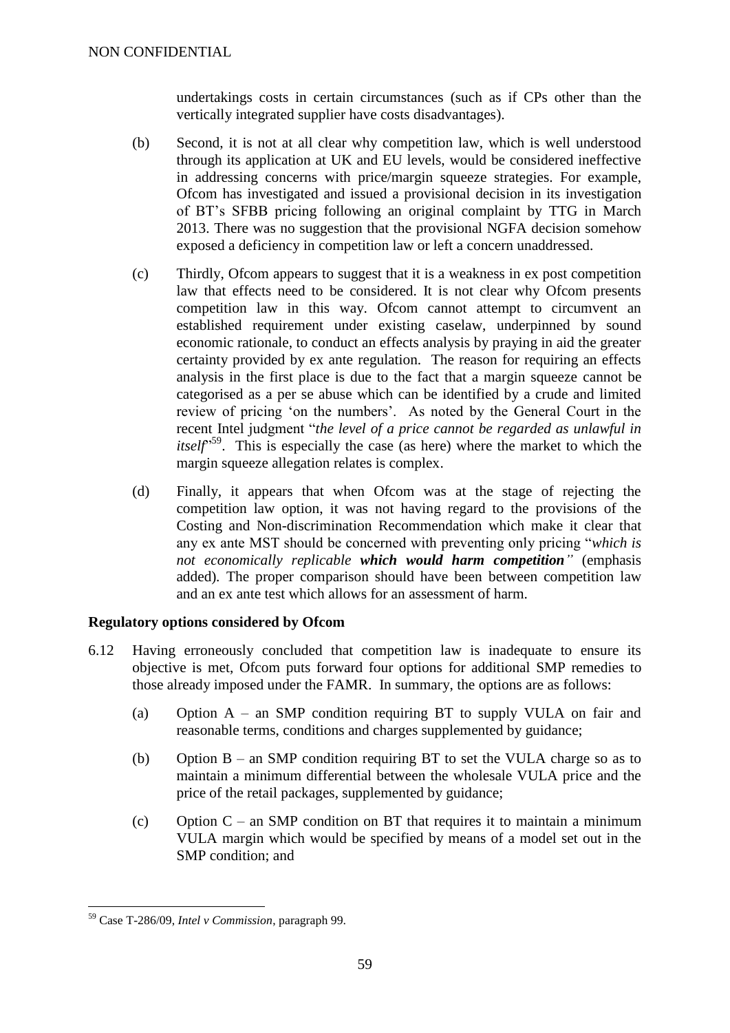NON CONFIDENTIAL

undertakings costs in certain circumstances (such as if CPs other than the vertically integrated supplier have costs disadvantages).

(b) Second, it is not at all clear why competition law, which is well understood through its application at UK and EU levels, would be considered ineffective in addressing concerns with price/margin squeeze strategies. For example, Ofcom has investigated and issued a provisional decision in its investigation of BT's SFBB pricing following an original complaint by TTG in March 2013. There was no suggestion that the provisional NGFA decision somehow exposed a deficiency in competition law or left a concern unaddressed.

(c) Thirdly, Ofcom appears to suggest that it is a weakness in ex post competition law that effects need to be considered. It is not clear why Ofcom presents competition law in this way. Ofcom cannot attempt to circumvent an established requirement under existing caselaw, underpinned by sound economic rationale, to conduct an effects analysis by praying in aid the greater certainty provided by ex ante regulation. The reason for requiring an effects analysis in the first place is due to the fact that a margin squeeze cannot be categorised as a per se abuse which can be identified by a crude and limited review of pricing 'on the numbers'. As noted by the General Court in the recent Intel judgment "*the level of a price cannot be regarded as unlawful in itself*"[59]. This is especially the case (as here) where the market to which the margin squeeze allegation relates is complex.

(d) Finally, it appears that when Ofcom was at the stage of rejecting the competition law option, it was not having regard to the provisions of the Costing and Non-discrimination Recommendation which make it clear that any ex ante MST should be concerned with preventing only pricing "*which is not economically replicable* ***which would harm competition***" (emphasis added). The proper comparison should have been between competition law and an ex ante test which allows for an assessment of harm.

**Regulatory options considered by Ofcom**

6.12 Having erroneously concluded that competition law is inadequate to ensure its objective is met, Ofcom puts forward four options for additional SMP remedies to those already imposed under the FAMR. In summary, the options are as follows:

(a) Option A – an SMP condition requiring BT to supply VULA on fair and reasonable terms, conditions and charges supplemented by guidance;

(b) Option B – an SMP condition requiring BT to set the VULA charge so as to maintain a minimum differential between the wholesale VULA price and the price of the retail packages, supplemented by guidance;

(c) Option C – an SMP condition on BT that requires it to maintain a minimum VULA margin which would be specified by means of a model set out in the SMP condition; and

[59] Case T-286/09, *Intel v Commission*, paragraph 99.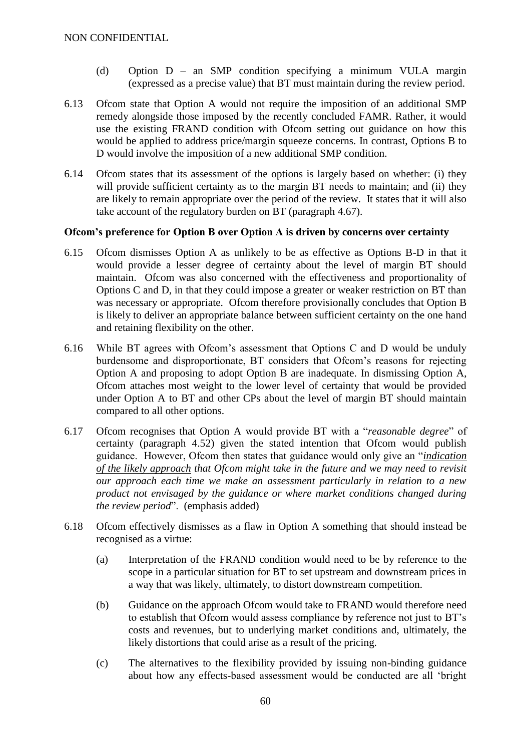(d) Option D – an SMP condition specifying a minimum VULA margin (expressed as a precise value) that BT must maintain during the review period.

6.13 Ofcom state that Option A would not require the imposition of an additional SMP remedy alongside those imposed by the recently concluded FAMR. Rather, it would use the existing FRAND condition with Ofcom setting out guidance on how this would be applied to address price/margin squeeze concerns. In contrast, Options B to D would involve the imposition of a new additional SMP condition.

6.14 Ofcom states that its assessment of the options is largely based on whether: (i) they will provide sufficient certainty as to the margin BT needs to maintain; and (ii) they are likely to remain appropriate over the period of the review. It states that it will also take account of the regulatory burden on BT (paragraph 4.67).

**Ofcom's preference for Option B over Option A is driven by concerns over certainty**

6.15 Ofcom dismisses Option A as unlikely to be as effective as Options B-D in that it would provide a lesser degree of certainty about the level of margin BT should maintain. Ofcom was also concerned with the effectiveness and proportionality of Options C and D, in that they could impose a greater or weaker restriction on BT than was necessary or appropriate. Ofcom therefore provisionally concludes that Option B is likely to deliver an appropriate balance between sufficient certainty on the one hand and retaining flexibility on the other.

6.16 While BT agrees with Ofcom's assessment that Options C and D would be unduly burdensome and disproportionate, BT considers that Ofcom's reasons for rejecting Option A and proposing to adopt Option B are inadequate. In dismissing Option A, Ofcom attaches most weight to the lower level of certainty that would be provided under Option A to BT and other CPs about the level of margin BT should maintain compared to all other options.

6.17 Ofcom recognises that Option A would provide BT with a "*reasonable degree*" of certainty (paragraph 4.52) given the stated intention that Ofcom would publish guidance. However, Ofcom then states that guidance would only give an "*<u>indication of the likely approach</u> that Ofcom might take in the future and we may need to revisit our approach each time we make an assessment particularly in relation to a new product not envisaged by the guidance or where market conditions changed during the review period*". (emphasis added)

6.18 Ofcom effectively dismisses as a flaw in Option A something that should instead be recognised as a virtue:

(a) Interpretation of the FRAND condition would need to be by reference to the scope in a particular situation for BT to set upstream and downstream prices in a way that was likely, ultimately, to distort downstream competition.

(b) Guidance on the approach Ofcom would take to FRAND would therefore need to establish that Ofcom would assess compliance by reference not just to BT's costs and revenues, but to underlying market conditions and, ultimately, the likely distortions that could arise as a result of the pricing.

(c) The alternatives to the flexibility provided by issuing non-binding guidance about how any effects-based assessment would be conducted are all 'bright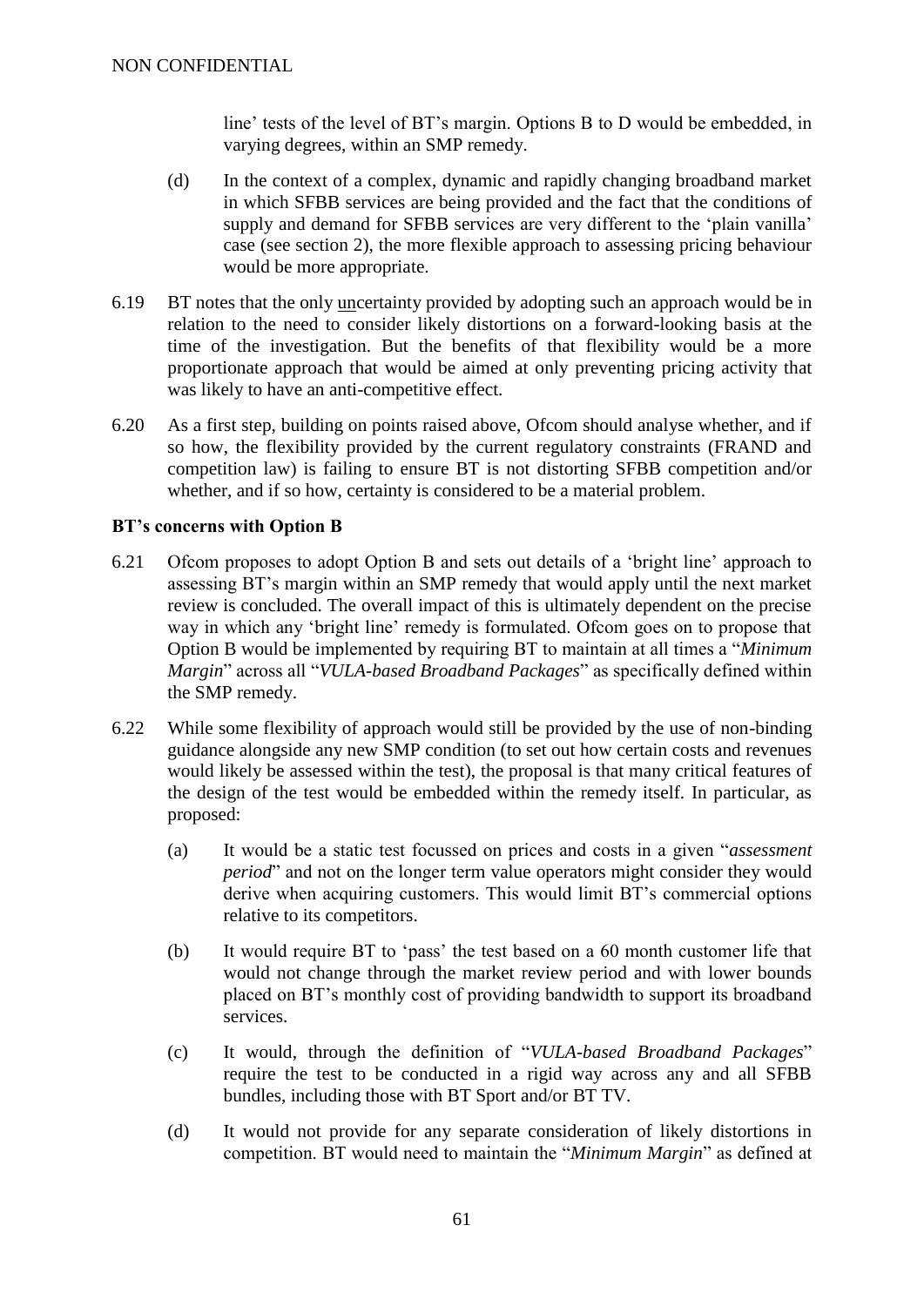line' tests of the level of BT's margin. Options B to D would be embedded, in varying degrees, within an SMP remedy.

(d) In the context of a complex, dynamic and rapidly changing broadband market in which SFBB services are being provided and the fact that the conditions of supply and demand for SFBB services are very different to the 'plain vanilla' case (see section 2), the more flexible approach to assessing pricing behaviour would be more appropriate.

6.19 BT notes that the only uncertainty provided by adopting such an approach would be in relation to the need to consider likely distortions on a forward-looking basis at the time of the investigation. But the benefits of that flexibility would be a more proportionate approach that would be aimed at only preventing pricing activity that was likely to have an anti-competitive effect.

6.20 As a first step, building on points raised above, Ofcom should analyse whether, and if so how, the flexibility provided by the current regulatory constraints (FRAND and competition law) is failing to ensure BT is not distorting SFBB competition and/or whether, and if so how, certainty is considered to be a material problem.

**BT's concerns with Option B**

6.21 Ofcom proposes to adopt Option B and sets out details of a 'bright line' approach to assessing BT's margin within an SMP remedy that would apply until the next market review is concluded. The overall impact of this is ultimately dependent on the precise way in which any 'bright line' remedy is formulated. Ofcom goes on to propose that Option B would be implemented by requiring BT to maintain at all times a "*Minimum Margin*" across all "*VULA-based Broadband Packages*" as specifically defined within the SMP remedy.

6.22 While some flexibility of approach would still be provided by the use of non-binding guidance alongside any new SMP condition (to set out how certain costs and revenues would likely be assessed within the test), the proposal is that many critical features of the design of the test would be embedded within the remedy itself. In particular, as proposed:

(a) It would be a static test focussed on prices and costs in a given "*assessment period*" and not on the longer term value operators might consider they would derive when acquiring customers. This would limit BT's commercial options relative to its competitors.

(b) It would require BT to 'pass' the test based on a 60 month customer life that would not change through the market review period and with lower bounds placed on BT's monthly cost of providing bandwidth to support its broadband services.

(c) It would, through the definition of "*VULA-based Broadband Packages*" require the test to be conducted in a rigid way across any and all SFBB bundles, including those with BT Sport and/or BT TV.

(d) It would not provide for any separate consideration of likely distortions in competition. BT would need to maintain the "*Minimum Margin*" as defined at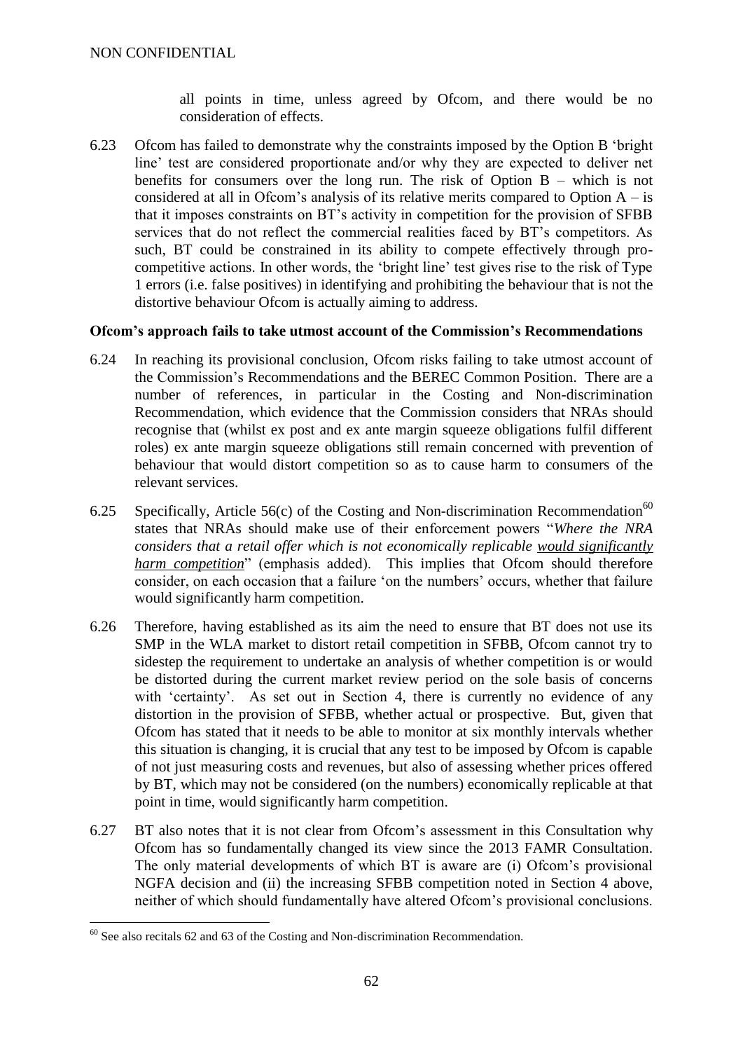all points in time, unless agreed by Ofcom, and there would be no consideration of effects.

6.23 Ofcom has failed to demonstrate why the constraints imposed by the Option B 'bright line' test are considered proportionate and/or why they are expected to deliver net benefits for consumers over the long run. The risk of Option B – which is not considered at all in Ofcom's analysis of its relative merits compared to Option A – is that it imposes constraints on BT's activity in competition for the provision of SFBB services that do not reflect the commercial realities faced by BT's competitors. As such, BT could be constrained in its ability to compete effectively through pro-competitive actions. In other words, the 'bright line' test gives rise to the risk of Type 1 errors (i.e. false positives) in identifying and prohibiting the behaviour that is not the distortive behaviour Ofcom is actually aiming to address.

**Ofcom's approach fails to take utmost account of the Commission's Recommendations**

6.24 In reaching its provisional conclusion, Ofcom risks failing to take utmost account of the Commission's Recommendations and the BEREC Common Position. There are a number of references, in particular in the Costing and Non-discrimination Recommendation, which evidence that the Commission considers that NRAs should recognise that (whilst ex post and ex ante margin squeeze obligations fulfil different roles) ex ante margin squeeze obligations still remain concerned with prevention of behaviour that would distort competition so as to cause harm to consumers of the relevant services.

6.25 Specifically, Article 56(c) of the Costing and Non-discrimination Recommendation[60] states that NRAs should make use of their enforcement powers "*Where the NRA considers that a retail offer which is not economically replicable would significantly harm competition*" (emphasis added). This implies that Ofcom should therefore consider, on each occasion that a failure 'on the numbers' occurs, whether that failure would significantly harm competition.

6.26 Therefore, having established as its aim the need to ensure that BT does not use its SMP in the WLA market to distort retail competition in SFBB, Ofcom cannot try to sidestep the requirement to undertake an analysis of whether competition is or would be distorted during the current market review period on the sole basis of concerns with 'certainty'. As set out in Section 4, there is currently no evidence of any distortion in the provision of SFBB, whether actual or prospective. But, given that Ofcom has stated that it needs to be able to monitor at six monthly intervals whether this situation is changing, it is crucial that any test to be imposed by Ofcom is capable of not just measuring costs and revenues, but also of assessing whether prices offered by BT, which may not be considered (on the numbers) economically replicable at that point in time, would significantly harm competition.

6.27 BT also notes that it is not clear from Ofcom's assessment in this Consultation why Ofcom has so fundamentally changed its view since the 2013 FAMR Consultation. The only material developments of which BT is aware are (i) Ofcom's provisional NGFA decision and (ii) the increasing SFBB competition noted in Section 4 above, neither of which should fundamentally have altered Ofcom's provisional conclusions.

[60] See also recitals 62 and 63 of the Costing and Non-discrimination Recommendation.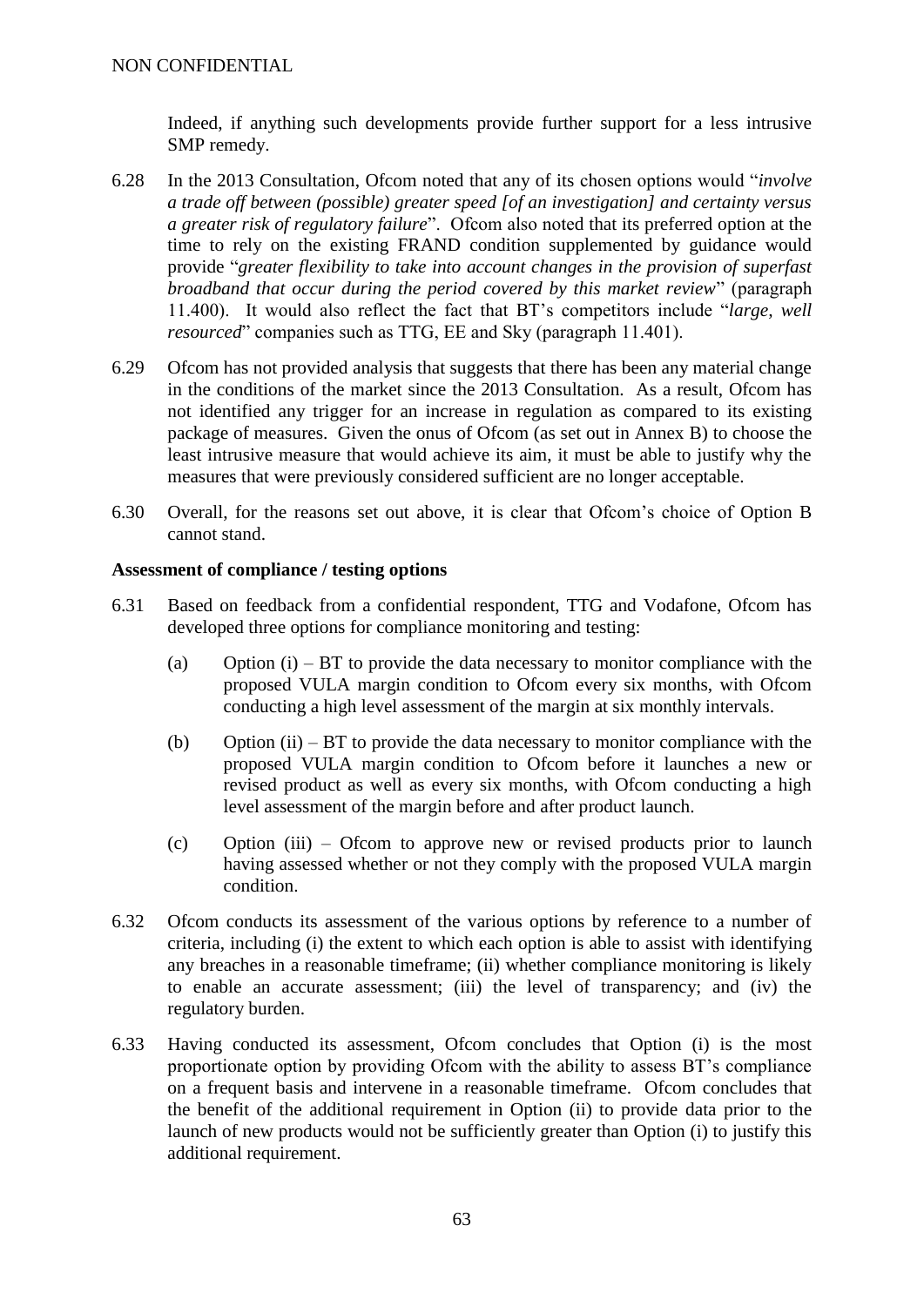Indeed, if anything such developments provide further support for a less intrusive SMP remedy.

6.28 In the 2013 Consultation, Ofcom noted that any of its chosen options would "*involve a trade off between (possible) greater speed [of an investigation] and certainty versus a greater risk of regulatory failure*". Ofcom also noted that its preferred option at the time to rely on the existing FRAND condition supplemented by guidance would provide "*greater flexibility to take into account changes in the provision of superfast broadband that occur during the period covered by this market review*" (paragraph 11.400). It would also reflect the fact that BT's competitors include "*large, well resourced*" companies such as TTG, EE and Sky (paragraph 11.401).

6.29 Ofcom has not provided analysis that suggests that there has been any material change in the conditions of the market since the 2013 Consultation. As a result, Ofcom has not identified any trigger for an increase in regulation as compared to its existing package of measures. Given the onus of Ofcom (as set out in Annex B) to choose the least intrusive measure that would achieve its aim, it must be able to justify why the measures that were previously considered sufficient are no longer acceptable.

6.30 Overall, for the reasons set out above, it is clear that Ofcom's choice of Option B cannot stand.

**Assessment of compliance / testing options**

6.31 Based on feedback from a confidential respondent, TTG and Vodafone, Ofcom has developed three options for compliance monitoring and testing:

(a) Option (i) – BT to provide the data necessary to monitor compliance with the proposed VULA margin condition to Ofcom every six months, with Ofcom conducting a high level assessment of the margin at six monthly intervals.

(b) Option (ii) – BT to provide the data necessary to monitor compliance with the proposed VULA margin condition to Ofcom before it launches a new or revised product as well as every six months, with Ofcom conducting a high level assessment of the margin before and after product launch.

(c) Option (iii) – Ofcom to approve new or revised products prior to launch having assessed whether or not they comply with the proposed VULA margin condition.

6.32 Ofcom conducts its assessment of the various options by reference to a number of criteria, including (i) the extent to which each option is able to assist with identifying any breaches in a reasonable timeframe; (ii) whether compliance monitoring is likely to enable an accurate assessment; (iii) the level of transparency; and (iv) the regulatory burden.

6.33 Having conducted its assessment, Ofcom concludes that Option (i) is the most proportionate option by providing Ofcom with the ability to assess BT's compliance on a frequent basis and intervene in a reasonable timeframe. Ofcom concludes that the benefit of the additional requirement in Option (ii) to provide data prior to the launch of new products would not be sufficiently greater than Option (i) to justify this additional requirement.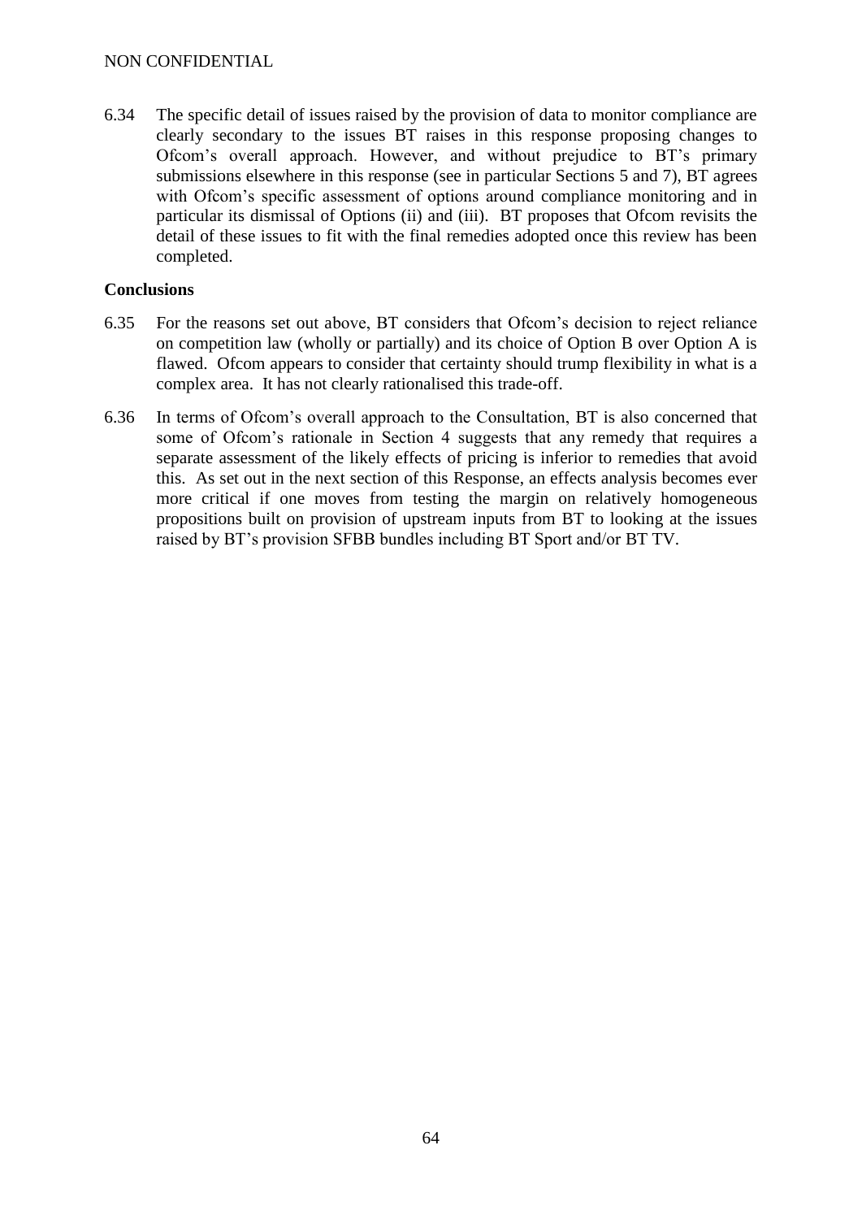6.34 The specific detail of issues raised by the provision of data to monitor compliance are clearly secondary to the issues BT raises in this response proposing changes to Ofcom's overall approach. However, and without prejudice to BT's primary submissions elsewhere in this response (see in particular Sections 5 and 7), BT agrees with Ofcom's specific assessment of options around compliance monitoring and in particular its dismissal of Options (ii) and (iii). BT proposes that Ofcom revisits the detail of these issues to fit with the final remedies adopted once this review has been completed.

**Conclusions**

6.35 For the reasons set out above, BT considers that Ofcom's decision to reject reliance on competition law (wholly or partially) and its choice of Option B over Option A is flawed. Ofcom appears to consider that certainty should trump flexibility in what is a complex area. It has not clearly rationalised this trade-off.

6.36 In terms of Ofcom's overall approach to the Consultation, BT is also concerned that some of Ofcom's rationale in Section 4 suggests that any remedy that requires a separate assessment of the likely effects of pricing is inferior to remedies that avoid this. As set out in the next section of this Response, an effects analysis becomes ever more critical if one moves from testing the margin on relatively homogeneous propositions built on provision of upstream inputs from BT to looking at the issues raised by BT's provision SFBB bundles including BT Sport and/or BT TV.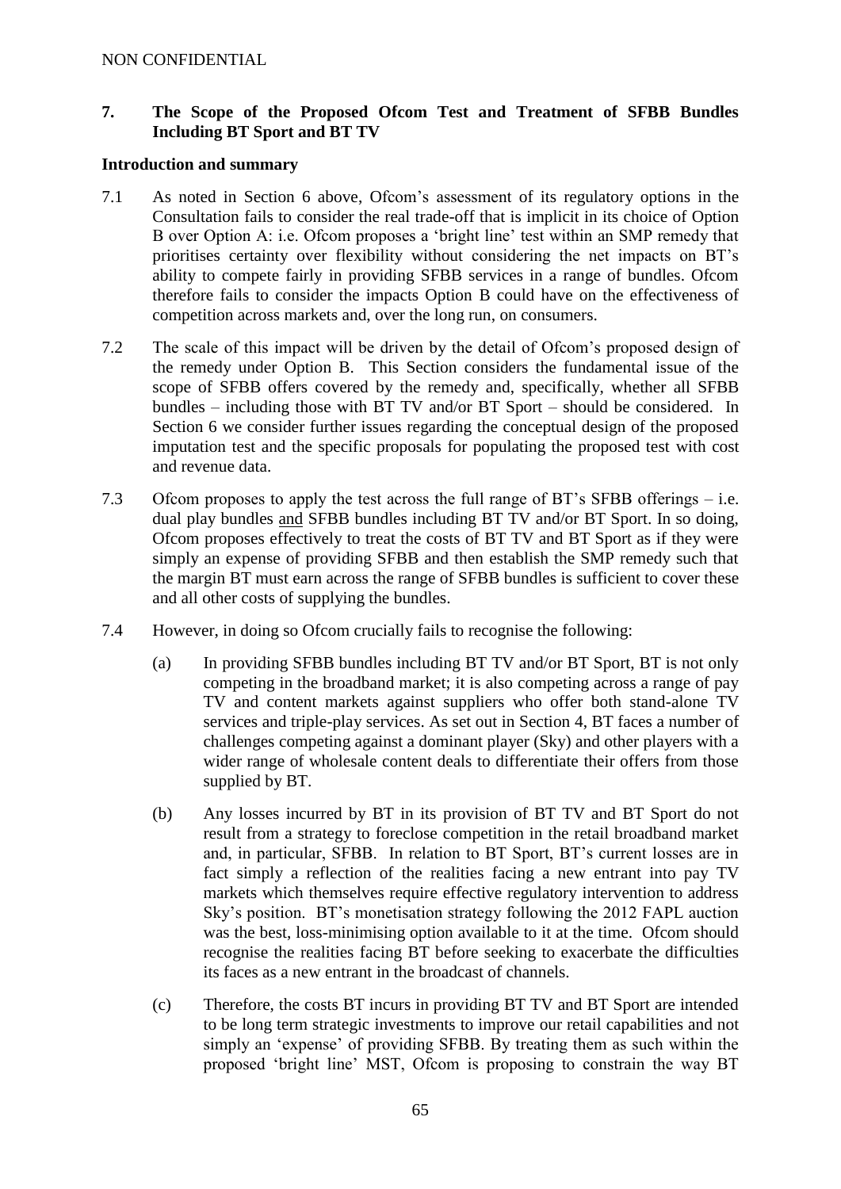NON CONFIDENTIAL

## 7. The Scope of the Proposed Ofcom Test and Treatment of SFBB Bundles Including BT Sport and BT TV

**Introduction and summary**

7.1 As noted in Section 6 above, Ofcom's assessment of its regulatory options in the Consultation fails to consider the real trade-off that is implicit in its choice of Option B over Option A: i.e. Ofcom proposes a 'bright line' test within an SMP remedy that prioritises certainty over flexibility without considering the net impacts on BT's ability to compete fairly in providing SFBB services in a range of bundles. Ofcom therefore fails to consider the impacts Option B could have on the effectiveness of competition across markets and, over the long run, on consumers.

7.2 The scale of this impact will be driven by the detail of Ofcom's proposed design of the remedy under Option B. This Section considers the fundamental issue of the scope of SFBB offers covered by the remedy and, specifically, whether all SFBB bundles – including those with BT TV and/or BT Sport – should be considered. In Section 6 we consider further issues regarding the conceptual design of the proposed imputation test and the specific proposals for populating the proposed test with cost and revenue data.

7.3 Ofcom proposes to apply the test across the full range of BT's SFBB offerings – i.e. dual play bundles and SFBB bundles including BT TV and/or BT Sport. In so doing, Ofcom proposes effectively to treat the costs of BT TV and BT Sport as if they were simply an expense of providing SFBB and then establish the SMP remedy such that the margin BT must earn across the range of SFBB bundles is sufficient to cover these and all other costs of supplying the bundles.

7.4 However, in doing so Ofcom crucially fails to recognise the following:

(a) In providing SFBB bundles including BT TV and/or BT Sport, BT is not only competing in the broadband market; it is also competing across a range of pay TV and content markets against suppliers who offer both stand-alone TV services and triple-play services. As set out in Section 4, BT faces a number of challenges competing against a dominant player (Sky) and other players with a wider range of wholesale content deals to differentiate their offers from those supplied by BT.

(b) Any losses incurred by BT in its provision of BT TV and BT Sport do not result from a strategy to foreclose competition in the retail broadband market and, in particular, SFBB. In relation to BT Sport, BT's current losses are in fact simply a reflection of the realities facing a new entrant into pay TV markets which themselves require effective regulatory intervention to address Sky's position. BT's monetisation strategy following the 2012 FAPL auction was the best, loss-minimising option available to it at the time. Ofcom should recognise the realities facing BT before seeking to exacerbate the difficulties its faces as a new entrant in the broadcast of channels.

(c) Therefore, the costs BT incurs in providing BT TV and BT Sport are intended to be long term strategic investments to improve our retail capabilities and not simply an 'expense' of providing SFBB. By treating them as such within the proposed 'bright line' MST, Ofcom is proposing to constrain the way BT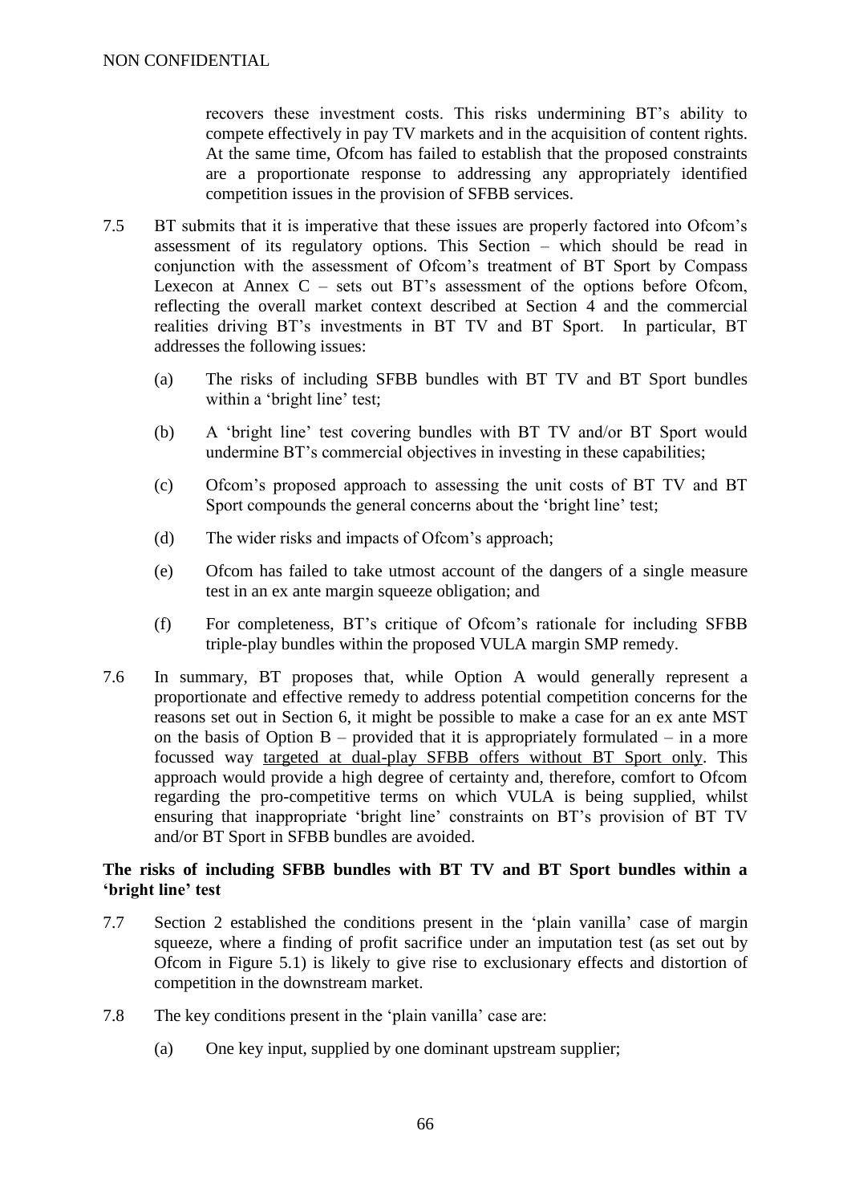recovers these investment costs. This risks undermining BT's ability to compete effectively in pay TV markets and in the acquisition of content rights. At the same time, Ofcom has failed to establish that the proposed constraints are a proportionate response to addressing any appropriately identified competition issues in the provision of SFBB services.

7.5 BT submits that it is imperative that these issues are properly factored into Ofcom's assessment of its regulatory options. This Section – which should be read in conjunction with the assessment of Ofcom's treatment of BT Sport by Compass Lexecon at Annex C – sets out BT's assessment of the options before Ofcom, reflecting the overall market context described at Section 4 and the commercial realities driving BT's investments in BT TV and BT Sport. In particular, BT addresses the following issues:

(a) The risks of including SFBB bundles with BT TV and BT Sport bundles within a 'bright line' test;

(b) A 'bright line' test covering bundles with BT TV and/or BT Sport would undermine BT's commercial objectives in investing in these capabilities;

(c) Ofcom's proposed approach to assessing the unit costs of BT TV and BT Sport compounds the general concerns about the 'bright line' test;

(d) The wider risks and impacts of Ofcom's approach;

(e) Ofcom has failed to take utmost account of the dangers of a single measure test in an ex ante margin squeeze obligation; and

(f) For completeness, BT's critique of Ofcom's rationale for including SFBB triple-play bundles within the proposed VULA margin SMP remedy.

7.6 In summary, BT proposes that, while Option A would generally represent a proportionate and effective remedy to address potential competition concerns for the reasons set out in Section 6, it might be possible to make a case for an ex ante MST on the basis of Option B – provided that it is appropriately formulated – in a more focussed way <u>targeted at dual-play SFBB offers without BT Sport only</u>. This approach would provide a high degree of certainty and, therefore, comfort to Ofcom regarding the pro-competitive terms on which VULA is being supplied, whilst ensuring that inappropriate 'bright line' constraints on BT's provision of BT TV and/or BT Sport in SFBB bundles are avoided.

**The risks of including SFBB bundles with BT TV and BT Sport bundles within a 'bright line' test**

7.7 Section 2 established the conditions present in the 'plain vanilla' case of margin squeeze, where a finding of profit sacrifice under an imputation test (as set out by Ofcom in Figure 5.1) is likely to give rise to exclusionary effects and distortion of competition in the downstream market.

7.8 The key conditions present in the 'plain vanilla' case are:

(a) One key input, supplied by one dominant upstream supplier;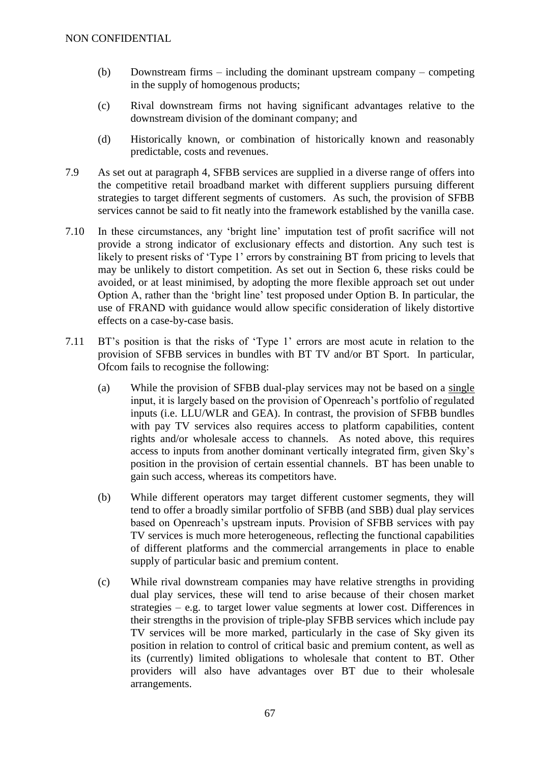NON CONFIDENTIAL

(b) Downstream firms – including the dominant upstream company – competing in the supply of homogenous products;

(c) Rival downstream firms not having significant advantages relative to the downstream division of the dominant company; and

(d) Historically known, or combination of historically known and reasonably predictable, costs and revenues.

7.9 As set out at paragraph 4, SFBB services are supplied in a diverse range of offers into the competitive retail broadband market with different suppliers pursuing different strategies to target different segments of customers. As such, the provision of SFBB services cannot be said to fit neatly into the framework established by the vanilla case.

7.10 In these circumstances, any 'bright line' imputation test of profit sacrifice will not provide a strong indicator of exclusionary effects and distortion. Any such test is likely to present risks of 'Type 1' errors by constraining BT from pricing to levels that may be unlikely to distort competition. As set out in Section 6, these risks could be avoided, or at least minimised, by adopting the more flexible approach set out under Option A, rather than the 'bright line' test proposed under Option B. In particular, the use of FRAND with guidance would allow specific consideration of likely distortive effects on a case-by-case basis.

7.11 BT's position is that the risks of 'Type 1' errors are most acute in relation to the provision of SFBB services in bundles with BT TV and/or BT Sport. In particular, Ofcom fails to recognise the following:

(a) While the provision of SFBB dual-play services may not be based on a <u>single</u> input, it is largely based on the provision of Openreach's portfolio of regulated inputs (i.e. LLU/WLR and GEA). In contrast, the provision of SFBB bundles with pay TV services also requires access to platform capabilities, content rights and/or wholesale access to channels. As noted above, this requires access to inputs from another dominant vertically integrated firm, given Sky's position in the provision of certain essential channels. BT has been unable to gain such access, whereas its competitors have.

(b) While different operators may target different customer segments, they will tend to offer a broadly similar portfolio of SFBB (and SBB) dual play services based on Openreach's upstream inputs. Provision of SFBB services with pay TV services is much more heterogeneous, reflecting the functional capabilities of different platforms and the commercial arrangements in place to enable supply of particular basic and premium content.

(c) While rival downstream companies may have relative strengths in providing dual play services, these will tend to arise because of their chosen market strategies – e.g. to target lower value segments at lower cost. Differences in their strengths in the provision of triple-play SFBB services which include pay TV services will be more marked, particularly in the case of Sky given its position in relation to control of critical basic and premium content, as well as its (currently) limited obligations to wholesale that content to BT. Other providers will also have advantages over BT due to their wholesale arrangements.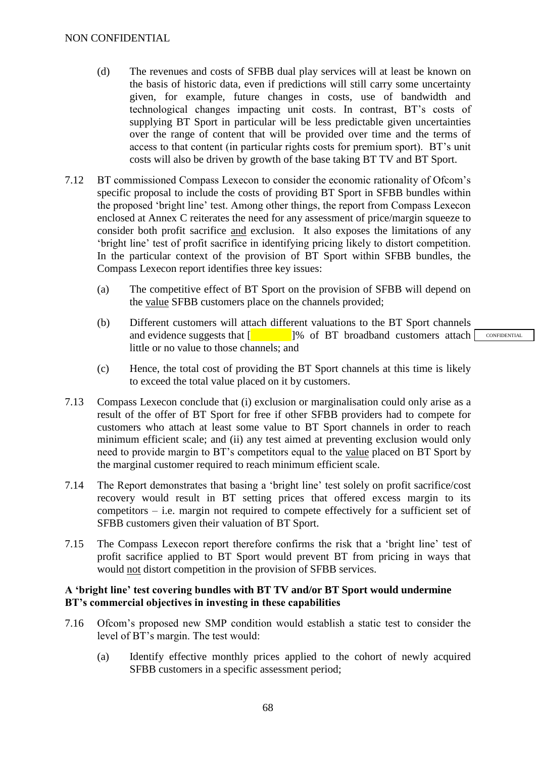(d) The revenues and costs of SFBB dual play services will at least be known on the basis of historic data, even if predictions will still carry some uncertainty given, for example, future changes in costs, use of bandwidth and technological changes impacting unit costs. In contrast, BT's costs of supplying BT Sport in particular will be less predictable given uncertainties over the range of content that will be provided over time and the terms of access to that content (in particular rights costs for premium sport). BT's unit costs will also be driven by growth of the base taking BT TV and BT Sport.

7.12 BT commissioned Compass Lexecon to consider the economic rationality of Ofcom's specific proposal to include the costs of providing BT Sport in SFBB bundles within the proposed 'bright line' test. Among other things, the report from Compass Lexecon enclosed at Annex C reiterates the need for any assessment of price/margin squeeze to consider both profit sacrifice and exclusion. It also exposes the limitations of any 'bright line' test of profit sacrifice in identifying pricing likely to distort competition. In the particular context of the provision of BT Sport within SFBB bundles, the Compass Lexecon report identifies three key issues:

(a) The competitive effect of BT Sport on the provision of SFBB will depend on the value SFBB customers place on the channels provided;

(b) Different customers will attach different valuations to the BT Sport channels and evidence suggests that [ ]% of BT broadband customers attach little or no value to those channels; and

CONFIDENTIAL

(c) Hence, the total cost of providing the BT Sport channels at this time is likely to exceed the total value placed on it by customers.

7.13 Compass Lexecon conclude that (i) exclusion or marginalisation could only arise as a result of the offer of BT Sport for free if other SFBB providers had to compete for customers who attach at least some value to BT Sport channels in order to reach minimum efficient scale; and (ii) any test aimed at preventing exclusion would only need to provide margin to BT's competitors equal to the value placed on BT Sport by the marginal customer required to reach minimum efficient scale.

7.14 The Report demonstrates that basing a 'bright line' test solely on profit sacrifice/cost recovery would result in BT setting prices that offered excess margin to its competitors – i.e. margin not required to compete effectively for a sufficient set of SFBB customers given their valuation of BT Sport.

7.15 The Compass Lexecon report therefore confirms the risk that a 'bright line' test of profit sacrifice applied to BT Sport would prevent BT from pricing in ways that would not distort competition in the provision of SFBB services.

**A 'bright line' test covering bundles with BT TV and/or BT Sport would undermine BT's commercial objectives in investing in these capabilities**

7.16 Ofcom's proposed new SMP condition would establish a static test to consider the level of BT's margin. The test would:

(a) Identify effective monthly prices applied to the cohort of newly acquired SFBB customers in a specific assessment period;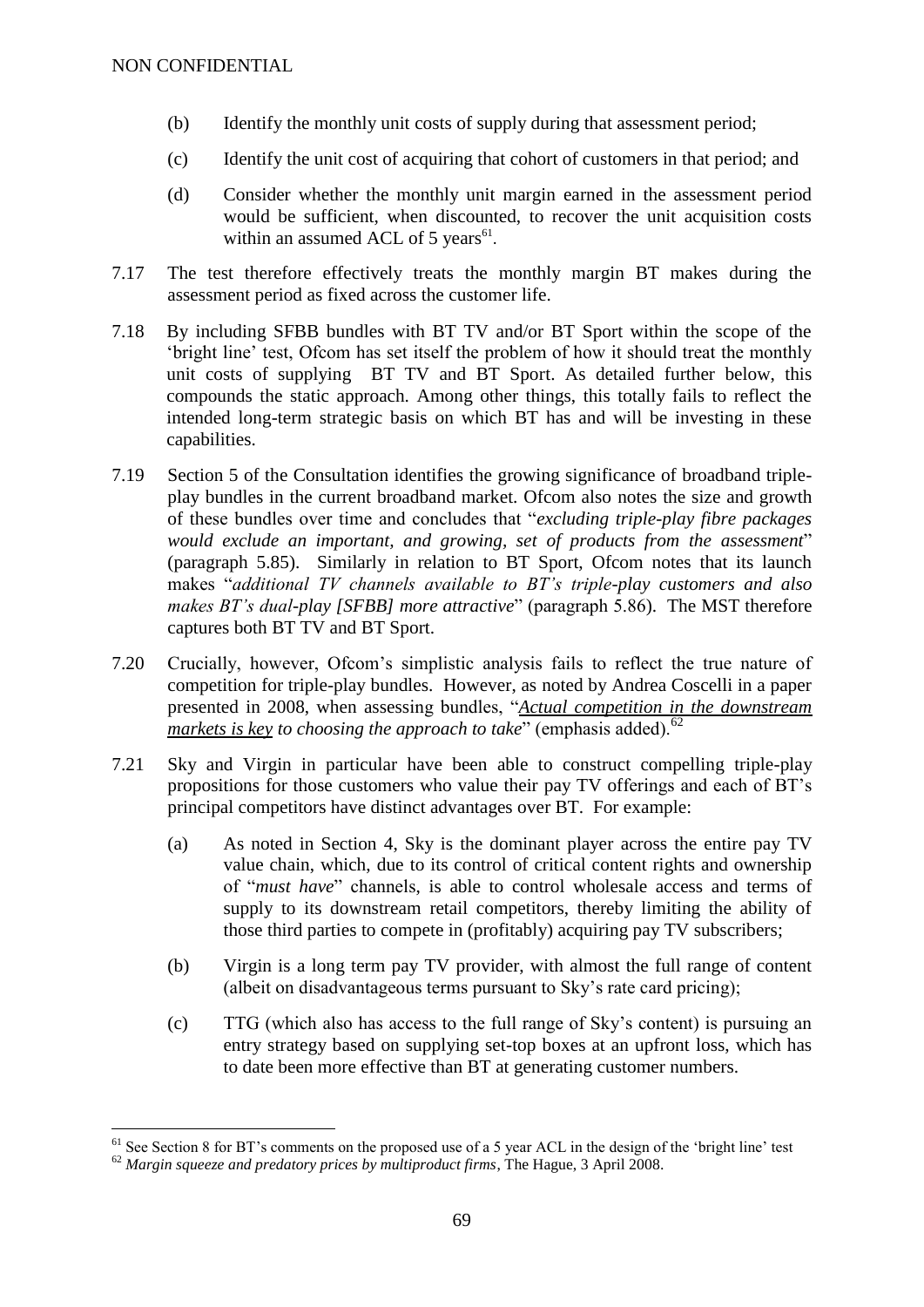(b) Identify the monthly unit costs of supply during that assessment period;

(c) Identify the unit cost of acquiring that cohort of customers in that period; and

(d) Consider whether the monthly unit margin earned in the assessment period would be sufficient, when discounted, to recover the unit acquisition costs within an assumed ACL of 5 years[61].

7.17 The test therefore effectively treats the monthly margin BT makes during the assessment period as fixed across the customer life.

7.18 By including SFBB bundles with BT TV and/or BT Sport within the scope of the 'bright line' test, Ofcom has set itself the problem of how it should treat the monthly unit costs of supplying BT TV and BT Sport. As detailed further below, this compounds the static approach. Among other things, this totally fails to reflect the intended long-term strategic basis on which BT has and will be investing in these capabilities.

7.19 Section 5 of the Consultation identifies the growing significance of broadband triple-play bundles in the current broadband market. Ofcom also notes the size and growth of these bundles over time and concludes that "*excluding triple-play fibre packages would exclude an important, and growing, set of products from the assessment*" (paragraph 5.85). Similarly in relation to BT Sport, Ofcom notes that its launch makes "*additional TV channels available to BT's triple-play customers and also makes BT's dual-play [SFBB] more attractive*" (paragraph 5.86). The MST therefore captures both BT TV and BT Sport.

7.20 Crucially, however, Ofcom's simplistic analysis fails to reflect the true nature of competition for triple-play bundles. However, as noted by Andrea Coscelli in a paper presented in 2008, when assessing bundles, "***<u>Actual competition in the downstream markets is key</u>*** *to choosing the approach to take*" (emphasis added).[62]

7.21 Sky and Virgin in particular have been able to construct compelling triple-play propositions for those customers who value their pay TV offerings and each of BT's principal competitors have distinct advantages over BT. For example:

(a) As noted in Section 4, Sky is the dominant player across the entire pay TV value chain, which, due to its control of critical content rights and ownership of "*must have*" channels, is able to control wholesale access and terms of supply to its downstream retail competitors, thereby limiting the ability of those third parties to compete in (profitably) acquiring pay TV subscribers;

(b) Virgin is a long term pay TV provider, with almost the full range of content (albeit on disadvantageous terms pursuant to Sky's rate card pricing);

(c) TTG (which also has access to the full range of Sky's content) is pursuing an entry strategy based on supplying set-top boxes at an upfront loss, which has to date been more effective than BT at generating customer numbers.

---

[61] See Section 8 for BT's comments on the proposed use of a 5 year ACL in the design of the 'bright line' test

[62] *Margin squeeze and predatory prices by multiproduct firms*, The Hague, 3 April 2008.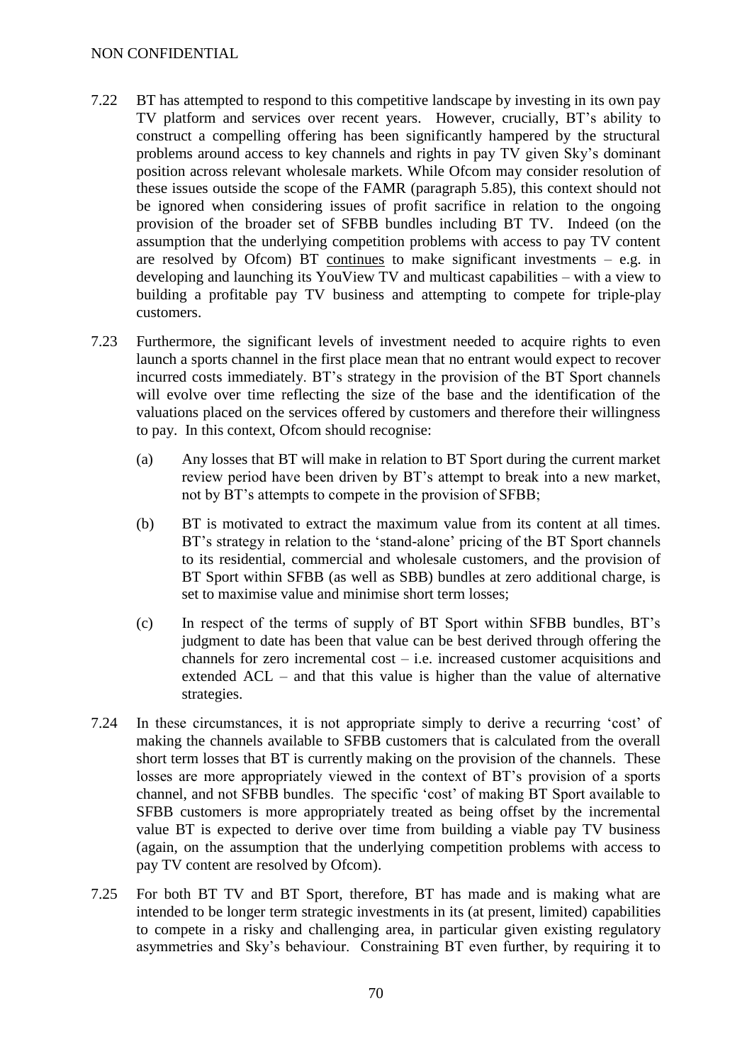7.22 BT has attempted to respond to this competitive landscape by investing in its own pay TV platform and services over recent years. However, crucially, BT's ability to construct a compelling offering has been significantly hampered by the structural problems around access to key channels and rights in pay TV given Sky's dominant position across relevant wholesale markets. While Ofcom may consider resolution of these issues outside the scope of the FAMR (paragraph 5.85), this context should not be ignored when considering issues of profit sacrifice in relation to the ongoing provision of the broader set of SFBB bundles including BT TV. Indeed (on the assumption that the underlying competition problems with access to pay TV content are resolved by Ofcom) BT continues to make significant investments – e.g. in developing and launching its YouView TV and multicast capabilities – with a view to building a profitable pay TV business and attempting to compete for triple-play customers.

7.23 Furthermore, the significant levels of investment needed to acquire rights to even launch a sports channel in the first place mean that no entrant would expect to recover incurred costs immediately. BT's strategy in the provision of the BT Sport channels will evolve over time reflecting the size of the base and the identification of the valuations placed on the services offered by customers and therefore their willingness to pay. In this context, Ofcom should recognise:

(a) Any losses that BT will make in relation to BT Sport during the current market review period have been driven by BT's attempt to break into a new market, not by BT's attempts to compete in the provision of SFBB;

(b) BT is motivated to extract the maximum value from its content at all times. BT's strategy in relation to the 'stand-alone' pricing of the BT Sport channels to its residential, commercial and wholesale customers, and the provision of BT Sport within SFBB (as well as SBB) bundles at zero additional charge, is set to maximise value and minimise short term losses;

(c) In respect of the terms of supply of BT Sport within SFBB bundles, BT's judgment to date has been that value can be best derived through offering the channels for zero incremental cost – i.e. increased customer acquisitions and extended ACL – and that this value is higher than the value of alternative strategies.

7.24 In these circumstances, it is not appropriate simply to derive a recurring 'cost' of making the channels available to SFBB customers that is calculated from the overall short term losses that BT is currently making on the provision of the channels. These losses are more appropriately viewed in the context of BT's provision of a sports channel, and not SFBB bundles. The specific 'cost' of making BT Sport available to SFBB customers is more appropriately treated as being offset by the incremental value BT is expected to derive over time from building a viable pay TV business (again, on the assumption that the underlying competition problems with access to pay TV content are resolved by Ofcom).

7.25 For both BT TV and BT Sport, therefore, BT has made and is making what are intended to be longer term strategic investments in its (at present, limited) capabilities to compete in a risky and challenging area, in particular given existing regulatory asymmetries and Sky's behaviour. Constraining BT even further, by requiring it to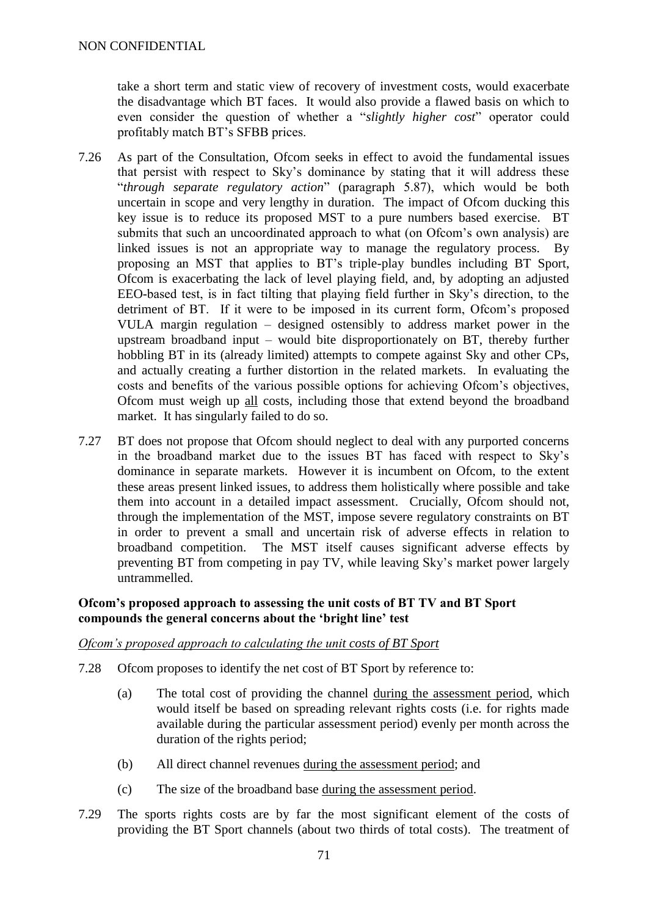take a short term and static view of recovery of investment costs, would exacerbate the disadvantage which BT faces. It would also provide a flawed basis on which to even consider the question of whether a "*slightly higher cost*" operator could profitably match BT's SFBB prices.

7.26 As part of the Consultation, Ofcom seeks in effect to avoid the fundamental issues that persist with respect to Sky's dominance by stating that it will address these "*through separate regulatory action*" (paragraph 5.87), which would be both uncertain in scope and very lengthy in duration. The impact of Ofcom ducking this key issue is to reduce its proposed MST to a pure numbers based exercise. BT submits that such an uncoordinated approach to what (on Ofcom's own analysis) are linked issues is not an appropriate way to manage the regulatory process. By proposing an MST that applies to BT's triple-play bundles including BT Sport, Ofcom is exacerbating the lack of level playing field, and, by adopting an adjusted EEO-based test, is in fact tilting that playing field further in Sky's direction, to the detriment of BT. If it were to be imposed in its current form, Ofcom's proposed VULA margin regulation – designed ostensibly to address market power in the upstream broadband input – would bite disproportionately on BT, thereby further hobbling BT in its (already limited) attempts to compete against Sky and other CPs, and actually creating a further distortion in the related markets. In evaluating the costs and benefits of the various possible options for achieving Ofcom's objectives, Ofcom must weigh up <u>all</u> costs, including those that extend beyond the broadband market. It has singularly failed to do so.

7.27 BT does not propose that Ofcom should neglect to deal with any purported concerns in the broadband market due to the issues BT has faced with respect to Sky's dominance in separate markets. However it is incumbent on Ofcom, to the extent these areas present linked issues, to address them holistically where possible and take them into account in a detailed impact assessment. Crucially, Ofcom should not, through the implementation of the MST, impose severe regulatory constraints on BT in order to prevent a small and uncertain risk of adverse effects in relation to broadband competition. The MST itself causes significant adverse effects by preventing BT from competing in pay TV, while leaving Sky's market power largely untrammelled.

**Ofcom's proposed approach to assessing the unit costs of BT TV and BT Sport compounds the general concerns about the 'bright line' test**

*<u>Ofcom's proposed approach to calculating the unit costs of BT Sport</u>*

7.28 Ofcom proposes to identify the net cost of BT Sport by reference to:

(a) The total cost of providing the channel <u>during the assessment period</u>, which would itself be based on spreading relevant rights costs (i.e. for rights made available during the particular assessment period) evenly per month across the duration of the rights period;

(b) All direct channel revenues <u>during the assessment period</u>; and

(c) The size of the broadband base <u>during the assessment period</u>.

7.29 The sports rights costs are by far the most significant element of the costs of providing the BT Sport channels (about two thirds of total costs). The treatment of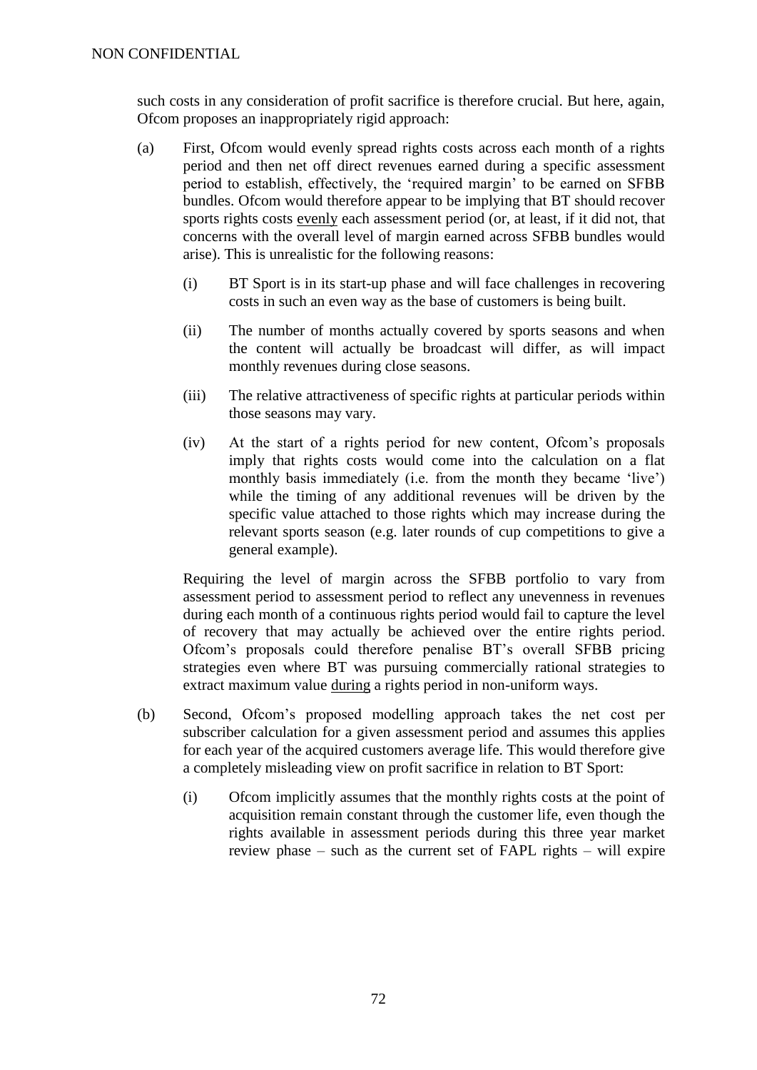such costs in any consideration of profit sacrifice is therefore crucial. But here, again, Ofcom proposes an inappropriately rigid approach:

(a) First, Ofcom would evenly spread rights costs across each month of a rights period and then net off direct revenues earned during a specific assessment period to establish, effectively, the 'required margin' to be earned on SFBB bundles. Ofcom would therefore appear to be implying that BT should recover sports rights costs evenly each assessment period (or, at least, if it did not, that concerns with the overall level of margin earned across SFBB bundles would arise). This is unrealistic for the following reasons:

    (i) BT Sport is in its start-up phase and will face challenges in recovering costs in such an even way as the base of customers is being built.

    (ii) The number of months actually covered by sports seasons and when the content will actually be broadcast will differ, as will impact monthly revenues during close seasons.

    (iii) The relative attractiveness of specific rights at particular periods within those seasons may vary.

    (iv) At the start of a rights period for new content, Ofcom's proposals imply that rights costs would come into the calculation on a flat monthly basis immediately (i.e. from the month they became 'live') while the timing of any additional revenues will be driven by the specific value attached to those rights which may increase during the relevant sports season (e.g. later rounds of cup competitions to give a general example).

    Requiring the level of margin across the SFBB portfolio to vary from assessment period to assessment period to reflect any unevenness in revenues during each month of a continuous rights period would fail to capture the level of recovery that may actually be achieved over the entire rights period. Ofcom's proposals could therefore penalise BT's overall SFBB pricing strategies even where BT was pursuing commercially rational strategies to extract maximum value during a rights period in non-uniform ways.

(b) Second, Ofcom's proposed modelling approach takes the net cost per subscriber calculation for a given assessment period and assumes this applies for each year of the acquired customers average life. This would therefore give a completely misleading view on profit sacrifice in relation to BT Sport:

    (i) Ofcom implicitly assumes that the monthly rights costs at the point of acquisition remain constant through the customer life, even though the rights available in assessment periods during this three year market review phase – such as the current set of FAPL rights – will expire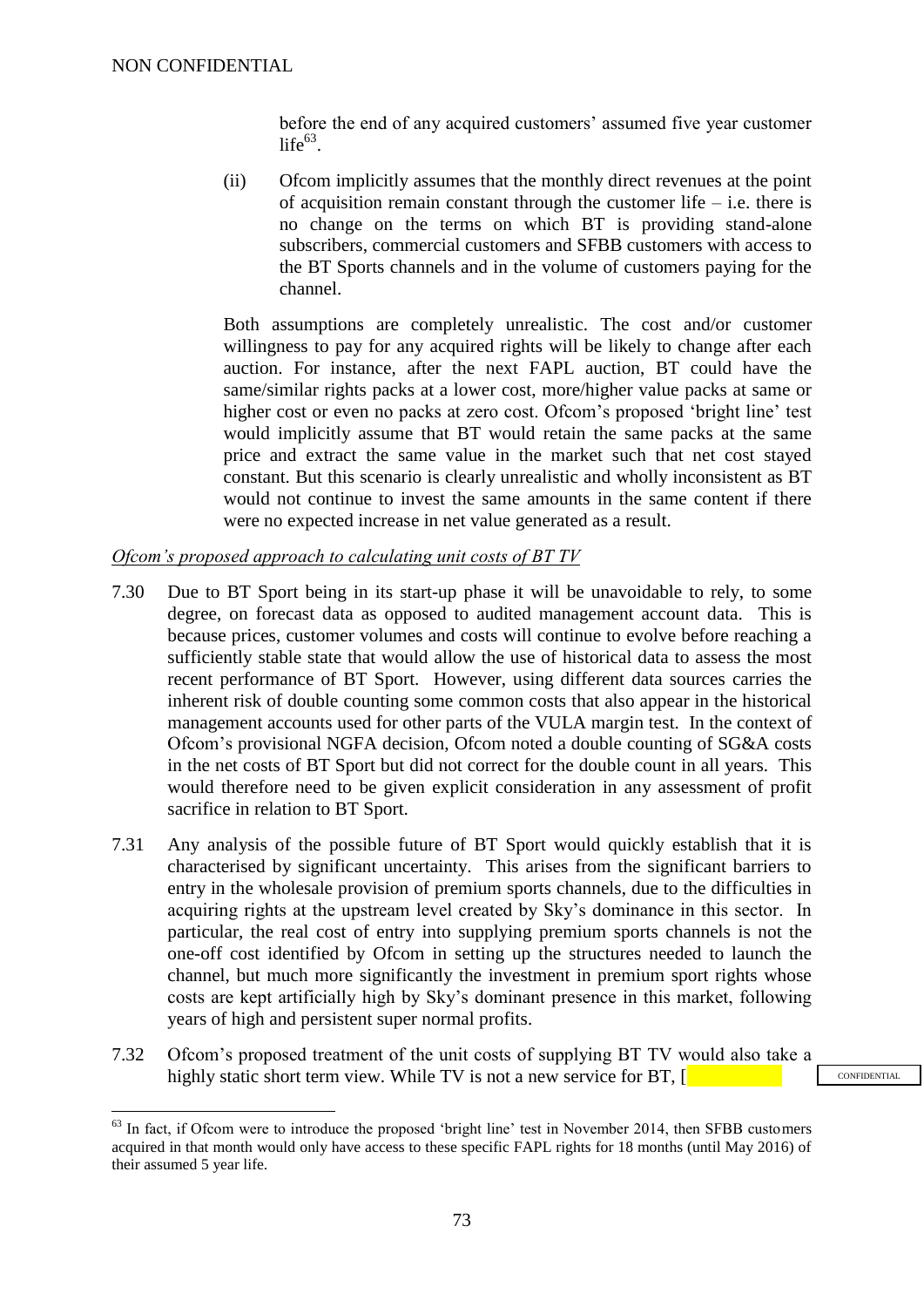before the end of any acquired customers' assumed five year customer life[63].

(ii) Ofcom implicitly assumes that the monthly direct revenues at the point of acquisition remain constant through the customer life – i.e. there is no change on the terms on which BT is providing stand-alone subscribers, commercial customers and SFBB customers with access to the BT Sports channels and in the volume of customers paying for the channel.

Both assumptions are completely unrealistic. The cost and/or customer willingness to pay for any acquired rights will be likely to change after each auction. For instance, after the next FAPL auction, BT could have the same/similar rights packs at a lower cost, more/higher value packs at same or higher cost or even no packs at zero cost. Ofcom's proposed 'bright line' test would implicitly assume that BT would retain the same packs at the same price and extract the same value in the market such that net cost stayed constant. But this scenario is clearly unrealistic and wholly inconsistent as BT would not continue to invest the same amounts in the same content if there were no expected increase in net value generated as a result.

*Ofcom's proposed approach to calculating unit costs of BT TV*

7.30 Due to BT Sport being in its start-up phase it will be unavoidable to rely, to some degree, on forecast data as opposed to audited management account data. This is because prices, customer volumes and costs will continue to evolve before reaching a sufficiently stable state that would allow the use of historical data to assess the most recent performance of BT Sport. However, using different data sources carries the inherent risk of double counting some common costs that also appear in the historical management accounts used for other parts of the VULA margin test. In the context of Ofcom's provisional NGFA decision, Ofcom noted a double counting of SG&A costs in the net costs of BT Sport but did not correct for the double count in all years. This would therefore need to be given explicit consideration in any assessment of profit sacrifice in relation to BT Sport.

7.31 Any analysis of the possible future of BT Sport would quickly establish that it is characterised by significant uncertainty. This arises from the significant barriers to entry in the wholesale provision of premium sports channels, due to the difficulties in acquiring rights at the upstream level created by Sky's dominance in this sector. In particular, the real cost of entry into supplying premium sports channels is not the one-off cost identified by Ofcom in setting up the structures needed to launch the channel, but much more significantly the investment in premium sport rights whose costs are kept artificially high by Sky's dominant presence in this market, following years of high and persistent super normal profits.

7.32 Ofcom's proposed treatment of the unit costs of supplying BT TV would also take a highly static short term view. While TV is not a new service for BT, [ CONFIDENTIAL

[63] In fact, if Ofcom were to introduce the proposed 'bright line' test in November 2014, then SFBB customers acquired in that month would only have access to these specific FAPL rights for 18 months (until May 2016) of their assumed 5 year life.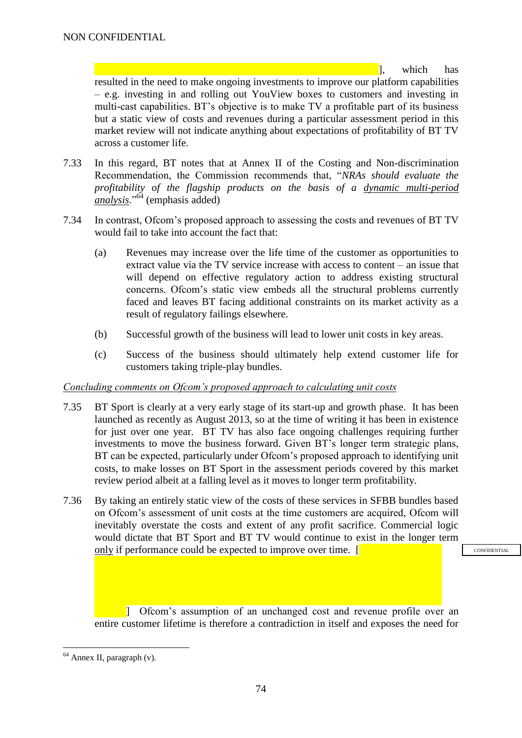NON CONFIDENTIAL

], which has resulted in the need to make ongoing investments to improve our platform capabilities – e.g. investing in and rolling out YouView boxes to customers and investing in multi-cast capabilities. BT's objective is to make TV a profitable part of its business but a static view of costs and revenues during a particular assessment period in this market review will not indicate anything about expectations of profitability of BT TV across a customer life.

7.33 In this regard, BT notes that at Annex II of the Costing and Non-discrimination Recommendation, the Commission recommends that, "*NRAs should evaluate the profitability of the flagship products on the basis of a* *__dynamic multi-period analysis__*."[64] (emphasis added)

7.34 In contrast, Ofcom's proposed approach to assessing the costs and revenues of BT TV would fail to take into account the fact that:

(a) Revenues may increase over the life time of the customer as opportunities to extract value via the TV service increase with access to content – an issue that will depend on effective regulatory action to address existing structural concerns. Ofcom's static view embeds all the structural problems currently faced and leaves BT facing additional constraints on its market activity as a result of regulatory failings elsewhere.

(b) Successful growth of the business will lead to lower unit costs in key areas.

(c) Success of the business should ultimately help extend customer life for customers taking triple-play bundles.

*__Concluding comments on Ofcom's proposed approach to calculating unit costs__*

7.35 BT Sport is clearly at a very early stage of its start-up and growth phase. It has been launched as recently as August 2013, so at the time of writing it has been in existence for just over one year. BT TV has also face ongoing challenges requiring further investments to move the business forward. Given BT's longer term strategic plans, BT can be expected, particularly under Ofcom's proposed approach to identifying unit costs, to make losses on BT Sport in the assessment periods covered by this market review period albeit at a falling level as it moves to longer term profitability.

7.36 By taking an entirely static view of the costs of these services in SFBB bundles based on Ofcom's assessment of unit costs at the time customers are acquired, Ofcom will inevitably overstate the costs and extent of any profit sacrifice. Commercial logic would dictate that BT Sport and BT TV would continue to exist in the longer term __only__ if performance could be expected to improve over time. [ CONFIDENTIAL ] Ofcom's assumption of an unchanged cost and revenue profile over an entire customer lifetime is therefore a contradiction in itself and exposes the need for

[64] Annex II, paragraph (v).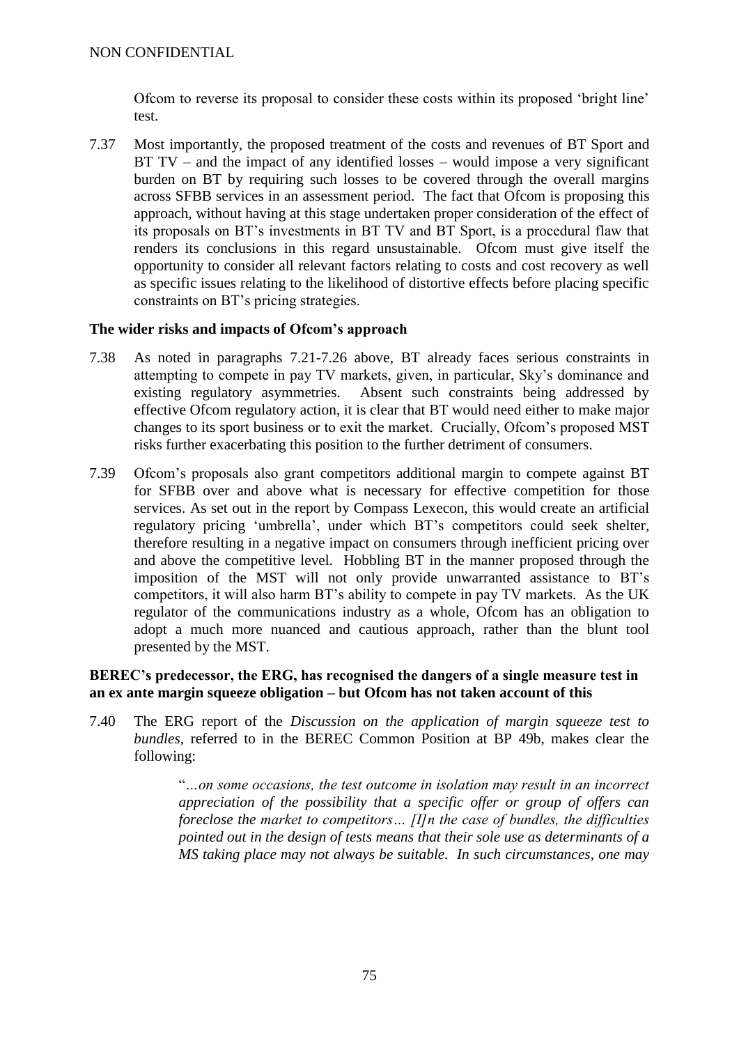Ofcom to reverse its proposal to consider these costs within its proposed 'bright line' test.

7.37 Most importantly, the proposed treatment of the costs and revenues of BT Sport and BT TV – and the impact of any identified losses – would impose a very significant burden on BT by requiring such losses to be covered through the overall margins across SFBB services in an assessment period. The fact that Ofcom is proposing this approach, without having at this stage undertaken proper consideration of the effect of its proposals on BT's investments in BT TV and BT Sport, is a procedural flaw that renders its conclusions in this regard unsustainable. Ofcom must give itself the opportunity to consider all relevant factors relating to costs and cost recovery as well as specific issues relating to the likelihood of distortive effects before placing specific constraints on BT's pricing strategies.

**The wider risks and impacts of Ofcom's approach**

7.38 As noted in paragraphs 7.21-7.26 above, BT already faces serious constraints in attempting to compete in pay TV markets, given, in particular, Sky's dominance and existing regulatory asymmetries. Absent such constraints being addressed by effective Ofcom regulatory action, it is clear that BT would need either to make major changes to its sport business or to exit the market. Crucially, Ofcom's proposed MST risks further exacerbating this position to the further detriment of consumers.

7.39 Ofcom's proposals also grant competitors additional margin to compete against BT for SFBB over and above what is necessary for effective competition for those services. As set out in the report by Compass Lexecon, this would create an artificial regulatory pricing 'umbrella', under which BT's competitors could seek shelter, therefore resulting in a negative impact on consumers through inefficient pricing over and above the competitive level. Hobbling BT in the manner proposed through the imposition of the MST will not only provide unwarranted assistance to BT's competitors, it will also harm BT's ability to compete in pay TV markets. As the UK regulator of the communications industry as a whole, Ofcom has an obligation to adopt a much more nuanced and cautious approach, rather than the blunt tool presented by the MST.

**BEREC's predecessor, the ERG, has recognised the dangers of a single measure test in an ex ante margin squeeze obligation – but Ofcom has not taken account of this**

7.40 The ERG report of the *Discussion on the application of margin squeeze test to bundles*, referred to in the BEREC Common Position at BP 49b, makes clear the following:

> "*…on some occasions, the test outcome in isolation may result in an incorrect appreciation of the possibility that a specific offer or group of offers can foreclose the market to competitors… [I]n the case of bundles, the difficulties pointed out in the design of tests means that their sole use as determinants of a MS taking place may not always be suitable. In such circumstances, one may*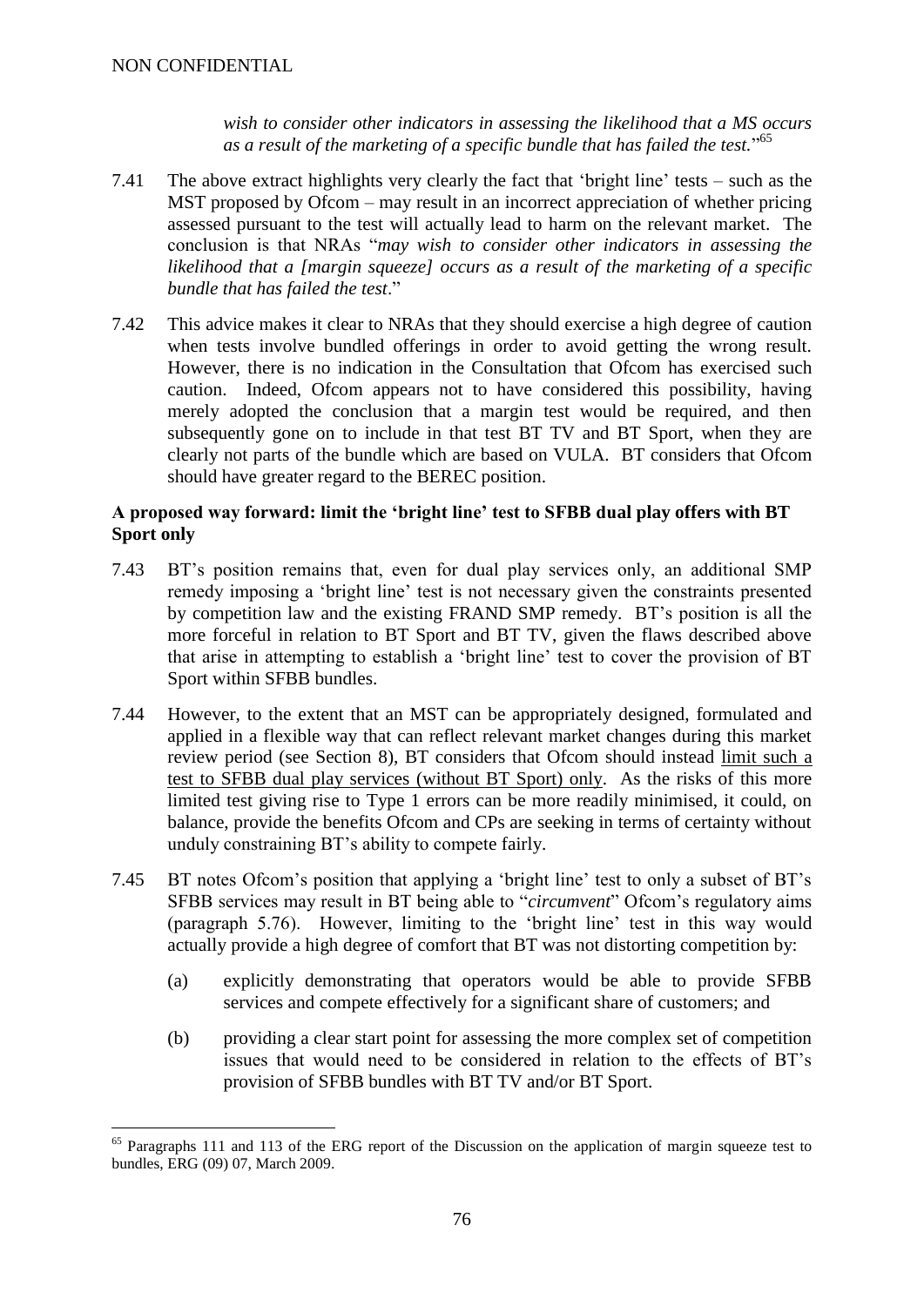*wish to consider other indicators in assessing the likelihood that a MS occurs as a result of the marketing of a specific bundle that has failed the test.*"[65]

7.41 The above extract highlights very clearly the fact that 'bright line' tests – such as the MST proposed by Ofcom – may result in an incorrect appreciation of whether pricing assessed pursuant to the test will actually lead to harm on the relevant market. The conclusion is that NRAs "*may wish to consider other indicators in assessing the likelihood that a [margin squeeze] occurs as a result of the marketing of a specific bundle that has failed the test*."

7.42 This advice makes it clear to NRAs that they should exercise a high degree of caution when tests involve bundled offerings in order to avoid getting the wrong result. However, there is no indication in the Consultation that Ofcom has exercised such caution. Indeed, Ofcom appears not to have considered this possibility, having merely adopted the conclusion that a margin test would be required, and then subsequently gone on to include in that test BT TV and BT Sport, when they are clearly not parts of the bundle which are based on VULA. BT considers that Ofcom should have greater regard to the BEREC position.

**A proposed way forward: limit the 'bright line' test to SFBB dual play offers with BT Sport only**

7.43 BT's position remains that, even for dual play services only, an additional SMP remedy imposing a 'bright line' test is not necessary given the constraints presented by competition law and the existing FRAND SMP remedy. BT's position is all the more forceful in relation to BT Sport and BT TV, given the flaws described above that arise in attempting to establish a 'bright line' test to cover the provision of BT Sport within SFBB bundles.

7.44 However, to the extent that an MST can be appropriately designed, formulated and applied in a flexible way that can reflect relevant market changes during this market review period (see Section 8), BT considers that Ofcom should instead limit such a test to SFBB dual play services (without BT Sport) only. As the risks of this more limited test giving rise to Type 1 errors can be more readily minimised, it could, on balance, provide the benefits Ofcom and CPs are seeking in terms of certainty without unduly constraining BT's ability to compete fairly.

7.45 BT notes Ofcom's position that applying a 'bright line' test to only a subset of BT's SFBB services may result in BT being able to "*circumvent*" Ofcom's regulatory aims (paragraph 5.76). However, limiting to the 'bright line' test in this way would actually provide a high degree of comfort that BT was not distorting competition by:

(a) explicitly demonstrating that operators would be able to provide SFBB services and compete effectively for a significant share of customers; and

(b) providing a clear start point for assessing the more complex set of competition issues that would need to be considered in relation to the effects of BT's provision of SFBB bundles with BT TV and/or BT Sport.

---

[65] Paragraphs 111 and 113 of the ERG report of the Discussion on the application of margin squeeze test to bundles, ERG (09) 07, March 2009.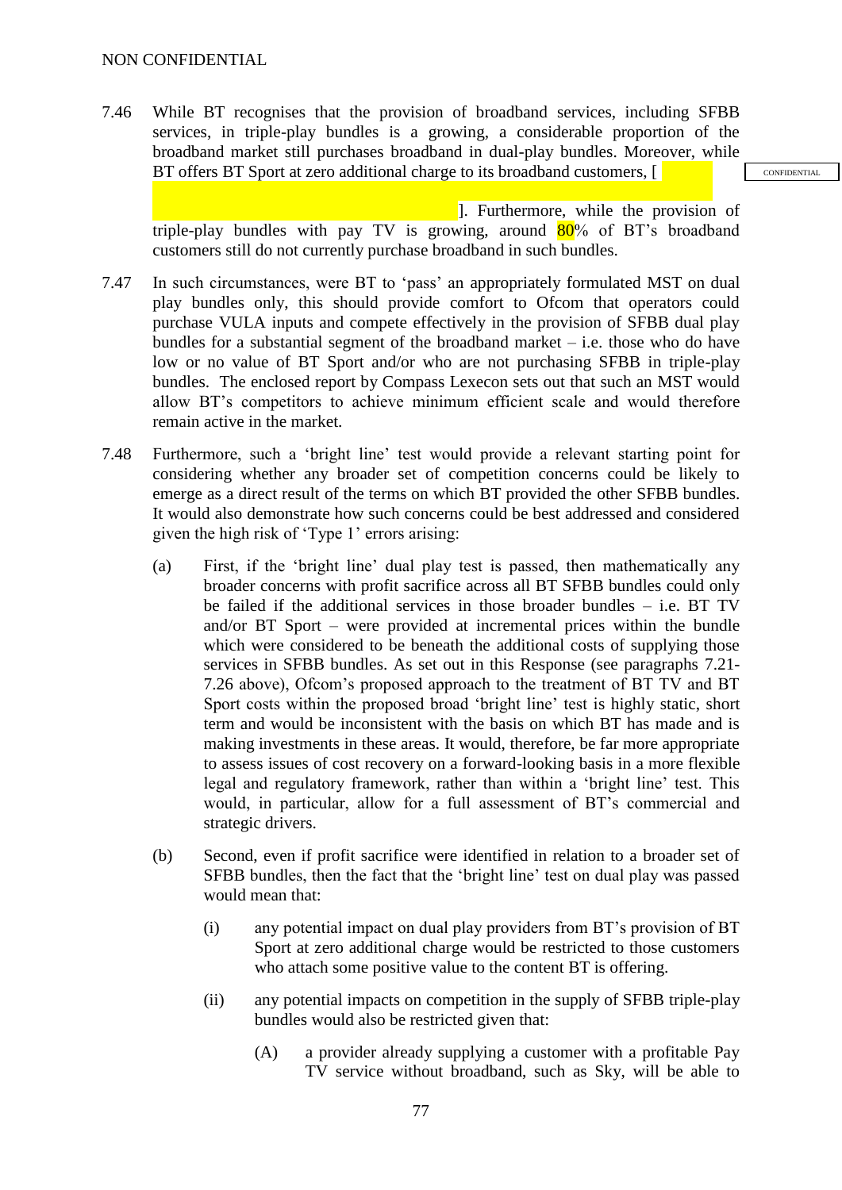NON CONFIDENTIAL

7.46 While BT recognises that the provision of broadband services, including SFBB services, in triple-play bundles is a growing, a considerable proportion of the broadband market still purchases broadband in dual-play bundles. Moreover, while BT offers BT Sport at zero additional charge to its broadband customers, [ ]. Furthermore, while the provision of triple-play bundles with pay TV is growing, around 80% of BT's broadband customers still do not currently purchase broadband in such bundles.

CONFIDENTIAL

7.47 In such circumstances, were BT to 'pass' an appropriately formulated MST on dual play bundles only, this should provide comfort to Ofcom that operators could purchase VULA inputs and compete effectively in the provision of SFBB dual play bundles for a substantial segment of the broadband market – i.e. those who do have low or no value of BT Sport and/or who are not purchasing SFBB in triple-play bundles. The enclosed report by Compass Lexecon sets out that such an MST would allow BT's competitors to achieve minimum efficient scale and would therefore remain active in the market.

7.48 Furthermore, such a 'bright line' test would provide a relevant starting point for considering whether any broader set of competition concerns could be likely to emerge as a direct result of the terms on which BT provided the other SFBB bundles. It would also demonstrate how such concerns could be best addressed and considered given the high risk of 'Type 1' errors arising:

(a) First, if the 'bright line' dual play test is passed, then mathematically any broader concerns with profit sacrifice across all BT SFBB bundles could only be failed if the additional services in those broader bundles – i.e. BT TV and/or BT Sport – were provided at incremental prices within the bundle which were considered to be beneath the additional costs of supplying those services in SFBB bundles. As set out in this Response (see paragraphs 7.21-7.26 above), Ofcom's proposed approach to the treatment of BT TV and BT Sport costs within the proposed broad 'bright line' test is highly static, short term and would be inconsistent with the basis on which BT has made and is making investments in these areas. It would, therefore, be far more appropriate to assess issues of cost recovery on a forward-looking basis in a more flexible legal and regulatory framework, rather than within a 'bright line' test. This would, in particular, allow for a full assessment of BT's commercial and strategic drivers.

(b) Second, even if profit sacrifice were identified in relation to a broader set of SFBB bundles, then the fact that the 'bright line' test on dual play was passed would mean that:

(i) any potential impact on dual play providers from BT's provision of BT Sport at zero additional charge would be restricted to those customers who attach some positive value to the content BT is offering.

(ii) any potential impacts on competition in the supply of SFBB triple-play bundles would also be restricted given that:

(A) a provider already supplying a customer with a profitable Pay TV service without broadband, such as Sky, will be able to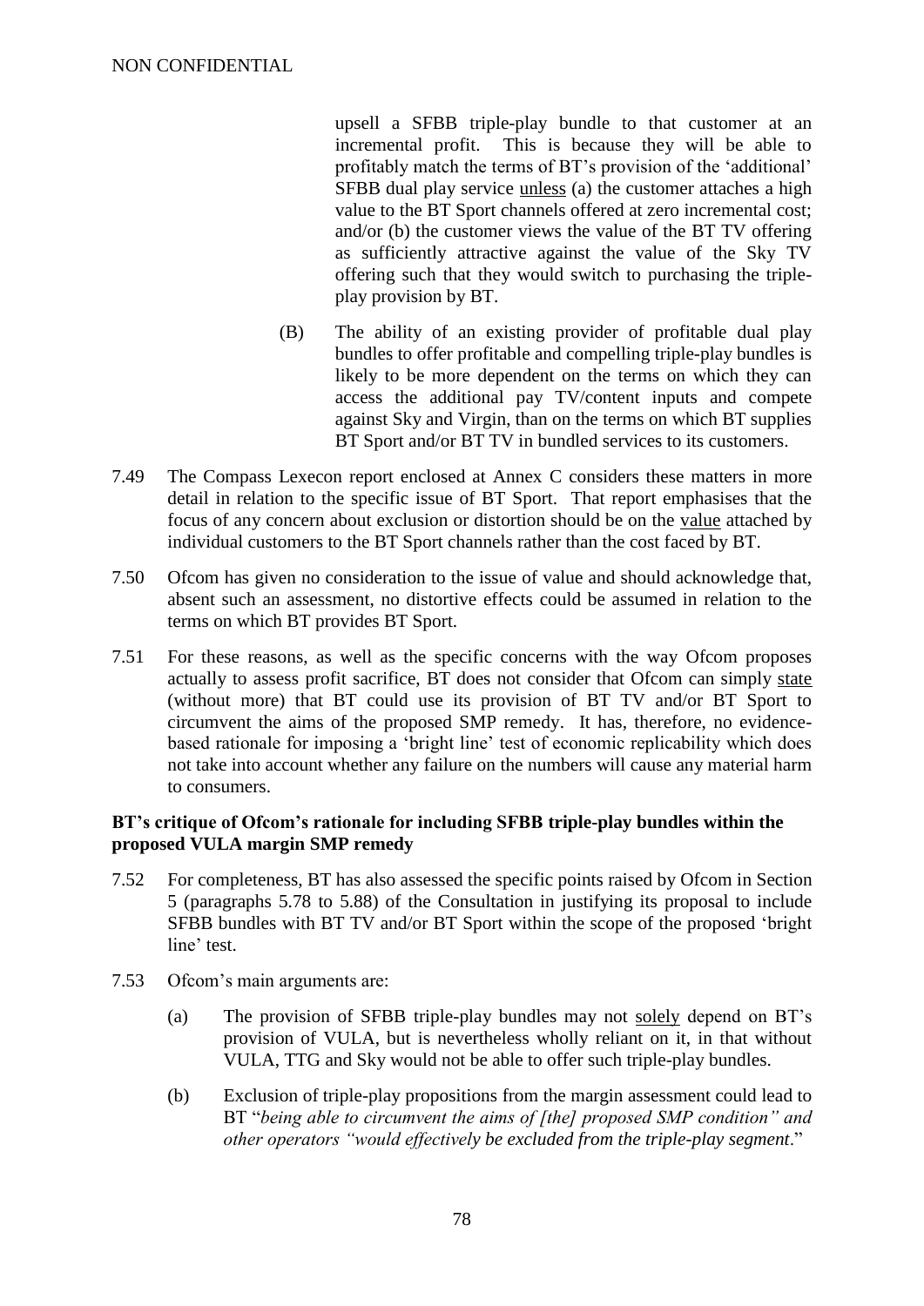upsell a SFBB triple-play bundle to that customer at an incremental profit. This is because they will be able to profitably match the terms of BT's provision of the 'additional' SFBB dual play service unless (a) the customer attaches a high value to the BT Sport channels offered at zero incremental cost; and/or (b) the customer views the value of the BT TV offering as sufficiently attractive against the value of the Sky TV offering such that they would switch to purchasing the triple-play provision by BT.

(B) The ability of an existing provider of profitable dual play bundles to offer profitable and compelling triple-play bundles is likely to be more dependent on the terms on which they can access the additional pay TV/content inputs and compete against Sky and Virgin, than on the terms on which BT supplies BT Sport and/or BT TV in bundled services to its customers.

7.49 The Compass Lexecon report enclosed at Annex C considers these matters in more detail in relation to the specific issue of BT Sport. That report emphasises that the focus of any concern about exclusion or distortion should be on the value attached by individual customers to the BT Sport channels rather than the cost faced by BT.

7.50 Ofcom has given no consideration to the issue of value and should acknowledge that, absent such an assessment, no distortive effects could be assumed in relation to the terms on which BT provides BT Sport.

7.51 For these reasons, as well as the specific concerns with the way Ofcom proposes actually to assess profit sacrifice, BT does not consider that Ofcom can simply state (without more) that BT could use its provision of BT TV and/or BT Sport to circumvent the aims of the proposed SMP remedy. It has, therefore, no evidence-based rationale for imposing a 'bright line' test of economic replicability which does not take into account whether any failure on the numbers will cause any material harm to consumers.

**BT's critique of Ofcom's rationale for including SFBB triple-play bundles within the proposed VULA margin SMP remedy**

7.52 For completeness, BT has also assessed the specific points raised by Ofcom in Section 5 (paragraphs 5.78 to 5.88) of the Consultation in justifying its proposal to include SFBB bundles with BT TV and/or BT Sport within the scope of the proposed 'bright line' test.

7.53 Ofcom's main arguments are:

(a) The provision of SFBB triple-play bundles may not solely depend on BT's provision of VULA, but is nevertheless wholly reliant on it, in that without VULA, TTG and Sky would not be able to offer such triple-play bundles.

(b) Exclusion of triple-play propositions from the margin assessment could lead to BT "*being able to circumvent the aims of [the] proposed SMP condition" and other operators "would effectively be excluded from the triple-play segment*."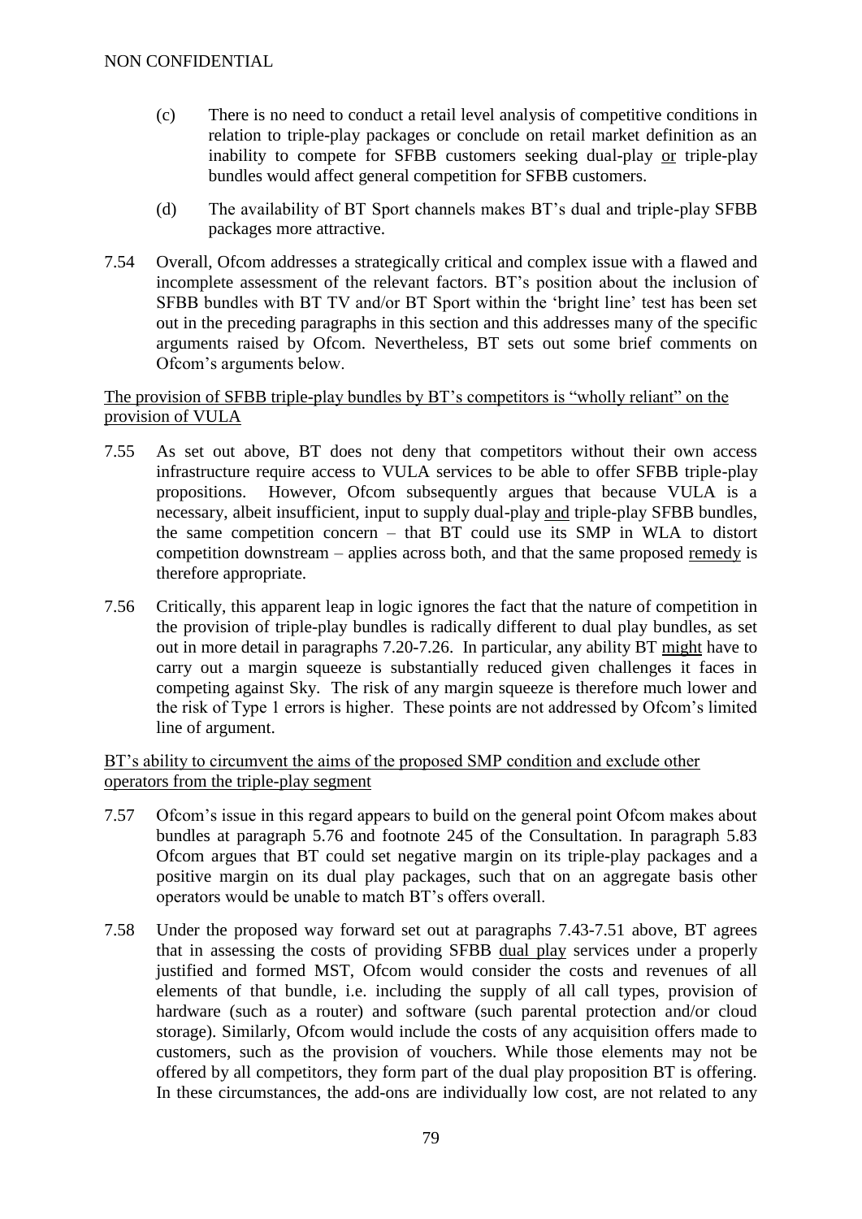(c) There is no need to conduct a retail level analysis of competitive conditions in relation to triple-play packages or conclude on retail market definition as an inability to compete for SFBB customers seeking dual-play <u>or</u> triple-play bundles would affect general competition for SFBB customers.

(d) The availability of BT Sport channels makes BT's dual and triple-play SFBB packages more attractive.

7.54 Overall, Ofcom addresses a strategically critical and complex issue with a flawed and incomplete assessment of the relevant factors. BT's position about the inclusion of SFBB bundles with BT TV and/or BT Sport within the 'bright line' test has been set out in the preceding paragraphs in this section and this addresses many of the specific arguments raised by Ofcom. Nevertheless, BT sets out some brief comments on Ofcom's arguments below.

<u>The provision of SFBB triple-play bundles by BT's competitors is "wholly reliant" on the provision of VULA</u>

7.55 As set out above, BT does not deny that competitors without their own access infrastructure require access to VULA services to be able to offer SFBB triple-play propositions. However, Ofcom subsequently argues that because VULA is a necessary, albeit insufficient, input to supply dual-play <u>and</u> triple-play SFBB bundles, the same competition concern – that BT could use its SMP in WLA to distort competition downstream – applies across both, and that the same proposed <u>remedy</u> is therefore appropriate.

7.56 Critically, this apparent leap in logic ignores the fact that the nature of competition in the provision of triple-play bundles is radically different to dual play bundles, as set out in more detail in paragraphs 7.20-7.26. In particular, any ability BT <u>might</u> have to carry out a margin squeeze is substantially reduced given challenges it faces in competing against Sky. The risk of any margin squeeze is therefore much lower and the risk of Type 1 errors is higher. These points are not addressed by Ofcom's limited line of argument.

<u>BT's ability to circumvent the aims of the proposed SMP condition and exclude other operators from the triple-play segment</u>

7.57 Ofcom's issue in this regard appears to build on the general point Ofcom makes about bundles at paragraph 5.76 and footnote 245 of the Consultation. In paragraph 5.83 Ofcom argues that BT could set negative margin on its triple-play packages and a positive margin on its dual play packages, such that on an aggregate basis other operators would be unable to match BT's offers overall.

7.58 Under the proposed way forward set out at paragraphs 7.43-7.51 above, BT agrees that in assessing the costs of providing SFBB <u>dual play</u> services under a properly justified and formed MST, Ofcom would consider the costs and revenues of all elements of that bundle, i.e. including the supply of all call types, provision of hardware (such as a router) and software (such parental protection and/or cloud storage). Similarly, Ofcom would include the costs of any acquisition offers made to customers, such as the provision of vouchers. While those elements may not be offered by all competitors, they form part of the dual play proposition BT is offering. In these circumstances, the add-ons are individually low cost, are not related to any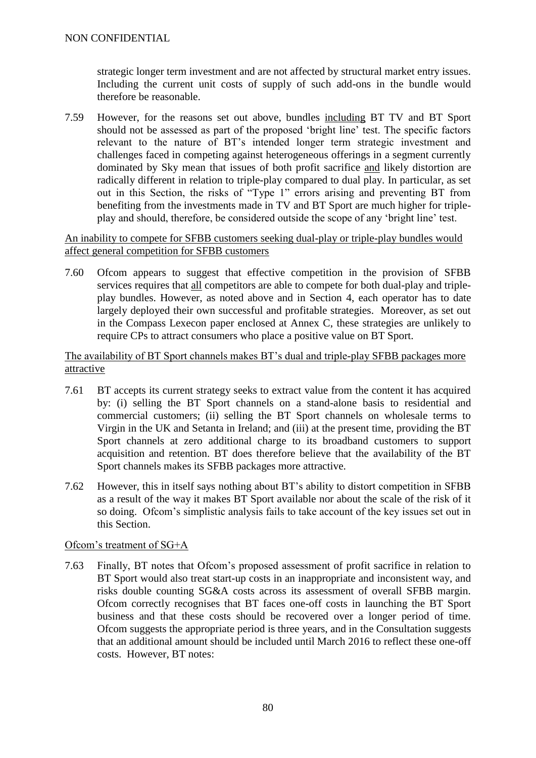strategic longer term investment and are not affected by structural market entry issues. Including the current unit costs of supply of such add-ons in the bundle would therefore be reasonable.

7.59 However, for the reasons set out above, bundles <u>including</u> BT TV and BT Sport should not be assessed as part of the proposed 'bright line' test. The specific factors relevant to the nature of BT's intended longer term strategic investment and challenges faced in competing against heterogeneous offerings in a segment currently dominated by Sky mean that issues of both profit sacrifice <u>and</u> likely distortion are radically different in relation to triple-play compared to dual play. In particular, as set out in this Section, the risks of "Type 1" errors arising and preventing BT from benefiting from the investments made in TV and BT Sport are much higher for triple-play and should, therefore, be considered outside the scope of any 'bright line' test.

<u>An inability to compete for SFBB customers seeking dual-play or triple-play bundles would affect general competition for SFBB customers</u>

7.60 Ofcom appears to suggest that effective competition in the provision of SFBB services requires that <u>all</u> competitors are able to compete for both dual-play and triple-play bundles. However, as noted above and in Section 4, each operator has to date largely deployed their own successful and profitable strategies. Moreover, as set out in the Compass Lexecon paper enclosed at Annex C, these strategies are unlikely to require CPs to attract consumers who place a positive value on BT Sport.

<u>The availability of BT Sport channels makes BT's dual and triple-play SFBB packages more attractive</u>

7.61 BT accepts its current strategy seeks to extract value from the content it has acquired by: (i) selling the BT Sport channels on a stand-alone basis to residential and commercial customers; (ii) selling the BT Sport channels on wholesale terms to Virgin in the UK and Setanta in Ireland; and (iii) at the present time, providing the BT Sport channels at zero additional charge to its broadband customers to support acquisition and retention. BT does therefore believe that the availability of the BT Sport channels makes its SFBB packages more attractive.

7.62 However, this in itself says nothing about BT's ability to distort competition in SFBB as a result of the way it makes BT Sport available nor about the scale of the risk of it so doing. Ofcom's simplistic analysis fails to take account of the key issues set out in this Section.

<u>Ofcom's treatment of SG+A</u>

7.63 Finally, BT notes that Ofcom's proposed assessment of profit sacrifice in relation to BT Sport would also treat start-up costs in an inappropriate and inconsistent way, and risks double counting SG&A costs across its assessment of overall SFBB margin. Ofcom correctly recognises that BT faces one-off costs in launching the BT Sport business and that these costs should be recovered over a longer period of time. Ofcom suggests the appropriate period is three years, and in the Consultation suggests that an additional amount should be included until March 2016 to reflect these one-off costs. However, BT notes: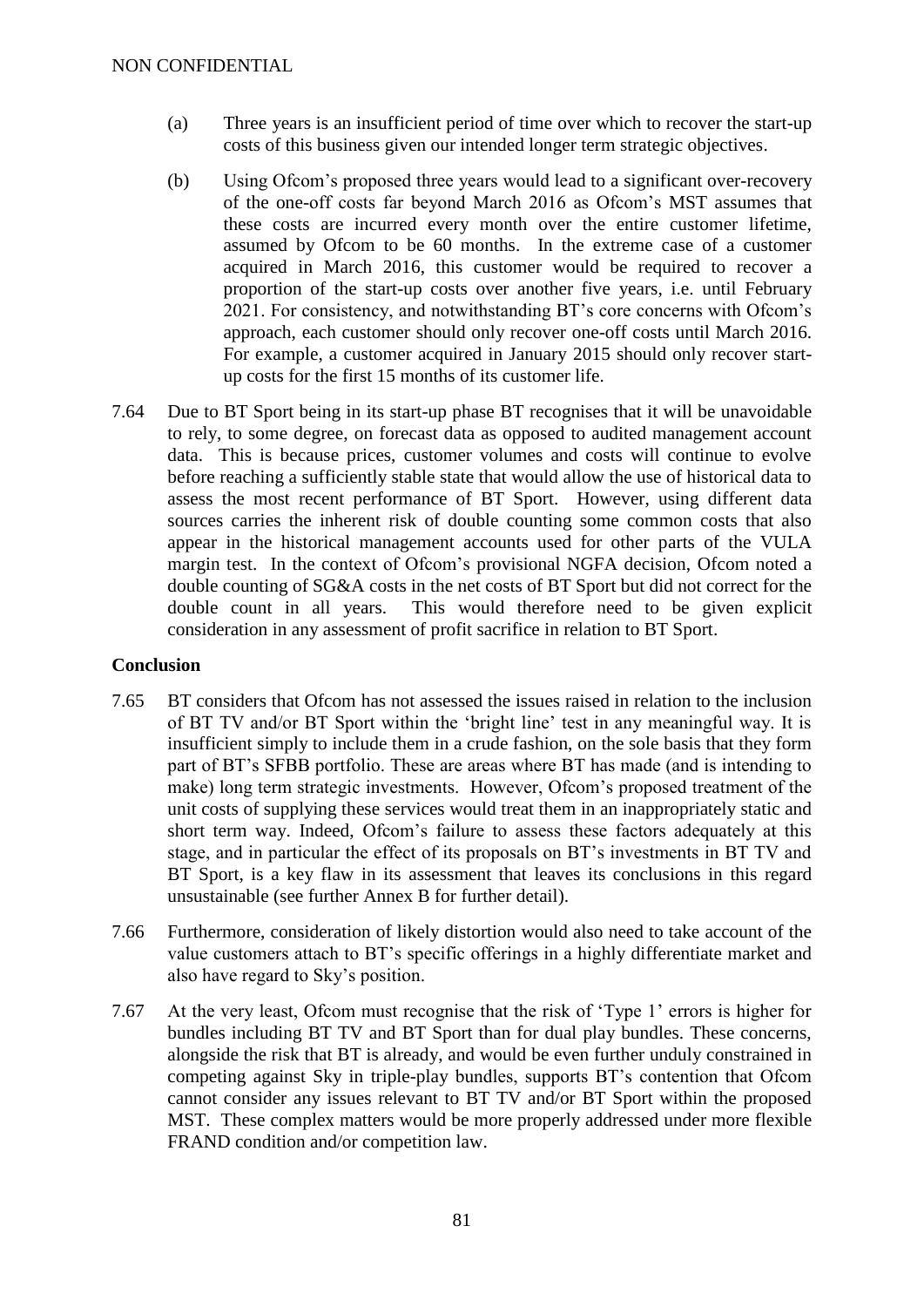NON CONFIDENTIAL

(a) Three years is an insufficient period of time over which to recover the start-up costs of this business given our intended longer term strategic objectives.

(b) Using Ofcom's proposed three years would lead to a significant over-recovery of the one-off costs far beyond March 2016 as Ofcom's MST assumes that these costs are incurred every month over the entire customer lifetime, assumed by Ofcom to be 60 months. In the extreme case of a customer acquired in March 2016, this customer would be required to recover a proportion of the start-up costs over another five years, i.e. until February 2021. For consistency, and notwithstanding BT's core concerns with Ofcom's approach, each customer should only recover one-off costs until March 2016. For example, a customer acquired in January 2015 should only recover start-up costs for the first 15 months of its customer life.

7.64 Due to BT Sport being in its start-up phase BT recognises that it will be unavoidable to rely, to some degree, on forecast data as opposed to audited management account data. This is because prices, customer volumes and costs will continue to evolve before reaching a sufficiently stable state that would allow the use of historical data to assess the most recent performance of BT Sport. However, using different data sources carries the inherent risk of double counting some common costs that also appear in the historical management accounts used for other parts of the VULA margin test. In the context of Ofcom's provisional NGFA decision, Ofcom noted a double counting of SG&A costs in the net costs of BT Sport but did not correct for the double count in all years. This would therefore need to be given explicit consideration in any assessment of profit sacrifice in relation to BT Sport.

**Conclusion**

7.65 BT considers that Ofcom has not assessed the issues raised in relation to the inclusion of BT TV and/or BT Sport within the 'bright line' test in any meaningful way. It is insufficient simply to include them in a crude fashion, on the sole basis that they form part of BT's SFBB portfolio. These are areas where BT has made (and is intending to make) long term strategic investments. However, Ofcom's proposed treatment of the unit costs of supplying these services would treat them in an inappropriately static and short term way. Indeed, Ofcom's failure to assess these factors adequately at this stage, and in particular the effect of its proposals on BT's investments in BT TV and BT Sport, is a key flaw in its assessment that leaves its conclusions in this regard unsustainable (see further Annex B for further detail).

7.66 Furthermore, consideration of likely distortion would also need to take account of the value customers attach to BT's specific offerings in a highly differentiate market and also have regard to Sky's position.

7.67 At the very least, Ofcom must recognise that the risk of 'Type 1' errors is higher for bundles including BT TV and BT Sport than for dual play bundles. These concerns, alongside the risk that BT is already, and would be even further unduly constrained in competing against Sky in triple-play bundles, supports BT's contention that Ofcom cannot consider any issues relevant to BT TV and/or BT Sport within the proposed MST. These complex matters would be more properly addressed under more flexible FRAND condition and/or competition law.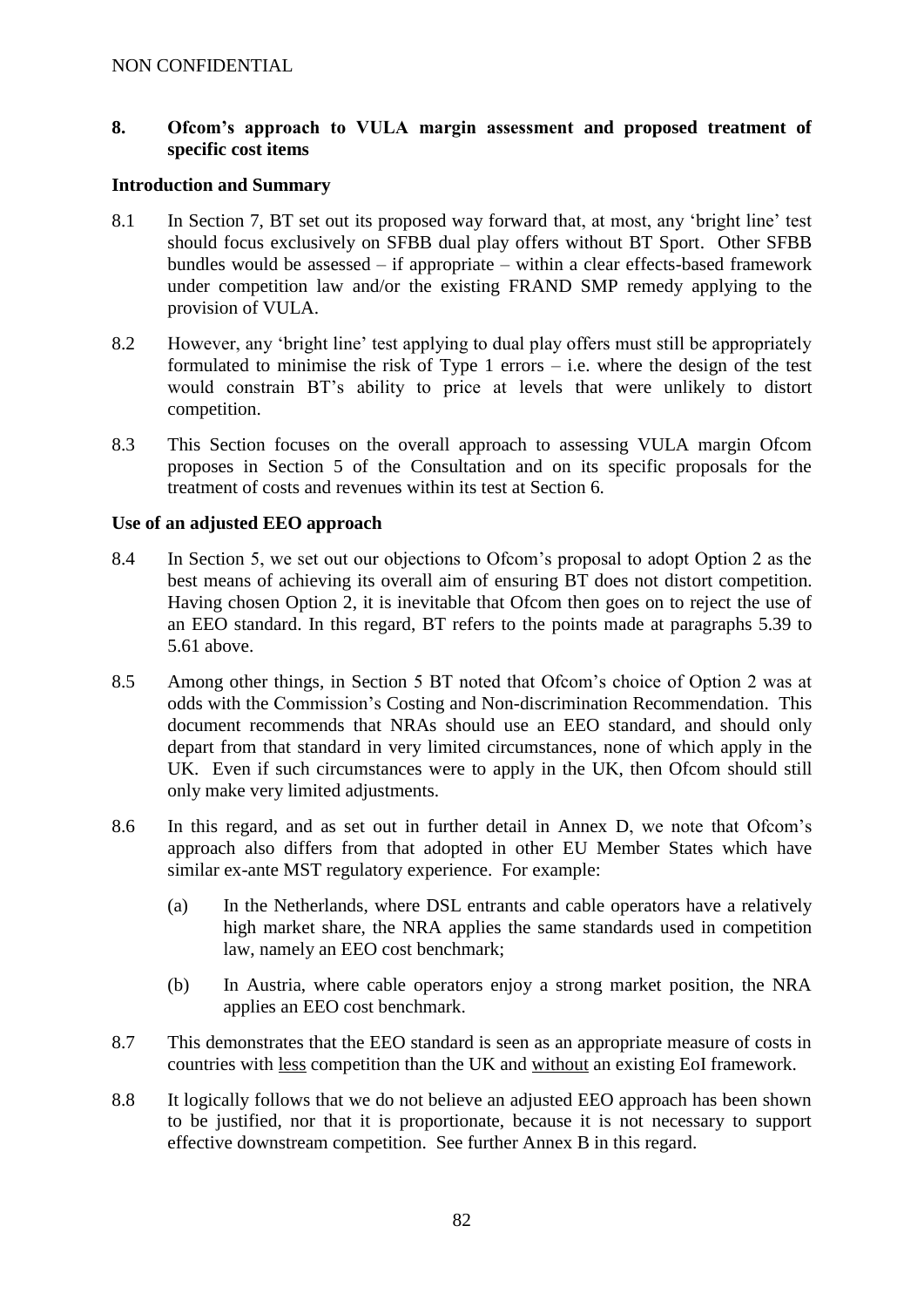NON CONFIDENTIAL

## 8. Ofcom's approach to VULA margin assessment and proposed treatment of specific cost items

### Introduction and Summary

8.1 In Section 7, BT set out its proposed way forward that, at most, any 'bright line' test should focus exclusively on SFBB dual play offers without BT Sport. Other SFBB bundles would be assessed – if appropriate – within a clear effects-based framework under competition law and/or the existing FRAND SMP remedy applying to the provision of VULA.

8.2 However, any 'bright line' test applying to dual play offers must still be appropriately formulated to minimise the risk of Type 1 errors – i.e. where the design of the test would constrain BT's ability to price at levels that were unlikely to distort competition.

8.3 This Section focuses on the overall approach to assessing VULA margin Ofcom proposes in Section 5 of the Consultation and on its specific proposals for the treatment of costs and revenues within its test at Section 6.

### Use of an adjusted EEO approach

8.4 In Section 5, we set out our objections to Ofcom's proposal to adopt Option 2 as the best means of achieving its overall aim of ensuring BT does not distort competition. Having chosen Option 2, it is inevitable that Ofcom then goes on to reject the use of an EEO standard. In this regard, BT refers to the points made at paragraphs 5.39 to 5.61 above.

8.5 Among other things, in Section 5 BT noted that Ofcom's choice of Option 2 was at odds with the Commission's Costing and Non-discrimination Recommendation. This document recommends that NRAs should use an EEO standard, and should only depart from that standard in very limited circumstances, none of which apply in the UK. Even if such circumstances were to apply in the UK, then Ofcom should still only make very limited adjustments.

8.6 In this regard, and as set out in further detail in Annex D, we note that Ofcom's approach also differs from that adopted in other EU Member States which have similar ex-ante MST regulatory experience. For example:

(a) In the Netherlands, where DSL entrants and cable operators have a relatively high market share, the NRA applies the same standards used in competition law, namely an EEO cost benchmark;

(b) In Austria, where cable operators enjoy a strong market position, the NRA applies an EEO cost benchmark.

8.7 This demonstrates that the EEO standard is seen as an appropriate measure of costs in countries with less competition than the UK and without an existing EoI framework.

8.8 It logically follows that we do not believe an adjusted EEO approach has been shown to be justified, nor that it is proportionate, because it is not necessary to support effective downstream competition. See further Annex B in this regard.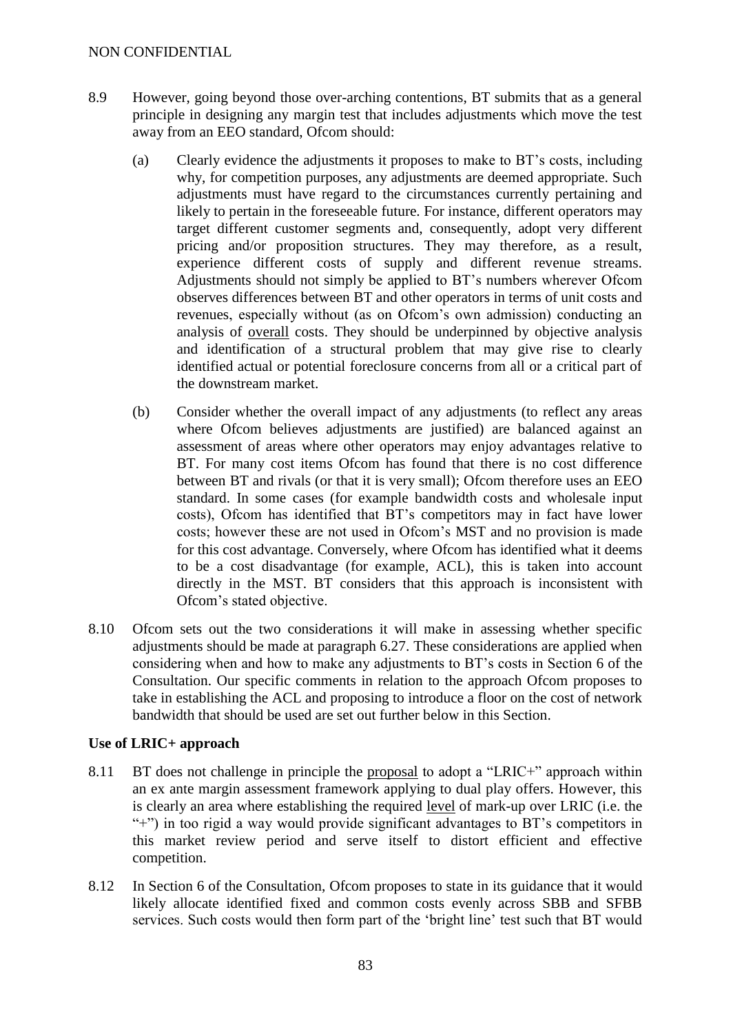NON CONFIDENTIAL

8.9 However, going beyond those over-arching contentions, BT submits that as a general principle in designing any margin test that includes adjustments which move the test away from an EEO standard, Ofcom should:

(a) Clearly evidence the adjustments it proposes to make to BT's costs, including why, for competition purposes, any adjustments are deemed appropriate. Such adjustments must have regard to the circumstances currently pertaining and likely to pertain in the foreseeable future. For instance, different operators may target different customer segments and, consequently, adopt very different pricing and/or proposition structures. They may therefore, as a result, experience different costs of supply and different revenue streams. Adjustments should not simply be applied to BT's numbers wherever Ofcom observes differences between BT and other operators in terms of unit costs and revenues, especially without (as on Ofcom's own admission) conducting an analysis of overall costs. They should be underpinned by objective analysis and identification of a structural problem that may give rise to clearly identified actual or potential foreclosure concerns from all or a critical part of the downstream market.

(b) Consider whether the overall impact of any adjustments (to reflect any areas where Ofcom believes adjustments are justified) are balanced against an assessment of areas where other operators may enjoy advantages relative to BT. For many cost items Ofcom has found that there is no cost difference between BT and rivals (or that it is very small); Ofcom therefore uses an EEO standard. In some cases (for example bandwidth costs and wholesale input costs), Ofcom has identified that BT's competitors may in fact have lower costs; however these are not used in Ofcom's MST and no provision is made for this cost advantage. Conversely, where Ofcom has identified what it deems to be a cost disadvantage (for example, ACL), this is taken into account directly in the MST. BT considers that this approach is inconsistent with Ofcom's stated objective.

8.10 Ofcom sets out the two considerations it will make in assessing whether specific adjustments should be made at paragraph 6.27. These considerations are applied when considering when and how to make any adjustments to BT's costs in Section 6 of the Consultation. Our specific comments in relation to the approach Ofcom proposes to take in establishing the ACL and proposing to introduce a floor on the cost of network bandwidth that should be used are set out further below in this Section.

**Use of LRIC+ approach**

8.11 BT does not challenge in principle the proposal to adopt a "LRIC+" approach within an ex ante margin assessment framework applying to dual play offers. However, this is clearly an area where establishing the required level of mark-up over LRIC (i.e. the "+") in too rigid a way would provide significant advantages to BT's competitors in this market review period and serve itself to distort efficient and effective competition.

8.12 In Section 6 of the Consultation, Ofcom proposes to state in its guidance that it would likely allocate identified fixed and common costs evenly across SBB and SFBB services. Such costs would then form part of the 'bright line' test such that BT would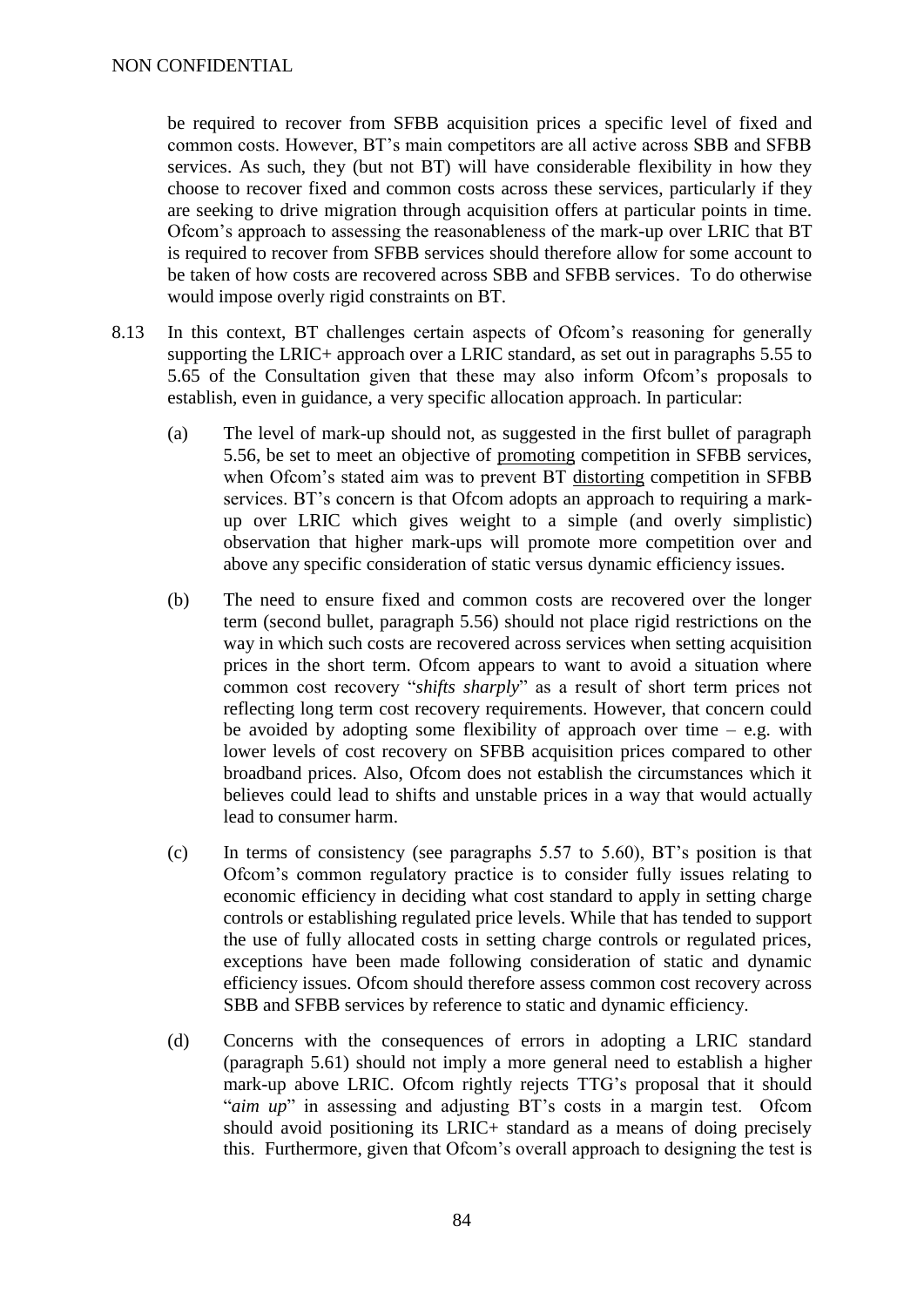be required to recover from SFBB acquisition prices a specific level of fixed and common costs. However, BT's main competitors are all active across SBB and SFBB services. As such, they (but not BT) will have considerable flexibility in how they choose to recover fixed and common costs across these services, particularly if they are seeking to drive migration through acquisition offers at particular points in time. Ofcom's approach to assessing the reasonableness of the mark-up over LRIC that BT is required to recover from SFBB services should therefore allow for some account to be taken of how costs are recovered across SBB and SFBB services. To do otherwise would impose overly rigid constraints on BT.

8.13 In this context, BT challenges certain aspects of Ofcom's reasoning for generally supporting the LRIC+ approach over a LRIC standard, as set out in paragraphs 5.55 to 5.65 of the Consultation given that these may also inform Ofcom's proposals to establish, even in guidance, a very specific allocation approach. In particular:

(a) The level of mark-up should not, as suggested in the first bullet of paragraph 5.56, be set to meet an objective of promoting competition in SFBB services, when Ofcom's stated aim was to prevent BT distorting competition in SFBB services. BT's concern is that Ofcom adopts an approach to requiring a mark-up over LRIC which gives weight to a simple (and overly simplistic) observation that higher mark-ups will promote more competition over and above any specific consideration of static versus dynamic efficiency issues.

(b) The need to ensure fixed and common costs are recovered over the longer term (second bullet, paragraph 5.56) should not place rigid restrictions on the way in which such costs are recovered across services when setting acquisition prices in the short term. Ofcom appears to want to avoid a situation where common cost recovery "*shifts sharply*" as a result of short term prices not reflecting long term cost recovery requirements. However, that concern could be avoided by adopting some flexibility of approach over time – e.g. with lower levels of cost recovery on SFBB acquisition prices compared to other broadband prices. Also, Ofcom does not establish the circumstances which it believes could lead to shifts and unstable prices in a way that would actually lead to consumer harm.

(c) In terms of consistency (see paragraphs 5.57 to 5.60), BT's position is that Ofcom's common regulatory practice is to consider fully issues relating to economic efficiency in deciding what cost standard to apply in setting charge controls or establishing regulated price levels. While that has tended to support the use of fully allocated costs in setting charge controls or regulated prices, exceptions have been made following consideration of static and dynamic efficiency issues. Ofcom should therefore assess common cost recovery across SBB and SFBB services by reference to static and dynamic efficiency.

(d) Concerns with the consequences of errors in adopting a LRIC standard (paragraph 5.61) should not imply a more general need to establish a higher mark-up above LRIC. Ofcom rightly rejects TTG's proposal that it should "*aim up*" in assessing and adjusting BT's costs in a margin test. Ofcom should avoid positioning its LRIC+ standard as a means of doing precisely this. Furthermore, given that Ofcom's overall approach to designing the test is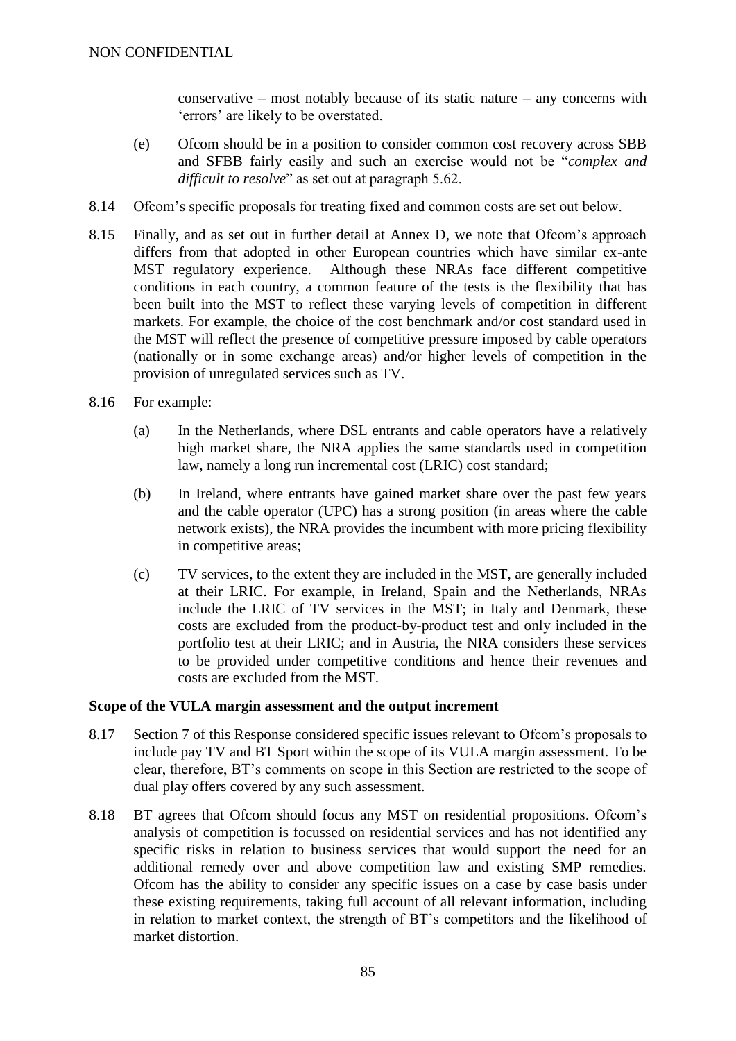conservative – most notably because of its static nature – any concerns with 'errors' are likely to be overstated.

(e) Ofcom should be in a position to consider common cost recovery across SBB and SFBB fairly easily and such an exercise would not be "*complex and difficult to resolve*" as set out at paragraph 5.62.

8.14 Ofcom's specific proposals for treating fixed and common costs are set out below.

8.15 Finally, and as set out in further detail at Annex D, we note that Ofcom's approach differs from that adopted in other European countries which have similar ex-ante MST regulatory experience. Although these NRAs face different competitive conditions in each country, a common feature of the tests is the flexibility that has been built into the MST to reflect these varying levels of competition in different markets. For example, the choice of the cost benchmark and/or cost standard used in the MST will reflect the presence of competitive pressure imposed by cable operators (nationally or in some exchange areas) and/or higher levels of competition in the provision of unregulated services such as TV.

8.16 For example:

(a) In the Netherlands, where DSL entrants and cable operators have a relatively high market share, the NRA applies the same standards used in competition law, namely a long run incremental cost (LRIC) cost standard;

(b) In Ireland, where entrants have gained market share over the past few years and the cable operator (UPC) has a strong position (in areas where the cable network exists), the NRA provides the incumbent with more pricing flexibility in competitive areas;

(c) TV services, to the extent they are included in the MST, are generally included at their LRIC. For example, in Ireland, Spain and the Netherlands, NRAs include the LRIC of TV services in the MST; in Italy and Denmark, these costs are excluded from the product-by-product test and only included in the portfolio test at their LRIC; and in Austria, the NRA considers these services to be provided under competitive conditions and hence their revenues and costs are excluded from the MST.

**Scope of the VULA margin assessment and the output increment**

8.17 Section 7 of this Response considered specific issues relevant to Ofcom's proposals to include pay TV and BT Sport within the scope of its VULA margin assessment. To be clear, therefore, BT's comments on scope in this Section are restricted to the scope of dual play offers covered by any such assessment.

8.18 BT agrees that Ofcom should focus any MST on residential propositions. Ofcom's analysis of competition is focussed on residential services and has not identified any specific risks in relation to business services that would support the need for an additional remedy over and above competition law and existing SMP remedies. Ofcom has the ability to consider any specific issues on a case by case basis under these existing requirements, taking full account of all relevant information, including in relation to market context, the strength of BT's competitors and the likelihood of market distortion.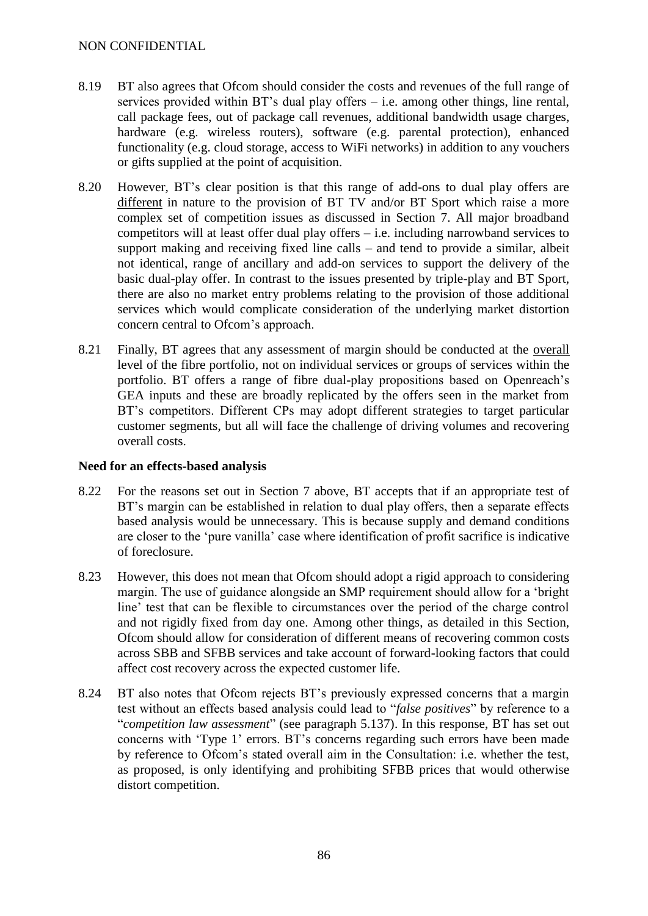8.19 BT also agrees that Ofcom should consider the costs and revenues of the full range of services provided within BT's dual play offers – i.e. among other things, line rental, call package fees, out of package call revenues, additional bandwidth usage charges, hardware (e.g. wireless routers), software (e.g. parental protection), enhanced functionality (e.g. cloud storage, access to WiFi networks) in addition to any vouchers or gifts supplied at the point of acquisition.

8.20 However, BT's clear position is that this range of add-ons to dual play offers are <u>different</u> in nature to the provision of BT TV and/or BT Sport which raise a more complex set of competition issues as discussed in Section 7. All major broadband competitors will at least offer dual play offers – i.e. including narrowband services to support making and receiving fixed line calls – and tend to provide a similar, albeit not identical, range of ancillary and add-on services to support the delivery of the basic dual-play offer. In contrast to the issues presented by triple-play and BT Sport, there are also no market entry problems relating to the provision of those additional services which would complicate consideration of the underlying market distortion concern central to Ofcom's approach.

8.21 Finally, BT agrees that any assessment of margin should be conducted at the <u>overall</u> level of the fibre portfolio, not on individual services or groups of services within the portfolio. BT offers a range of fibre dual-play propositions based on Openreach's GEA inputs and these are broadly replicated by the offers seen in the market from BT's competitors. Different CPs may adopt different strategies to target particular customer segments, but all will face the challenge of driving volumes and recovering overall costs.

**Need for an effects-based analysis**

8.22 For the reasons set out in Section 7 above, BT accepts that if an appropriate test of BT's margin can be established in relation to dual play offers, then a separate effects based analysis would be unnecessary. This is because supply and demand conditions are closer to the 'pure vanilla' case where identification of profit sacrifice is indicative of foreclosure.

8.23 However, this does not mean that Ofcom should adopt a rigid approach to considering margin. The use of guidance alongside an SMP requirement should allow for a 'bright line' test that can be flexible to circumstances over the period of the charge control and not rigidly fixed from day one. Among other things, as detailed in this Section, Ofcom should allow for consideration of different means of recovering common costs across SBB and SFBB services and take account of forward-looking factors that could affect cost recovery across the expected customer life.

8.24 BT also notes that Ofcom rejects BT's previously expressed concerns that a margin test without an effects based analysis could lead to "*false positives*" by reference to a "*competition law assessment*" (see paragraph 5.137). In this response, BT has set out concerns with 'Type 1' errors. BT's concerns regarding such errors have been made by reference to Ofcom's stated overall aim in the Consultation: i.e. whether the test, as proposed, is only identifying and prohibiting SFBB prices that would otherwise distort competition.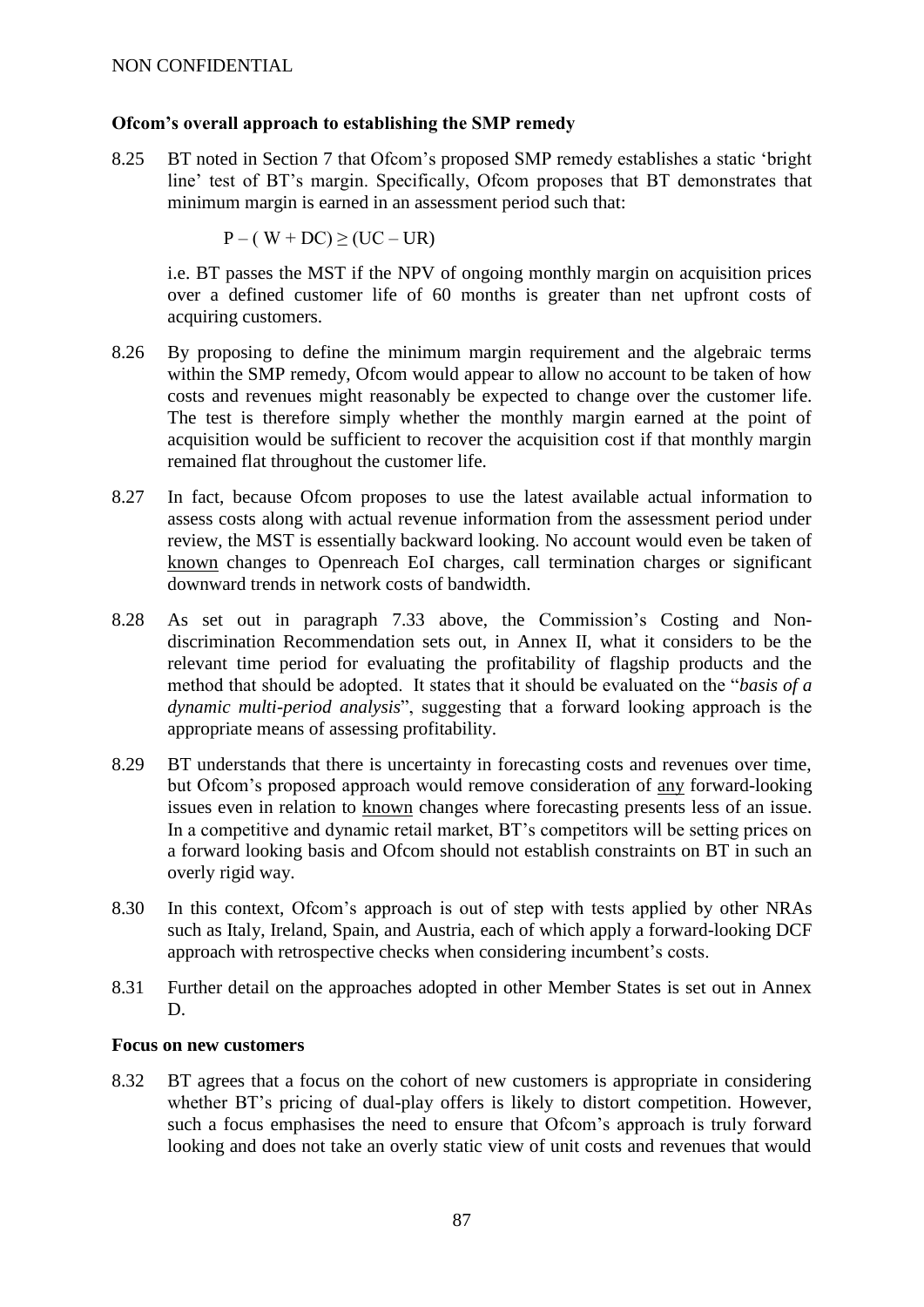NON CONFIDENTIAL

**Ofcom's overall approach to establishing the SMP remedy**

8.25 BT noted in Section 7 that Ofcom's proposed SMP remedy establishes a static 'bright line' test of BT's margin. Specifically, Ofcom proposes that BT demonstrates that minimum margin is earned in an assessment period such that:

$$P - ( W + DC) \geq (UC - UR)$$

i.e. BT passes the MST if the NPV of ongoing monthly margin on acquisition prices over a defined customer life of 60 months is greater than net upfront costs of acquiring customers.

8.26 By proposing to define the minimum margin requirement and the algebraic terms within the SMP remedy, Ofcom would appear to allow no account to be taken of how costs and revenues might reasonably be expected to change over the customer life. The test is therefore simply whether the monthly margin earned at the point of acquisition would be sufficient to recover the acquisition cost if that monthly margin remained flat throughout the customer life.

8.27 In fact, because Ofcom proposes to use the latest available actual information to assess costs along with actual revenue information from the assessment period under review, the MST is essentially backward looking. No account would even be taken of known changes to Openreach EoI charges, call termination charges or significant downward trends in network costs of bandwidth.

8.28 As set out in paragraph 7.33 above, the Commission's Costing and Non-discrimination Recommendation sets out, in Annex II, what it considers to be the relevant time period for evaluating the profitability of flagship products and the method that should be adopted. It states that it should be evaluated on the "*basis of a dynamic multi-period analysis*", suggesting that a forward looking approach is the appropriate means of assessing profitability.

8.29 BT understands that there is uncertainty in forecasting costs and revenues over time, but Ofcom's proposed approach would remove consideration of any forward-looking issues even in relation to known changes where forecasting presents less of an issue. In a competitive and dynamic retail market, BT's competitors will be setting prices on a forward looking basis and Ofcom should not establish constraints on BT in such an overly rigid way.

8.30 In this context, Ofcom's approach is out of step with tests applied by other NRAs such as Italy, Ireland, Spain, and Austria, each of which apply a forward-looking DCF approach with retrospective checks when considering incumbent's costs.

8.31 Further detail on the approaches adopted in other Member States is set out in Annex D.

**Focus on new customers**

8.32 BT agrees that a focus on the cohort of new customers is appropriate in considering whether BT's pricing of dual-play offers is likely to distort competition. However, such a focus emphasises the need to ensure that Ofcom's approach is truly forward looking and does not take an overly static view of unit costs and revenues that would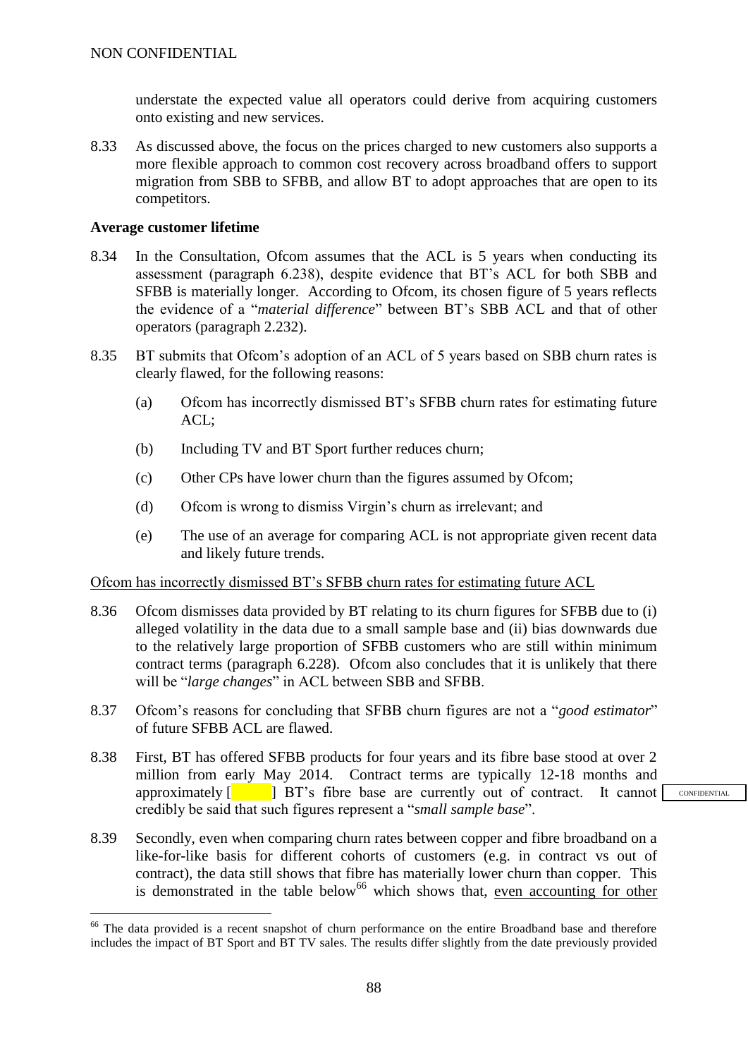understate the expected value all operators could derive from acquiring customers onto existing and new services.

8.33 As discussed above, the focus on the prices charged to new customers also supports a more flexible approach to common cost recovery across broadband offers to support migration from SBB to SFBB, and allow BT to adopt approaches that are open to its competitors.

**Average customer lifetime**

8.34 In the Consultation, Ofcom assumes that the ACL is 5 years when conducting its assessment (paragraph 6.238), despite evidence that BT's ACL for both SBB and SFBB is materially longer. According to Ofcom, its chosen figure of 5 years reflects the evidence of a "*material difference*" between BT's SBB ACL and that of other operators (paragraph 2.232).

8.35 BT submits that Ofcom's adoption of an ACL of 5 years based on SBB churn rates is clearly flawed, for the following reasons:

(a) Ofcom has incorrectly dismissed BT's SFBB churn rates for estimating future ACL;

(b) Including TV and BT Sport further reduces churn;

(c) Other CPs have lower churn than the figures assumed by Ofcom;

(d) Ofcom is wrong to dismiss Virgin's churn as irrelevant; and

(e) The use of an average for comparing ACL is not appropriate given recent data and likely future trends.

<u>Ofcom has incorrectly dismissed BT's SFBB churn rates for estimating future ACL</u>

8.36 Ofcom dismisses data provided by BT relating to its churn figures for SFBB due to (i) alleged volatility in the data due to a small sample base and (ii) bias downwards due to the relatively large proportion of SFBB customers who are still within minimum contract terms (paragraph 6.228). Ofcom also concludes that it is unlikely that there will be "*large changes*" in ACL between SBB and SFBB.

8.37 Ofcom's reasons for concluding that SFBB churn figures are not a "*good estimator*" of future SFBB ACL are flawed.

8.38 First, BT has offered SFBB products for four years and its fibre base stood at over 2 million from early May 2014. Contract terms are typically 12-18 months and approximately [ ] BT's fibre base are currently out of contract. It cannot credibly be said that such figures represent a "*small sample base*". CONFIDENTIAL

8.39 Secondly, even when comparing churn rates between copper and fibre broadband on a like-for-like basis for different cohorts of customers (e.g. in contract vs out of contract), the data still shows that fibre has materially lower churn than copper. This is demonstrated in the table below[66] which shows that, <u>even accounting for other</u>

[66] The data provided is a recent snapshot of churn performance on the entire Broadband base and therefore includes the impact of BT Sport and BT TV sales. The results differ slightly from the date previously provided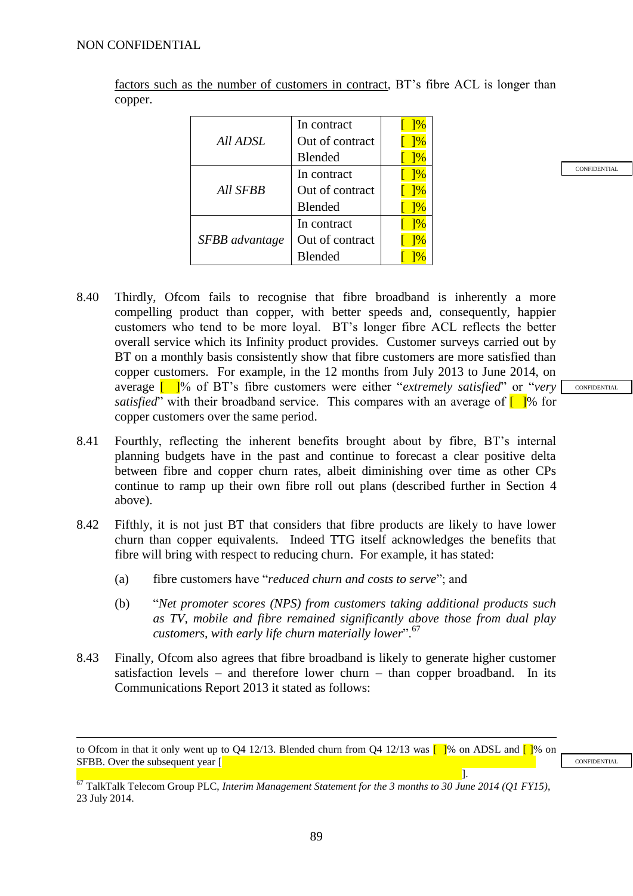factors such as the number of customers in contract, BT's fibre ACL is longer than copper.

| | | |
|---|---|---|
| *All ADSL* | In contract | [ ]% |
| | Out of contract | [ ]% |
| | Blended | [ ]% |
| *All SFBB* | In contract | [ ]% |
| | Out of contract | [ ]% |
| | Blended | [ ]% |
| *SFBB advantage* | In contract | [ ]% |
| | Out of contract | [ ]% |
| | Blended | [ ]% |

CONFIDENTIAL

8.40 Thirdly, Ofcom fails to recognise that fibre broadband is inherently a more compelling product than copper, with better speeds and, consequently, happier customers who tend to be more loyal. BT's longer fibre ACL reflects the better overall service which its Infinity product provides. Customer surveys carried out by BT on a monthly basis consistently show that fibre customers are more satisfied than copper customers. For example, in the 12 months from July 2013 to June 2014, on average [ ]% of BT's fibre customers were either "*extremely satisfied*" or "*very satisfied*" with their broadband service. This compares with an average of [ ]% for copper customers over the same period.

CONFIDENTIAL

8.41 Fourthly, reflecting the inherent benefits brought about by fibre, BT's internal planning budgets have in the past and continue to forecast a clear positive delta between fibre and copper churn rates, albeit diminishing over time as other CPs continue to ramp up their own fibre roll out plans (described further in Section 4 above).

8.42 Fifthly, it is not just BT that considers that fibre products are likely to have lower churn than copper equivalents. Indeed TTG itself acknowledges the benefits that fibre will bring with respect to reducing churn. For example, it has stated:

(a) fibre customers have "*reduced churn and costs to serve*"; and

(b) "*Net promoter scores (NPS) from customers taking additional products such as TV, mobile and fibre remained significantly above those from dual play customers, with early life churn materially lower*".[67]

8.43 Finally, Ofcom also agrees that fibre broadband is likely to generate higher customer satisfaction levels – and therefore lower churn – than copper broadband. In its Communications Report 2013 it stated as follows:

---

to Ofcom in that it only went up to Q4 12/13. Blended churn from Q4 12/13 was [ ]% on ADSL and [ ]% on SFBB. Over the subsequent year [ ].

CONFIDENTIAL

[67] TalkTalk Telecom Group PLC, *Interim Management Statement for the 3 months to 30 June 2014 (Q1 FY15)*, 23 July 2014.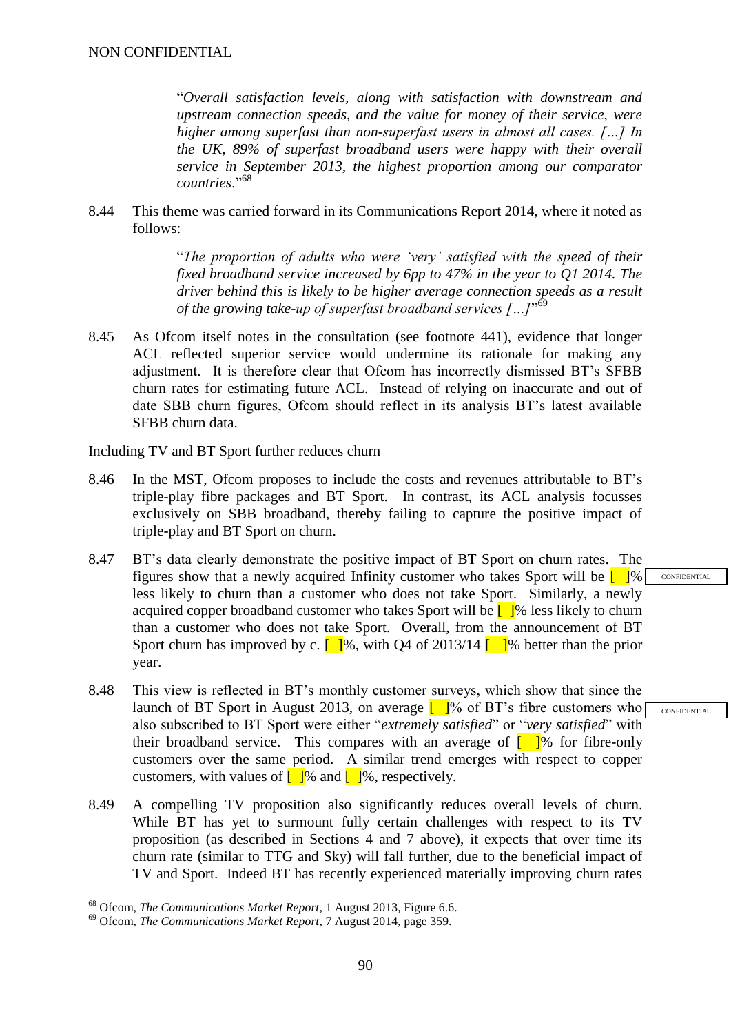NON CONFIDENTIAL

> "*Overall satisfaction levels, along with satisfaction with downstream and upstream connection speeds, and the value for money of their service, were higher among superfast than non-superfast users in almost all cases. […] In the UK, 89% of superfast broadband users were happy with their overall service in September 2013, the highest proportion among our comparator countries*."[68]

8.44 This theme was carried forward in its Communications Report 2014, where it noted as follows:

> "*The proportion of adults who were 'very' satisfied with the speed of their fixed broadband service increased by 6pp to 47% in the year to Q1 2014. The driver behind this is likely to be higher average connection speeds as a result of the growing take-up of superfast broadband services […]*"[69]

8.45 As Ofcom itself notes in the consultation (see footnote 441), evidence that longer ACL reflected superior service would undermine its rationale for making any adjustment. It is therefore clear that Ofcom has incorrectly dismissed BT's SFBB churn rates for estimating future ACL. Instead of relying on inaccurate and out of date SBB churn figures, Ofcom should reflect in its analysis BT's latest available SFBB churn data.

Including TV and BT Sport further reduces churn

8.46 In the MST, Ofcom proposes to include the costs and revenues attributable to BT's triple-play fibre packages and BT Sport. In contrast, its ACL analysis focusses exclusively on SBB broadband, thereby failing to capture the positive impact of triple-play and BT Sport on churn.

8.47 BT's data clearly demonstrate the positive impact of BT Sport on churn rates. The figures show that a newly acquired Infinity customer who takes Sport will be [ ]% less likely to churn than a customer who does not take Sport. Similarly, a newly acquired copper broadband customer who takes Sport will be [ ]% less likely to churn than a customer who does not take Sport. Overall, from the announcement of BT Sport churn has improved by c. [ ]%, with Q4 of 2013/14 [ ]% better than the prior year. CONFIDENTIAL

8.48 This view is reflected in BT's monthly customer surveys, which show that since the launch of BT Sport in August 2013, on average [ ]% of BT's fibre customers who also subscribed to BT Sport were either "*extremely satisfied*" or "*very satisfied*" with their broadband service. This compares with an average of [ ]% for fibre-only customers over the same period. A similar trend emerges with respect to copper customers, with values of [ ]% and [ ]%, respectively. CONFIDENTIAL

8.49 A compelling TV proposition also significantly reduces overall levels of churn. While BT has yet to surmount fully certain challenges with respect to its TV proposition (as described in Sections 4 and 7 above), it expects that over time its churn rate (similar to TTG and Sky) will fall further, due to the beneficial impact of TV and Sport. Indeed BT has recently experienced materially improving churn rates

[68] Ofcom, *The Communications Market Report*, 1 August 2013, Figure 6.6.

[69] Ofcom, *The Communications Market Report*, 7 August 2014, page 359.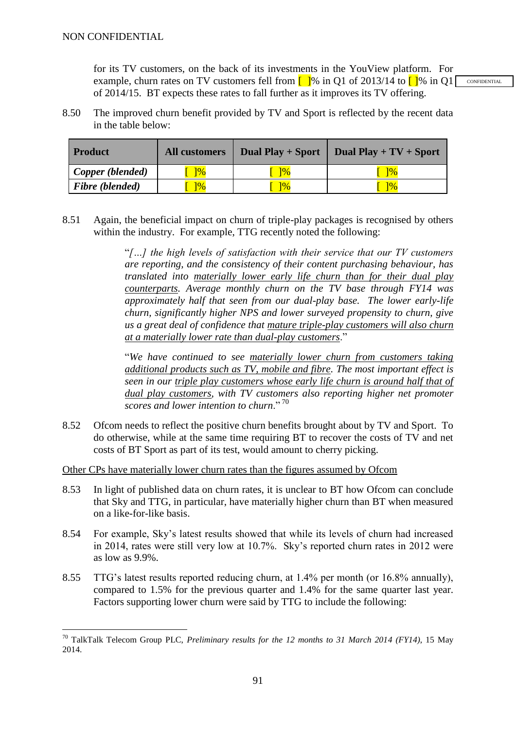for its TV customers, on the back of its investments in the YouView platform. For example, churn rates on TV customers fell from [ ]% in Q1 of 2013/14 to [ ]% in Q1 of 2014/15. BT expects these rates to fall further as it improves its TV offering.

CONFIDENTIAL

8.50 The improved churn benefit provided by TV and Sport is reflected by the recent data in the table below:

| Product | All customers | Dual Play + Sport | Dual Play + TV + Sport |
|---|---|---|---|
| *Copper (blended)* | [ ]% | [ ]% | [ ]% |
| *Fibre (blended)* | [ ]% | [ ]% | [ ]% |

8.51 Again, the beneficial impact on churn of triple-play packages is recognised by others within the industry. For example, TTG recently noted the following:

> "*[…] the high levels of satisfaction with their service that our TV customers are reporting, and the consistency of their content purchasing behaviour, has translated into materially lower early life churn than for their dual play counterparts. Average monthly churn on the TV base through FY14 was approximately half that seen from our dual-play base. The lower early-life churn, significantly higher NPS and lower surveyed propensity to churn, give us a great deal of confidence that mature triple-play customers will also churn at a materially lower rate than dual-play customers.*"
>
> "*We have continued to see materially lower churn from customers taking additional products such as TV, mobile and fibre. The most important effect is seen in our triple play customers whose early life churn is around half that of dual play customers, with TV customers also reporting higher net promoter scores and lower intention to churn.*" [70]

8.52 Ofcom needs to reflect the positive churn benefits brought about by TV and Sport. To do otherwise, while at the same time requiring BT to recover the costs of TV and net costs of BT Sport as part of its test, would amount to cherry picking.

Other CPs have materially lower churn rates than the figures assumed by Ofcom

8.53 In light of published data on churn rates, it is unclear to BT how Ofcom can conclude that Sky and TTG, in particular, have materially higher churn than BT when measured on a like-for-like basis.

8.54 For example, Sky's latest results showed that while its levels of churn had increased in 2014, rates were still very low at 10.7%. Sky's reported churn rates in 2012 were as low as 9.9%.

8.55 TTG's latest results reported reducing churn, at 1.4% per month (or 16.8% annually), compared to 1.5% for the previous quarter and 1.4% for the same quarter last year. Factors supporting lower churn were said by TTG to include the following:

---

[70] TalkTalk Telecom Group PLC, *Preliminary results for the 12 months to 31 March 2014 (FY14)*, 15 May 2014.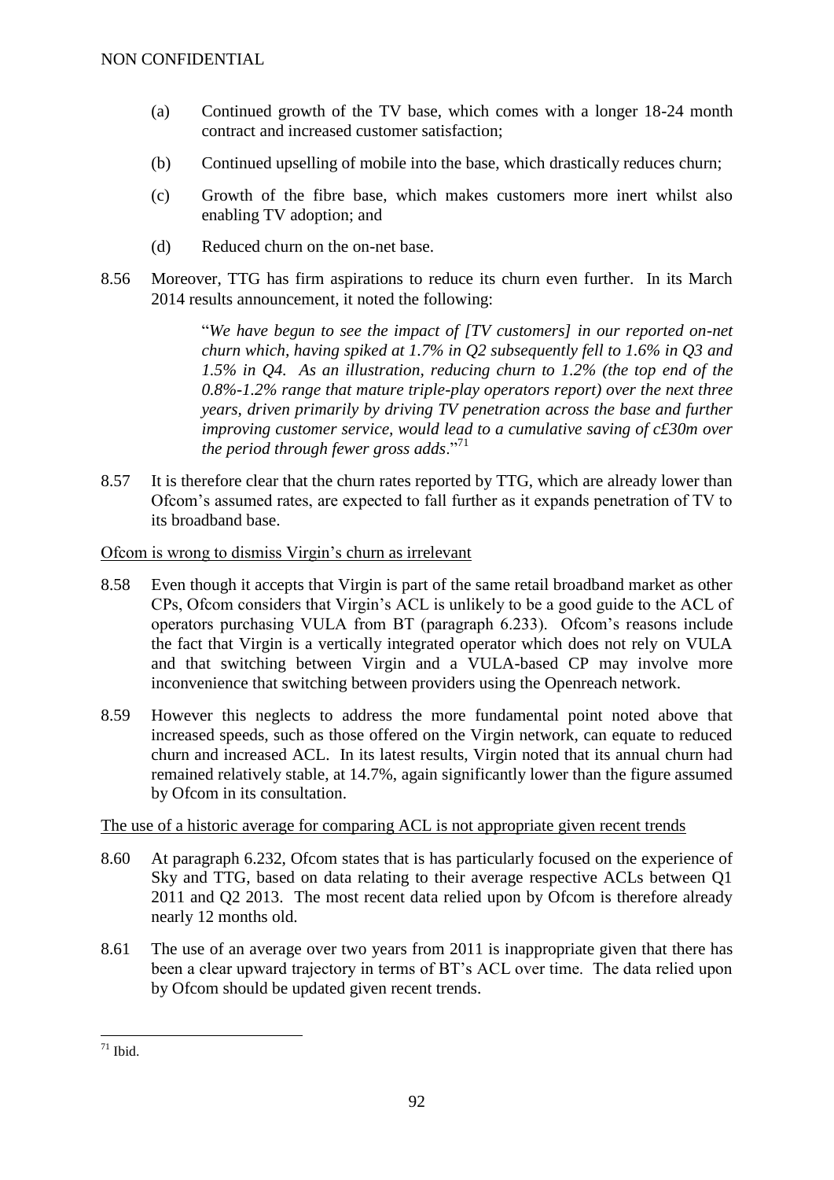(a) Continued growth of the TV base, which comes with a longer 18-24 month contract and increased customer satisfaction;

(b) Continued upselling of mobile into the base, which drastically reduces churn;

(c) Growth of the fibre base, which makes customers more inert whilst also enabling TV adoption; and

(d) Reduced churn on the on-net base.

8.56 Moreover, TTG has firm aspirations to reduce its churn even further. In its March 2014 results announcement, it noted the following:

> "*We have begun to see the impact of [TV customers] in our reported on-net churn which, having spiked at 1.7% in Q2 subsequently fell to 1.6% in Q3 and 1.5% in Q4. As an illustration, reducing churn to 1.2% (the top end of the 0.8%-1.2% range that mature triple-play operators report) over the next three years, driven primarily by driving TV penetration across the base and further improving customer service, would lead to a cumulative saving of c£30m over the period through fewer gross adds*."[71]

8.57 It is therefore clear that the churn rates reported by TTG, which are already lower than Ofcom's assumed rates, are expected to fall further as it expands penetration of TV to its broadband base.

<u>Ofcom is wrong to dismiss Virgin's churn as irrelevant</u>

8.58 Even though it accepts that Virgin is part of the same retail broadband market as other CPs, Ofcom considers that Virgin's ACL is unlikely to be a good guide to the ACL of operators purchasing VULA from BT (paragraph 6.233). Ofcom's reasons include the fact that Virgin is a vertically integrated operator which does not rely on VULA and that switching between Virgin and a VULA-based CP may involve more inconvenience that switching between providers using the Openreach network.

8.59 However this neglects to address the more fundamental point noted above that increased speeds, such as those offered on the Virgin network, can equate to reduced churn and increased ACL. In its latest results, Virgin noted that its annual churn had remained relatively stable, at 14.7%, again significantly lower than the figure assumed by Ofcom in its consultation.

<u>The use of a historic average for comparing ACL is not appropriate given recent trends</u>

8.60 At paragraph 6.232, Ofcom states that is has particularly focused on the experience of Sky and TTG, based on data relating to their average respective ACLs between Q1 2011 and Q2 2013. The most recent data relied upon by Ofcom is therefore already nearly 12 months old.

8.61 The use of an average over two years from 2011 is inappropriate given that there has been a clear upward trajectory in terms of BT's ACL over time. The data relied upon by Ofcom should be updated given recent trends.

---

[71] Ibid.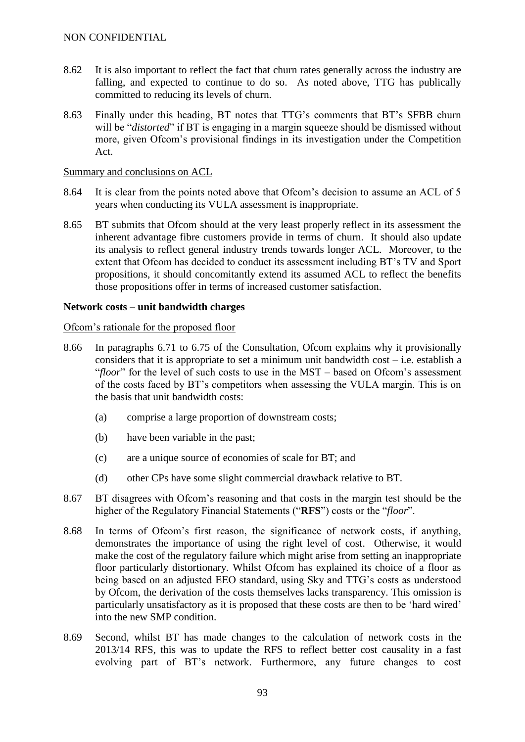NON CONFIDENTIAL

8.62 It is also important to reflect the fact that churn rates generally across the industry are falling, and expected to continue to do so. As noted above, TTG has publically committed to reducing its levels of churn.

8.63 Finally under this heading, BT notes that TTG's comments that BT's SFBB churn will be "*distorted*" if BT is engaging in a margin squeeze should be dismissed without more, given Ofcom's provisional findings in its investigation under the Competition Act.

Summary and conclusions on ACL

8.64 It is clear from the points noted above that Ofcom's decision to assume an ACL of 5 years when conducting its VULA assessment is inappropriate.

8.65 BT submits that Ofcom should at the very least properly reflect in its assessment the inherent advantage fibre customers provide in terms of churn. It should also update its analysis to reflect general industry trends towards longer ACL. Moreover, to the extent that Ofcom has decided to conduct its assessment including BT's TV and Sport propositions, it should concomitantly extend its assumed ACL to reflect the benefits those propositions offer in terms of increased customer satisfaction.

**Network costs – unit bandwidth charges**

Ofcom's rationale for the proposed floor

8.66 In paragraphs 6.71 to 6.75 of the Consultation, Ofcom explains why it provisionally considers that it is appropriate to set a minimum unit bandwidth cost – i.e. establish a "*floor*" for the level of such costs to use in the MST – based on Ofcom's assessment of the costs faced by BT's competitors when assessing the VULA margin. This is on the basis that unit bandwidth costs:

(a) comprise a large proportion of downstream costs;

(b) have been variable in the past;

(c) are a unique source of economies of scale for BT; and

(d) other CPs have some slight commercial drawback relative to BT.

8.67 BT disagrees with Ofcom's reasoning and that costs in the margin test should be the higher of the Regulatory Financial Statements ("**RFS**") costs or the "*floor*".

8.68 In terms of Ofcom's first reason, the significance of network costs, if anything, demonstrates the importance of using the right level of cost. Otherwise, it would make the cost of the regulatory failure which might arise from setting an inappropriate floor particularly distortionary. Whilst Ofcom has explained its choice of a floor as being based on an adjusted EEO standard, using Sky and TTG's costs as understood by Ofcom, the derivation of the costs themselves lacks transparency. This omission is particularly unsatisfactory as it is proposed that these costs are then to be 'hard wired' into the new SMP condition.

8.69 Second, whilst BT has made changes to the calculation of network costs in the 2013/14 RFS, this was to update the RFS to reflect better cost causality in a fast evolving part of BT's network. Furthermore, any future changes to cost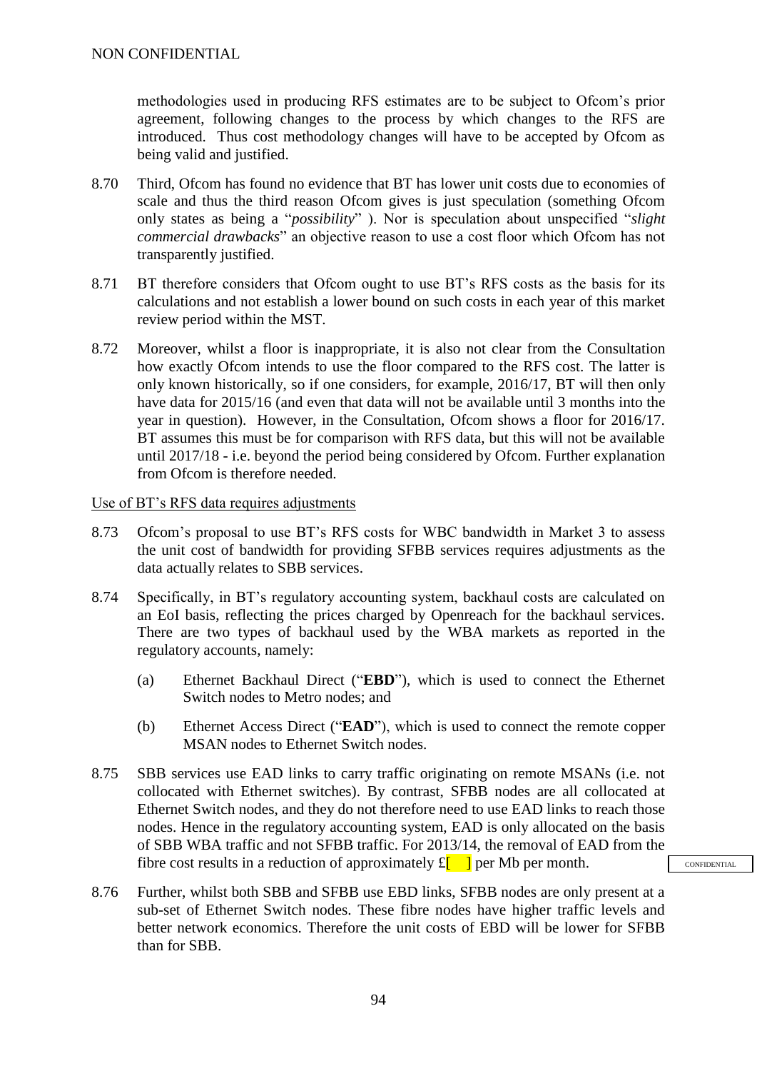methodologies used in producing RFS estimates are to be subject to Ofcom's prior agreement, following changes to the process by which changes to the RFS are introduced. Thus cost methodology changes will have to be accepted by Ofcom as being valid and justified.

8.70 Third, Ofcom has found no evidence that BT has lower unit costs due to economies of scale and thus the third reason Ofcom gives is just speculation (something Ofcom only states as being a "*possibility*" ). Nor is speculation about unspecified "*slight commercial drawbacks*" an objective reason to use a cost floor which Ofcom has not transparently justified.

8.71 BT therefore considers that Ofcom ought to use BT's RFS costs as the basis for its calculations and not establish a lower bound on such costs in each year of this market review period within the MST.

8.72 Moreover, whilst a floor is inappropriate, it is also not clear from the Consultation how exactly Ofcom intends to use the floor compared to the RFS cost. The latter is only known historically, so if one considers, for example, 2016/17, BT will then only have data for 2015/16 (and even that data will not be available until 3 months into the year in question). However, in the Consultation, Ofcom shows a floor for 2016/17. BT assumes this must be for comparison with RFS data, but this will not be available until 2017/18 - i.e. beyond the period being considered by Ofcom. Further explanation from Ofcom is therefore needed.

Use of BT's RFS data requires adjustments

8.73 Ofcom's proposal to use BT's RFS costs for WBC bandwidth in Market 3 to assess the unit cost of bandwidth for providing SFBB services requires adjustments as the data actually relates to SBB services.

8.74 Specifically, in BT's regulatory accounting system, backhaul costs are calculated on an EoI basis, reflecting the prices charged by Openreach for the backhaul services. There are two types of backhaul used by the WBA markets as reported in the regulatory accounts, namely:

(a) Ethernet Backhaul Direct ("**EBD**"), which is used to connect the Ethernet Switch nodes to Metro nodes; and

(b) Ethernet Access Direct ("**EAD**"), which is used to connect the remote copper MSAN nodes to Ethernet Switch nodes.

8.75 SBB services use EAD links to carry traffic originating on remote MSANs (i.e. not collocated with Ethernet switches). By contrast, SFBB nodes are all collocated at Ethernet Switch nodes, and they do not therefore need to use EAD links to reach those nodes. Hence in the regulatory accounting system, EAD is only allocated on the basis of SBB WBA traffic and not SFBB traffic. For 2013/14, the removal of EAD from the fibre cost results in a reduction of approximately £[ ] per Mb per month. CONFIDENTIAL

8.76 Further, whilst both SBB and SFBB use EBD links, SFBB nodes are only present at a sub-set of Ethernet Switch nodes. These fibre nodes have higher traffic levels and better network economics. Therefore the unit costs of EBD will be lower for SFBB than for SBB.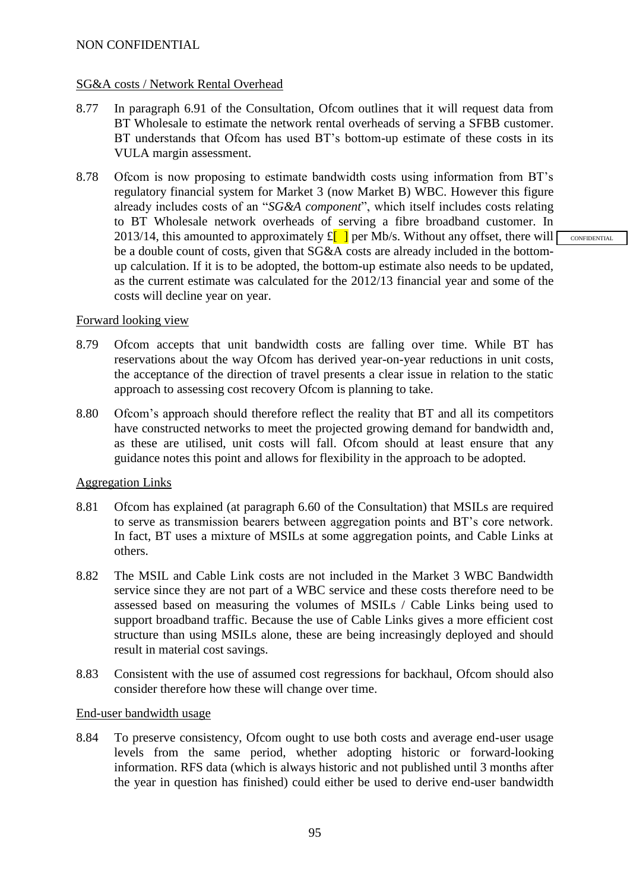SG&A costs / Network Rental Overhead

8.77 In paragraph 6.91 of the Consultation, Ofcom outlines that it will request data from BT Wholesale to estimate the network rental overheads of serving a SFBB customer. BT understands that Ofcom has used BT's bottom-up estimate of these costs in its VULA margin assessment.

8.78 Ofcom is now proposing to estimate bandwidth costs using information from BT's regulatory financial system for Market 3 (now Market B) WBC. However this figure already includes costs of an "*SG&A component*", which itself includes costs relating to BT Wholesale network overheads of serving a fibre broadband customer. In 2013/14, this amounted to approximately £[ ] per Mb/s. Without any offset, there will be a double count of costs, given that SG&A costs are already included in the bottom-up calculation. If it is to be adopted, the bottom-up estimate also needs to be updated, as the current estimate was calculated for the 2012/13 financial year and some of the costs will decline year on year.

CONFIDENTIAL

Forward looking view

8.79 Ofcom accepts that unit bandwidth costs are falling over time. While BT has reservations about the way Ofcom has derived year-on-year reductions in unit costs, the acceptance of the direction of travel presents a clear issue in relation to the static approach to assessing cost recovery Ofcom is planning to take.

8.80 Ofcom's approach should therefore reflect the reality that BT and all its competitors have constructed networks to meet the projected growing demand for bandwidth and, as these are utilised, unit costs will fall. Ofcom should at least ensure that any guidance notes this point and allows for flexibility in the approach to be adopted.

Aggregation Links

8.81 Ofcom has explained (at paragraph 6.60 of the Consultation) that MSILs are required to serve as transmission bearers between aggregation points and BT's core network. In fact, BT uses a mixture of MSILs at some aggregation points, and Cable Links at others.

8.82 The MSIL and Cable Link costs are not included in the Market 3 WBC Bandwidth service since they are not part of a WBC service and these costs therefore need to be assessed based on measuring the volumes of MSILs / Cable Links being used to support broadband traffic. Because the use of Cable Links gives a more efficient cost structure than using MSILs alone, these are being increasingly deployed and should result in material cost savings.

8.83 Consistent with the use of assumed cost regressions for backhaul, Ofcom should also consider therefore how these will change over time.

End-user bandwidth usage

8.84 To preserve consistency, Ofcom ought to use both costs and average end-user usage levels from the same period, whether adopting historic or forward-looking information. RFS data (which is always historic and not published until 3 months after the year in question has finished) could either be used to derive end-user bandwidth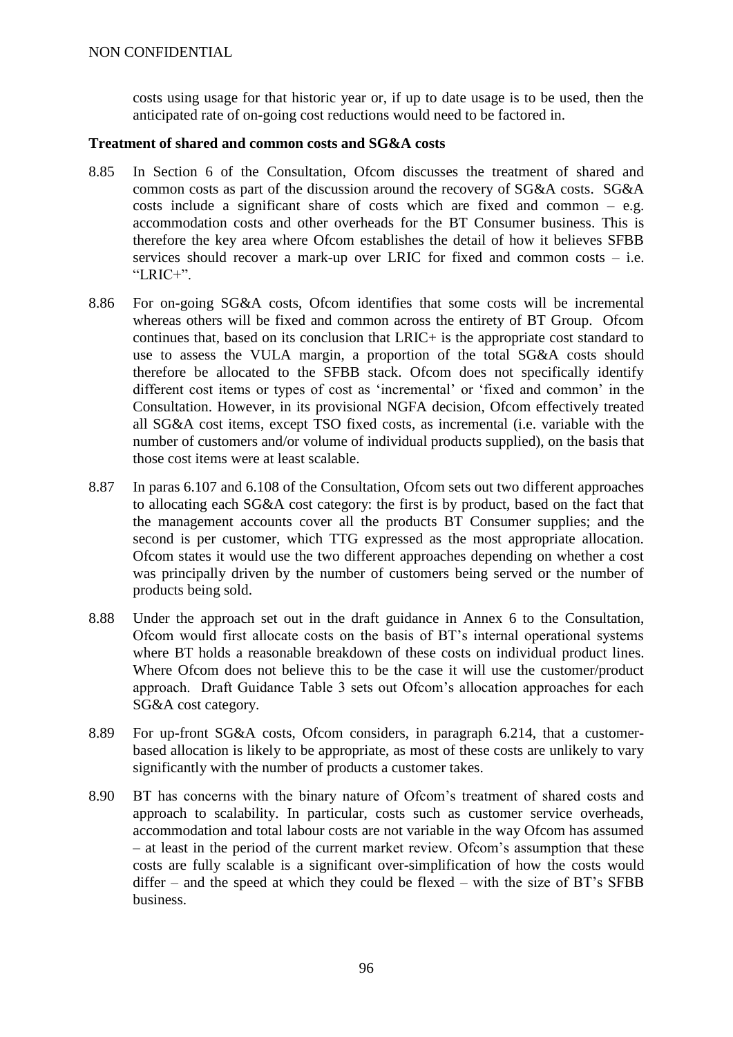costs using usage for that historic year or, if up to date usage is to be used, then the anticipated rate of on-going cost reductions would need to be factored in.

**Treatment of shared and common costs and SG&A costs**

8.85 In Section 6 of the Consultation, Ofcom discusses the treatment of shared and common costs as part of the discussion around the recovery of SG&A costs. SG&A costs include a significant share of costs which are fixed and common – e.g. accommodation costs and other overheads for the BT Consumer business. This is therefore the key area where Ofcom establishes the detail of how it believes SFBB services should recover a mark-up over LRIC for fixed and common costs – i.e. "LRIC+".

8.86 For on-going SG&A costs, Ofcom identifies that some costs will be incremental whereas others will be fixed and common across the entirety of BT Group. Ofcom continues that, based on its conclusion that LRIC+ is the appropriate cost standard to use to assess the VULA margin, a proportion of the total SG&A costs should therefore be allocated to the SFBB stack. Ofcom does not specifically identify different cost items or types of cost as 'incremental' or 'fixed and common' in the Consultation. However, in its provisional NGFA decision, Ofcom effectively treated all SG&A cost items, except TSO fixed costs, as incremental (i.e. variable with the number of customers and/or volume of individual products supplied), on the basis that those cost items were at least scalable.

8.87 In paras 6.107 and 6.108 of the Consultation, Ofcom sets out two different approaches to allocating each SG&A cost category: the first is by product, based on the fact that the management accounts cover all the products BT Consumer supplies; and the second is per customer, which TTG expressed as the most appropriate allocation. Ofcom states it would use the two different approaches depending on whether a cost was principally driven by the number of customers being served or the number of products being sold.

8.88 Under the approach set out in the draft guidance in Annex 6 to the Consultation, Ofcom would first allocate costs on the basis of BT's internal operational systems where BT holds a reasonable breakdown of these costs on individual product lines. Where Ofcom does not believe this to be the case it will use the customer/product approach. Draft Guidance Table 3 sets out Ofcom's allocation approaches for each SG&A cost category.

8.89 For up-front SG&A costs, Ofcom considers, in paragraph 6.214, that a customer-based allocation is likely to be appropriate, as most of these costs are unlikely to vary significantly with the number of products a customer takes.

8.90 BT has concerns with the binary nature of Ofcom's treatment of shared costs and approach to scalability. In particular, costs such as customer service overheads, accommodation and total labour costs are not variable in the way Ofcom has assumed – at least in the period of the current market review. Ofcom's assumption that these costs are fully scalable is a significant over-simplification of how the costs would differ – and the speed at which they could be flexed – with the size of BT's SFBB business.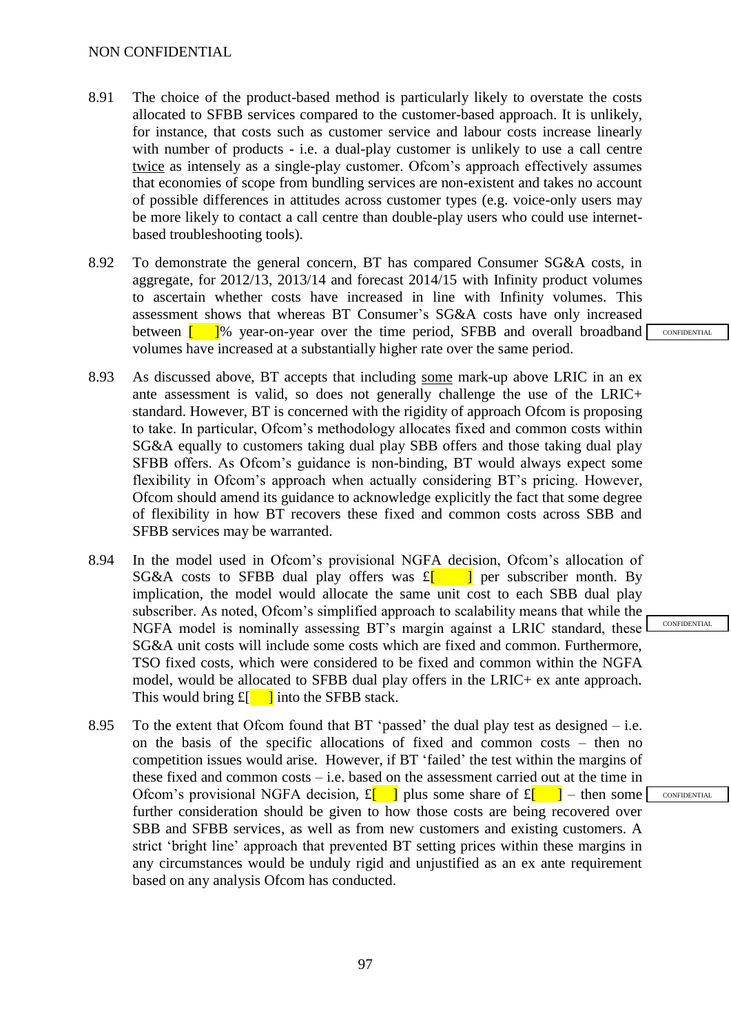8.91 The choice of the product-based method is particularly likely to overstate the costs allocated to SFBB services compared to the customer-based approach. It is unlikely, for instance, that costs such as customer service and labour costs increase linearly with number of products - i.e. a dual-play customer is unlikely to use a call centre twice as intensely as a single-play customer. Ofcom's approach effectively assumes that economies of scope from bundling services are non-existent and takes no account of possible differences in attitudes across customer types (e.g. voice-only users may be more likely to contact a call centre than double-play users who could use internet-based troubleshooting tools).

8.92 To demonstrate the general concern, BT has compared Consumer SG&A costs, in aggregate, for 2012/13, 2013/14 and forecast 2014/15 with Infinity product volumes to ascertain whether costs have increased in line with Infinity volumes. This assessment shows that whereas BT Consumer's SG&A costs have only increased between [ ]% year-on-year over the time period, SFBB and overall broadband volumes have increased at a substantially higher rate over the same period. CONFIDENTIAL

8.93 As discussed above, BT accepts that including some mark-up above LRIC in an ex ante assessment is valid, so does not generally challenge the use of the LRIC+ standard. However, BT is concerned with the rigidity of approach Ofcom is proposing to take. In particular, Ofcom's methodology allocates fixed and common costs within SG&A equally to customers taking dual play SBB offers and those taking dual play SFBB offers. As Ofcom's guidance is non-binding, BT would always expect some flexibility in Ofcom's approach when actually considering BT's pricing. However, Ofcom should amend its guidance to acknowledge explicitly the fact that some degree of flexibility in how BT recovers these fixed and common costs across SBB and SFBB services may be warranted.

8.94 In the model used in Ofcom's provisional NGFA decision, Ofcom's allocation of SG&A costs to SFBB dual play offers was £[ ] per subscriber month. By implication, the model would allocate the same unit cost to each SBB dual play subscriber. As noted, Ofcom's simplified approach to scalability means that while the NGFA model is nominally assessing BT's margin against a LRIC standard, these SG&A unit costs will include some costs which are fixed and common. Furthermore, TSO fixed costs, which were considered to be fixed and common within the NGFA model, would be allocated to SFBB dual play offers in the LRIC+ ex ante approach. This would bring £[ ] into the SFBB stack. CONFIDENTIAL

8.95 To the extent that Ofcom found that BT 'passed' the dual play test as designed – i.e. on the basis of the specific allocations of fixed and common costs – then no competition issues would arise. However, if BT 'failed' the test within the margins of these fixed and common costs – i.e. based on the assessment carried out at the time in Ofcom's provisional NGFA decision, £[ ] plus some share of £[ ] – then some further consideration should be given to how those costs are being recovered over SBB and SFBB services, as well as from new customers and existing customers. A strict 'bright line' approach that prevented BT setting prices within these margins in any circumstances would be unduly rigid and unjustified as an ex ante requirement based on any analysis Ofcom has conducted. CONFIDENTIAL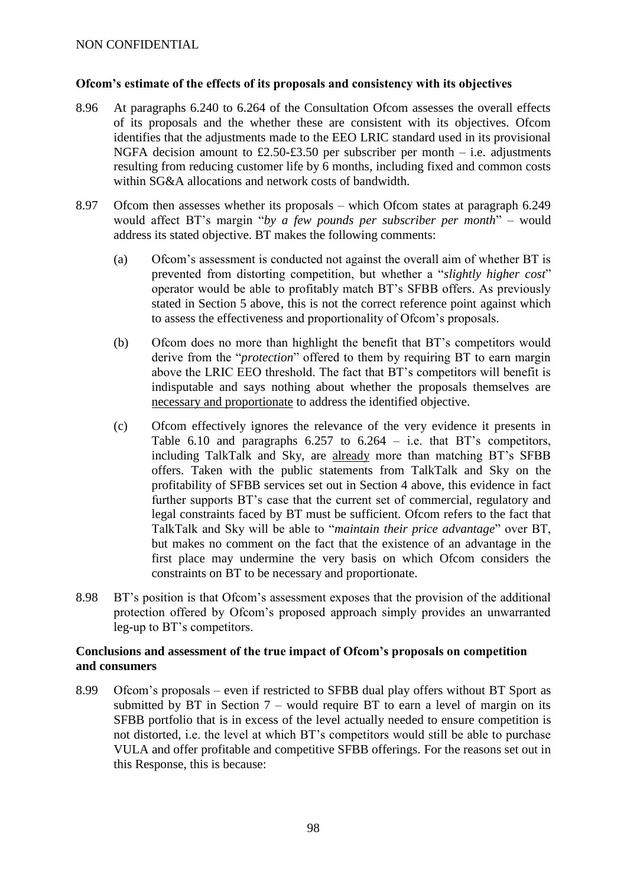**Ofcom's estimate of the effects of its proposals and consistency with its objectives**

8.96 At paragraphs 6.240 to 6.264 of the Consultation Ofcom assesses the overall effects of its proposals and the whether these are consistent with its objectives. Ofcom identifies that the adjustments made to the EEO LRIC standard used in its provisional NGFA decision amount to £2.50-£3.50 per subscriber per month – i.e. adjustments resulting from reducing customer life by 6 months, including fixed and common costs within SG&A allocations and network costs of bandwidth.

8.97 Ofcom then assesses whether its proposals – which Ofcom states at paragraph 6.249 would affect BT's margin "*by a few pounds per subscriber per month*" – would address its stated objective. BT makes the following comments:

(a) Ofcom's assessment is conducted not against the overall aim of whether BT is prevented from distorting competition, but whether a "*slightly higher cost*" operator would be able to profitably match BT's SFBB offers. As previously stated in Section 5 above, this is not the correct reference point against which to assess the effectiveness and proportionality of Ofcom's proposals.

(b) Ofcom does no more than highlight the benefit that BT's competitors would derive from the "*protection*" offered to them by requiring BT to earn margin above the LRIC EEO threshold. The fact that BT's competitors will benefit is indisputable and says nothing about whether the proposals themselves are necessary and proportionate to address the identified objective.

(c) Ofcom effectively ignores the relevance of the very evidence it presents in Table 6.10 and paragraphs 6.257 to 6.264 – i.e. that BT's competitors, including TalkTalk and Sky, are already more than matching BT's SFBB offers. Taken with the public statements from TalkTalk and Sky on the profitability of SFBB services set out in Section 4 above, this evidence in fact further supports BT's case that the current set of commercial, regulatory and legal constraints faced by BT must be sufficient. Ofcom refers to the fact that TalkTalk and Sky will be able to "*maintain their price advantage*" over BT, but makes no comment on the fact that the existence of an advantage in the first place may undermine the very basis on which Ofcom considers the constraints on BT to be necessary and proportionate.

8.98 BT's position is that Ofcom's assessment exposes that the provision of the additional protection offered by Ofcom's proposed approach simply provides an unwarranted leg-up to BT's competitors.

**Conclusions and assessment of the true impact of Ofcom's proposals on competition and consumers**

8.99 Ofcom's proposals – even if restricted to SFBB dual play offers without BT Sport as submitted by BT in Section 7 – would require BT to earn a level of margin on its SFBB portfolio that is in excess of the level actually needed to ensure competition is not distorted, i.e. the level at which BT's competitors would still be able to purchase VULA and offer profitable and competitive SFBB offerings. For the reasons set out in this Response, this is because: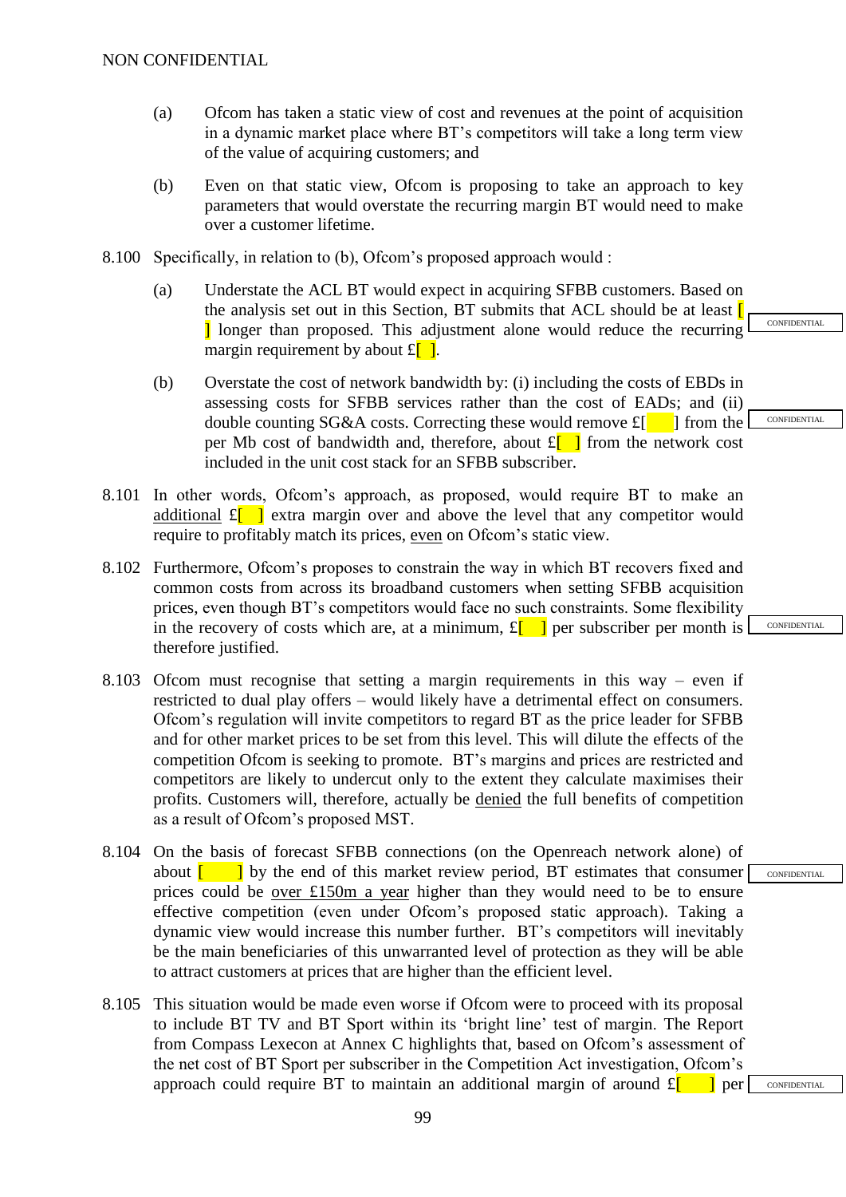(a) Ofcom has taken a static view of cost and revenues at the point of acquisition in a dynamic market place where BT's competitors will take a long term view of the value of acquiring customers; and

(b) Even on that static view, Ofcom is proposing to take an approach to key parameters that would overstate the recurring margin BT would need to make over a customer lifetime.

8.100 Specifically, in relation to (b), Ofcom's proposed approach would :

(a) Understate the ACL BT would expect in acquiring SFBB customers. Based on the analysis set out in this Section, BT submits that ACL should be at least [ ] longer than proposed. This adjustment alone would reduce the recurring margin requirement by about £[ ]. CONFIDENTIAL

(b) Overstate the cost of network bandwidth by: (i) including the costs of EBDs in assessing costs for SFBB services rather than the cost of EADs; and (ii) double counting SG&A costs. Correcting these would remove £[ ] from the per Mb cost of bandwidth and, therefore, about £[ ] from the network cost included in the unit cost stack for an SFBB subscriber. CONFIDENTIAL

8.101 In other words, Ofcom's approach, as proposed, would require BT to make an additional £[ ] extra margin over and above the level that any competitor would require to profitably match its prices, even on Ofcom's static view.

8.102 Furthermore, Ofcom's proposes to constrain the way in which BT recovers fixed and common costs from across its broadband customers when setting SFBB acquisition prices, even though BT's competitors would face no such constraints. Some flexibility in the recovery of costs which are, at a minimum, £[ ] per subscriber per month is therefore justified. CONFIDENTIAL

8.103 Ofcom must recognise that setting a margin requirements in this way – even if restricted to dual play offers – would likely have a detrimental effect on consumers. Ofcom's regulation will invite competitors to regard BT as the price leader for SFBB and for other market prices to be set from this level. This will dilute the effects of the competition Ofcom is seeking to promote. BT's margins and prices are restricted and competitors are likely to undercut only to the extent they calculate maximises their profits. Customers will, therefore, actually be denied the full benefits of competition as a result of Ofcom's proposed MST.

8.104 On the basis of forecast SFBB connections (on the Openreach network alone) of about [ ] by the end of this market review period, BT estimates that consumer prices could be over £150m a year higher than they would need to be to ensure effective competition (even under Ofcom's proposed static approach). Taking a dynamic view would increase this number further. BT's competitors will inevitably be the main beneficiaries of this unwarranted level of protection as they will be able to attract customers at prices that are higher than the efficient level. CONFIDENTIAL

8.105 This situation would be made even worse if Ofcom were to proceed with its proposal to include BT TV and BT Sport within its 'bright line' test of margin. The Report from Compass Lexecon at Annex C highlights that, based on Ofcom's assessment of the net cost of BT Sport per subscriber in the Competition Act investigation, Ofcom's approach could require BT to maintain an additional margin of around £[ ] per CONFIDENTIAL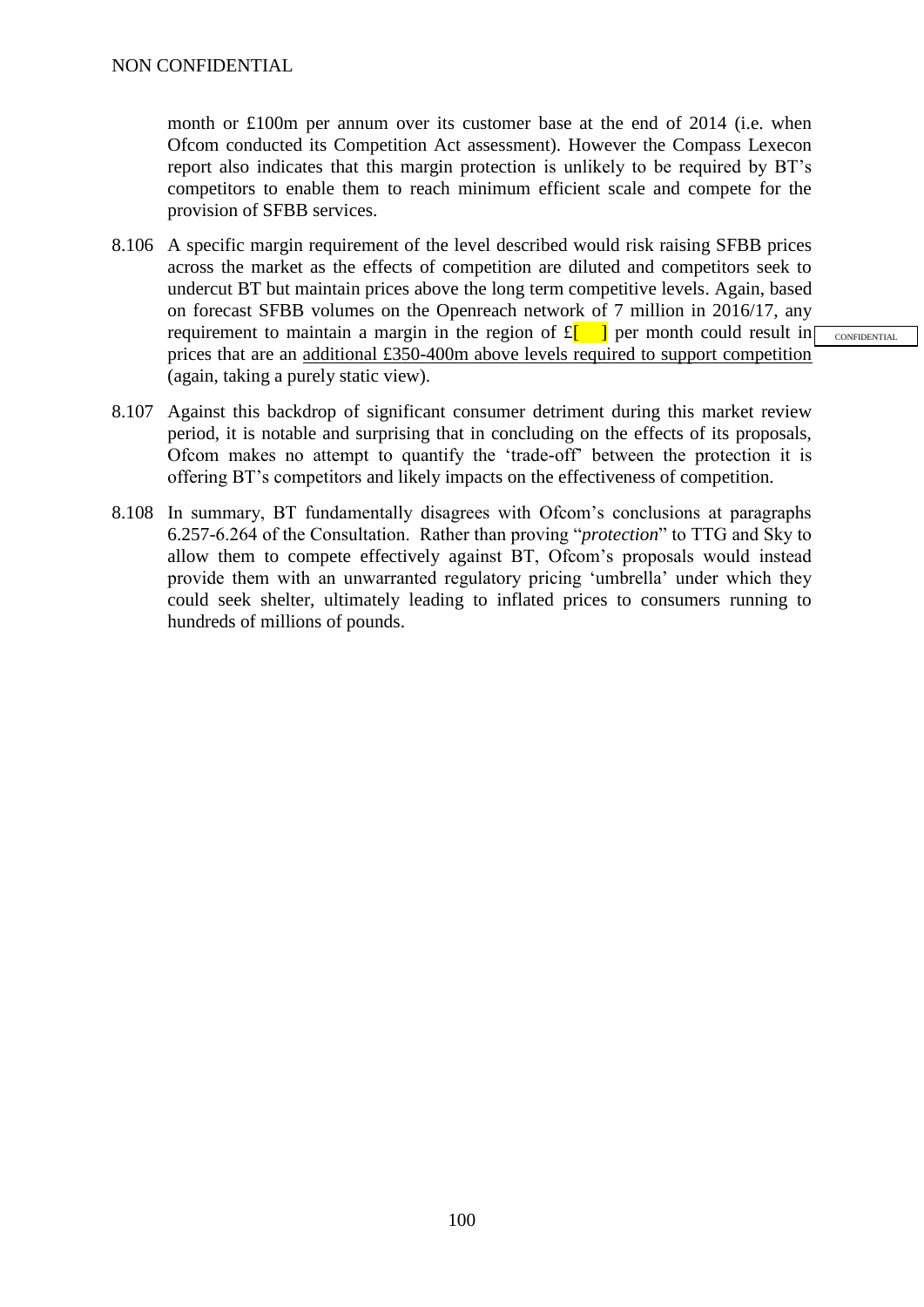month or £100m per annum over its customer base at the end of 2014 (i.e. when Ofcom conducted its Competition Act assessment). However the Compass Lexecon report also indicates that this margin protection is unlikely to be required by BT's competitors to enable them to reach minimum efficient scale and compete for the provision of SFBB services.

8.106 A specific margin requirement of the level described would risk raising SFBB prices across the market as the effects of competition are diluted and competitors seek to undercut BT but maintain prices above the long term competitive levels. Again, based on forecast SFBB volumes on the Openreach network of 7 million in 2016/17, any requirement to maintain a margin in the region of £[ ] per month could result in prices that are an <u>additional £350-400m above levels required to support competition</u> (again, taking a purely static view).

CONFIDENTIAL

8.107 Against this backdrop of significant consumer detriment during this market review period, it is notable and surprising that in concluding on the effects of its proposals, Ofcom makes no attempt to quantify the 'trade-off' between the protection it is offering BT's competitors and likely impacts on the effectiveness of competition.

8.108 In summary, BT fundamentally disagrees with Ofcom's conclusions at paragraphs 6.257-6.264 of the Consultation. Rather than proving "*protection*" to TTG and Sky to allow them to compete effectively against BT, Ofcom's proposals would instead provide them with an unwarranted regulatory pricing 'umbrella' under which they could seek shelter, ultimately leading to inflated prices to consumers running to hundreds of millions of pounds.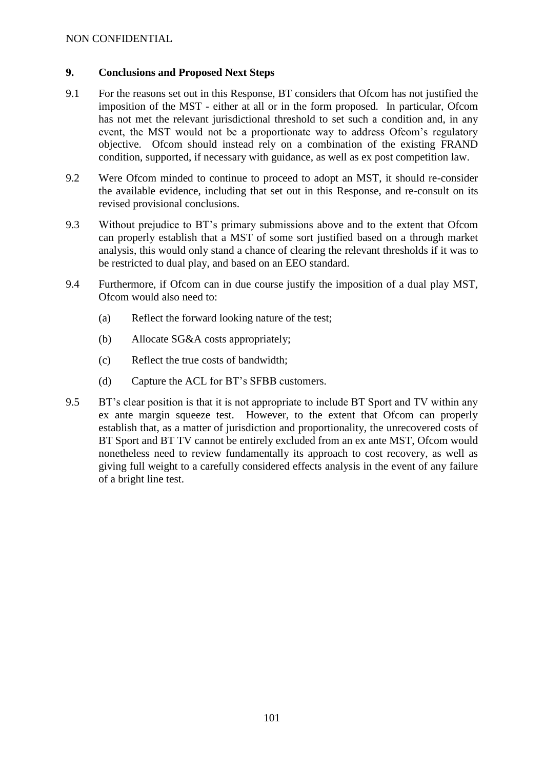## 9. Conclusions and Proposed Next Steps

9.1 For the reasons set out in this Response, BT considers that Ofcom has not justified the imposition of the MST - either at all or in the form proposed. In particular, Ofcom has not met the relevant jurisdictional threshold to set such a condition and, in any event, the MST would not be a proportionate way to address Ofcom's regulatory objective. Ofcom should instead rely on a combination of the existing FRAND condition, supported, if necessary with guidance, as well as ex post competition law.

9.2 Were Ofcom minded to continue to proceed to adopt an MST, it should re-consider the available evidence, including that set out in this Response, and re-consult on its revised provisional conclusions.

9.3 Without prejudice to BT's primary submissions above and to the extent that Ofcom can properly establish that a MST of some sort justified based on a through market analysis, this would only stand a chance of clearing the relevant thresholds if it was to be restricted to dual play, and based on an EEO standard.

9.4 Furthermore, if Ofcom can in due course justify the imposition of a dual play MST, Ofcom would also need to:

- (a) Reflect the forward looking nature of the test;
- (b) Allocate SG&A costs appropriately;
- (c) Reflect the true costs of bandwidth;
- (d) Capture the ACL for BT's SFBB customers.

9.5 BT's clear position is that it is not appropriate to include BT Sport and TV within any ex ante margin squeeze test. However, to the extent that Ofcom can properly establish that, as a matter of jurisdiction and proportionality, the unrecovered costs of BT Sport and BT TV cannot be entirely excluded from an ex ante MST, Ofcom would nonetheless need to review fundamentally its approach to cost recovery, as well as giving full weight to a carefully considered effects analysis in the event of any failure of a bright line test.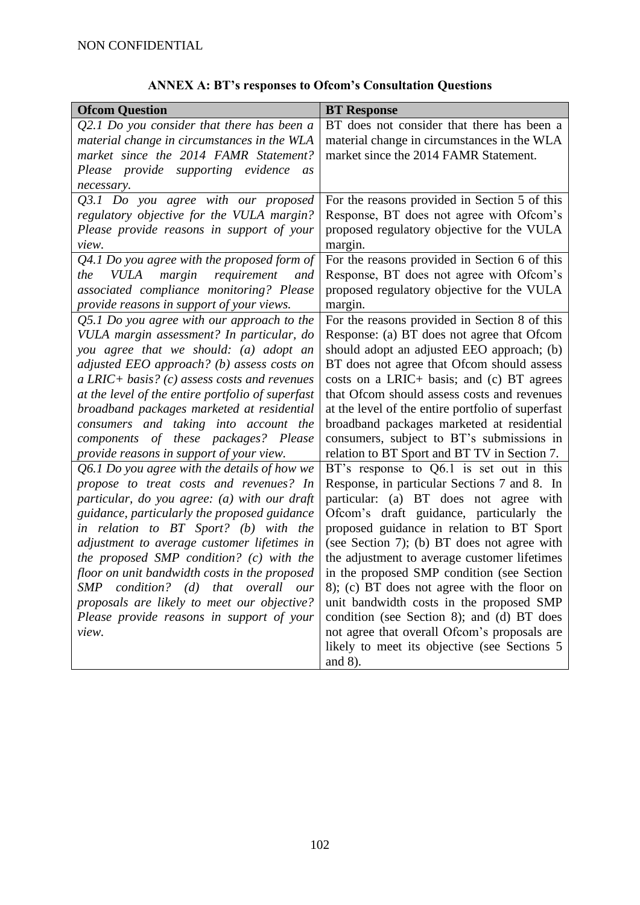NON CONFIDENTIAL

**ANNEX A: BT's responses to Ofcom's Consultation Questions**

| **Ofcom Question** | **BT Response** |
|---|---|
| *Q2.1 Do you consider that there has been a material change in circumstances in the WLA market since the 2014 FAMR Statement? Please provide supporting evidence as necessary.* | BT does not consider that there has been a material change in circumstances in the WLA market since the 2014 FAMR Statement. |
| *Q3.1 Do you agree with our proposed regulatory objective for the VULA margin? Please provide reasons in support of your view.* | For the reasons provided in Section 5 of this Response, BT does not agree with Ofcom's proposed regulatory objective for the VULA margin. |
| *Q4.1 Do you agree with the proposed form of the VULA margin requirement and associated compliance monitoring? Please provide reasons in support of your views.* | For the reasons provided in Section 6 of this Response, BT does not agree with Ofcom's proposed regulatory objective for the VULA margin. |
| *Q5.1 Do you agree with our approach to the VULA margin assessment? In particular, do you agree that we should: (a) adopt an adjusted EEO approach? (b) assess costs on a LRIC+ basis? (c) assess costs and revenues at the level of the entire portfolio of superfast broadband packages marketed at residential consumers and taking into account the components of these packages? Please provide reasons in support of your view.* | For the reasons provided in Section 8 of this Response: (a) BT does not agree that Ofcom should adopt an adjusted EEO approach; (b) BT does not agree that Ofcom should assess costs on a LRIC+ basis; and (c) BT agrees that Ofcom should assess costs and revenues at the level of the entire portfolio of superfast broadband packages marketed at residential consumers, subject to BT's submissions in relation to BT Sport and BT TV in Section 7. |
| *Q6.1 Do you agree with the details of how we propose to treat costs and revenues? In particular, do you agree: (a) with our draft guidance, particularly the proposed guidance in relation to BT Sport? (b) with the adjustment to average customer lifetimes in the proposed SMP condition? (c) with the floor on unit bandwidth costs in the proposed SMP condition? (d) that overall our proposals are likely to meet our objective? Please provide reasons in support of your view.* | BT's response to Q6.1 is set out in this Response, in particular Sections 7 and 8. In particular: (a) BT does not agree with Ofcom's draft guidance, particularly the proposed guidance in relation to BT Sport (see Section 7); (b) BT does not agree with the adjustment to average customer lifetimes in the proposed SMP condition (see Section 8); (c) BT does not agree with the floor on unit bandwidth costs in the proposed SMP condition (see Section 8); and (d) BT does not agree that overall Ofcom's proposals are likely to meet its objective (see Sections 5 and 8). |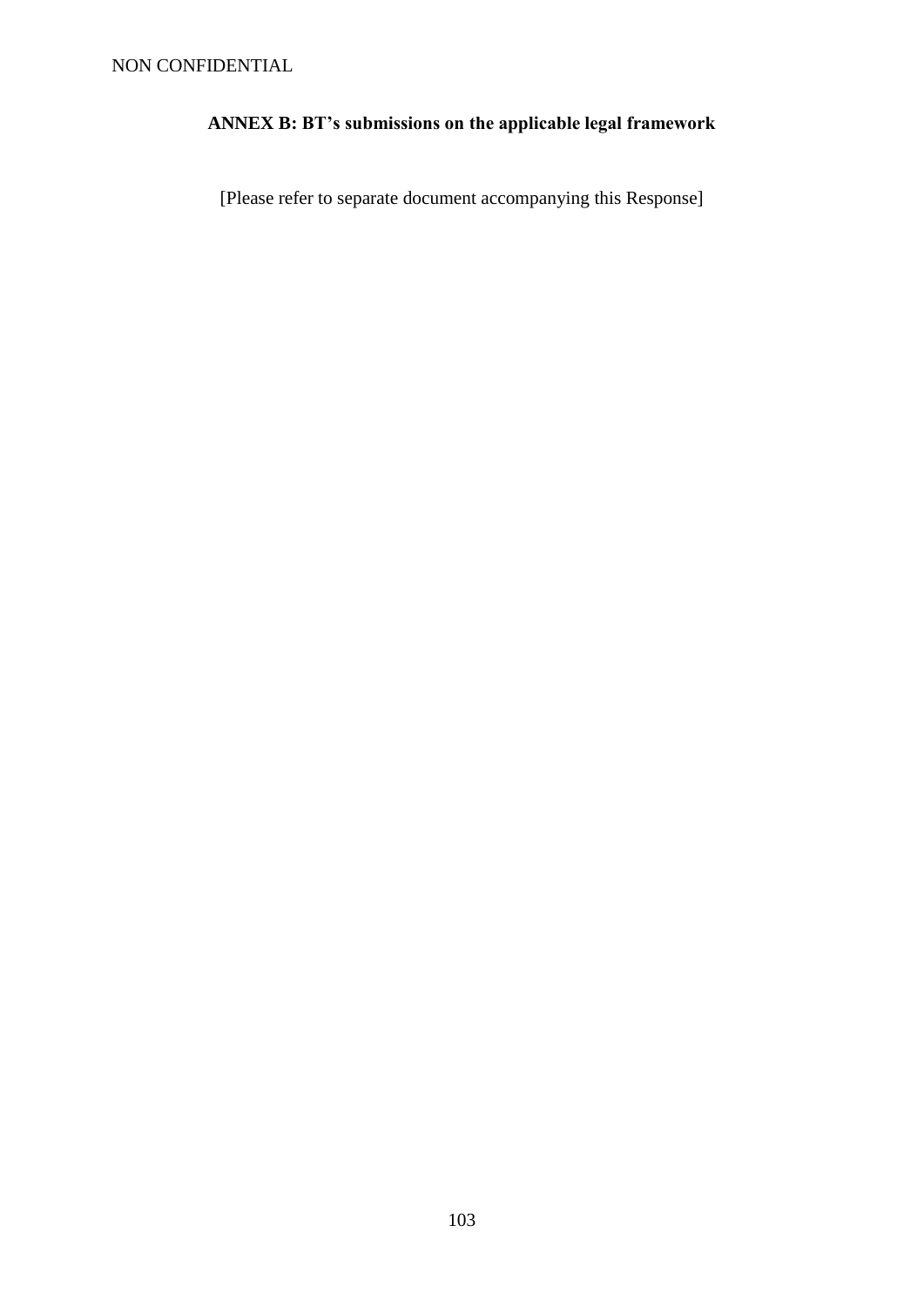## ANNEX B: BT's submissions on the applicable legal framework

[Please refer to separate document accompanying this Response]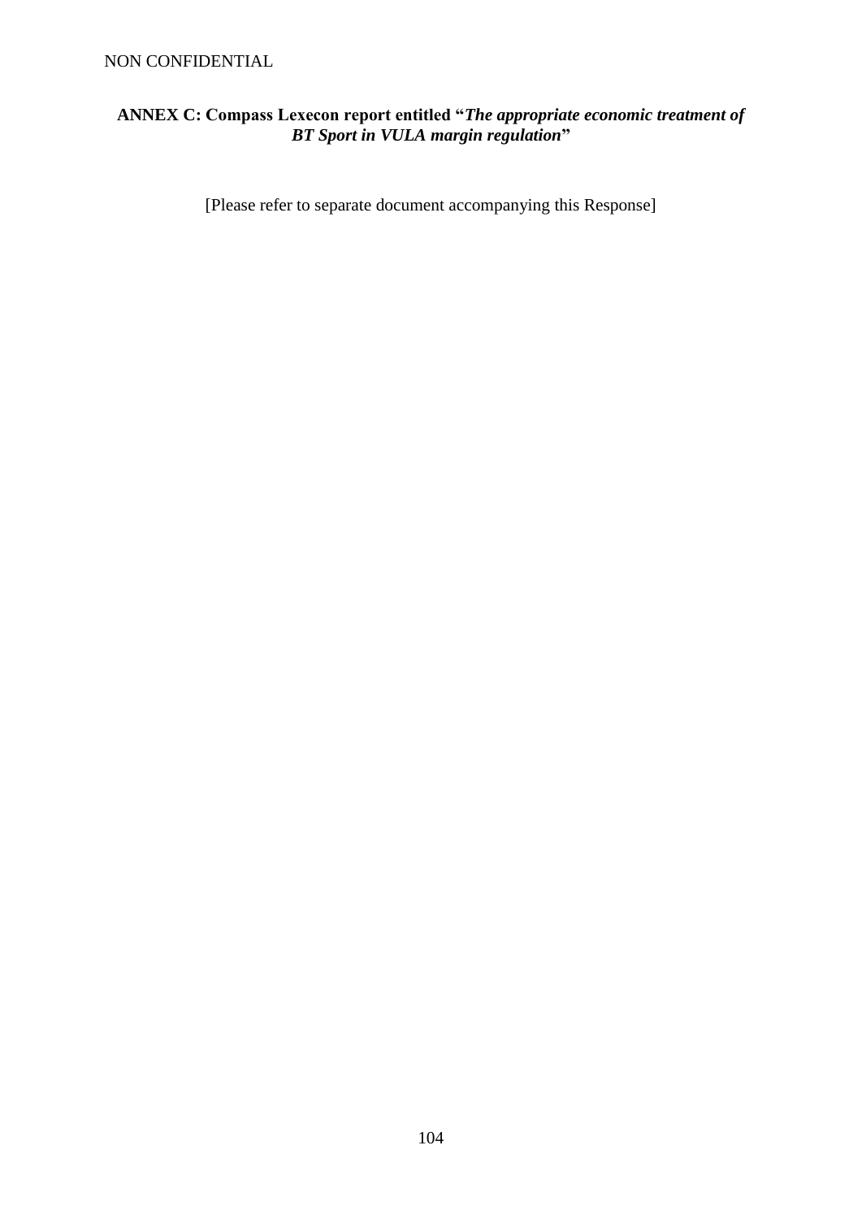**ANNEX C: Compass Lexecon report entitled "*The appropriate economic treatment of BT Sport in VULA margin regulation*"**

[Please refer to separate document accompanying this Response]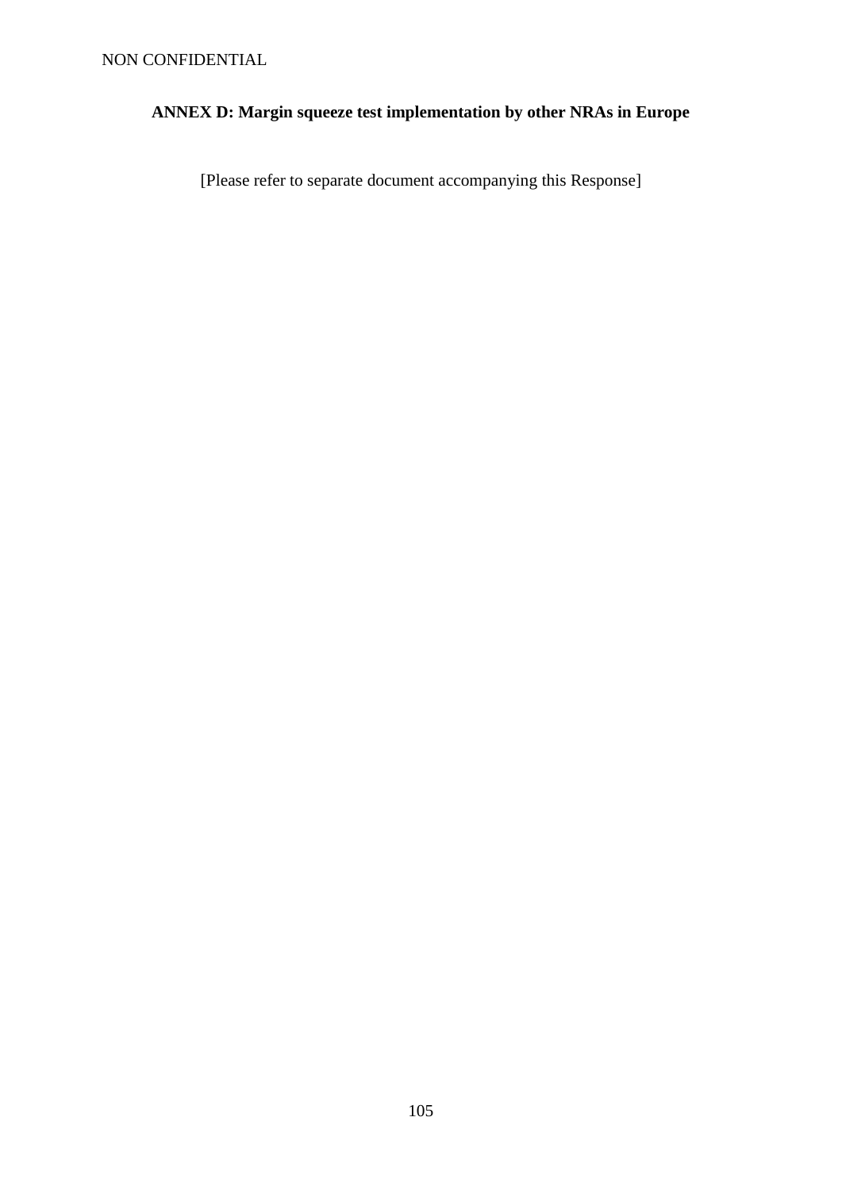NON CONFIDENTIAL

## ANNEX D: Margin squeeze test implementation by other NRAs in Europe

[Please refer to separate document accompanying this Response]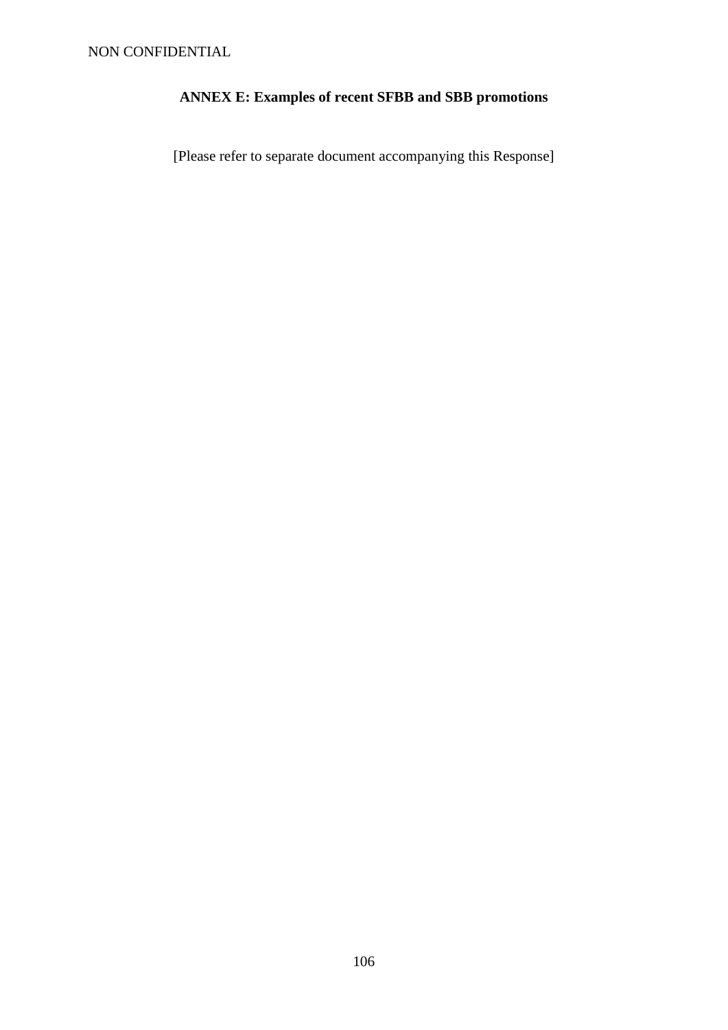NON CONFIDENTIAL

## ANNEX E: Examples of recent SFBB and SBB promotions

[Please refer to separate document accompanying this Response]